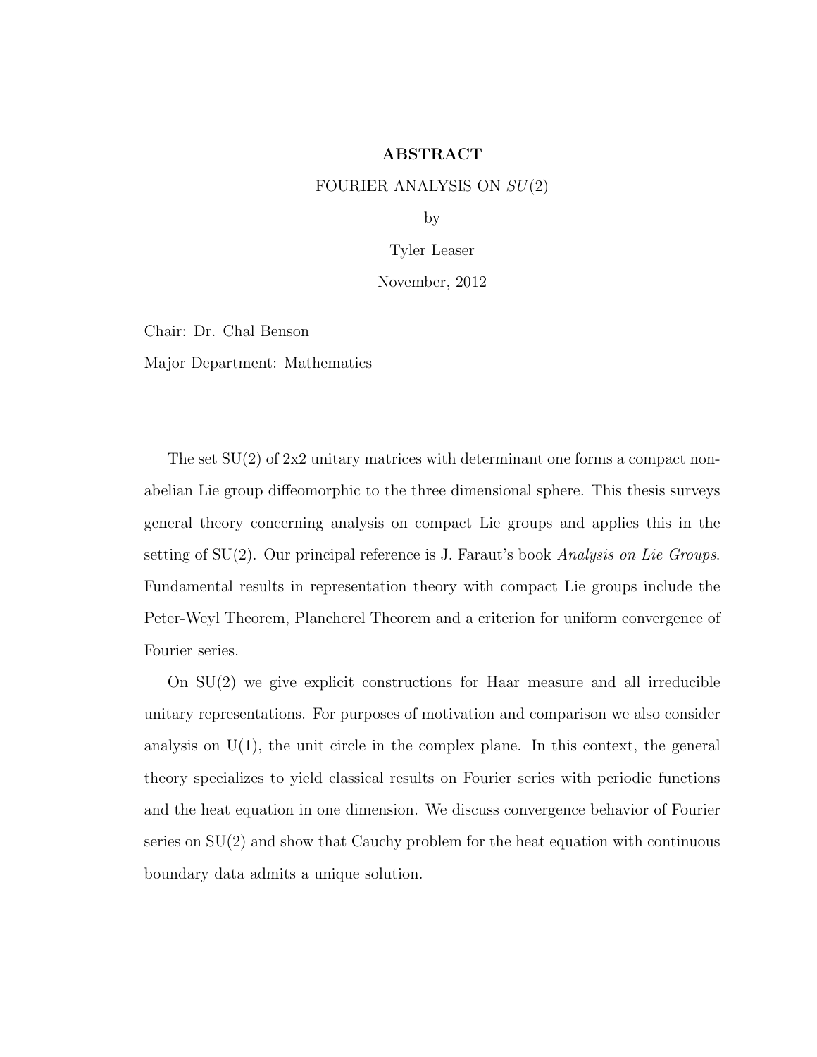# ABSTRACT

FOURIER ANALYSIS ON $SU(2)$

by

Tyler Leaser

November, 2012

Chair: Dr. Chal Benson

Major Department: Mathematics

The set SU(2) of 2x2 unitary matrices with determinant one forms a compact non-abelian Lie group diffeomorphic to the three dimensional sphere. This thesis surveys general theory concerning analysis on compact Lie groups and applies this in the setting of SU(2). Our principal reference is J. Faraut's book *Analysis on Lie Groups*. Fundamental results in representation theory with compact Lie groups include the Peter-Weyl Theorem, Plancherel Theorem and a criterion for uniform convergence of Fourier series.

On SU(2) we give explicit constructions for Haar measure and all irreducible unitary representations. For purposes of motivation and comparison we also consider analysis on U(1), the unit circle in the complex plane. In this context, the general theory specializes to yield classical results on Fourier series with periodic functions and the heat equation in one dimension. We discuss convergence behavior of Fourier series on SU(2) and show that Cauchy problem for the heat equation with continuous boundary data admits a unique solution.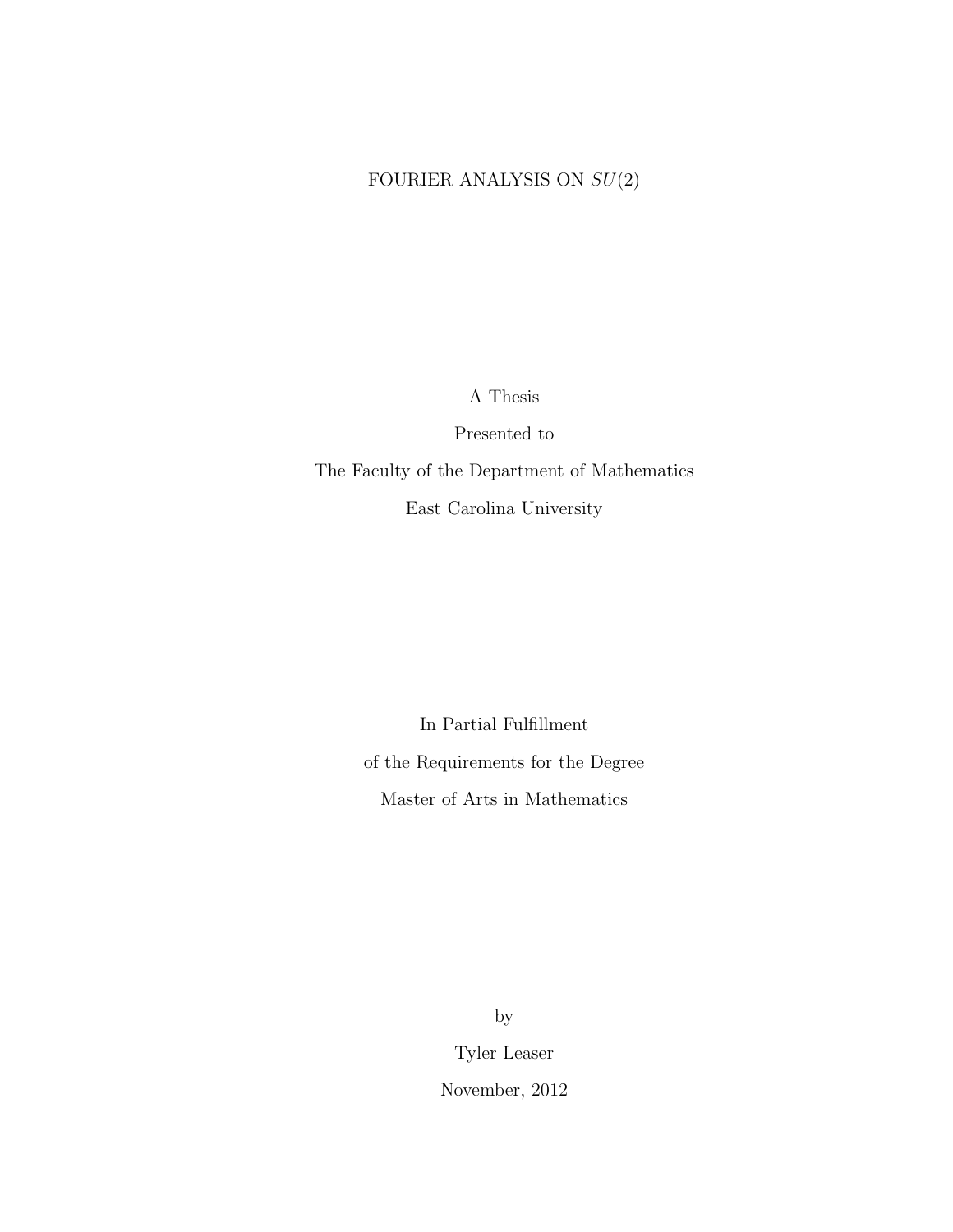# FOURIER ANALYSIS ON $SU(2)$

A Thesis

Presented to

The Faculty of the Department of Mathematics

East Carolina University

In Partial Fulfillment

of the Requirements for the Degree

Master of Arts in Mathematics

by

Tyler Leaser

November, 2012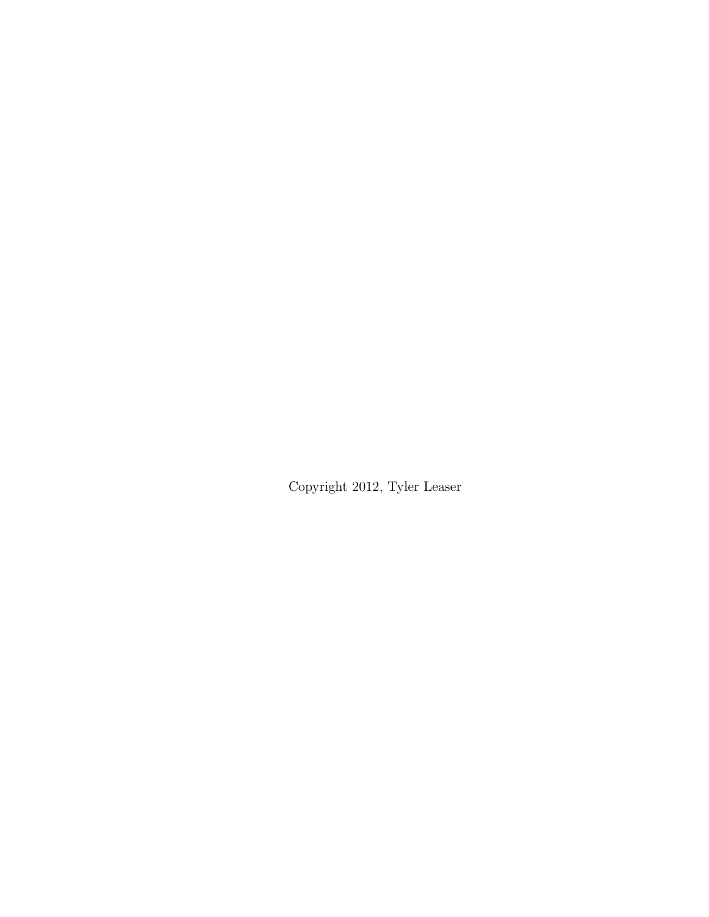Copyright 2012, Tyler Leaser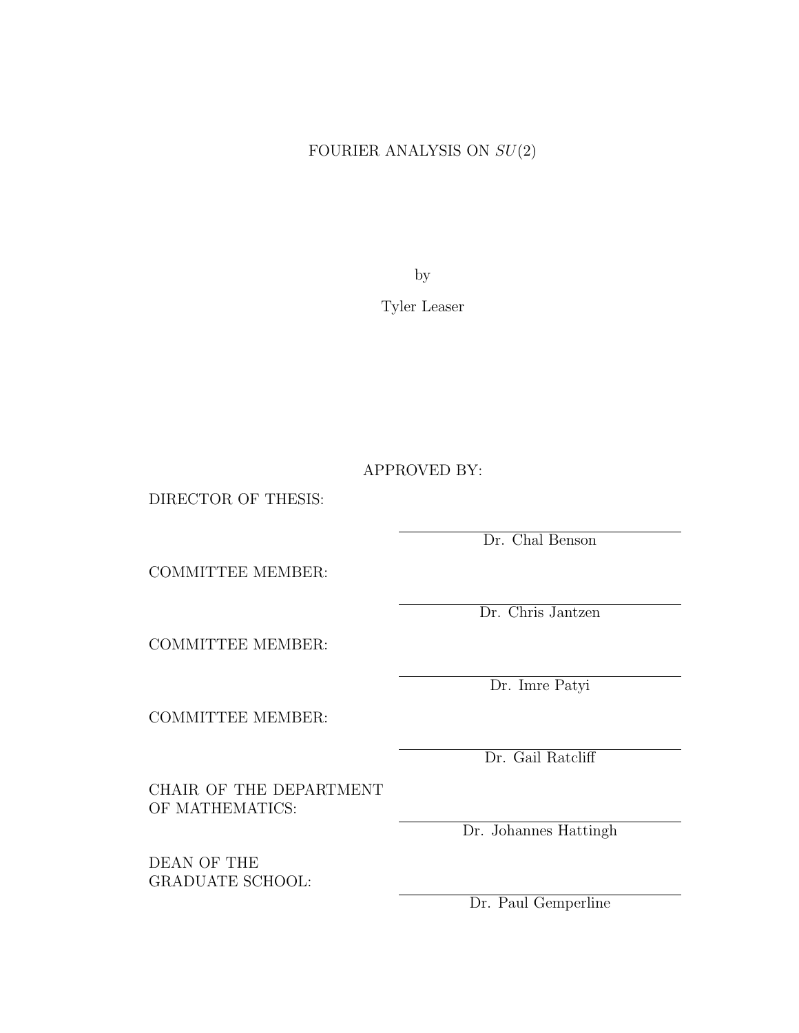FOURIER ANALYSIS ON $SU(2)$

by

Tyler Leaser

APPROVED BY:

DIRECTOR OF THESIS:

Dr. Chal Benson

COMMITTEE MEMBER:

Dr. Chris Jantzen

COMMITTEE MEMBER:

Dr. Imre Patyi

COMMITTEE MEMBER:

Dr. Gail Ratcliff

CHAIR OF THE DEPARTMENT OF MATHEMATICS:

Dr. Johannes Hattingh

DEAN OF THE GRADUATE SCHOOL:

Dr. Paul Gemperline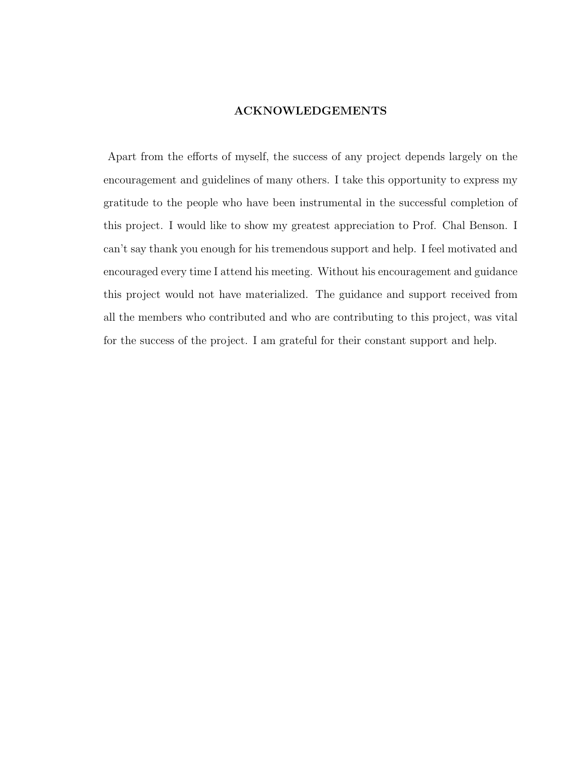## ACKNOWLEDGEMENTS

Apart from the efforts of myself, the success of any project depends largely on the encouragement and guidelines of many others. I take this opportunity to express my gratitude to the people who have been instrumental in the successful completion of this project. I would like to show my greatest appreciation to Prof. Chal Benson. I can't say thank you enough for his tremendous support and help. I feel motivated and encouraged every time I attend his meeting. Without his encouragement and guidance this project would not have materialized. The guidance and support received from all the members who contributed and who are contributing to this project, was vital for the success of the project. I am grateful for their constant support and help.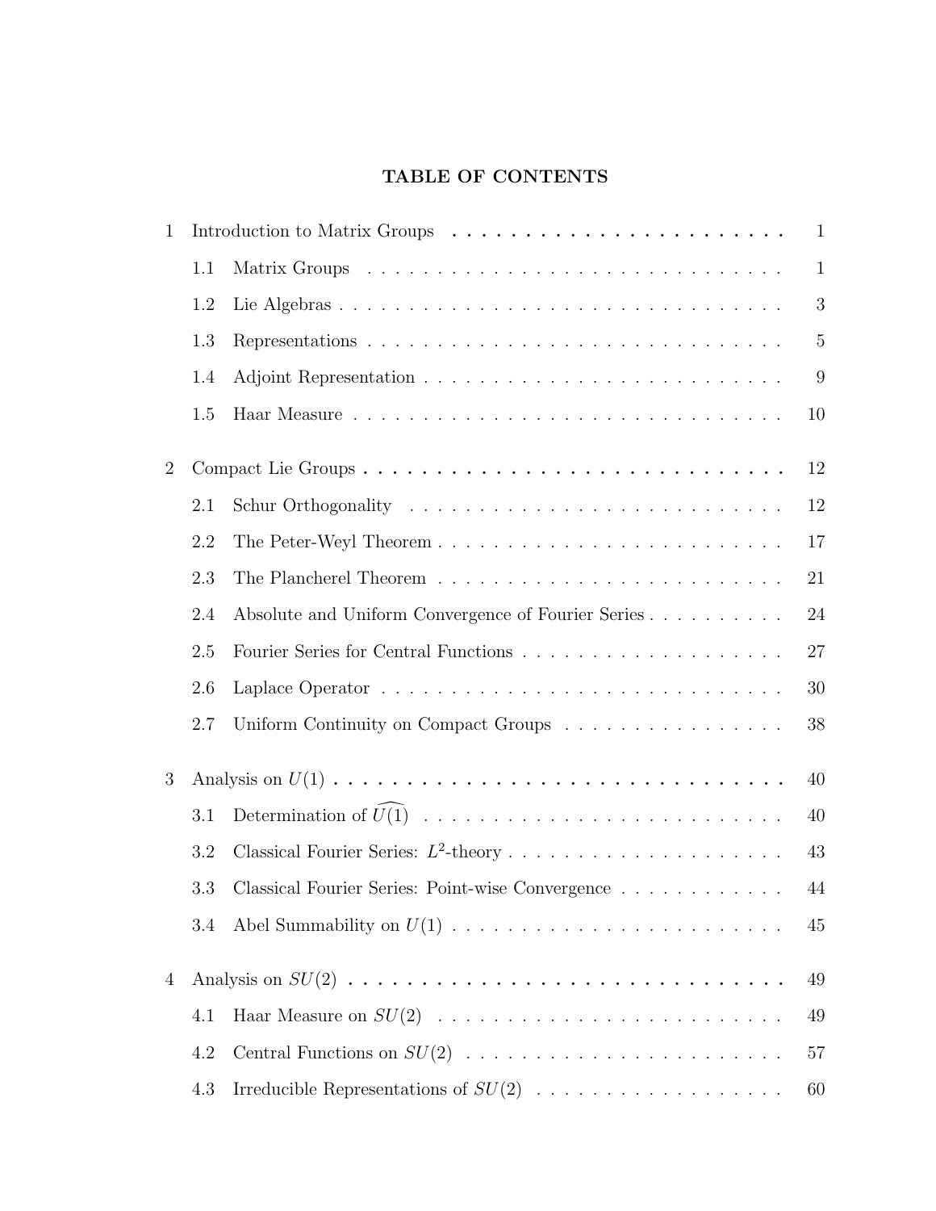# TABLE OF CONTENTS

1 Introduction to Matrix Groups . . . . . . . . . . . . . . . . . . . . . . . . 1

- 1.1 Matrix Groups . . . . . . . . . . . . . . . . . . . . . . . . . . . . . . 1
- 1.2 Lie Algebras . . . . . . . . . . . . . . . . . . . . . . . . . . . . . . . 3
- 1.3 Representations . . . . . . . . . . . . . . . . . . . . . . . . . . . . . 5
- 1.4 Adjoint Representation . . . . . . . . . . . . . . . . . . . . . . . . . 9
- 1.5 Haar Measure . . . . . . . . . . . . . . . . . . . . . . . . . . . . . . 10

2 Compact Lie Groups . . . . . . . . . . . . . . . . . . . . . . . . . . . . 12

- 2.1 Schur Orthogonality . . . . . . . . . . . . . . . . . . . . . . . . . . . 12
- 2.2 The Peter-Weyl Theorem . . . . . . . . . . . . . . . . . . . . . . . . . 17
- 2.3 The Plancherel Theorem . . . . . . . . . . . . . . . . . . . . . . . . . 21
- 2.4 Absolute and Uniform Convergence of Fourier Series . . . . . . . . . . 24
- 2.5 Fourier Series for Central Functions . . . . . . . . . . . . . . . . . . . 27
- 2.6 Laplace Operator . . . . . . . . . . . . . . . . . . . . . . . . . . . . . 30
- 2.7 Uniform Continuity on Compact Groups . . . . . . . . . . . . . . . . 38

3 Analysis on $U(1)$ . . . . . . . . . . . . . . . . . . . . . . . . . . . . . . 40

- 3.1 Determination of $\widehat{U(1)}$ . . . . . . . . . . . . . . . . . . . . . . . . . 40
- 3.2 Classical Fourier Series: $L^2$-theory . . . . . . . . . . . . . . . . . . . 43
- 3.3 Classical Fourier Series: Point-wise Convergence . . . . . . . . . . . . 44
- 3.4 Abel Summability on $U(1)$ . . . . . . . . . . . . . . . . . . . . . . . . 45

4 Analysis on $SU(2)$ . . . . . . . . . . . . . . . . . . . . . . . . . . . . . 49

- 4.1 Haar Measure on $SU(2)$ . . . . . . . . . . . . . . . . . . . . . . . . . 49
- 4.2 Central Functions on $SU(2)$ . . . . . . . . . . . . . . . . . . . . . . . 57
- 4.3 Irreducible Representations of $SU(2)$ . . . . . . . . . . . . . . . . . . 60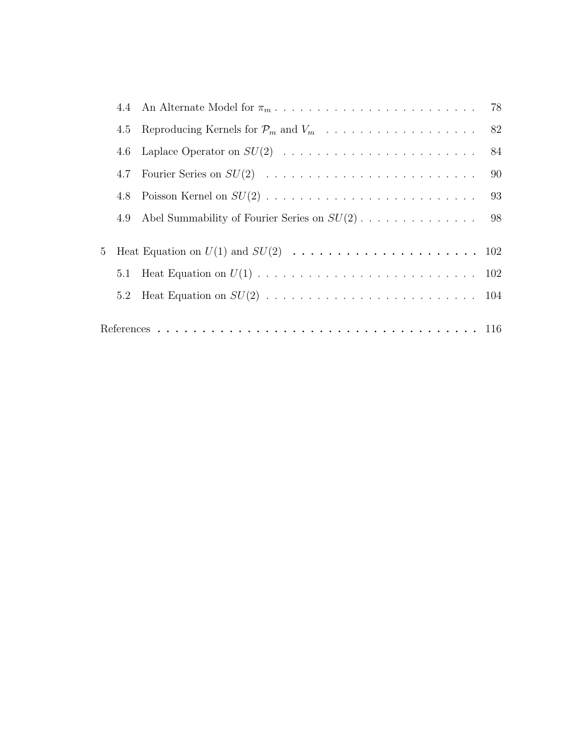4.4 An Alternate Model for $\pi_m$ . . . . . . . . . . . . . . . . . . . . . . . . . 78

4.5 Reproducing Kernels for $\mathcal{P}_m$ and $V_m$ . . . . . . . . . . . . . . . . . . . 82

4.6 Laplace Operator on $SU(2)$ . . . . . . . . . . . . . . . . . . . . . . . . 84

4.7 Fourier Series on $SU(2)$ . . . . . . . . . . . . . . . . . . . . . . . . . . 90

4.8 Poisson Kernel on $SU(2)$ . . . . . . . . . . . . . . . . . . . . . . . . . . 93

4.9 Abel Summability of Fourier Series on $SU(2)$ . . . . . . . . . . . . . . . 98

5 Heat Equation on $U(1)$ and $SU(2)$ . . . . . . . . . . . . . . . . . . . . . . 102

5.1 Heat Equation on $U(1)$ . . . . . . . . . . . . . . . . . . . . . . . . . . . 102

5.2 Heat Equation on $SU(2)$ . . . . . . . . . . . . . . . . . . . . . . . . . . 104

References . . . . . . . . . . . . . . . . . . . . . . . . . . . . . . . . . . . . 116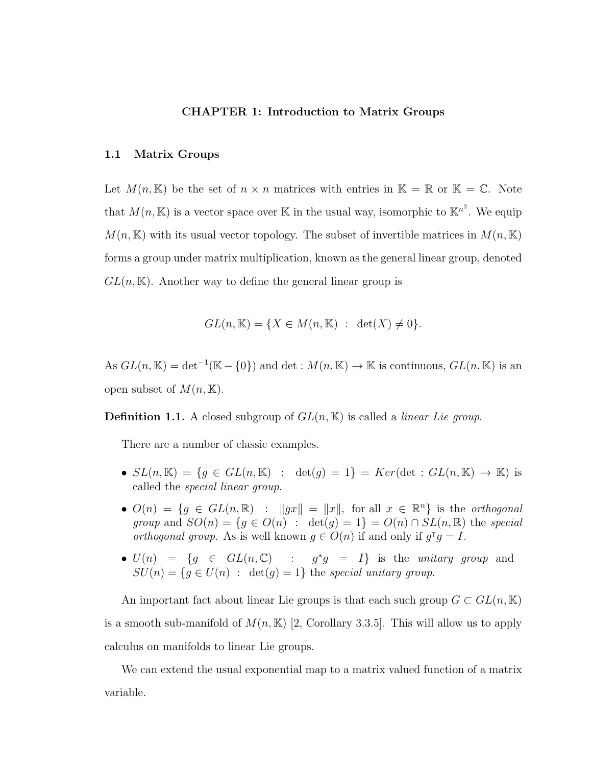# CHAPTER 1: Introduction to Matrix Groups

## 1.1 Matrix Groups

Let $M(n, \mathbb{K})$ be the set of $n \times n$ matrices with entries in $\mathbb{K} = \mathbb{R}$ or $\mathbb{K} = \mathbb{C}$. Note that $M(n, \mathbb{K})$ is a vector space over $\mathbb{K}$ in the usual way, isomorphic to $\mathbb{K}^{n^2}$. We equip $M(n, \mathbb{K})$ with its usual vector topology. The subset of invertible matrices in $M(n, \mathbb{K})$ forms a group under matrix multiplication, known as the general linear group, denoted $GL(n, \mathbb{K})$. Another way to define the general linear group is

$$GL(n, \mathbb{K}) = \{X \in M(n, \mathbb{K}) \ : \ \det(X) \neq 0\}.$$

As $GL(n, \mathbb{K}) = \det^{-1}(\mathbb{K} - \{0\})$ and $\det : M(n, \mathbb{K}) \to \mathbb{K}$ is continuous, $GL(n, \mathbb{K})$ is an open subset of $M(n, \mathbb{K})$.

**Definition 1.1.** A closed subgroup of $GL(n, \mathbb{K})$ is called a *linear Lie group*.

There are a number of classic examples.

- $SL(n, \mathbb{K}) = \{g \in GL(n, \mathbb{K}) \ : \ \det(g) = 1\} = Ker(\det : GL(n, \mathbb{K}) \to \mathbb{K})$ is called the *special linear group*.
- $O(n) = \{g \in GL(n, \mathbb{R}) \ : \ \|gx\| = \|x\|, \text{ for all } x \in \mathbb{R}^n\}$ is the *orthogonal group* and $SO(n) = \{g \in O(n) \ : \ \det(g) = 1\} = O(n) \cap SL(n, \mathbb{R})$ the *special orthogonal group*. As is well known $g \in O(n)$ if and only if $g^\intercal g = I$.
- $U(n) = \{g \in GL(n, \mathbb{C}) \ : \ g^* g = I\}$ is the *unitary group* and $SU(n) = \{g \in U(n) \ : \ \det(g) = 1\}$ the *special unitary group*.

An important fact about linear Lie groups is that each such group $G \subset GL(n, \mathbb{K})$ is a smooth sub-manifold of $M(n, \mathbb{K})$ [2, Corollary 3.3.5]. This will allow us to apply calculus on manifolds to linear Lie groups.

We can extend the usual exponential map to a matrix valued function of a matrix variable.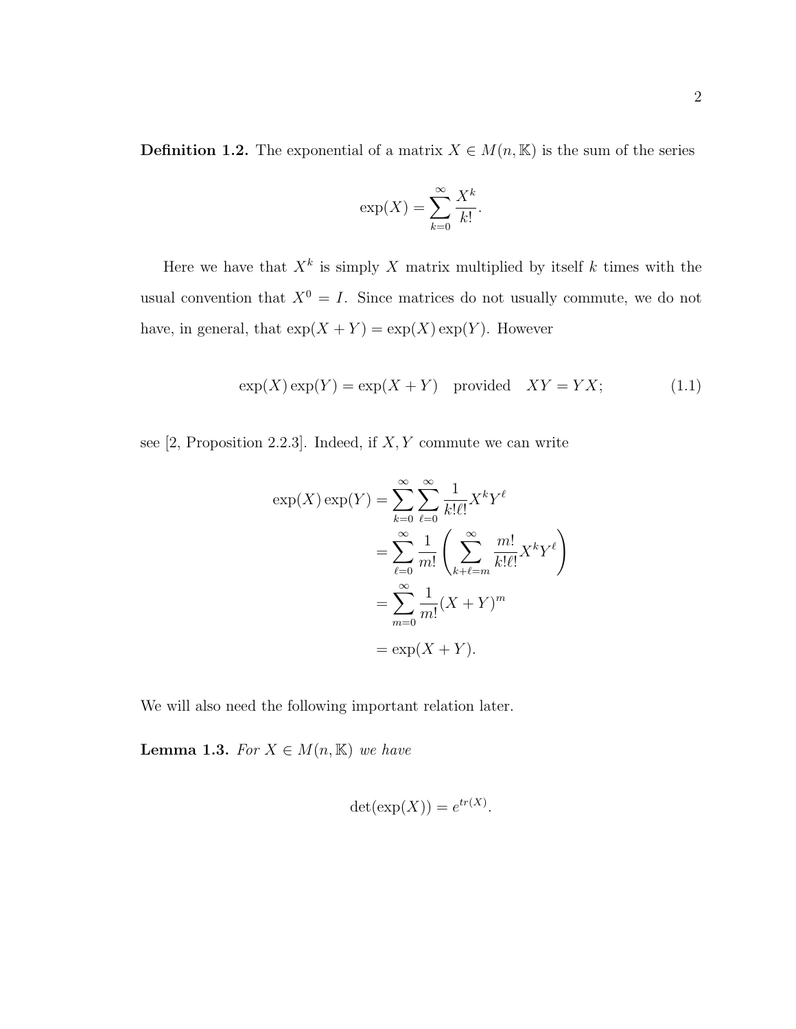**Definition 1.2.** The exponential of a matrix $X \in M(n, \mathbb{K})$ is the sum of the series

$$\exp(X) = \sum_{k=0}^{\infty} \frac{X^k}{k!}.$$

Here we have that $X^k$ is simply $X$ matrix multiplied by itself $k$ times with the usual convention that $X^0 = I$. Since matrices do not usually commute, we do not have, in general, that $\exp(X + Y) = \exp(X)\exp(Y)$. However

$$\exp(X)\exp(Y) = \exp(X + Y) \quad \text{provided} \quad XY = YX; \tag{1.1}$$

see [2, Proposition 2.2.3]. Indeed, if $X, Y$ commute we can write

$$\begin{aligned}
\exp(X)\exp(Y) &= \sum_{k=0}^{\infty} \sum_{\ell=0}^{\infty} \frac{1}{k!\ell!} X^k Y^\ell \\
&= \sum_{\ell=0}^{\infty} \frac{1}{m!} \left( \sum_{k+\ell=m}^{\infty} \frac{m!}{k!\ell!} X^k Y^\ell \right) \\
&= \sum_{m=0}^{\infty} \frac{1}{m!} (X + Y)^m \\
&= \exp(X + Y).
\end{aligned}$$

We will also need the following important relation later.

**Lemma 1.3.** *For $X \in M(n, \mathbb{K})$ we have*

$$\det(\exp(X)) = e^{tr(X)}.$$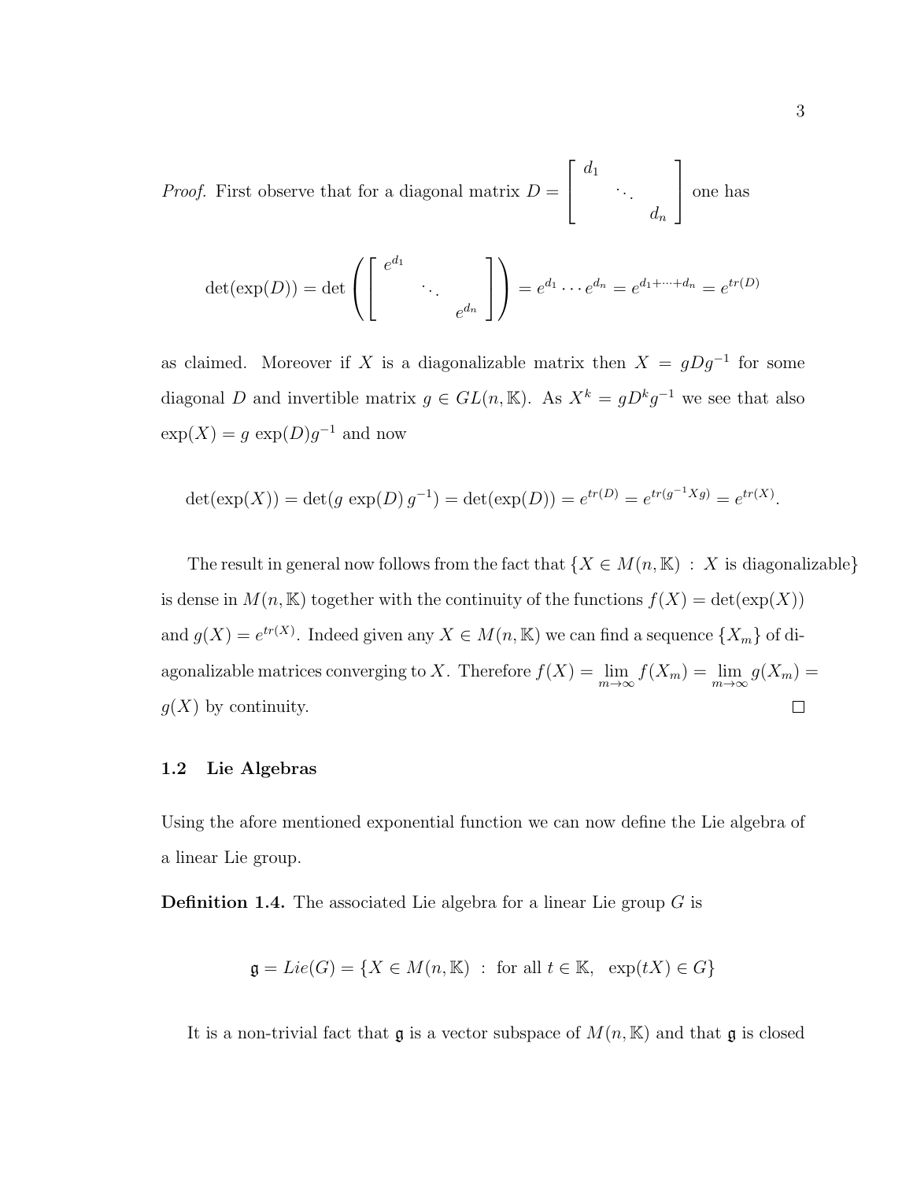*Proof.* First observe that for a diagonal matrix $D = \begin{bmatrix} d_1 & & \\ & \ddots & \\ & & d_n \end{bmatrix}$ one has

$$\det(\exp(D)) = \det\left(\begin{bmatrix} e^{d_1} & & \\ & \ddots & \\ & & e^{d_n} \end{bmatrix}\right) = e^{d_1} \cdots e^{d_n} = e^{d_1 + \cdots + d_n} = e^{tr(D)}$$

as claimed. Moreover if $X$ is a diagonalizable matrix then $X = gDg^{-1}$ for some diagonal $D$ and invertible matrix $g \in GL(n, \mathbb{K})$. As $X^k = gD^kg^{-1}$ we see that also $\exp(X) = g\ \exp(D)g^{-1}$ and now

$$\det(\exp(X)) = \det(g\ \exp(D)\, g^{-1}) = \det(\exp(D)) = e^{tr(D)} = e^{tr(g^{-1}Xg)} = e^{tr(X)}.$$

The result in general now follows from the fact that $\{X \in M(n, \mathbb{K})\ :\ X \text{ is diagonalizable}\}$ is dense in $M(n, \mathbb{K})$ together with the continuity of the functions $f(X) = \det(\exp(X))$ and $g(X) = e^{tr(X)}$. Indeed given any $X \in M(n, \mathbb{K})$ we can find a sequence $\{X_m\}$ of diagonalizable matrices converging to $X$. Therefore $f(X) = \lim_{m\to\infty} f(X_m) = \lim_{m\to\infty} g(X_m) = g(X)$ by continuity. □

### 1.2 Lie Algebras

Using the afore mentioned exponential function we can now define the Lie algebra of a linear Lie group.

**Definition 1.4.** The associated Lie algebra for a linear Lie group $G$ is

$$\mathfrak{g} = Lie(G) = \{X \in M(n, \mathbb{K})\ :\ \text{for all } t \in \mathbb{K},\ \ \exp(tX) \in G\}$$

It is a non-trivial fact that $\mathfrak{g}$ is a vector subspace of $M(n, \mathbb{K})$ and that $\mathfrak{g}$ is closed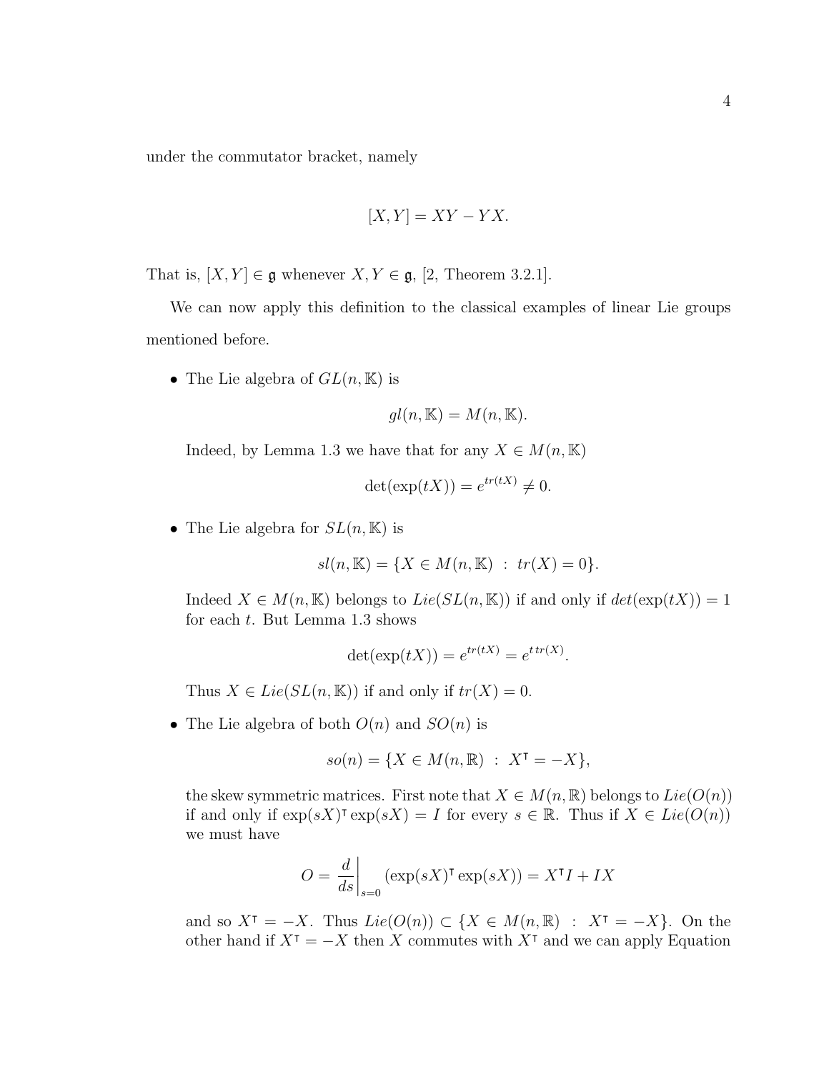under the commutator bracket, namely

$$[X, Y] = XY - YX.$$

That is, $[X, Y] \in \mathfrak{g}$ whenever $X, Y \in \mathfrak{g}$, [2, Theorem 3.2.1].

We can now apply this definition to the classical examples of linear Lie groups mentioned before.

- The Lie algebra of $GL(n, \mathbb{K})$ is

  $$gl(n, \mathbb{K}) = M(n, \mathbb{K}).$$

  Indeed, by Lemma 1.3 we have that for any $X \in M(n, \mathbb{K})$

  $$\det(\exp(tX)) = e^{tr(tX)} \neq 0.$$

- The Lie algebra for $SL(n, \mathbb{K})$ is

  $$sl(n, \mathbb{K}) = \{X \in M(n, \mathbb{K}) \ : \ tr(X) = 0\}.$$

  Indeed $X \in M(n, \mathbb{K})$ belongs to $Lie(SL(n, \mathbb{K}))$ if and only if $det(\exp(tX)) = 1$ for each $t$. But Lemma 1.3 shows

  $$\det(\exp(tX)) = e^{tr(tX)} = e^{t\,tr(X)}.$$

  Thus $X \in Lie(SL(n, \mathbb{K}))$ if and only if $tr(X) = 0$.

- The Lie algebra of both $O(n)$ and $SO(n)$ is

  $$so(n) = \{X \in M(n, \mathbb{R}) \ : \ X^{\intercal} = -X\},$$

  the skew symmetric matrices. First note that $X \in M(n, \mathbb{R})$ belongs to $Lie(O(n))$ if and only if $\exp(sX)^{\intercal} \exp(sX) = I$ for every $s \in \mathbb{R}$. Thus if $X \in Lie(O(n))$ we must have

  $$O = \left.\frac{d}{ds}\right|_{s=0} (\exp(sX)^{\intercal} \exp(sX)) = X^{\intercal} I + IX$$

  and so $X^{\intercal} = -X$. Thus $Lie(O(n)) \subset \{X \in M(n, \mathbb{R}) \ : \ X^{\intercal} = -X\}$. On the other hand if $X^{\intercal} = -X$ then $X$ commutes with $X^{\intercal}$ and we can apply Equation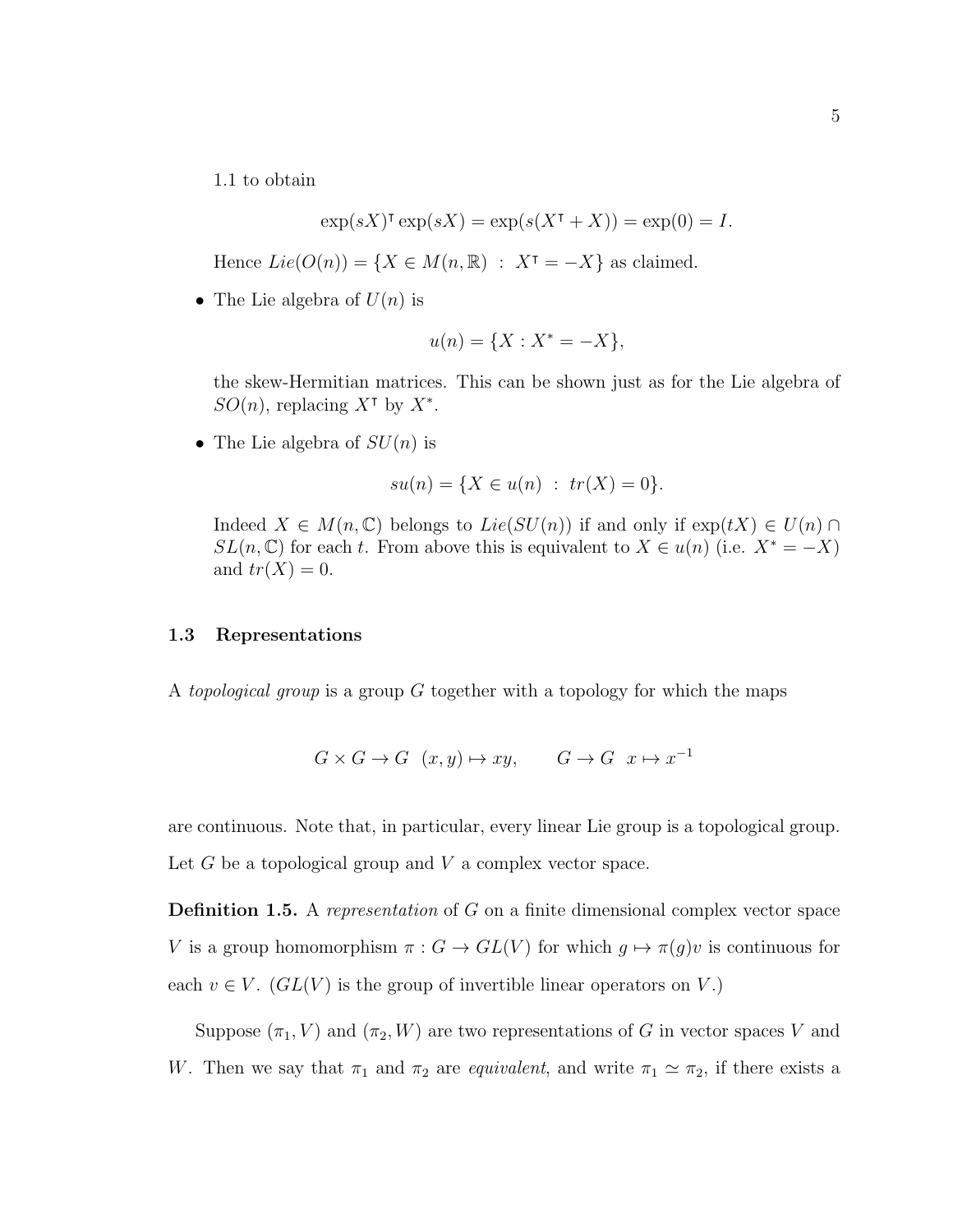1.1 to obtain

$$\exp(sX)^\intercal \exp(sX) = \exp(s(X^\intercal + X)) = \exp(0) = I.$$

Hence $Lie(O(n)) = \{X \in M(n, \mathbb{R}) \ : \ X^\intercal = -X\}$ as claimed.

- The Lie algebra of $U(n)$ is

  $$u(n) = \{X : X^* = -X\},$$

  the skew-Hermitian matrices. This can be shown just as for the Lie algebra of $SO(n)$, replacing $X^\intercal$ by $X^*$.

- The Lie algebra of $SU(n)$ is

  $$su(n) = \{X \in u(n) \ : \ tr(X) = 0\}.$$

  Indeed $X \in M(n, \mathbb{C})$ belongs to $Lie(SU(n))$ if and only if $\exp(tX) \in U(n) \cap SL(n, \mathbb{C})$ for each $t$. From above this is equivalent to $X \in u(n)$ (i.e. $X^* = -X$) and $tr(X) = 0$.

### 1.3 Representations

A *topological group* is a group $G$ together with a topology for which the maps

$$G \times G \to G \ \ (x, y) \mapsto xy, \qquad G \to G \ \ x \mapsto x^{-1}$$

are continuous. Note that, in particular, every linear Lie group is a topological group. Let $G$ be a topological group and $V$ a complex vector space.

**Definition 1.5.** A *representation* of $G$ on a finite dimensional complex vector space $V$ is a group homomorphism $\pi : G \to GL(V)$ for which $g \mapsto \pi(g)v$ is continuous for each $v \in V$. ($GL(V)$ is the group of invertible linear operators on $V$.)

Suppose $(\pi_1, V)$ and $(\pi_2, W)$ are two representations of $G$ in vector spaces $V$ and $W$. Then we say that $\pi_1$ and $\pi_2$ are *equivalent*, and write $\pi_1 \simeq \pi_2$, if there exists a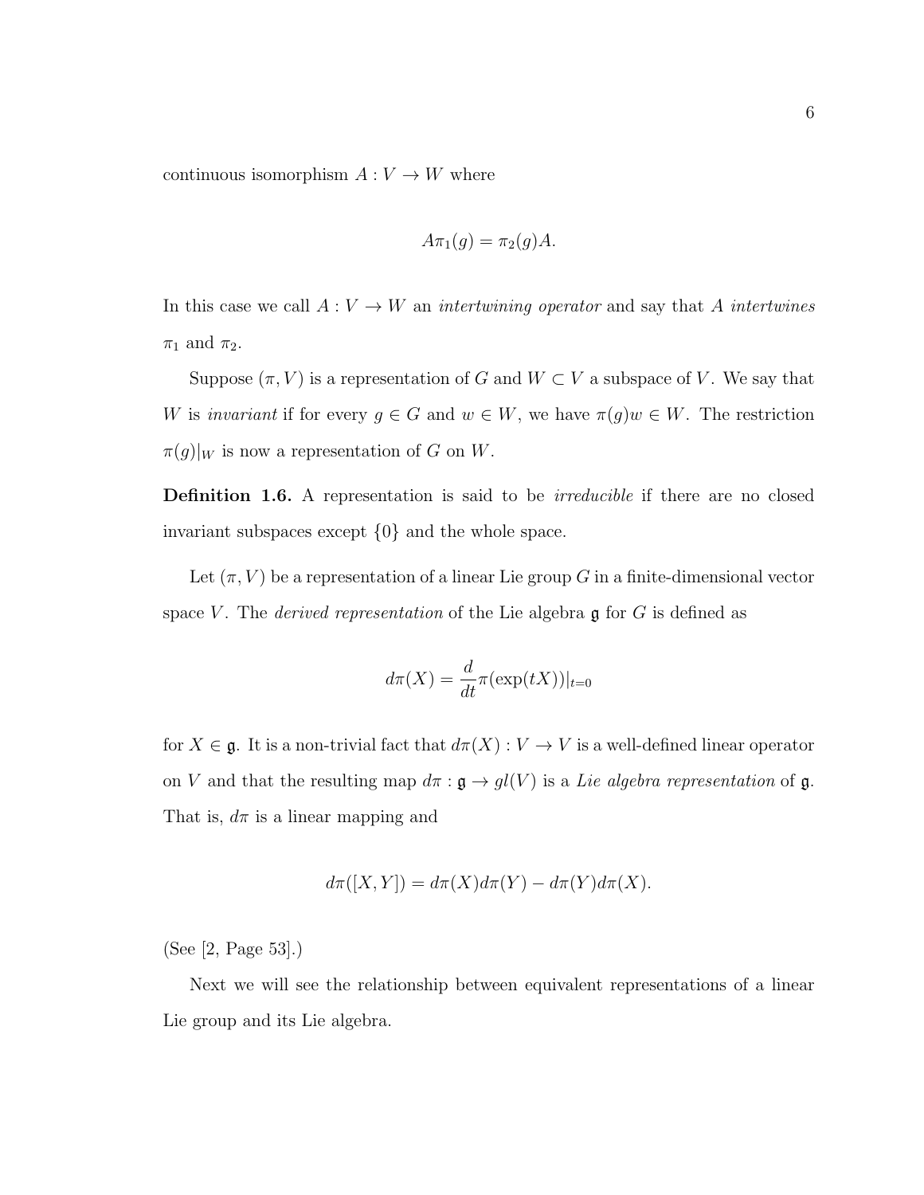continuous isomorphism $A : V \to W$ where

$$A\pi_1(g) = \pi_2(g)A.$$

In this case we call $A : V \to W$ an *intertwining operator* and say that $A$ *intertwines* $\pi_1$ and $\pi_2$.

Suppose $(\pi, V)$ is a representation of $G$ and $W \subset V$ a subspace of $V$. We say that $W$ is *invariant* if for every $g \in G$ and $w \in W$, we have $\pi(g)w \in W$. The restriction $\pi(g)|_W$ is now a representation of $G$ on $W$.

**Definition 1.6.** A representation is said to be *irreducible* if there are no closed invariant subspaces except $\{0\}$ and the whole space.

Let $(\pi, V)$ be a representation of a linear Lie group $G$ in a finite-dimensional vector space $V$. The *derived representation* of the Lie algebra $\mathfrak{g}$ for $G$ is defined as

$$d\pi(X) = \frac{d}{dt}\pi(\exp(tX))|_{t=0}$$

for $X \in \mathfrak{g}$. It is a non-trivial fact that $d\pi(X) : V \to V$ is a well-defined linear operator on $V$ and that the resulting map $d\pi : \mathfrak{g} \to gl(V)$ is a *Lie algebra representation* of $\mathfrak{g}$. That is, $d\pi$ is a linear mapping and

$$d\pi([X, Y]) = d\pi(X)d\pi(Y) - d\pi(Y)d\pi(X).$$

(See [2, Page 53].)

Next we will see the relationship between equivalent representations of a linear Lie group and its Lie algebra.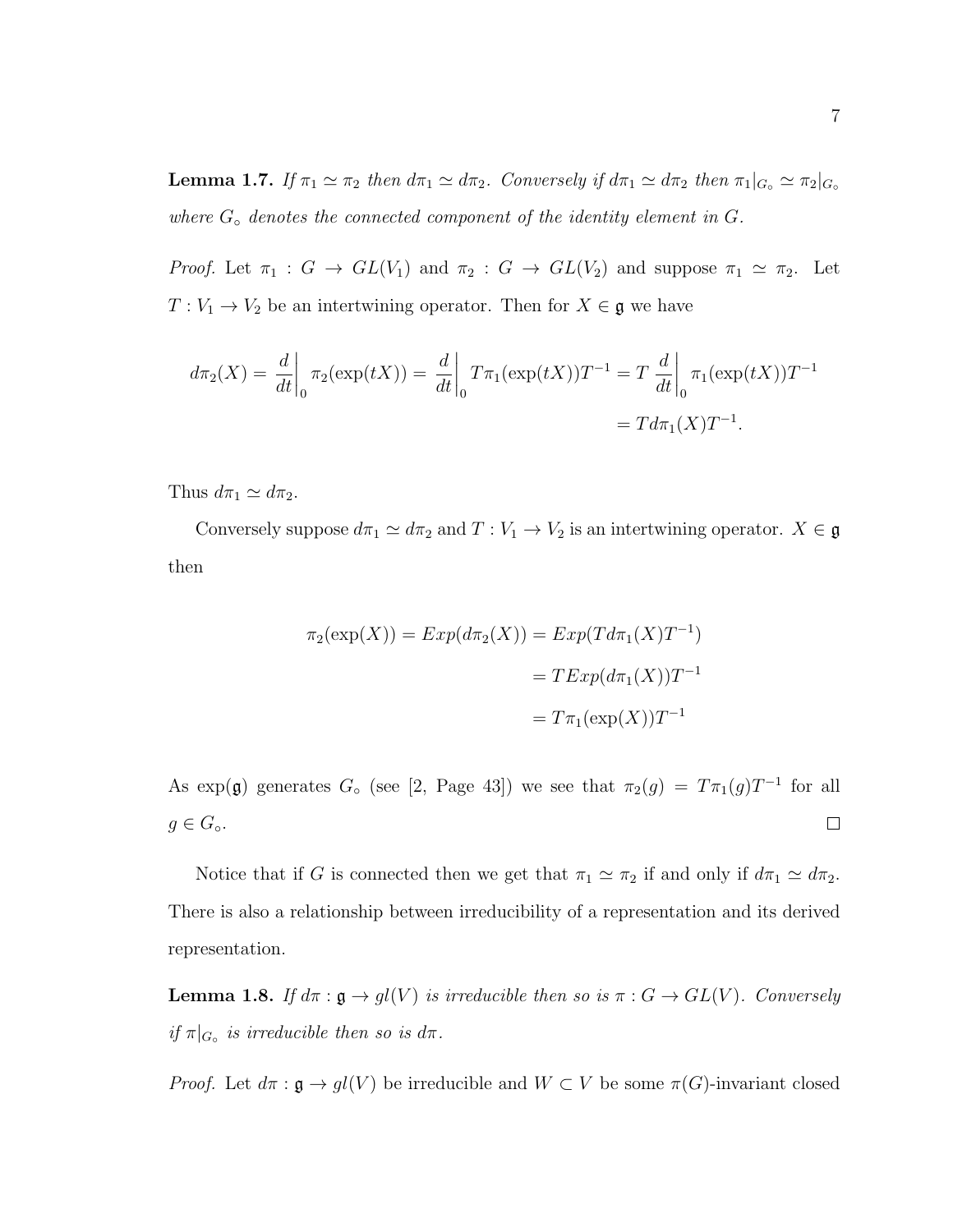**Lemma 1.7.** *If $\pi_1 \simeq \pi_2$ then $d\pi_1 \simeq d\pi_2$. Conversely if $d\pi_1 \simeq d\pi_2$ then $\pi_1|_{G_\circ} \simeq \pi_2|_{G_\circ}$ where $G_\circ$ denotes the connected component of the identity element in $G$.*

*Proof.* Let $\pi_1 : G \to GL(V_1)$ and $\pi_2 : G \to GL(V_2)$ and suppose $\pi_1 \simeq \pi_2$. Let $T : V_1 \to V_2$ be an intertwining operator. Then for $X \in \mathfrak{g}$ we have

$$d\pi_2(X) = \frac{d}{dt}\bigg|_0 \pi_2(\exp(tX)) = \frac{d}{dt}\bigg|_0 T\pi_1(\exp(tX))T^{-1} = T\,\frac{d}{dt}\bigg|_0 \pi_1(\exp(tX))T^{-1}$$
$$= Td\pi_1(X)T^{-1}.$$

Thus $d\pi_1 \simeq d\pi_2$.

Conversely suppose $d\pi_1 \simeq d\pi_2$ and $T : V_1 \to V_2$ is an intertwining operator. $X \in \mathfrak{g}$ then

$$\begin{aligned}
\pi_2(\exp(X)) = Exp(d\pi_2(X)) &= Exp(Td\pi_1(X)T^{-1}) \\
&= TExp(d\pi_1(X))T^{-1} \\
&= T\pi_1(\exp(X))T^{-1}
\end{aligned}$$

As $\exp(\mathfrak{g})$ generates $G_\circ$ (see [2, Page 43]) we see that $\pi_2(g) = T\pi_1(g)T^{-1}$ for all $g \in G_\circ$. $\square$

Notice that if $G$ is connected then we get that $\pi_1 \simeq \pi_2$ if and only if $d\pi_1 \simeq d\pi_2$. There is also a relationship between irreducibility of a representation and its derived representation.

**Lemma 1.8.** *If $d\pi : \mathfrak{g} \to gl(V)$ is irreducible then so is $\pi : G \to GL(V)$. Conversely if $\pi|_{G_\circ}$ is irreducible then so is $d\pi$.*

*Proof.* Let $d\pi : \mathfrak{g} \to gl(V)$ be irreducible and $W \subset V$ be some $\pi(G)$-invariant closed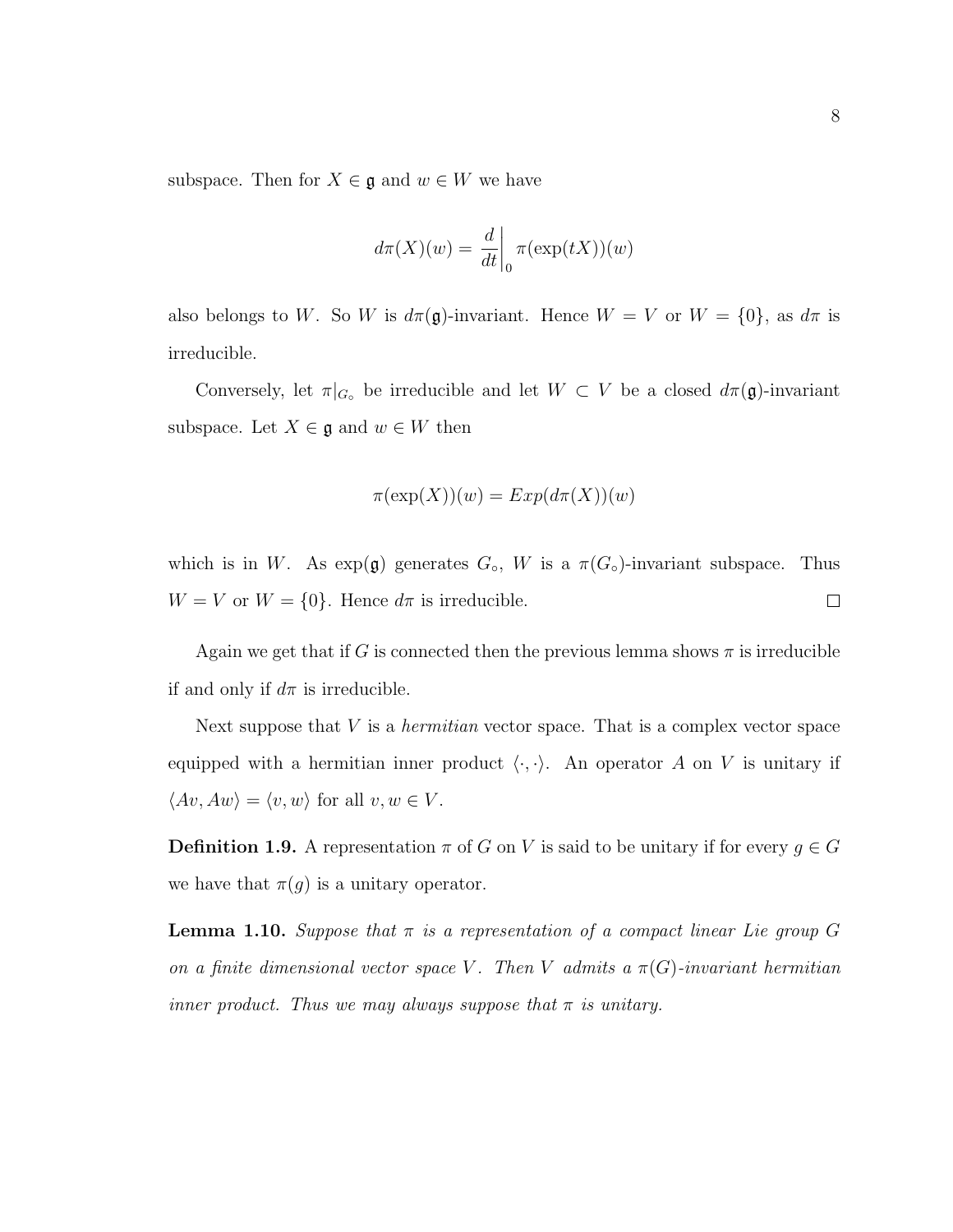subspace. Then for $X \in \mathfrak{g}$ and $w \in W$ we have

$$d\pi(X)(w) = \left.\frac{d}{dt}\right|_0 \pi(\exp(tX))(w)$$

also belongs to $W$. So $W$ is $d\pi(\mathfrak{g})$-invariant. Hence $W = V$ or $W = \{0\}$, as $d\pi$ is irreducible.

Conversely, let $\pi|_{G_\circ}$ be irreducible and let $W \subset V$ be a closed $d\pi(\mathfrak{g})$-invariant subspace. Let $X \in \mathfrak{g}$ and $w \in W$ then

$$\pi(\exp(X))(w) = Exp(d\pi(X))(w)$$

which is in $W$. As $\exp(\mathfrak{g})$ generates $G_\circ$, $W$ is a $\pi(G_\circ)$-invariant subspace. Thus $W = V$ or $W = \{0\}$. Hence $d\pi$ is irreducible. □

Again we get that if $G$ is connected then the previous lemma shows $\pi$ is irreducible if and only if $d\pi$ is irreducible.

Next suppose that $V$ is a *hermitian* vector space. That is a complex vector space equipped with a hermitian inner product $\langle \cdot, \cdot \rangle$. An operator $A$ on $V$ is unitary if $\langle Av, Aw \rangle = \langle v, w \rangle$ for all $v, w \in V$.

**Definition 1.9.** A representation $\pi$ of $G$ on $V$ is said to be unitary if for every $g \in G$ we have that $\pi(g)$ is a unitary operator.

**Lemma 1.10.** *Suppose that $\pi$ is a representation of a compact linear Lie group $G$ on a finite dimensional vector space $V$. Then $V$ admits a $\pi(G)$-invariant hermitian inner product. Thus we may always suppose that $\pi$ is unitary.*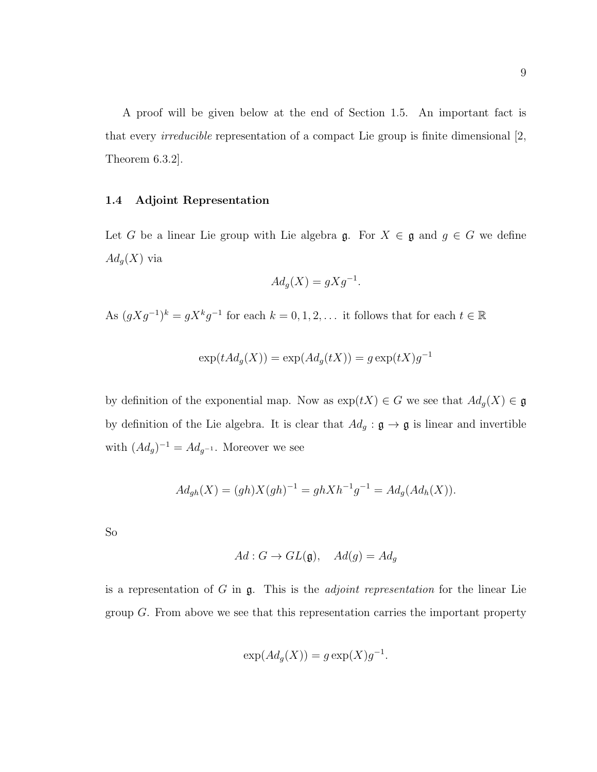A proof will be given below at the end of Section 1.5. An important fact is that every *irreducible* representation of a compact Lie group is finite dimensional [2, Theorem 6.3.2].

### 1.4 Adjoint Representation

Let $G$ be a linear Lie group with Lie algebra $\mathfrak{g}$. For $X \in \mathfrak{g}$ and $g \in G$ we define $Ad_g(X)$ via

$$Ad_g(X) = gXg^{-1}.$$

As $(gXg^{-1})^k = gX^k g^{-1}$ for each $k = 0, 1, 2, \ldots$ it follows that for each $t \in \mathbb{R}$

$$\exp(tAd_g(X)) = \exp(Ad_g(tX)) = g\exp(tX)g^{-1}$$

by definition of the exponential map. Now as $\exp(tX) \in G$ we see that $Ad_g(X) \in \mathfrak{g}$ by definition of the Lie algebra. It is clear that $Ad_g : \mathfrak{g} \to \mathfrak{g}$ is linear and invertible with $(Ad_g)^{-1} = Ad_{g^{-1}}$. Moreover we see

$$Ad_{gh}(X) = (gh)X(gh)^{-1} = ghXh^{-1}g^{-1} = Ad_g(Ad_h(X)).$$

So

$$Ad : G \to GL(\mathfrak{g}), \quad Ad(g) = Ad_g$$

is a representation of $G$ in $\mathfrak{g}$. This is the *adjoint representation* for the linear Lie group $G$. From above we see that this representation carries the important property

$$\exp(Ad_g(X)) = g\exp(X)g^{-1}.$$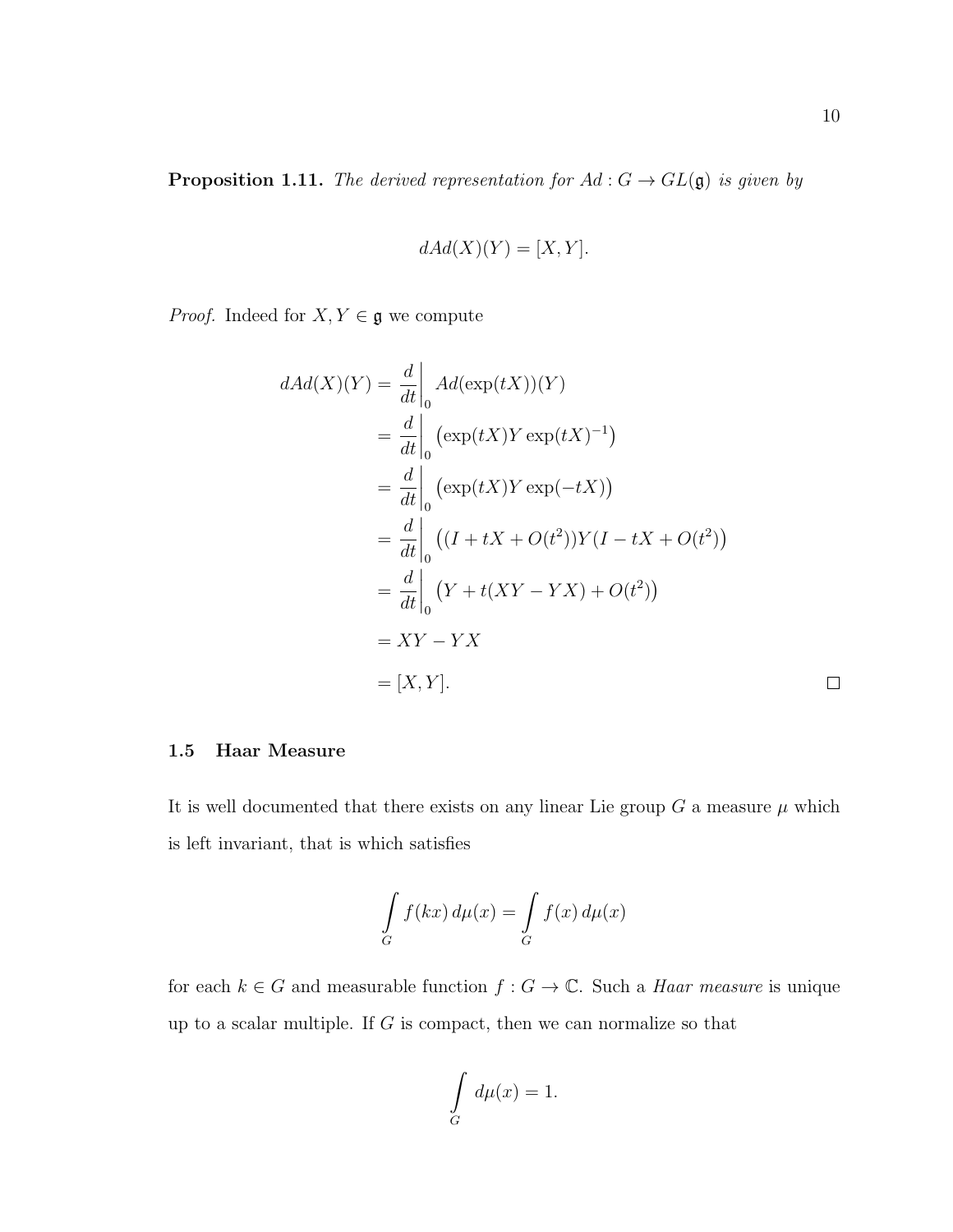**Proposition 1.11.** *The derived representation for $Ad : G \to GL(\mathfrak{g})$ is given by*

$$dAd(X)(Y) = [X, Y].$$

*Proof.* Indeed for $X, Y \in \mathfrak{g}$ we compute

$$\begin{aligned}
dAd(X)(Y) &= \left.\frac{d}{dt}\right|_0 Ad(\exp(tX))(Y) \\
&= \left.\frac{d}{dt}\right|_0 \left(\exp(tX) Y \exp(tX)^{-1}\right) \\
&= \left.\frac{d}{dt}\right|_0 \left(\exp(tX) Y \exp(-tX)\right) \\
&= \left.\frac{d}{dt}\right|_0 \left((I + tX + O(t^2)) Y (I - tX + O(t^2))\right) \\
&= \left.\frac{d}{dt}\right|_0 \left(Y + t(XY - YX) + O(t^2)\right) \\
&= XY - YX \\
&= [X, Y].
\end{aligned}$$

□

### 1.5 Haar Measure

It is well documented that there exists on any linear Lie group $G$ a measure $\mu$ which is left invariant, that is which satisfies

$$\int_G f(kx)\, d\mu(x) = \int_G f(x)\, d\mu(x)$$

for each $k \in G$ and measurable function $f : G \to \mathbb{C}$. Such a *Haar measure* is unique up to a scalar multiple. If $G$ is compact, then we can normalize so that

$$\int_G d\mu(x) = 1.$$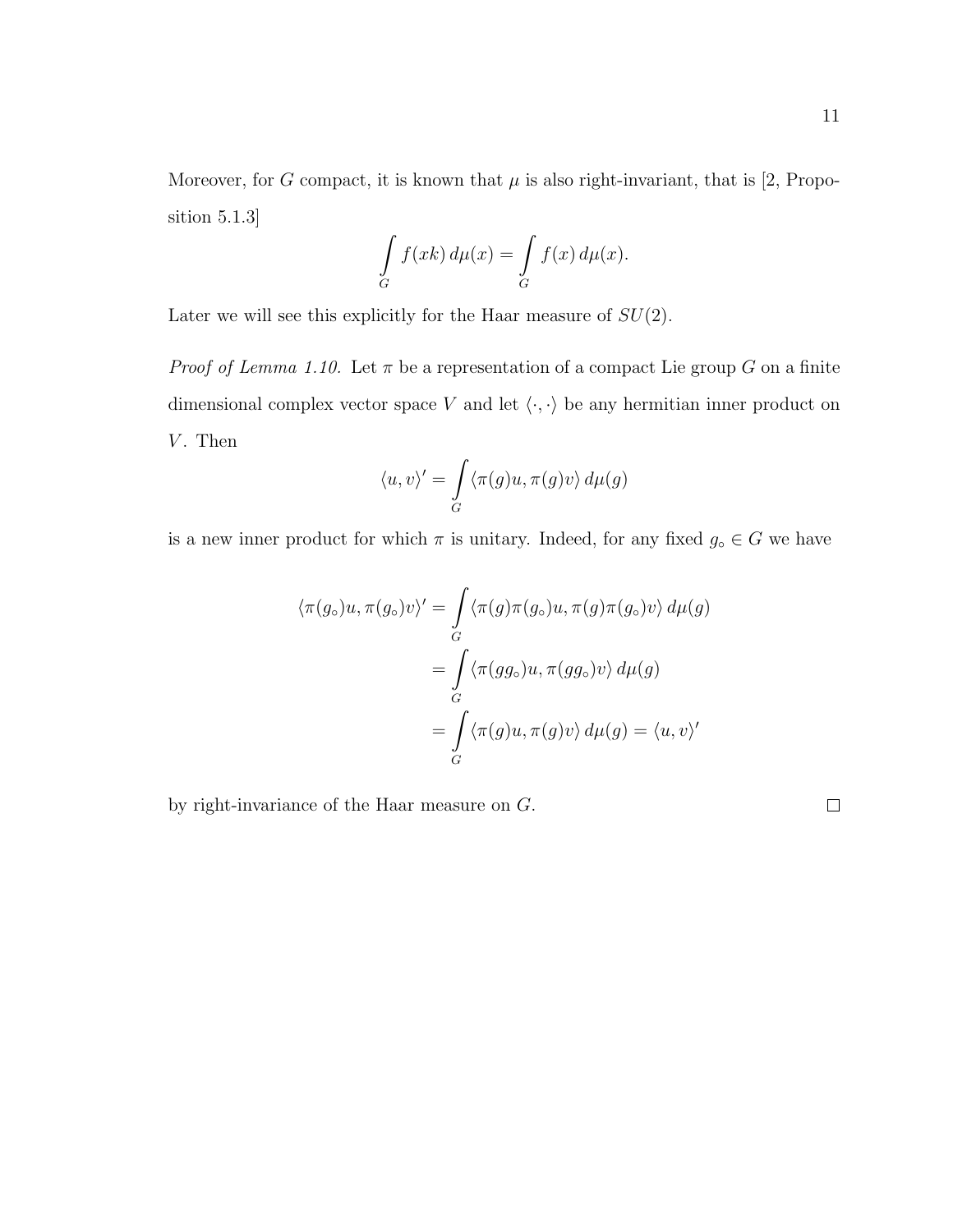Moreover, for $G$ compact, it is known that $\mu$ is also right-invariant, that is [2, Proposition 5.1.3]

$$\int_G f(xk)\, d\mu(x) = \int_G f(x)\, d\mu(x).$$

Later we will see this explicitly for the Haar measure of $SU(2)$.

*Proof of Lemma 1.10.* Let $\pi$ be a representation of a compact Lie group $G$ on a finite dimensional complex vector space $V$ and let $\langle \cdot, \cdot \rangle$ be any hermitian inner product on $V$. Then

$$\langle u, v \rangle' = \int_G \langle \pi(g)u, \pi(g)v \rangle\, d\mu(g)$$

is a new inner product for which $\pi$ is unitary. Indeed, for any fixed $g_\circ \in G$ we have

$$\begin{aligned}
\langle \pi(g_\circ)u, \pi(g_\circ)v \rangle' &= \int_G \langle \pi(g)\pi(g_\circ)u, \pi(g)\pi(g_\circ)v \rangle\, d\mu(g) \\
&= \int_G \langle \pi(gg_\circ)u, \pi(gg_\circ)v \rangle\, d\mu(g) \\
&= \int_G \langle \pi(g)u, \pi(g)v \rangle\, d\mu(g) = \langle u, v \rangle'
\end{aligned}$$

by right-invariance of the Haar measure on $G$. $\square$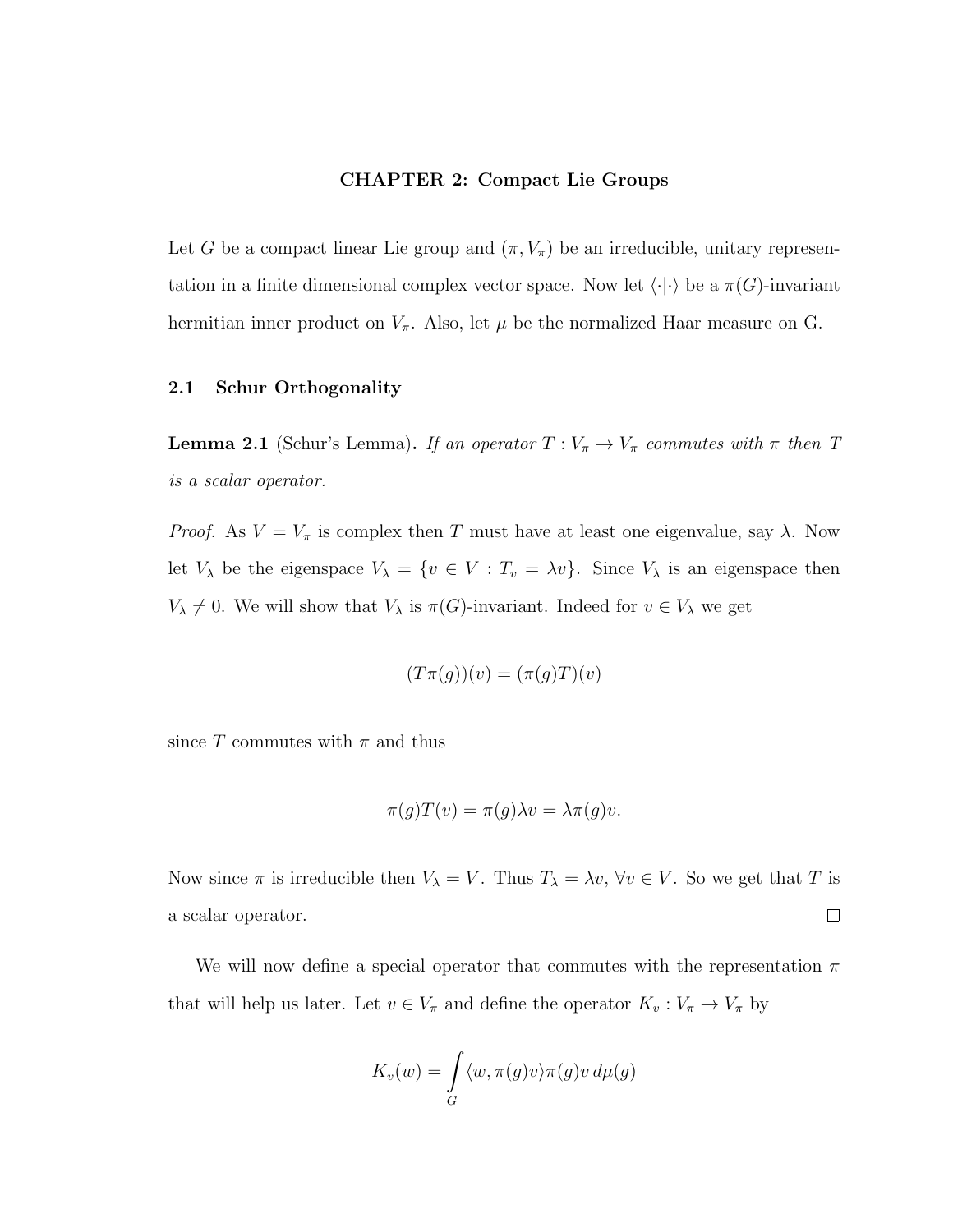# CHAPTER 2: Compact Lie Groups

Let $G$ be a compact linear Lie group and $(\pi, V_\pi)$ be an irreducible, unitary representation in a finite dimensional complex vector space. Now let $\langle \cdot | \cdot \rangle$ be a $\pi(G)$-invariant hermitian inner product on $V_\pi$. Also, let $\mu$ be the normalized Haar measure on G.

## 2.1 Schur Orthogonality

**Lemma 2.1** (Schur's Lemma)**.** *If an operator $T : V_\pi \to V_\pi$ commutes with $\pi$ then $T$ is a scalar operator.*

*Proof.* As $V = V_\pi$ is complex then $T$ must have at least one eigenvalue, say $\lambda$. Now let $V_\lambda$ be the eigenspace $V_\lambda = \{v \in V : T_v = \lambda v\}$. Since $V_\lambda$ is an eigenspace then $V_\lambda \neq 0$. We will show that $V_\lambda$ is $\pi(G)$-invariant. Indeed for $v \in V_\lambda$ we get

$$(T\pi(g))(v) = (\pi(g)T)(v)$$

since $T$ commutes with $\pi$ and thus

$$\pi(g)T(v) = \pi(g)\lambda v = \lambda\pi(g)v.$$

Now since $\pi$ is irreducible then $V_\lambda = V$. Thus $T_\lambda = \lambda v$, $\forall v \in V$. So we get that $T$ is a scalar operator. □

We will now define a special operator that commutes with the representation $\pi$ that will help us later. Let $v \in V_\pi$ and define the operator $K_v : V_\pi \to V_\pi$ by

$$K_v(w) = \int_G \langle w, \pi(g)v \rangle \pi(g)v \, d\mu(g)$$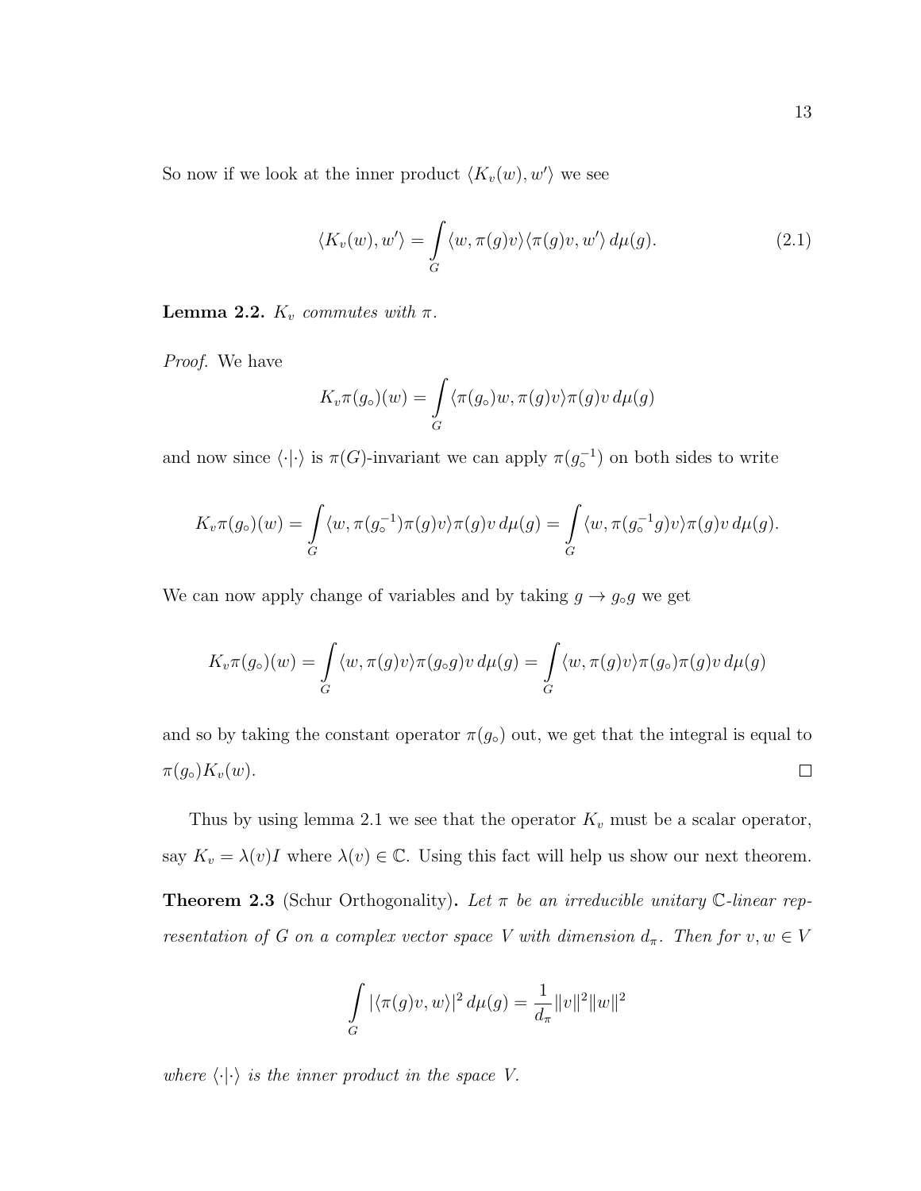So now if we look at the inner product $\langle K_v(w), w' \rangle$ we see

$$\langle K_v(w), w' \rangle = \int_G \langle w, \pi(g)v \rangle \langle \pi(g)v, w' \rangle \, d\mu(g). \tag{2.1}$$

**Lemma 2.2.** *$K_v$ commutes with $\pi$.*

*Proof.* We have

$$K_v \pi(g_\circ)(w) = \int_G \langle \pi(g_\circ)w, \pi(g)v \rangle \pi(g)v \, d\mu(g)$$

and now since $\langle \cdot | \cdot \rangle$ is $\pi(G)$-invariant we can apply $\pi(g_\circ^{-1})$ on both sides to write

$$K_v \pi(g_\circ)(w) = \int_G \langle w, \pi(g_\circ^{-1})\pi(g)v \rangle \pi(g)v \, d\mu(g) = \int_G \langle w, \pi(g_\circ^{-1}g)v \rangle \pi(g)v \, d\mu(g).$$

We can now apply change of variables and by taking $g \to g_\circ g$ we get

$$K_v \pi(g_\circ)(w) = \int_G \langle w, \pi(g)v \rangle \pi(g_\circ g)v \, d\mu(g) = \int_G \langle w, \pi(g)v \rangle \pi(g_\circ)\pi(g)v \, d\mu(g)$$

and so by taking the constant operator $\pi(g_\circ)$ out, we get that the integral is equal to $\pi(g_\circ) K_v(w)$. □

Thus by using lemma 2.1 we see that the operator $K_v$ must be a scalar operator, say $K_v = \lambda(v)I$ where $\lambda(v) \in \mathbb{C}$. Using this fact will help us show our next theorem.

**Theorem 2.3** (Schur Orthogonality)**.** *Let $\pi$ be an irreducible unitary $\mathbb{C}$-linear representation of $G$ on a complex vector space $V$ with dimension $d_\pi$. Then for $v, w \in V$*

$$\int_G |\langle \pi(g)v, w \rangle|^2 \, d\mu(g) = \frac{1}{d_\pi} \|v\|^2 \|w\|^2$$

*where $\langle \cdot | \cdot \rangle$ is the inner product in the space $V$.*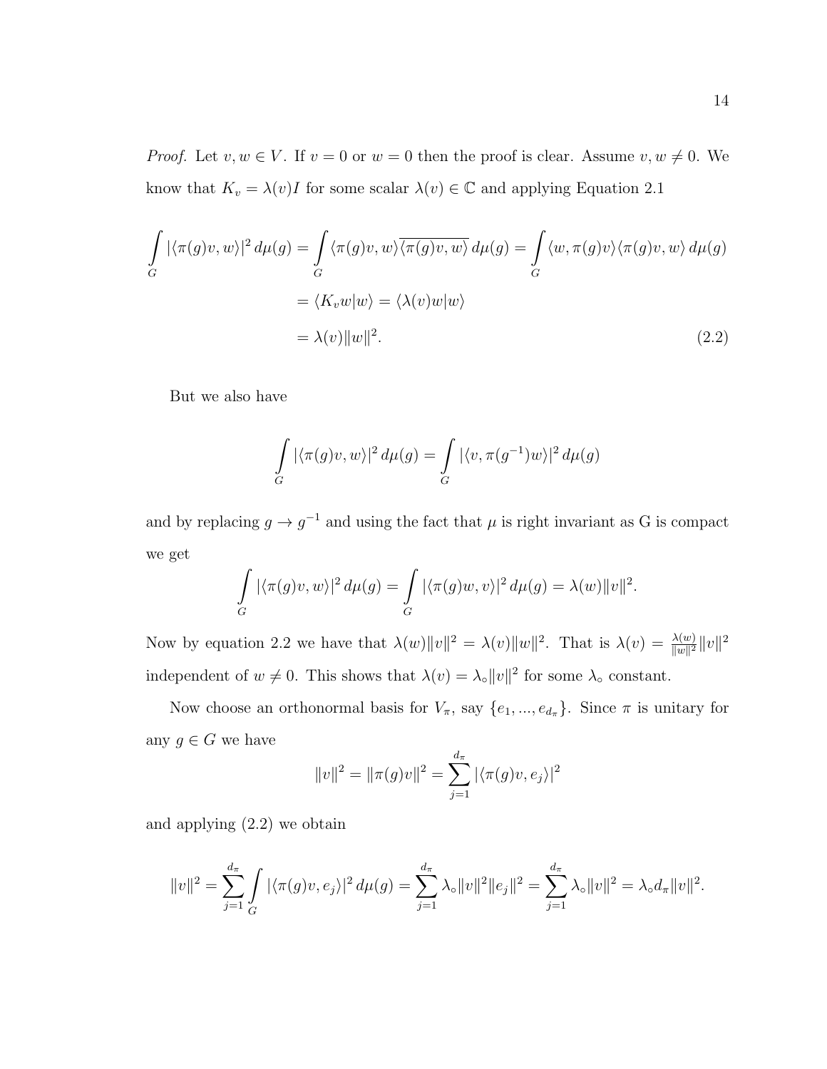*Proof.* Let $v, w \in V$. If $v = 0$ or $w = 0$ then the proof is clear. Assume $v, w \neq 0$. We know that $K_v = \lambda(v)I$ for some scalar $\lambda(v) \in \mathbb{C}$ and applying Equation 2.1

$$
\begin{aligned}
\int_G |\langle \pi(g)v, w\rangle|^2 \, d\mu(g) &= \int_G \langle \pi(g)v, w\rangle \overline{\langle \pi(g)v, w\rangle} \, d\mu(g) = \int_G \langle w, \pi(g)v\rangle \langle \pi(g)v, w\rangle \, d\mu(g) \\
&= \langle K_v w | w\rangle = \langle \lambda(v) w | w\rangle \\
&= \lambda(v)\|w\|^2. \qquad (2.2)
\end{aligned}
$$

But we also have

$$
\int_G |\langle \pi(g)v, w\rangle|^2 \, d\mu(g) = \int_G |\langle v, \pi(g^{-1})w\rangle|^2 \, d\mu(g)
$$

and by replacing $g \to g^{-1}$ and using the fact that $\mu$ is right invariant as G is compact we get

$$
\int_G |\langle \pi(g)v, w\rangle|^2 \, d\mu(g) = \int_G |\langle \pi(g)w, v\rangle|^2 \, d\mu(g) = \lambda(w)\|v\|^2.
$$

Now by equation 2.2 we have that $\lambda(w)\|v\|^2 = \lambda(v)\|w\|^2$. That is $\lambda(v) = \frac{\lambda(w)}{\|w\|^2}\|v\|^2$ independent of $w \neq 0$. This shows that $\lambda(v) = \lambda_\circ \|v\|^2$ for some $\lambda_\circ$ constant.

Now choose an orthonormal basis for $V_\pi$, say $\{e_1, ..., e_{d_\pi}\}$. Since $\pi$ is unitary for any $g \in G$ we have

$$
\|v\|^2 = \|\pi(g)v\|^2 = \sum_{j=1}^{d_\pi} |\langle \pi(g)v, e_j\rangle|^2
$$

and applying (2.2) we obtain

$$
\|v\|^2 = \sum_{j=1}^{d_\pi} \int_G |\langle \pi(g)v, e_j\rangle|^2 \, d\mu(g) = \sum_{j=1}^{d_\pi} \lambda_\circ \|v\|^2 \|e_j\|^2 = \sum_{j=1}^{d_\pi} \lambda_\circ \|v\|^2 = \lambda_\circ d_\pi \|v\|^2.
$$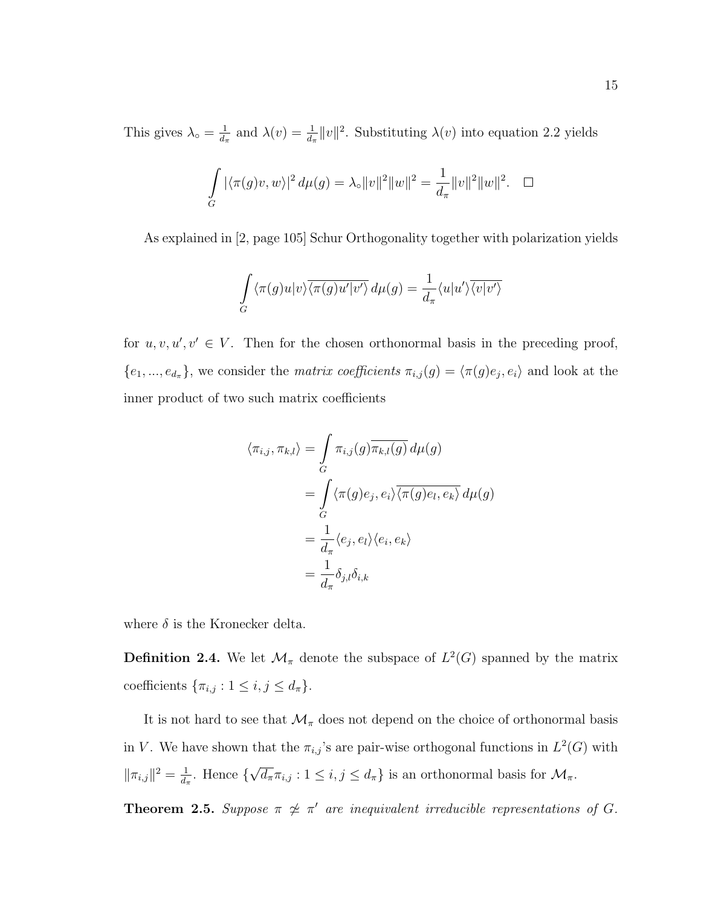This gives $\lambda_\circ = \frac{1}{d_\pi}$ and $\lambda(v) = \frac{1}{d_\pi}\|v\|^2$. Substituting $\lambda(v)$ into equation 2.2 yields

$$\int_G |\langle \pi(g)v, w\rangle|^2 \, d\mu(g) = \lambda_\circ \|v\|^2 \|w\|^2 = \frac{1}{d_\pi}\|v\|^2\|w\|^2. \quad \square$$

As explained in [2, page 105] Schur Orthogonality together with polarization yields

$$\int_G \langle \pi(g)u|v\rangle \overline{\langle \pi(g)u'|v'\rangle} \, d\mu(g) = \frac{1}{d_\pi}\langle u|u'\rangle \overline{\langle v|v'\rangle}$$

for $u, v, u', v' \in V$. Then for the chosen orthonormal basis in the preceding proof, $\{e_1, ..., e_{d_\pi}\}$, we consider the *matrix coefficients* $\pi_{i,j}(g) = \langle \pi(g)e_j, e_i\rangle$ and look at the inner product of two such matrix coefficients

$$\begin{aligned}
\langle \pi_{i,j}, \pi_{k,l}\rangle &= \int_G \pi_{i,j}(g)\overline{\pi_{k,l}(g)} \, d\mu(g) \\
&= \int_G \langle \pi(g)e_j, e_i\rangle \overline{\langle \pi(g)e_l, e_k\rangle} \, d\mu(g) \\
&= \frac{1}{d_\pi}\langle e_j, e_l\rangle \langle e_i, e_k\rangle \\
&= \frac{1}{d_\pi}\delta_{j,l}\delta_{i,k}
\end{aligned}$$

where $\delta$ is the Kronecker delta.

**Definition 2.4.** We let $\mathcal{M}_\pi$ denote the subspace of $L^2(G)$ spanned by the matrix coefficients $\{\pi_{i,j} : 1 \leq i, j \leq d_\pi\}$.

It is not hard to see that $\mathcal{M}_\pi$ does not depend on the choice of orthonormal basis in $V$. We have shown that the $\pi_{i,j}$'s are pair-wise orthogonal functions in $L^2(G)$ with $\|\pi_{i,j}\|^2 = \frac{1}{d_\pi}$. Hence $\{\sqrt{d_\pi}\pi_{i,j} : 1 \leq i, j \leq d_\pi\}$ is an orthonormal basis for $\mathcal{M}_\pi$.

**Theorem 2.5.** *Suppose $\pi \not\simeq \pi'$ are inequivalent irreducible representations of $G$.*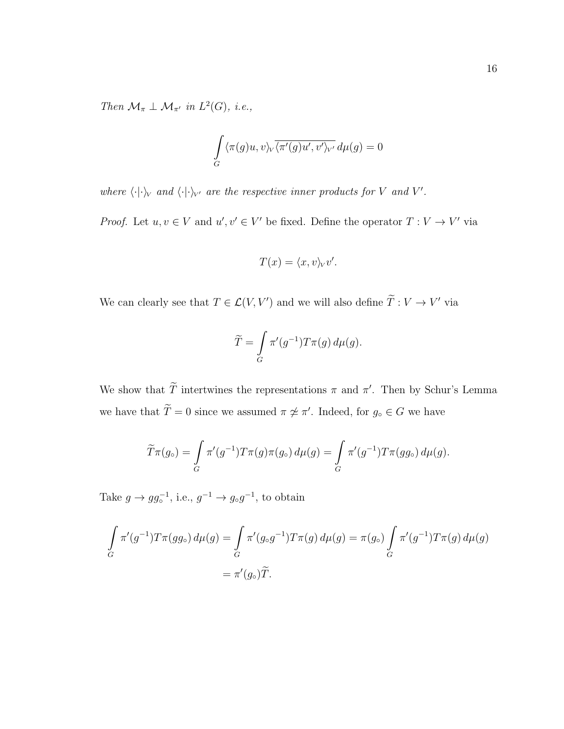*Then $\mathcal{M}_\pi \perp \mathcal{M}_{\pi'}$ in $L^2(G)$, i.e.,*

$$\int_G \langle \pi(g)u, v\rangle_V \overline{\langle \pi'(g)u', v'\rangle_{V'}}\, d\mu(g) = 0$$

*where $\langle \cdot|\cdot\rangle_V$ and $\langle \cdot|\cdot\rangle_{V'}$ are the respective inner products for $V$ and $V'$.*

*Proof.* Let $u, v \in V$ and $u', v' \in V'$ be fixed. Define the operator $T : V \to V'$ via

$$T(x) = \langle x, v\rangle_V v'.$$

We can clearly see that $T \in \mathcal{L}(V, V')$ and we will also define $\widetilde{T} : V \to V'$ via

$$\widetilde{T} = \int_G \pi'(g^{-1}) T \pi(g)\, d\mu(g).$$

We show that $\widetilde{T}$ intertwines the representations $\pi$ and $\pi'$. Then by Schur's Lemma we have that $\widetilde{T} = 0$ since we assumed $\pi \not\simeq \pi'$. Indeed, for $g_\circ \in G$ we have

$$\widetilde{T}\pi(g_\circ) = \int_G \pi'(g^{-1}) T \pi(g)\pi(g_\circ)\, d\mu(g) = \int_G \pi'(g^{-1}) T \pi(gg_\circ)\, d\mu(g).$$

Take $g \to gg_\circ^{-1}$, i.e., $g^{-1} \to g_\circ g^{-1}$, to obtain

$$\int_G \pi'(g^{-1}) T \pi(gg_\circ)\, d\mu(g) = \int_G \pi'(g_\circ g^{-1}) T \pi(g)\, d\mu(g) = \pi(g_\circ) \int_G \pi'(g^{-1}) T \pi(g)\, d\mu(g)$$

$$= \pi'(g_\circ)\widetilde{T}.$$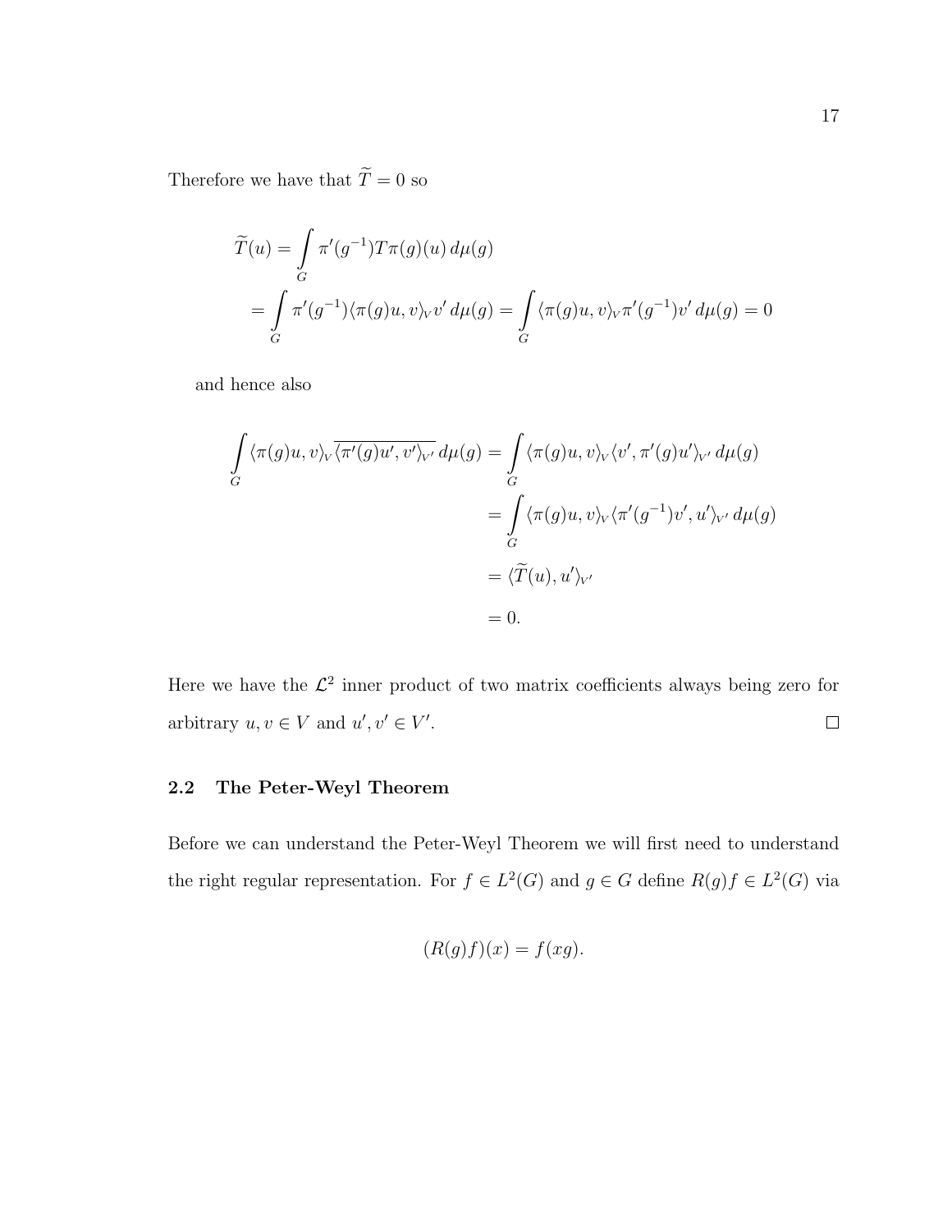Therefore we have that $\widetilde{T} = 0$ so

$$
\begin{aligned}
\widetilde{T}(u) &= \int\limits_G \pi'(g^{-1}) T \pi(g)(u) \, d\mu(g) \\
&= \int\limits_G \pi'(g^{-1}) \langle \pi(g)u, v \rangle_V v' \, d\mu(g) = \int\limits_G \langle \pi(g)u, v \rangle_V \pi'(g^{-1}) v' \, d\mu(g) = 0
\end{aligned}
$$

and hence also

$$
\begin{aligned}
\int\limits_G \langle \pi(g)u, v \rangle_V \overline{\langle \pi'(g)u', v' \rangle_{V'}} \, d\mu(g) &= \int\limits_G \langle \pi(g)u, v \rangle_V \langle v', \pi'(g)u' \rangle_{V'} \, d\mu(g) \\
&= \int\limits_G \langle \pi(g)u, v \rangle_V \langle \pi'(g^{-1})v', u' \rangle_{V'} \, d\mu(g) \\
&= \langle \widetilde{T}(u), u' \rangle_{V'} \\
&= 0.
\end{aligned}
$$

Here we have the $\mathcal{L}^2$ inner product of two matrix coefficients always being zero for arbitrary $u, v \in V$ and $u', v' \in V'$. $\square$

## 2.2 The Peter-Weyl Theorem

Before we can understand the Peter-Weyl Theorem we will first need to understand the right regular representation. For $f \in L^2(G)$ and $g \in G$ define $R(g)f \in L^2(G)$ via

$$
(R(g)f)(x) = f(xg).
$$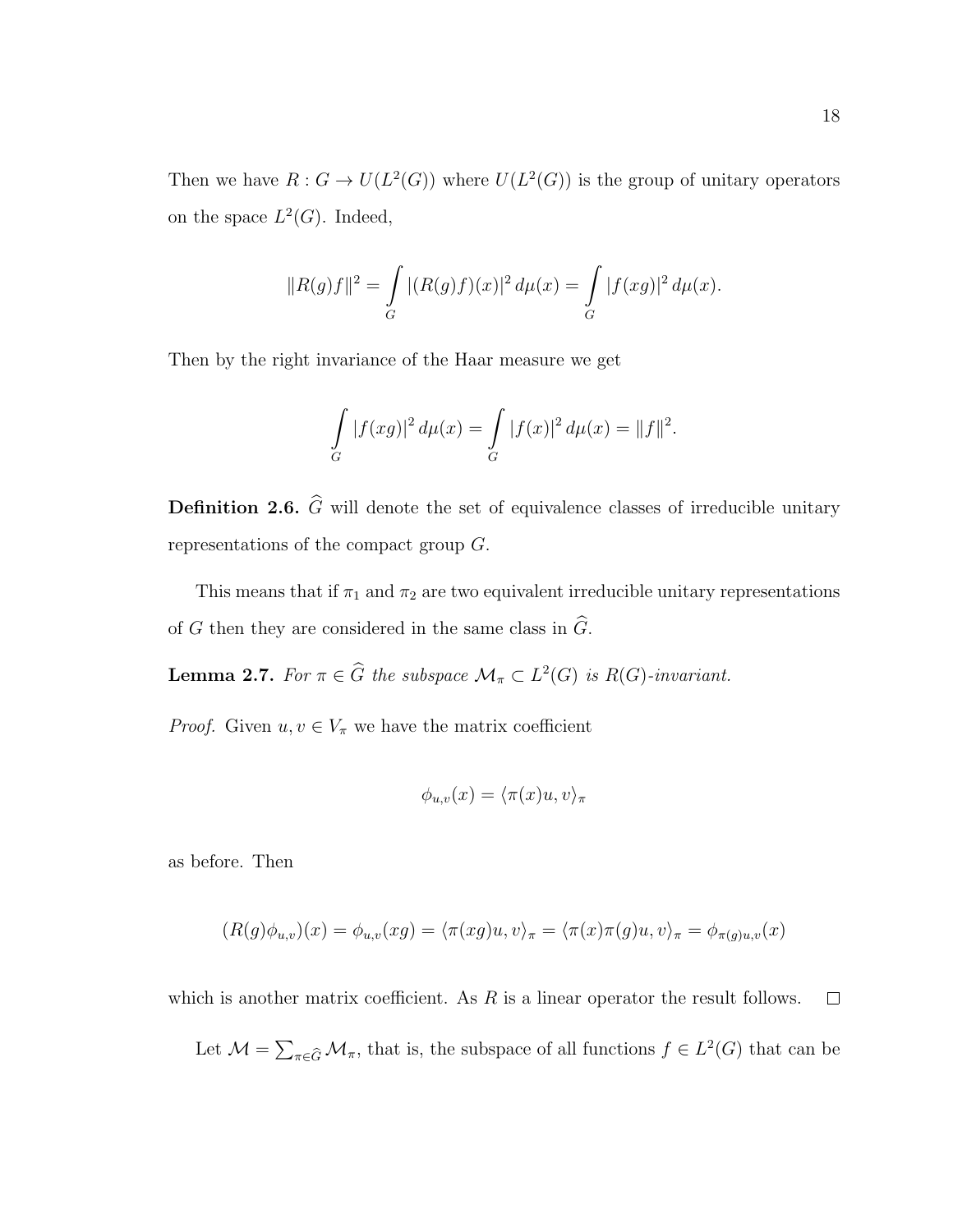Then we have $R : G \to U(L^2(G))$ where $U(L^2(G))$ is the group of unitary operators on the space $L^2(G)$. Indeed,

$$\|R(g)f\|^2 = \int_G |(R(g)f)(x)|^2 \, d\mu(x) = \int_G |f(xg)|^2 \, d\mu(x).$$

Then by the right invariance of the Haar measure we get

$$\int_G |f(xg)|^2 \, d\mu(x) = \int_G |f(x)|^2 \, d\mu(x) = \|f\|^2.$$

**Definition 2.6.** $\widehat{G}$ will denote the set of equivalence classes of irreducible unitary representations of the compact group $G$.

This means that if $\pi_1$ and $\pi_2$ are two equivalent irreducible unitary representations of $G$ then they are considered in the same class in $\widehat{G}$.

**Lemma 2.7.** *For $\pi \in \widehat{G}$ the subspace $\mathcal{M}_\pi \subset L^2(G)$ is $R(G)$-invariant.*

*Proof.* Given $u, v \in V_\pi$ we have the matrix coefficient

$$\phi_{u,v}(x) = \langle \pi(x)u, v \rangle_\pi$$

as before. Then

$$(R(g)\phi_{u,v})(x) = \phi_{u,v}(xg) = \langle \pi(xg)u, v \rangle_\pi = \langle \pi(x)\pi(g)u, v \rangle_\pi = \phi_{\pi(g)u,v}(x)$$

which is another matrix coefficient. As $R$ is a linear operator the result follows. $\square$

Let $\mathcal{M} = \sum_{\pi \in \widehat{G}} \mathcal{M}_\pi$, that is, the subspace of all functions $f \in L^2(G)$ that can be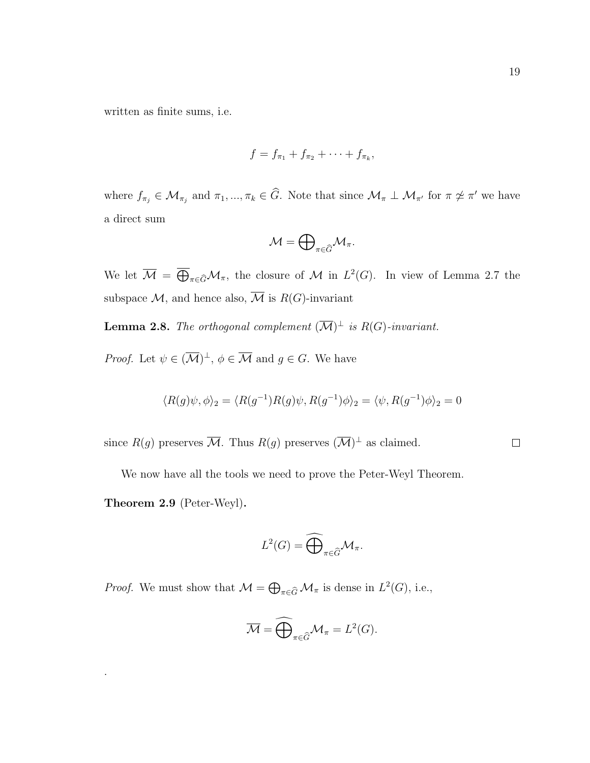written as finite sums, i.e.

$$f = f_{\pi_1} + f_{\pi_2} + \cdots + f_{\pi_k},$$

where $f_{\pi_j} \in \mathcal{M}_{\pi_j}$ and $\pi_1, ..., \pi_k \in \widehat{G}$. Note that since $\mathcal{M}_\pi \perp \mathcal{M}_{\pi'}$ for $\pi \not\simeq \pi'$ we have a direct sum

$$\mathcal{M} = \bigoplus\nolimits_{\pi \in \widehat{G}} \mathcal{M}_\pi.$$

We let $\overline{\mathcal{M}} = \overline{\bigoplus}_{\pi \in \widehat{G}} \mathcal{M}_\pi$, the closure of $\mathcal{M}$ in $L^2(G)$. In view of Lemma 2.7 the subspace $\mathcal{M}$, and hence also, $\overline{\mathcal{M}}$ is $R(G)$-invariant

**Lemma 2.8.** *The orthogonal complement $(\overline{\mathcal{M}})^\perp$ is $R(G)$-invariant.*

*Proof.* Let $\psi \in (\overline{\mathcal{M}})^\perp$, $\phi \in \overline{\mathcal{M}}$ and $g \in G$. We have

$$\langle R(g)\psi, \phi \rangle_2 = \langle R(g^{-1})R(g)\psi, R(g^{-1})\phi \rangle_2 = \langle \psi, R(g^{-1})\phi \rangle_2 = 0$$

since $R(g)$ preserves $\overline{\mathcal{M}}$. Thus $R(g)$ preserves $(\overline{\mathcal{M}})^\perp$ as claimed. $\square$

We now have all the tools we need to prove the Peter-Weyl Theorem.

**Theorem 2.9** (Peter-Weyl)**.**

$$L^2(G) = \widehat{\bigoplus}_{\pi \in \widehat{G}} \mathcal{M}_\pi.$$

*Proof.* We must show that $\mathcal{M} = \bigoplus_{\pi \in \widehat{G}} \mathcal{M}_\pi$ is dense in $L^2(G)$, i.e.,

$$\overline{\mathcal{M}} = \widehat{\bigoplus}_{\pi \in \widehat{G}} \mathcal{M}_\pi = L^2(G).$$

.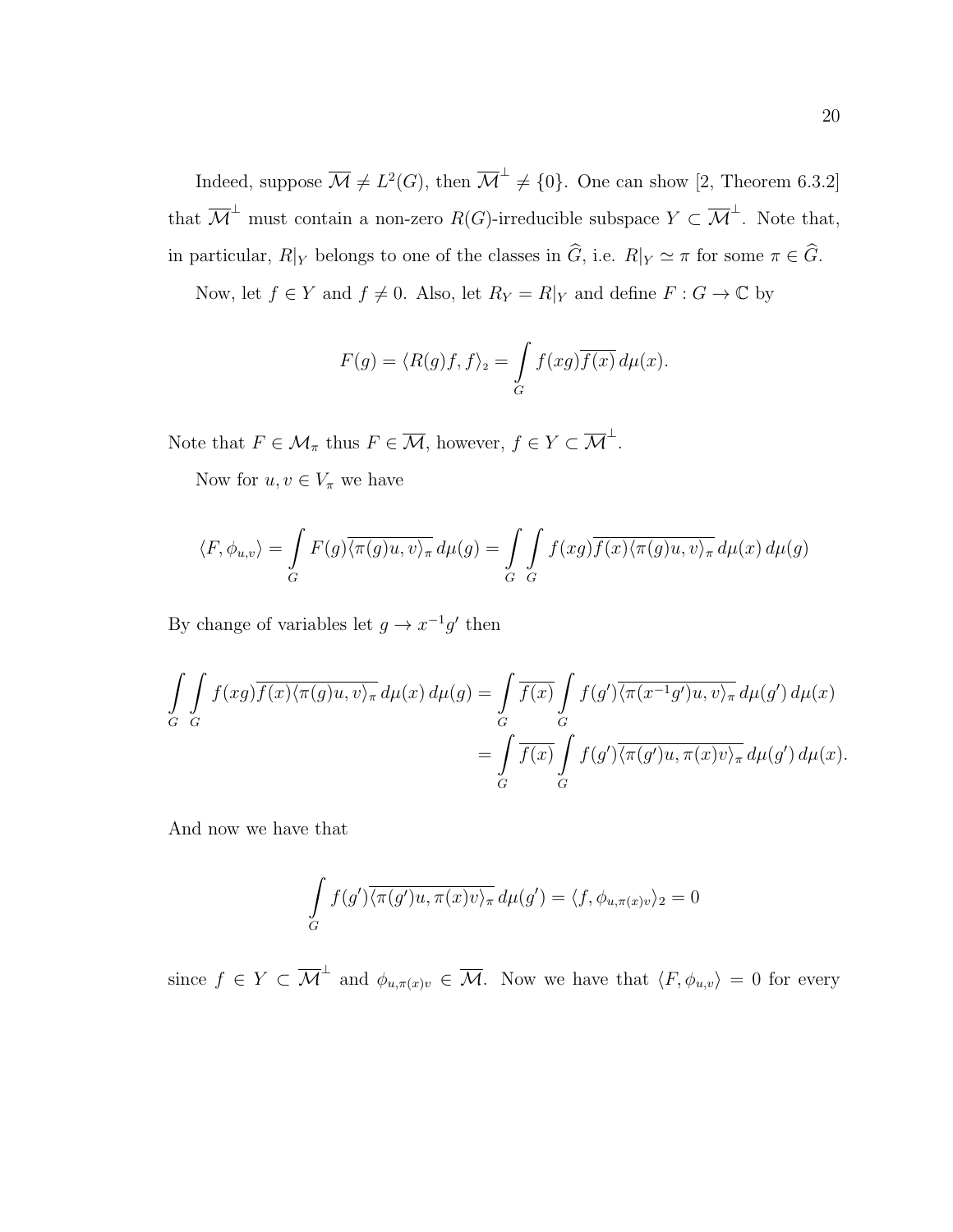Indeed, suppose $\overline{\mathcal{M}} \neq L^2(G)$, then $\overline{\mathcal{M}}^{\perp} \neq \{0\}$. One can show [2, Theorem 6.3.2] that $\overline{\mathcal{M}}^{\perp}$ must contain a non-zero $R(G)$-irreducible subspace $Y \subset \overline{\mathcal{M}}^{\perp}$. Note that, in particular, $R|_Y$ belongs to one of the classes in $\widehat{G}$, i.e. $R|_Y \simeq \pi$ for some $\pi \in \widehat{G}$.

Now, let $f \in Y$ and $f \neq 0$. Also, let $R_Y = R|_Y$ and define $F : G \to \mathbb{C}$ by

$$F(g) = \langle R(g)f, f\rangle_2 = \int\limits_G f(xg)\overline{f(x)}\, d\mu(x).$$

Note that $F \in \mathcal{M}_\pi$ thus $F \in \overline{\mathcal{M}}$, however, $f \in Y \subset \overline{\mathcal{M}}^{\perp}$.

Now for $u, v \in V_\pi$ we have

$$\langle F, \phi_{u,v}\rangle = \int\limits_G F(g)\overline{\langle \pi(g)u, v\rangle_\pi}\, d\mu(g) = \int\limits_G \int\limits_G f(xg)\overline{f(x)\langle \pi(g)u, v\rangle_\pi}\, d\mu(x)\, d\mu(g)$$

By change of variables let $g \to x^{-1}g'$ then

$$\begin{aligned}
\int\limits_G \int\limits_G f(xg)\overline{f(x)\langle \pi(g)u, v\rangle_\pi}\, d\mu(x)\, d\mu(g) &= \int\limits_G \overline{f(x)} \int\limits_G f(g')\overline{\langle \pi(x^{-1}g')u, v\rangle_\pi}\, d\mu(g')\, d\mu(x) \\
&= \int\limits_G \overline{f(x)} \int\limits_G f(g')\overline{\langle \pi(g')u, \pi(x)v\rangle_\pi}\, d\mu(g')\, d\mu(x).
\end{aligned}$$

And now we have that

$$\int\limits_G f(g')\overline{\langle \pi(g')u, \pi(x)v\rangle_\pi}\, d\mu(g') = \langle f, \phi_{u,\pi(x)v}\rangle_2 = 0$$

since $f \in Y \subset \overline{\mathcal{M}}^{\perp}$ and $\phi_{u,\pi(x)v} \in \overline{\mathcal{M}}$. Now we have that $\langle F, \phi_{u,v}\rangle = 0$ for every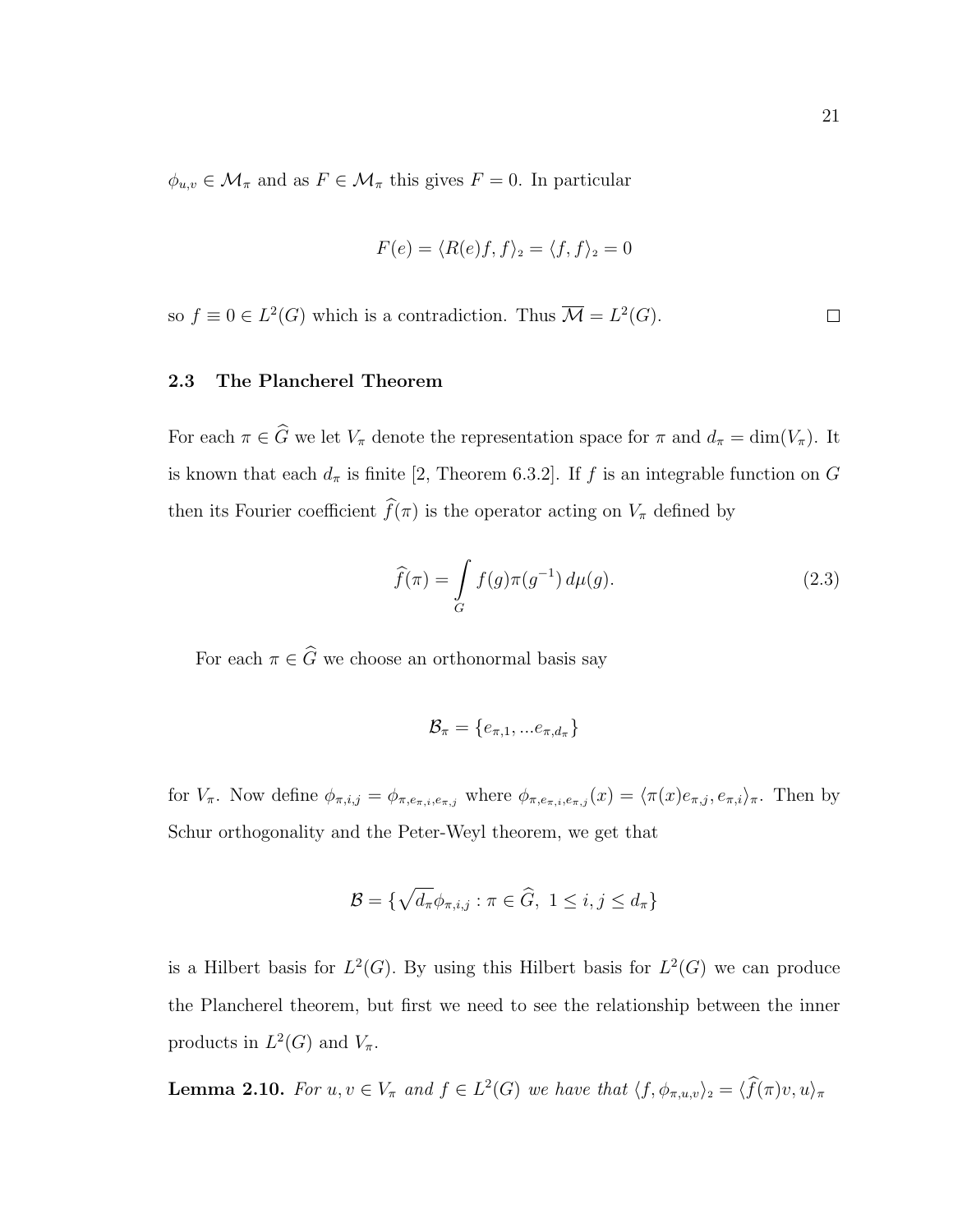$\phi_{u,v} \in \mathcal{M}_\pi$ and as $F \in \mathcal{M}_\pi$ this gives $F = 0$. In particular

$$F(e) = \langle R(e)f, f \rangle_2 = \langle f, f \rangle_2 = 0$$

so $f \equiv 0 \in L^2(G)$ which is a contradiction. Thus $\overline{\mathcal{M}} = L^2(G)$. $\square$

### 2.3 The Plancherel Theorem

For each $\pi \in \widehat{G}$ we let $V_\pi$ denote the representation space for $\pi$ and $d_\pi = \dim(V_\pi)$. It is known that each $d_\pi$ is finite [2, Theorem 6.3.2]. If $f$ is an integrable function on $G$ then its Fourier coefficient $\widehat{f}(\pi)$ is the operator acting on $V_\pi$ defined by

$$\widehat{f}(\pi) = \int_G f(g)\pi(g^{-1})\, d\mu(g). \tag{2.3}$$

For each $\pi \in \widehat{G}$ we choose an orthonormal basis say

$$\mathcal{B}_\pi = \{e_{\pi,1}, ... e_{\pi,d_\pi}\}$$

for $V_\pi$. Now define $\phi_{\pi,i,j} = \phi_{\pi,e_{\pi,i},e_{\pi,j}}$ where $\phi_{\pi,e_{\pi,i},e_{\pi,j}}(x) = \langle \pi(x)e_{\pi,j}, e_{\pi,i} \rangle_\pi$. Then by Schur orthogonality and the Peter-Weyl theorem, we get that

$$\mathcal{B} = \{\sqrt{d_\pi}\phi_{\pi,i,j} : \pi \in \widehat{G},\ 1 \le i, j \le d_\pi\}$$

is a Hilbert basis for $L^2(G)$. By using this Hilbert basis for $L^2(G)$ we can produce the Plancherel theorem, but first we need to see the relationship between the inner products in $L^2(G)$ and $V_\pi$.

**Lemma 2.10.** *For $u, v \in V_\pi$ and $f \in L^2(G)$ we have that $\langle f, \phi_{\pi,u,v} \rangle_2 = \langle \widehat{f}(\pi)v, u \rangle_\pi$*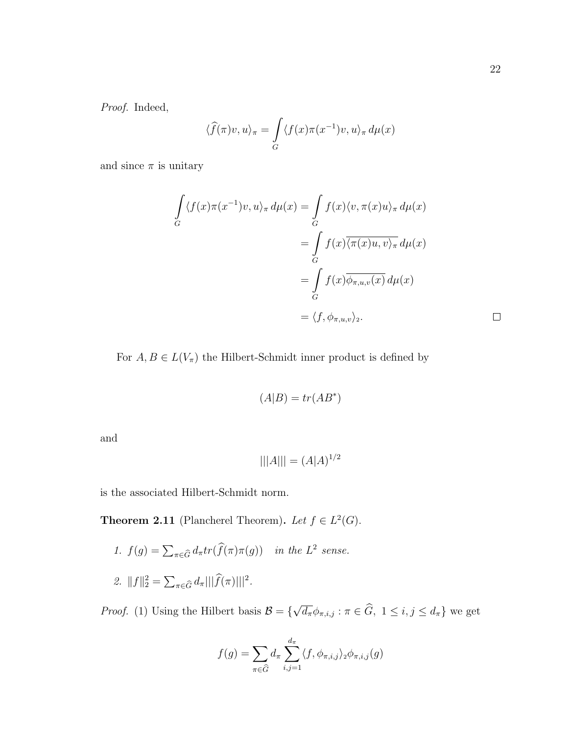*Proof.* Indeed,

$$\langle \widehat{f}(\pi)v, u\rangle_\pi = \int_G \langle f(x)\pi(x^{-1})v, u\rangle_\pi \, d\mu(x)$$

and since $\pi$ is unitary

$$\begin{aligned}
\int_G \langle f(x)\pi(x^{-1})v, u\rangle_\pi \, d\mu(x) &= \int_G f(x)\langle v, \pi(x)u\rangle_\pi \, d\mu(x) \\
&= \int_G f(x)\overline{\langle \pi(x)u, v\rangle_\pi} \, d\mu(x) \\
&= \int_G f(x)\overline{\phi_{\pi,u,v}(x)} \, d\mu(x) \\
&= \langle f, \phi_{\pi,u,v}\rangle_2.
\end{aligned}$$

□

For $A, B \in L(V_\pi)$ the Hilbert-Schmidt inner product is defined by

$$(A|B) = tr(AB^*)$$

and

$$|||A||| = (A|A)^{1/2}$$

is the associated Hilbert-Schmidt norm.

**Theorem 2.11** (Plancherel Theorem)**.** *Let $f \in L^2(G)$.*

1. $f(g) = \sum_{\pi\in\widehat{G}} d_\pi tr(\widehat{f}(\pi)\pi(g))$ *in the $L^2$ sense.*
2. $\|f\|_2^2 = \sum_{\pi\in\widehat{G}} d_\pi |||\widehat{f}(\pi)|||^2$.

*Proof.* (1) Using the Hilbert basis $\mathcal{B} = \{\sqrt{d_\pi}\phi_{\pi,i,j} : \pi \in \widehat{G},\ 1 \leq i, j \leq d_\pi\}$ we get

$$f(g) = \sum_{\pi\in\widehat{G}} d_\pi \sum_{i,j=1}^{d_\pi} \langle f, \phi_{\pi,i,j}\rangle_2 \phi_{\pi,i,j}(g)$$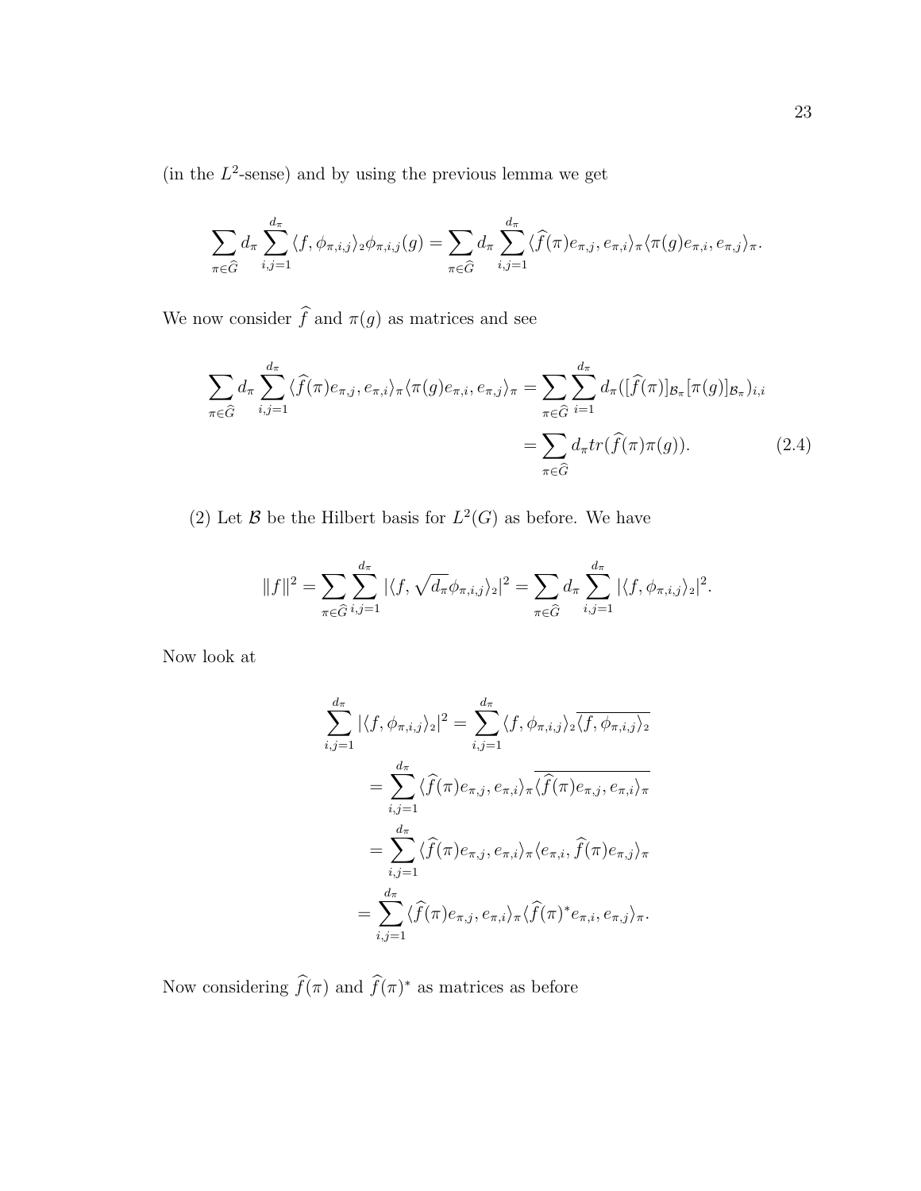(in the $L^2$-sense) and by using the previous lemma we get

$$\sum_{\pi \in \widehat{G}} d_\pi \sum_{i,j=1}^{d_\pi} \langle f, \phi_{\pi,i,j} \rangle_2 \phi_{\pi,i,j}(g) = \sum_{\pi \in \widehat{G}} d_\pi \sum_{i,j=1}^{d_\pi} \langle \widehat{f}(\pi) e_{\pi,j}, e_{\pi,i} \rangle_\pi \langle \pi(g) e_{\pi,i}, e_{\pi,j} \rangle_\pi.$$

We now consider $\widehat{f}$ and $\pi(g)$ as matrices and see

$$\begin{aligned}
\sum_{\pi \in \widehat{G}} d_\pi \sum_{i,j=1}^{d_\pi} \langle \widehat{f}(\pi) e_{\pi,j}, e_{\pi,i} \rangle_\pi \langle \pi(g) e_{\pi,i}, e_{\pi,j} \rangle_\pi &= \sum_{\pi \in \widehat{G}} \sum_{i=1}^{d_\pi} d_\pi ([\widehat{f}(\pi)]_{\mathcal{B}_\pi} [\pi(g)]_{\mathcal{B}_\pi})_{i,i} \\
&= \sum_{\pi \in \widehat{G}} d_\pi tr(\widehat{f}(\pi)\pi(g)). \qquad (2.4)
\end{aligned}$$

(2) Let $\mathcal{B}$ be the Hilbert basis for $L^2(G)$ as before. We have

$$\|f\|^2 = \sum_{\pi \in \widehat{G}} \sum_{i,j=1}^{d_\pi} |\langle f, \sqrt{d_\pi} \phi_{\pi,i,j} \rangle_2|^2 = \sum_{\pi \in \widehat{G}} d_\pi \sum_{i,j=1}^{d_\pi} |\langle f, \phi_{\pi,i,j} \rangle_2|^2.$$

Now look at

$$\begin{aligned}
\sum_{i,j=1}^{d_\pi} |\langle f, \phi_{\pi,i,j} \rangle_2|^2 &= \sum_{i,j=1}^{d_\pi} \langle f, \phi_{\pi,i,j} \rangle_2 \overline{\langle f, \phi_{\pi,i,j} \rangle_2} \\
&= \sum_{i,j=1}^{d_\pi} \langle \widehat{f}(\pi) e_{\pi,j}, e_{\pi,i} \rangle_\pi \overline{\langle \widehat{f}(\pi) e_{\pi,j}, e_{\pi,i} \rangle_\pi} \\
&= \sum_{i,j=1}^{d_\pi} \langle \widehat{f}(\pi) e_{\pi,j}, e_{\pi,i} \rangle_\pi \langle e_{\pi,i}, \widehat{f}(\pi) e_{\pi,j} \rangle_\pi \\
&= \sum_{i,j=1}^{d_\pi} \langle \widehat{f}(\pi) e_{\pi,j}, e_{\pi,i} \rangle_\pi \langle \widehat{f}(\pi)^* e_{\pi,i}, e_{\pi,j} \rangle_\pi.
\end{aligned}$$

Now considering $\widehat{f}(\pi)$ and $\widehat{f}(\pi)^*$ as matrices as before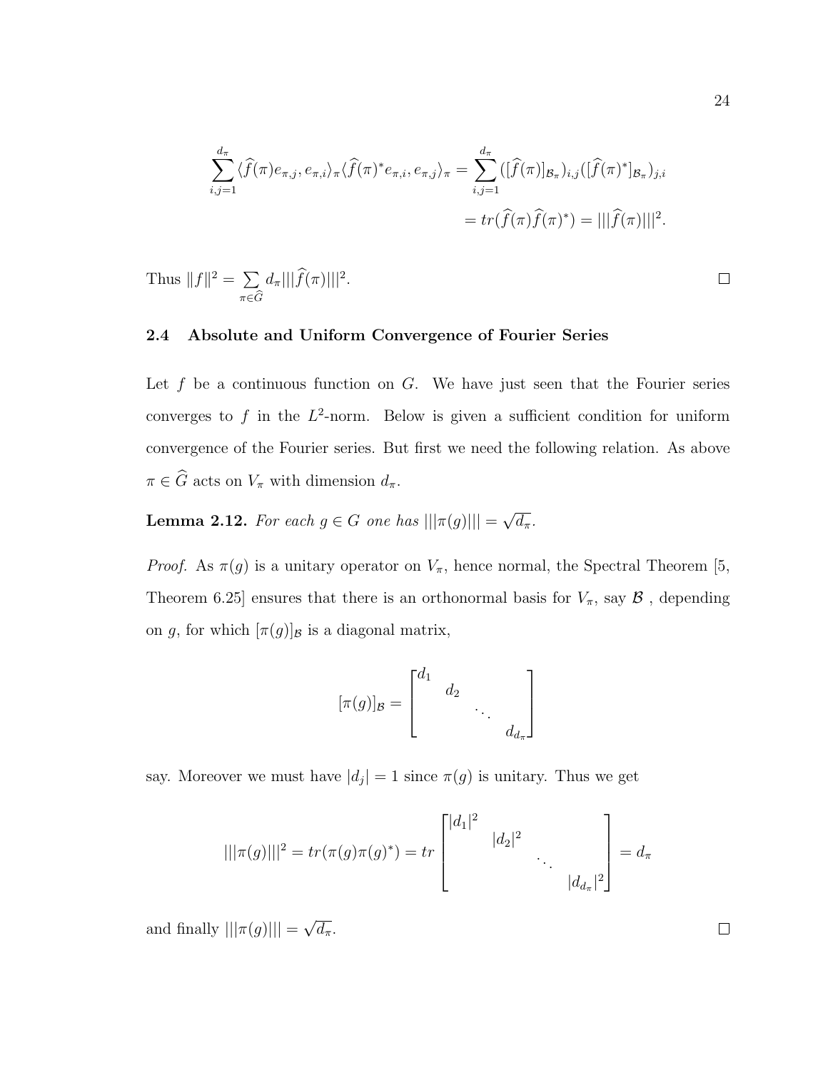$$\sum_{i,j=1}^{d_\pi} \langle \widehat{f}(\pi) e_{\pi,j}, e_{\pi,i} \rangle_\pi \langle \widehat{f}(\pi)^* e_{\pi,i}, e_{\pi,j} \rangle_\pi = \sum_{i,j=1}^{d_\pi} ([\widehat{f}(\pi)]_{\mathcal{B}_\pi})_{i,j} ([\widehat{f}(\pi)^*]_{\mathcal{B}_\pi})_{j,i}$$

$$= tr(\widehat{f}(\pi)\widehat{f}(\pi)^*) = |||\widehat{f}(\pi)|||^2.$$

Thus $\|f\|^2 = \sum_{\pi \in \widehat{G}} d_\pi |||\widehat{f}(\pi)|||^2$. □

## 2.4 Absolute and Uniform Convergence of Fourier Series

Let $f$ be a continuous function on $G$. We have just seen that the Fourier series converges to $f$ in the $L^2$-norm. Below is given a sufficient condition for uniform convergence of the Fourier series. But first we need the following relation. As above $\pi \in \widehat{G}$ acts on $V_\pi$ with dimension $d_\pi$.

**Lemma 2.12.** *For each $g \in G$ one has $|||\pi(g)||| = \sqrt{d_\pi}$.*

*Proof.* As $\pi(g)$ is a unitary operator on $V_\pi$, hence normal, the Spectral Theorem [5, Theorem 6.25] ensures that there is an orthonormal basis for $V_\pi$, say $\mathcal{B}$ , depending on $g$, for which $[\pi(g)]_{\mathcal{B}}$ is a diagonal matrix,

$$[\pi(g)]_{\mathcal{B}} = \begin{bmatrix} d_1 & & & \\ & d_2 & & \\ & & \ddots & \\ & & & d_{d_\pi} \end{bmatrix}$$

say. Moreover we must have $|d_j| = 1$ since $\pi(g)$ is unitary. Thus we get

$$|||\pi(g)|||^2 = tr(\pi(g)\pi(g)^*) = tr \begin{bmatrix} |d_1|^2 & & & \\ & |d_2|^2 & & \\ & & \ddots & \\ & & & |d_{d_\pi}|^2 \end{bmatrix} = d_\pi$$

and finally $|||\pi(g)||| = \sqrt{d_\pi}$. □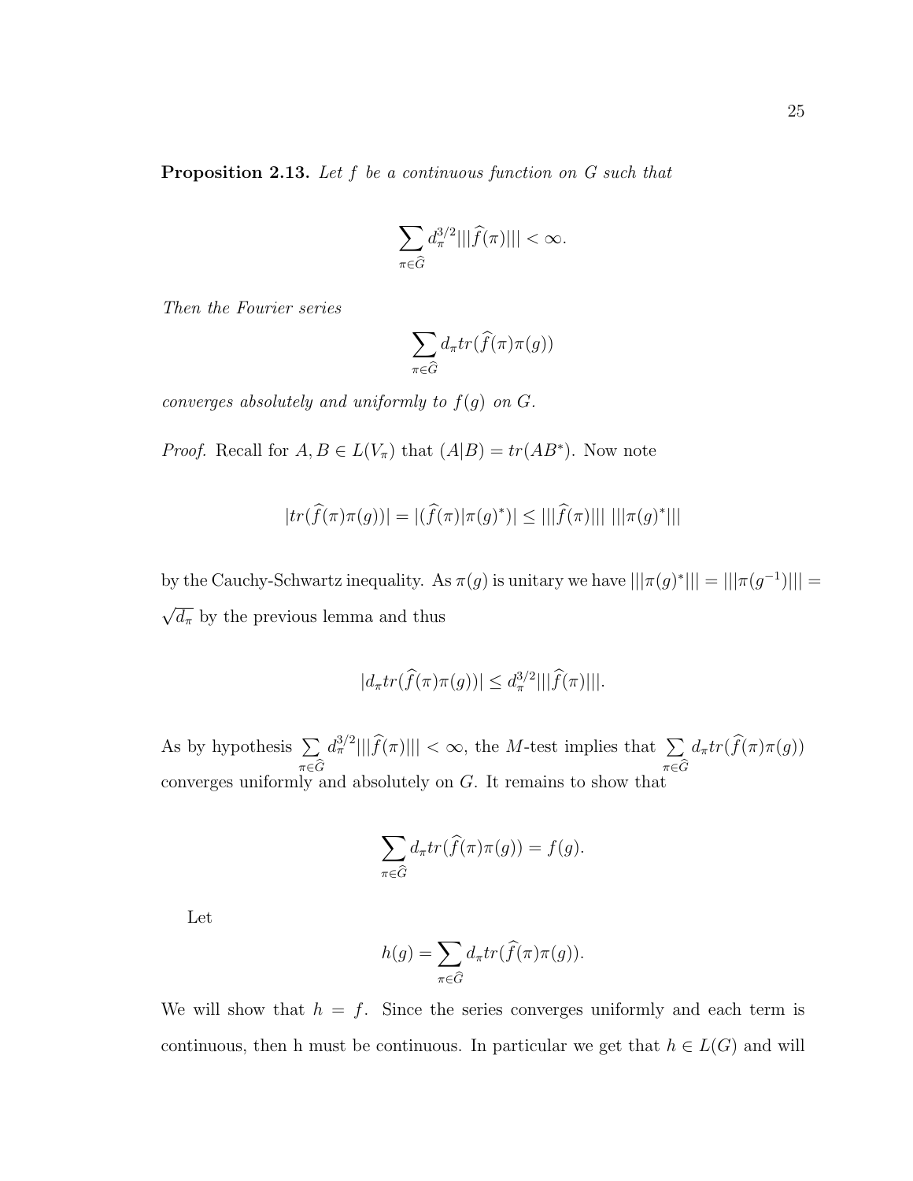**Proposition 2.13.** *Let $f$ be a continuous function on $G$ such that*

$$\sum_{\pi \in \widehat{G}} d_\pi^{3/2} |||\widehat{f}(\pi)||| < \infty.$$

*Then the Fourier series*

$$\sum_{\pi \in \widehat{G}} d_\pi tr(\widehat{f}(\pi)\pi(g))$$

*converges absolutely and uniformly to $f(g)$ on $G$.*

*Proof.* Recall for $A, B \in L(V_\pi)$ that $(A|B) = tr(AB^*)$. Now note

$$|tr(\widehat{f}(\pi)\pi(g))| = |(\widehat{f}(\pi)|\pi(g)^*)| \leq |||\widehat{f}(\pi)||| \; |||\pi(g)^*|||$$

by the Cauchy-Schwartz inequality. As $\pi(g)$ is unitary we have $|||\pi(g)^*||| = |||\pi(g^{-1})||| = \sqrt{d_\pi}$ by the previous lemma and thus

$$|d_\pi tr(\widehat{f}(\pi)\pi(g))| \leq d_\pi^{3/2} |||\widehat{f}(\pi)|||.$$

As by hypothesis $\sum_{\pi \in \widehat{G}} d_\pi^{3/2} |||\widehat{f}(\pi)||| < \infty$, the $M$-test implies that $\sum_{\pi \in \widehat{G}} d_\pi tr(\widehat{f}(\pi)\pi(g))$ converges uniformly and absolutely on $G$. It remains to show that

$$\sum_{\pi \in \widehat{G}} d_\pi tr(\widehat{f}(\pi)\pi(g)) = f(g).$$

Let

$$h(g) = \sum_{\pi \in \widehat{G}} d_\pi tr(\widehat{f}(\pi)\pi(g)).$$

We will show that $h = f$. Since the series converges uniformly and each term is continuous, then h must be continuous. In particular we get that $h \in L(G)$ and will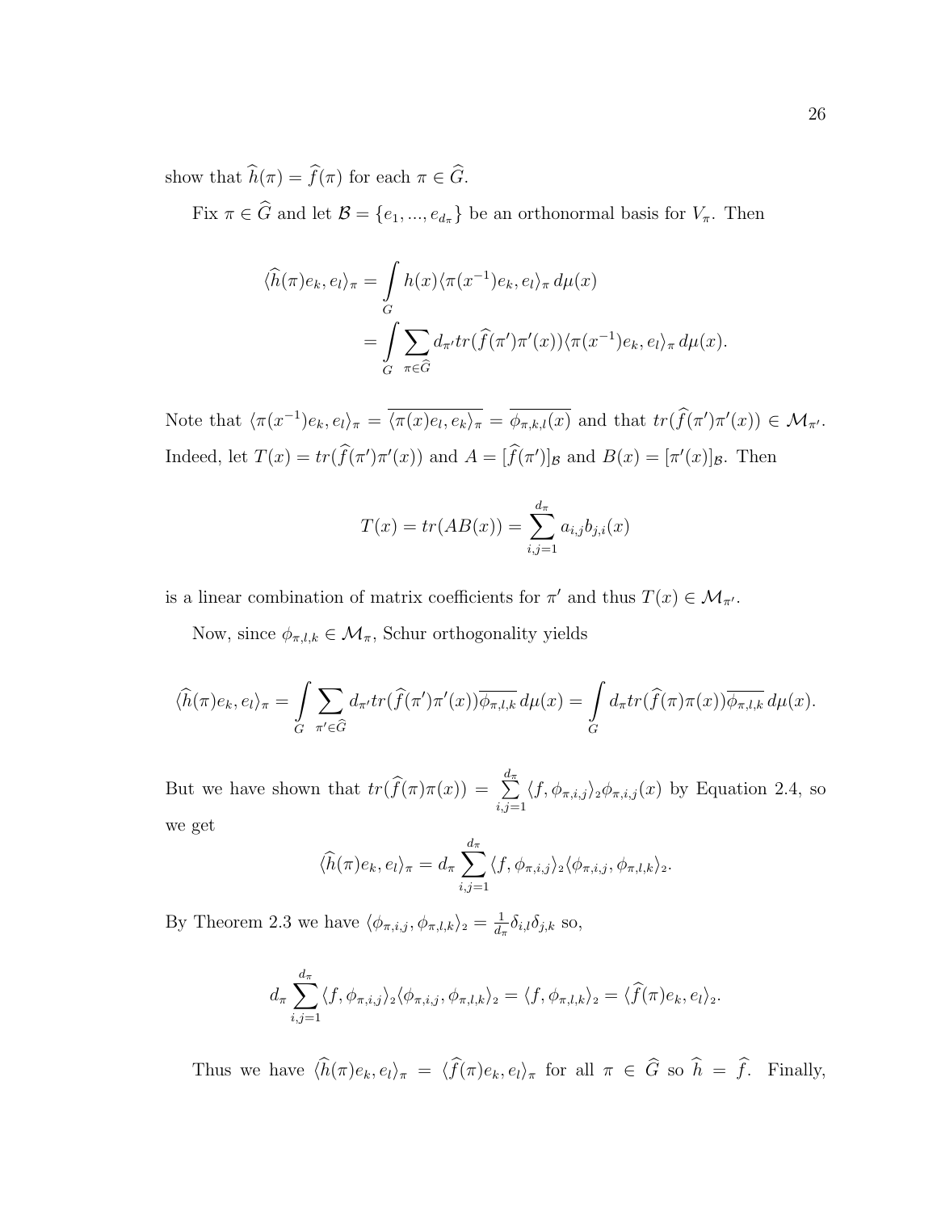show that $\widehat{h}(\pi) = \widehat{f}(\pi)$ for each $\pi \in \widehat{G}$.

Fix $\pi \in \widehat{G}$ and let $\mathcal{B} = \{e_1, ..., e_{d_\pi}\}$ be an orthonormal basis for $V_\pi$. Then

$$\begin{aligned}
\langle \widehat{h}(\pi)e_k, e_l \rangle_\pi &= \int\limits_G h(x) \langle \pi(x^{-1})e_k, e_l \rangle_\pi \, d\mu(x) \\
&= \int\limits_G \sum_{\pi \in \widehat{G}} d_{\pi'} tr(\widehat{f}(\pi')\pi'(x)) \langle \pi(x^{-1})e_k, e_l \rangle_\pi \, d\mu(x).
\end{aligned}$$

Note that $\langle \pi(x^{-1})e_k, e_l \rangle_\pi = \overline{\langle \pi(x)e_l, e_k \rangle_\pi} = \overline{\phi_{\pi,k,l}(x)}$ and that $tr(\widehat{f}(\pi')\pi'(x)) \in \mathcal{M}_{\pi'}$. Indeed, let $T(x) = tr(\widehat{f}(\pi')\pi'(x))$ and $A = [\widehat{f}(\pi')]_{\mathcal{B}}$ and $B(x) = [\pi'(x)]_{\mathcal{B}}$. Then

$$T(x) = tr(AB(x)) = \sum_{i,j=1}^{d_\pi} a_{i,j} b_{j,i}(x)$$

is a linear combination of matrix coefficients for $\pi'$ and thus $T(x) \in \mathcal{M}_{\pi'}$.

Now, since $\phi_{\pi,l,k} \in \mathcal{M}_\pi$, Schur orthogonality yields

$$\langle \widehat{h}(\pi)e_k, e_l \rangle_\pi = \int\limits_G \sum_{\pi' \in \widehat{G}} d_{\pi'} tr(\widehat{f}(\pi')\pi'(x)) \overline{\phi_{\pi,l,k}} \, d\mu(x) = \int\limits_G d_\pi tr(\widehat{f}(\pi)\pi(x)) \overline{\phi_{\pi,l,k}} \, d\mu(x).$$

But we have shown that $tr(\widehat{f}(\pi)\pi(x)) = \sum\limits_{i,j=1}^{d_\pi} \langle f, \phi_{\pi,i,j} \rangle_2 \phi_{\pi,i,j}(x)$ by Equation 2.4, so we get

$$\langle \widehat{h}(\pi)e_k, e_l \rangle_\pi = d_\pi \sum_{i,j=1}^{d_\pi} \langle f, \phi_{\pi,i,j} \rangle_2 \langle \phi_{\pi,i,j}, \phi_{\pi,l,k} \rangle_2.$$

By Theorem 2.3 we have $\langle \phi_{\pi,i,j}, \phi_{\pi,l,k} \rangle_2 = \frac{1}{d_\pi} \delta_{i,l} \delta_{j,k}$ so,

$$d_\pi \sum_{i,j=1}^{d_\pi} \langle f, \phi_{\pi,i,j} \rangle_2 \langle \phi_{\pi,i,j}, \phi_{\pi,l,k} \rangle_2 = \langle f, \phi_{\pi,l,k} \rangle_2 = \langle \widehat{f}(\pi)e_k, e_l \rangle_2.$$

Thus we have $\langle \widehat{h}(\pi)e_k, e_l \rangle_\pi = \langle \widehat{f}(\pi)e_k, e_l \rangle_\pi$ for all $\pi \in \widehat{G}$ so $\widehat{h} = \widehat{f}$. Finally,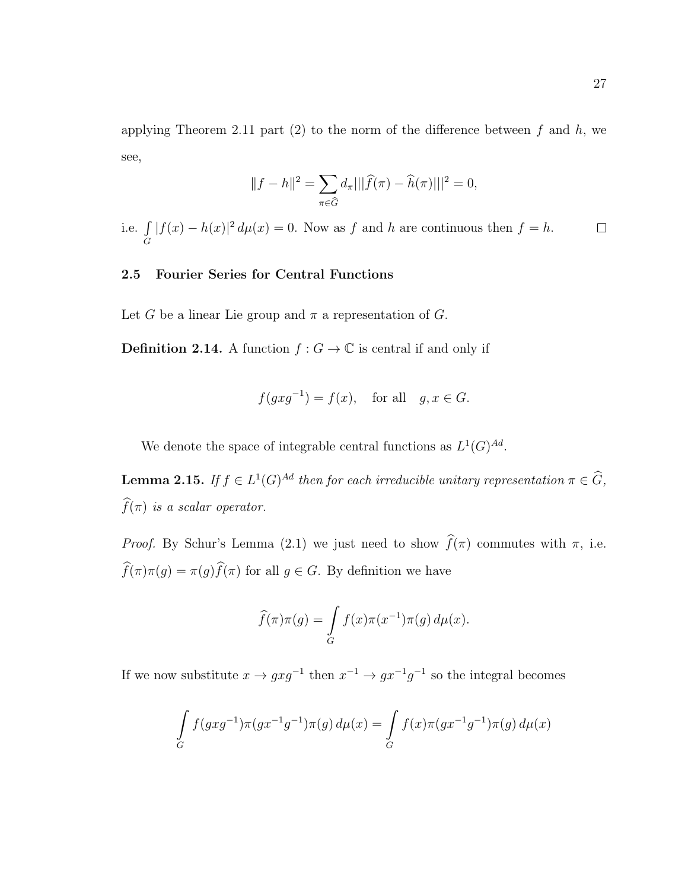applying Theorem 2.11 part (2) to the norm of the difference between $f$ and $h$, we see,

$$\|f - h\|^2 = \sum_{\pi \in \widehat{G}} d_\pi |||\widehat{f}(\pi) - \widehat{h}(\pi)|||^2 = 0,$$

i.e. $\int_G |f(x) - h(x)|^2 \, d\mu(x) = 0$. Now as $f$ and $h$ are continuous then $f = h$. $\square$

## 2.5 Fourier Series for Central Functions

Let $G$ be a linear Lie group and $\pi$ a representation of $G$.

**Definition 2.14.** A function $f : G \to \mathbb{C}$ is central if and only if

$$f(gxg^{-1}) = f(x), \quad \text{for all} \quad g, x \in G.$$

We denote the space of integrable central functions as $L^1(G)^{Ad}$.

**Lemma 2.15.** *If $f \in L^1(G)^{Ad}$ then for each irreducible unitary representation $\pi \in \widehat{G}$, $\widehat{f}(\pi)$ is a scalar operator.*

*Proof.* By Schur's Lemma (2.1) we just need to show $\widehat{f}(\pi)$ commutes with $\pi$, i.e. $\widehat{f}(\pi)\pi(g) = \pi(g)\widehat{f}(\pi)$ for all $g \in G$. By definition we have

$$\widehat{f}(\pi)\pi(g) = \int_G f(x)\pi(x^{-1})\pi(g) \, d\mu(x).$$

If we now substitute $x \to gxg^{-1}$ then $x^{-1} \to gx^{-1}g^{-1}$ so the integral becomes

$$\int_G f(gxg^{-1})\pi(gx^{-1}g^{-1})\pi(g) \, d\mu(x) = \int_G f(x)\pi(gx^{-1}g^{-1})\pi(g) \, d\mu(x)$$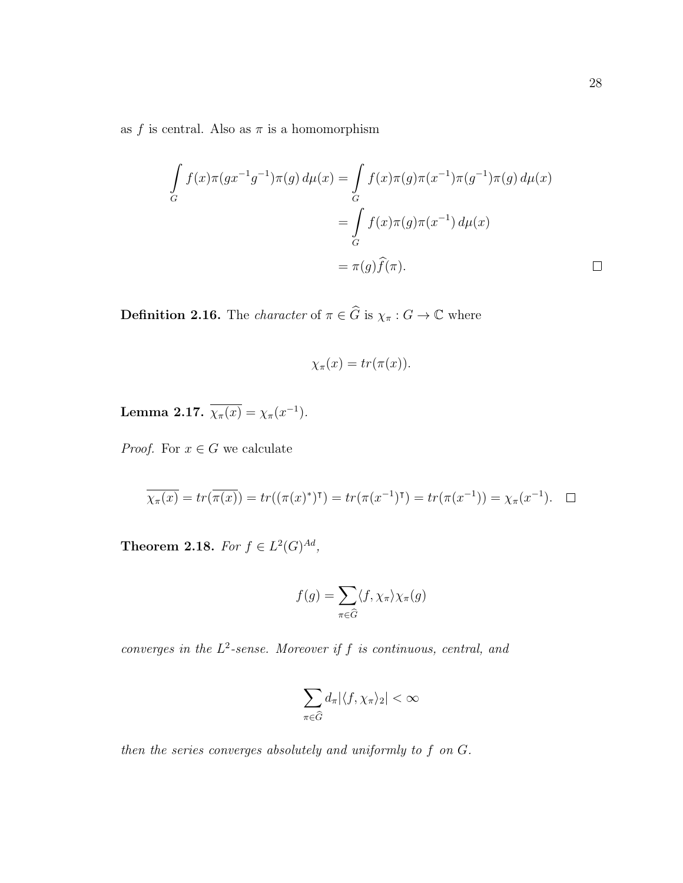as $f$ is central. Also as $\pi$ is a homomorphism

$$
\begin{aligned}
\int_G f(x)\pi(gx^{-1}g^{-1})\pi(g)\,d\mu(x) &= \int_G f(x)\pi(g)\pi(x^{-1})\pi(g^{-1})\pi(g)\,d\mu(x) \\
&= \int_G f(x)\pi(g)\pi(x^{-1})\,d\mu(x) \\
&= \pi(g)\widehat{f}(\pi). \qquad \square
\end{aligned}
$$

**Definition 2.16.** The *character* of $\pi \in \widehat{G}$ is $\chi_\pi : G \to \mathbb{C}$ where

$$
\chi_\pi(x) = tr(\pi(x)).
$$

**Lemma 2.17.** $\overline{\chi_\pi(x)} = \chi_\pi(x^{-1})$.

*Proof.* For $x \in G$ we calculate

$$
\overline{\chi_\pi(x)} = tr(\overline{\pi(x)}) = tr((\pi(x)^*)^\intercal) = tr(\pi(x^{-1})^\intercal) = tr(\pi(x^{-1})) = \chi_\pi(x^{-1}). \quad \square
$$

**Theorem 2.18.** *For $f \in L^2(G)^{Ad}$,*

$$
f(g) = \sum_{\pi \in \widehat{G}} \langle f, \chi_\pi \rangle \chi_\pi(g)
$$

*converges in the $L^2$-sense. Moreover if $f$ is continuous, central, and*

$$
\sum_{\pi \in \widehat{G}} d_\pi |\langle f, \chi_\pi \rangle_2| < \infty
$$

*then the series converges absolutely and uniformly to $f$ on $G$.*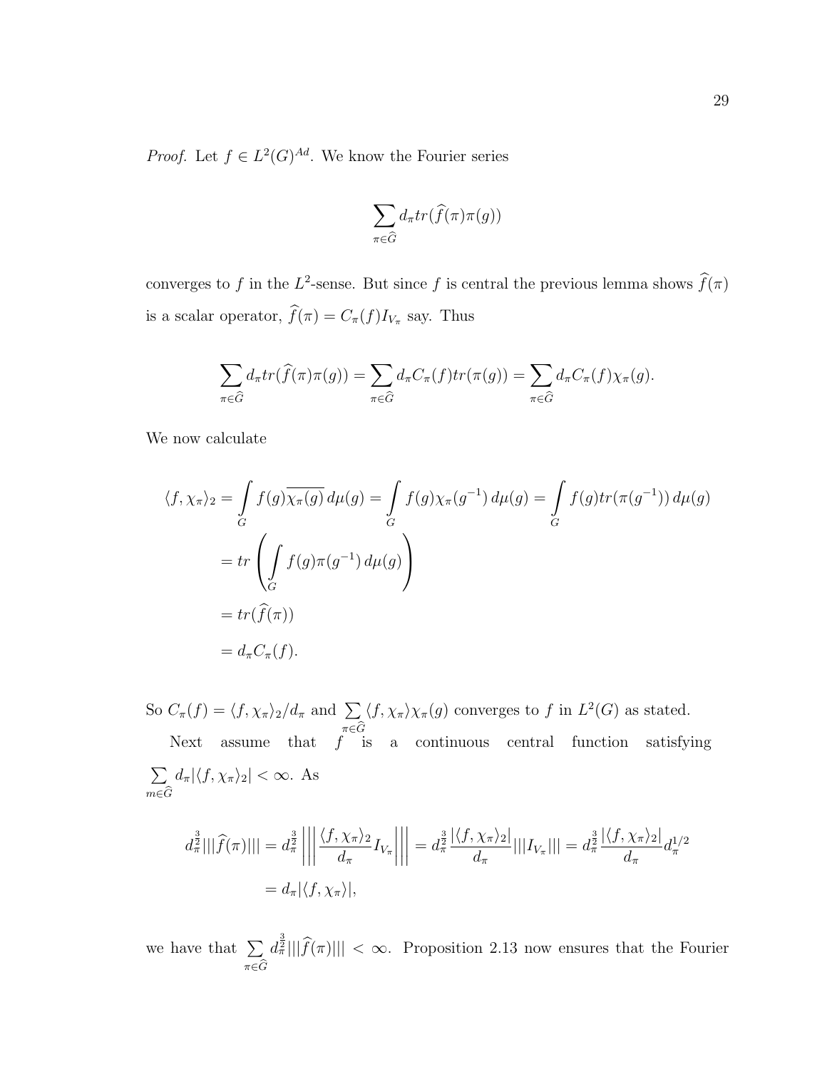*Proof.* Let $f \in L^2(G)^{Ad}$. We know the Fourier series

$$\sum_{\pi \in \widehat{G}} d_\pi tr(\widehat{f}(\pi)\pi(g))$$

converges to $f$ in the $L^2$-sense. But since $f$ is central the previous lemma shows $\widehat{f}(\pi)$ is a scalar operator, $\widehat{f}(\pi) = C_\pi(f) I_{V_\pi}$ say. Thus

$$\sum_{\pi \in \widehat{G}} d_\pi tr(\widehat{f}(\pi)\pi(g)) = \sum_{\pi \in \widehat{G}} d_\pi C_\pi(f) tr(\pi(g)) = \sum_{\pi \in \widehat{G}} d_\pi C_\pi(f) \chi_\pi(g).$$

We now calculate

$$\begin{aligned}
\langle f, \chi_\pi \rangle_2 &= \int_G f(g)\overline{\chi_\pi(g)}\, d\mu(g) = \int_G f(g)\chi_\pi(g^{-1})\, d\mu(g) = \int_G f(g) tr(\pi(g^{-1}))\, d\mu(g) \\
&= tr\left( \int_G f(g)\pi(g^{-1})\, d\mu(g) \right) \\
&= tr(\widehat{f}(\pi)) \\
&= d_\pi C_\pi(f).
\end{aligned}$$

So $C_\pi(f) = \langle f, \chi_\pi \rangle_2 / d_\pi$ and $\sum_{\pi \in \widehat{G}} \langle f, \chi_\pi \rangle \chi_\pi(g)$ converges to $f$ in $L^2(G)$ as stated.

Next assume that $f$ is a continuous central function satisfying $\sum_{m \in \widehat{G}} d_\pi |\langle f, \chi_\pi \rangle_2| < \infty$. As

$$\begin{aligned}
d_\pi^{\frac{3}{2}} |||\widehat{f}(\pi)||| &= d_\pi^{\frac{3}{2}} \left|\left|\left| \frac{\langle f, \chi_\pi \rangle_2}{d_\pi} I_{V_\pi} \right|\right|\right| = d_\pi^{\frac{3}{2}} \frac{|\langle f, \chi_\pi \rangle_2|}{d_\pi} |||I_{V_\pi}||| = d_\pi^{\frac{3}{2}} \frac{|\langle f, \chi_\pi \rangle_2|}{d_\pi} d_\pi^{1/2} \\
&= d_\pi |\langle f, \chi_\pi \rangle|,
\end{aligned}$$

we have that $\sum_{\pi \in \widehat{G}} d_\pi^{\frac{3}{2}} |||\widehat{f}(\pi)||| < \infty$. Proposition 2.13 now ensures that the Fourier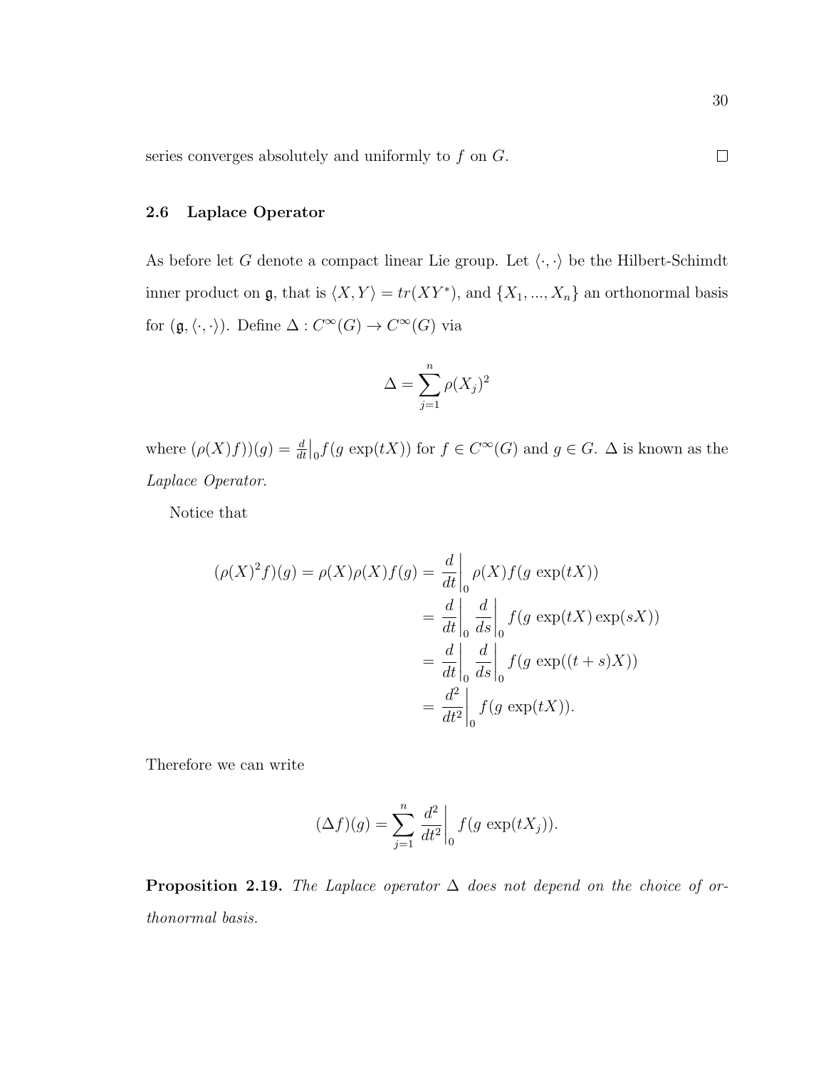series converges absolutely and uniformly to $f$ on $G$. $\square$

### 2.6 Laplace Operator

As before let $G$ denote a compact linear Lie group. Let $\langle \cdot, \cdot \rangle$ be the Hilbert-Schimdt inner product on $\mathfrak{g}$, that is $\langle X, Y \rangle = tr(XY^*)$, and $\{X_1, ..., X_n\}$ an orthonormal basis for $(\mathfrak{g}, \langle \cdot, \cdot \rangle)$. Define $\Delta : C^\infty(G) \to C^\infty(G)$ via

$$\Delta = \sum_{j=1}^{n} \rho(X_j)^2$$

where $(\rho(X)f))(g) = \frac{d}{dt}\Big|_0 f(g\ \exp(tX))$ for $f \in C^\infty(G)$ and $g \in G$. $\Delta$ is known as the *Laplace Operator*.

Notice that

$$\begin{aligned}
(\rho(X)^2 f)(g) = \rho(X)\rho(X)f(g) &= \frac{d}{dt}\bigg|_0 \rho(X)f(g\ \exp(tX)) \\
&= \frac{d}{dt}\bigg|_0 \frac{d}{ds}\bigg|_0 f(g\ \exp(tX)\exp(sX)) \\
&= \frac{d}{dt}\bigg|_0 \frac{d}{ds}\bigg|_0 f(g\ \exp((t+s)X)) \\
&= \frac{d^2}{dt^2}\bigg|_0 f(g\ \exp(tX)).
\end{aligned}$$

Therefore we can write

$$(\Delta f)(g) = \sum_{j=1}^{n} \frac{d^2}{dt^2}\bigg|_0 f(g\ \exp(tX_j)).$$

**Proposition 2.19.** *The Laplace operator $\Delta$ does not depend on the choice of orthonormal basis.*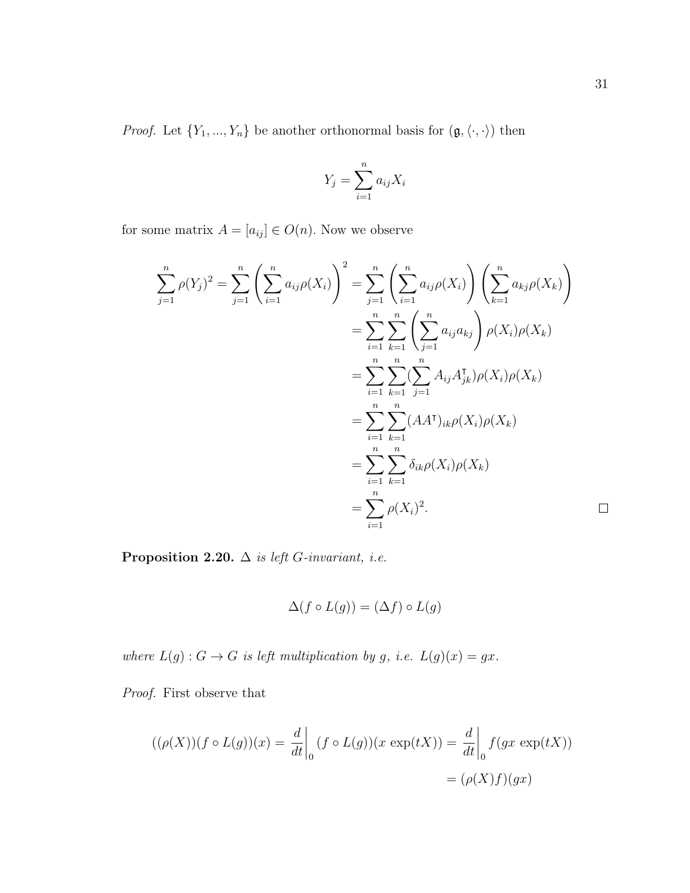*Proof.* Let $\{Y_1, ..., Y_n\}$ be another orthonormal basis for $(\mathfrak{g}, \langle \cdot, \cdot \rangle)$ then

$$Y_j = \sum_{i=1}^{n} a_{ij} X_i$$

for some matrix $A = [a_{ij}] \in O(n)$. Now we observe

$$\begin{aligned}
\sum_{j=1}^{n} \rho(Y_j)^2 = \sum_{j=1}^{n} \left( \sum_{i=1}^{n} a_{ij} \rho(X_i) \right)^2 &= \sum_{j=1}^{n} \left( \sum_{i=1}^{n} a_{ij} \rho(X_i) \right) \left( \sum_{k=1}^{n} a_{kj} \rho(X_k) \right) \\
&= \sum_{i=1}^{n} \sum_{k=1}^{n} \left( \sum_{j=1}^{n} a_{ij} a_{kj} \right) \rho(X_i) \rho(X_k) \\
&= \sum_{i=1}^{n} \sum_{k=1}^{n} (\sum_{j=1}^{n} A_{ij} A^{\intercal}_{jk}) \rho(X_i) \rho(X_k) \\
&= \sum_{i=1}^{n} \sum_{k=1}^{n} (AA^{\intercal})_{ik} \rho(X_i) \rho(X_k) \\
&= \sum_{i=1}^{n} \sum_{k=1}^{n} \delta_{ik} \rho(X_i) \rho(X_k) \\
&= \sum_{i=1}^{n} \rho(X_i)^2.
\end{aligned}$$

□

**Proposition 2.20.** *$\Delta$ is left $G$-invariant, i.e.*

$$\Delta(f \circ L(g)) = (\Delta f) \circ L(g)$$

*where $L(g) : G \to G$ is left multiplication by $g$, i.e. $L(g)(x) = gx$.*

*Proof.* First observe that

$$\begin{aligned}
((\rho(X))(f \circ L(g))(x) = \left.\frac{d}{dt}\right|_0 (f \circ L(g))(x \exp(tX)) = \left.\frac{d}{dt}\right|_0 f(gx \exp(tX)) \\
= (\rho(X)f)(gx)
\end{aligned}$$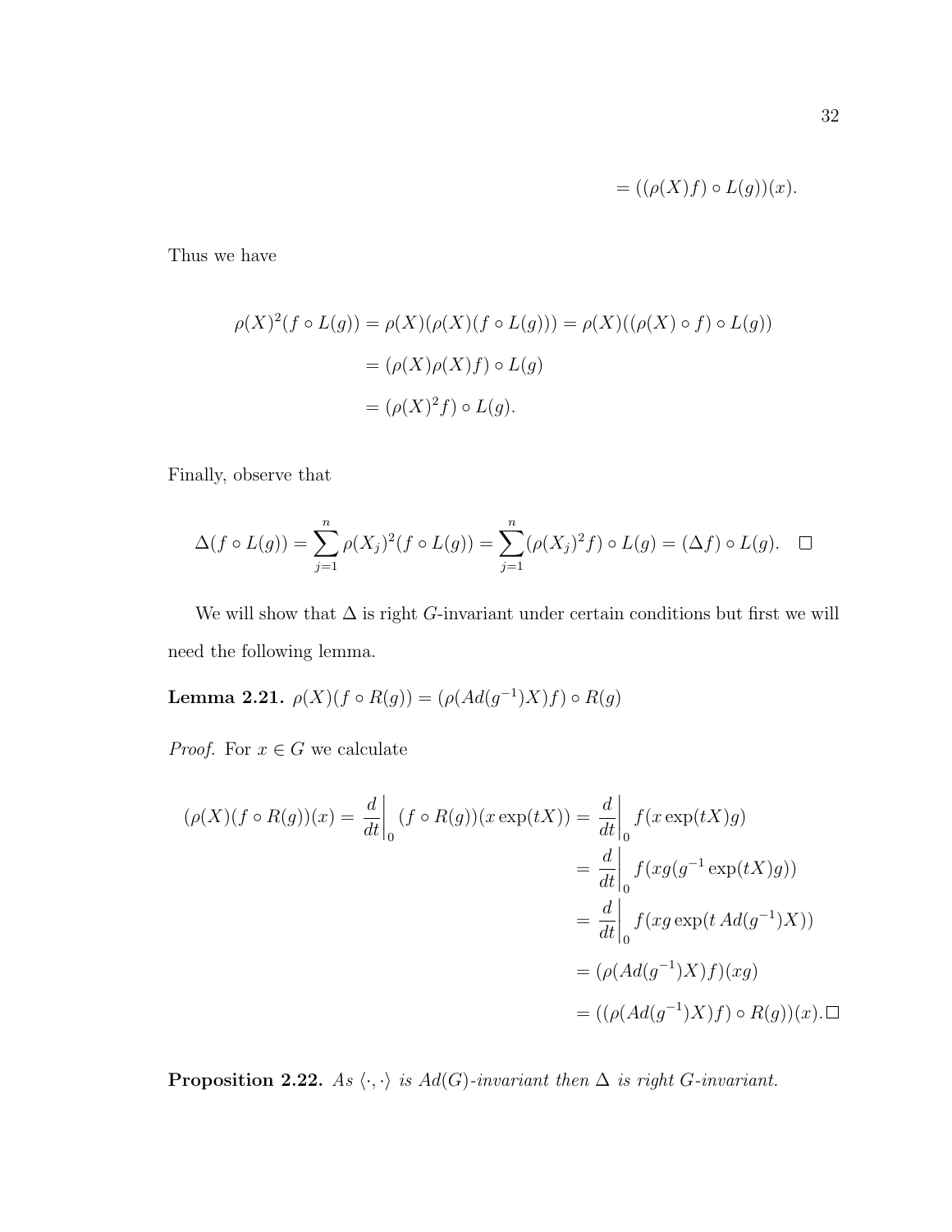$$= ((\rho(X)f) \circ L(g))(x).$$

Thus we have

$$\begin{aligned}
\rho(X)^2(f \circ L(g)) = \rho(X)(\rho(X)(f \circ L(g))) &= \rho(X)((\rho(X) \circ f) \circ L(g)) \\
&= (\rho(X)\rho(X)f) \circ L(g) \\
&= (\rho(X)^2 f) \circ L(g).
\end{aligned}$$

Finally, observe that

$$\Delta(f \circ L(g)) = \sum_{j=1}^{n} \rho(X_j)^2(f \circ L(g)) = \sum_{j=1}^{n} (\rho(X_j)^2 f) \circ L(g) = (\Delta f) \circ L(g). \quad \square$$

We will show that $\Delta$ is right $G$-invariant under certain conditions but first we will need the following lemma.

**Lemma 2.21.** $\rho(X)(f \circ R(g)) = (\rho(Ad(g^{-1})X)f) \circ R(g)$

*Proof.* For $x \in G$ we calculate

$$\begin{aligned}
(\rho(X)(f \circ R(g))(x) = \frac{d}{dt}\bigg|_0 (f \circ R(g))(x \exp(tX)) &= \frac{d}{dt}\bigg|_0 f(x \exp(tX)g) \\
&= \frac{d}{dt}\bigg|_0 f(xg(g^{-1} \exp(tX)g)) \\
&= \frac{d}{dt}\bigg|_0 f(xg \exp(t\, Ad(g^{-1})X)) \\
&= (\rho(Ad(g^{-1})X)f)(xg) \\
&= ((\rho(Ad(g^{-1})X)f) \circ R(g))(x). \square
\end{aligned}$$

**Proposition 2.22.** *As $\langle \cdot, \cdot \rangle$ is $Ad(G)$-invariant then $\Delta$ is right $G$-invariant.*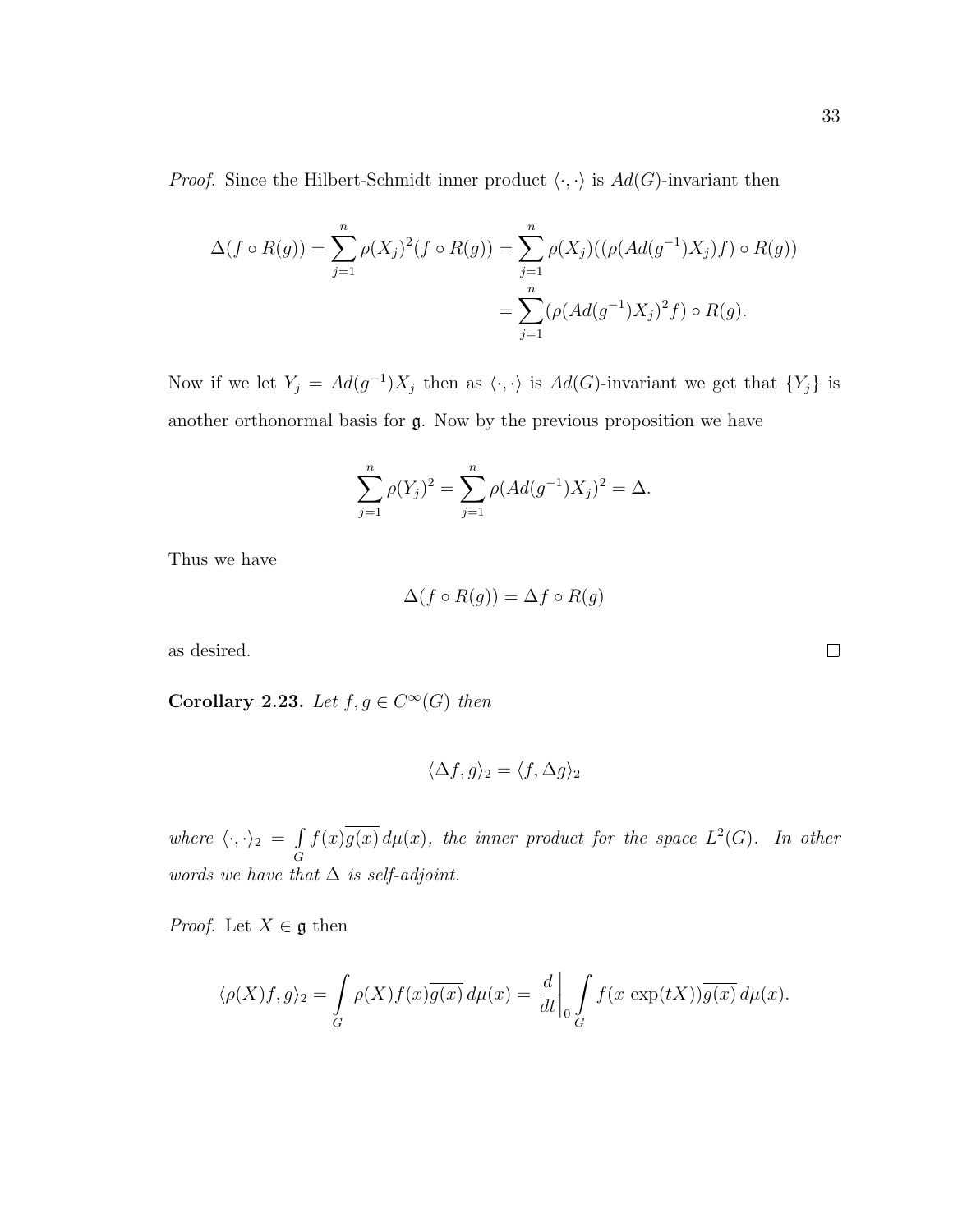*Proof.* Since the Hilbert-Schmidt inner product $\langle \cdot, \cdot \rangle$ is $Ad(G)$-invariant then

$$\Delta(f \circ R(g)) = \sum_{j=1}^{n} \rho(X_j)^2 (f \circ R(g)) = \sum_{j=1}^{n} \rho(X_j)((\rho(Ad(g^{-1})X_j)f) \circ R(g))$$
$$= \sum_{j=1}^{n} (\rho(Ad(g^{-1})X_j)^2 f) \circ R(g).$$

Now if we let $Y_j = Ad(g^{-1})X_j$ then as $\langle \cdot, \cdot \rangle$ is $Ad(G)$-invariant we get that $\{Y_j\}$ is another orthonormal basis for $\mathfrak{g}$. Now by the previous proposition we have

$$\sum_{j=1}^{n} \rho(Y_j)^2 = \sum_{j=1}^{n} \rho(Ad(g^{-1})X_j)^2 = \Delta.$$

Thus we have

$$\Delta(f \circ R(g)) = \Delta f \circ R(g)$$

as desired. $\square$

**Corollary 2.23.** *Let $f, g \in C^{\infty}(G)$ then*

$$\langle \Delta f, g \rangle_2 = \langle f, \Delta g \rangle_2$$

*where $\langle \cdot, \cdot \rangle_2 = \int_G f(x)\overline{g(x)}\, d\mu(x)$, the inner product for the space $L^2(G)$. In other words we have that $\Delta$ is self-adjoint.*

*Proof.* Let $X \in \mathfrak{g}$ then

$$\langle \rho(X)f, g \rangle_2 = \int_G \rho(X)f(x)\overline{g(x)}\, d\mu(x) = \frac{d}{dt}\bigg|_0 \int_G f(x \exp(tX))\overline{g(x)}\, d\mu(x).$$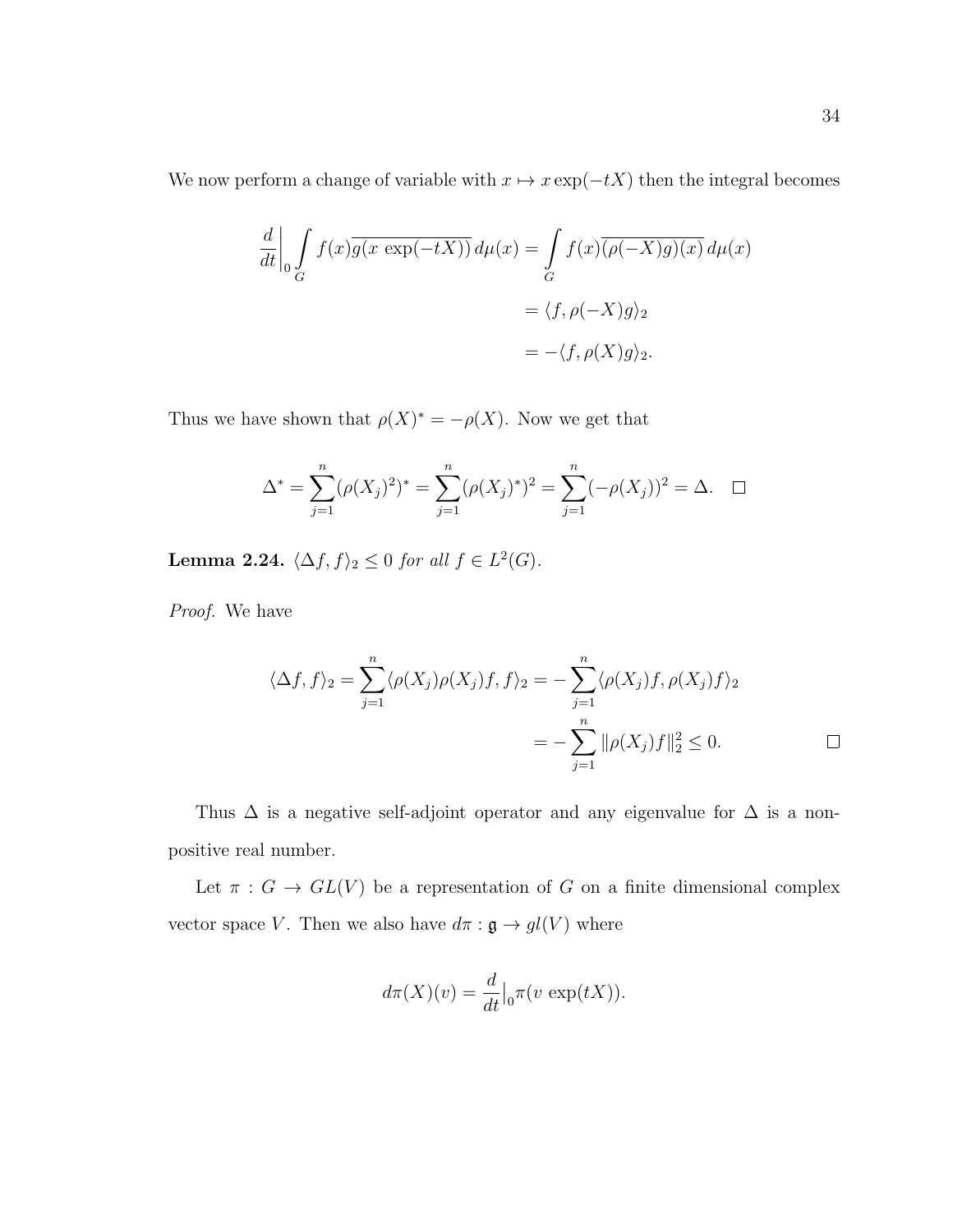We now perform a change of variable with $x \mapsto x \exp(-tX)$ then the integral becomes

$$
\begin{aligned}
\frac{d}{dt}\Big|_0 \int_G f(x)\overline{g(x\,\exp(-tX))}\,d\mu(x) &= \int_G f(x)\overline{(\rho(-X)g)(x)}\,d\mu(x) \\
&= \langle f, \rho(-X)g\rangle_2 \\
&= -\langle f, \rho(X)g\rangle_2.
\end{aligned}
$$

Thus we have shown that $\rho(X)^* = -\rho(X)$. Now we get that

$$
\Delta^* = \sum_{j=1}^{n} (\rho(X_j)^2)^* = \sum_{j=1}^{n} (\rho(X_j)^*)^2 = \sum_{j=1}^{n} (-\rho(X_j))^2 = \Delta. \quad \square
$$

**Lemma 2.24.** *$\langle \Delta f, f\rangle_2 \leq 0$ for all $f \in L^2(G)$.*

*Proof.* We have

$$
\begin{aligned}
\langle \Delta f, f\rangle_2 = \sum_{j=1}^{n} \langle \rho(X_j)\rho(X_j)f, f\rangle_2 &= -\sum_{j=1}^{n} \langle \rho(X_j)f, \rho(X_j)f\rangle_2 \\
&= -\sum_{j=1}^{n} \|\rho(X_j)f\|_2^2 \leq 0.
\end{aligned}
$$

$\square$

Thus $\Delta$ is a negative self-adjoint operator and any eigenvalue for $\Delta$ is a non-positive real number.

Let $\pi : G \to GL(V)$ be a representation of $G$ on a finite dimensional complex vector space $V$. Then we also have $d\pi : \mathfrak{g} \to gl(V)$ where

$$
d\pi(X)(v) = \frac{d}{dt}\Big|_0 \pi(v\,\exp(tX)).
$$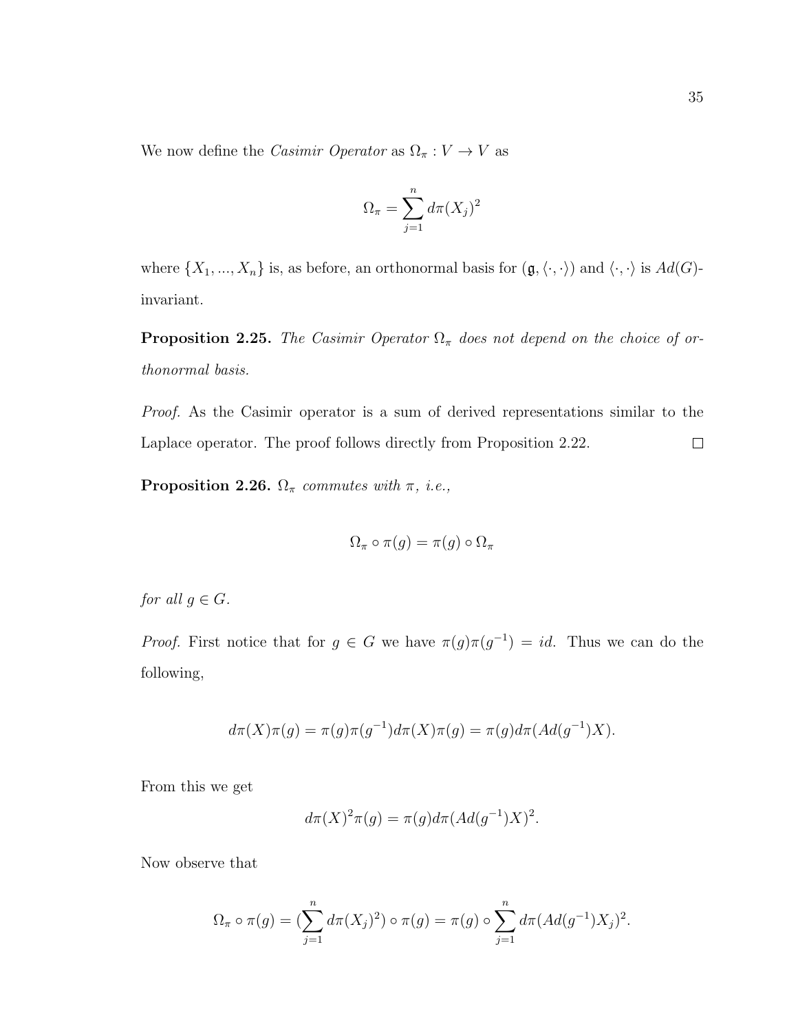We now define the *Casimir Operator* as $\Omega_\pi : V \to V$ as

$$\Omega_\pi = \sum_{j=1}^{n} d\pi(X_j)^2$$

where $\{X_1, ..., X_n\}$ is, as before, an orthonormal basis for $(\mathfrak{g}, \langle \cdot, \cdot \rangle)$ and $\langle \cdot, \cdot \rangle$ is $Ad(G)$-invariant.

**Proposition 2.25.** *The Casimir Operator $\Omega_\pi$ does not depend on the choice of orthonormal basis.*

*Proof.* As the Casimir operator is a sum of derived representations similar to the Laplace operator. The proof follows directly from Proposition 2.22. $\square$

**Proposition 2.26.** *$\Omega_\pi$ commutes with $\pi$, i.e.,*

$$\Omega_\pi \circ \pi(g) = \pi(g) \circ \Omega_\pi$$

*for all $g \in G$.*

*Proof.* First notice that for $g \in G$ we have $\pi(g)\pi(g^{-1}) = id$. Thus we can do the following,

$$d\pi(X)\pi(g) = \pi(g)\pi(g^{-1})d\pi(X)\pi(g) = \pi(g)d\pi(Ad(g^{-1})X).$$

From this we get

$$d\pi(X)^2\pi(g) = \pi(g)d\pi(Ad(g^{-1})X)^2.$$

Now observe that

$$\Omega_\pi \circ \pi(g) = (\sum_{j=1}^{n} d\pi(X_j)^2) \circ \pi(g) = \pi(g) \circ \sum_{j=1}^{n} d\pi(Ad(g^{-1})X_j)^2.$$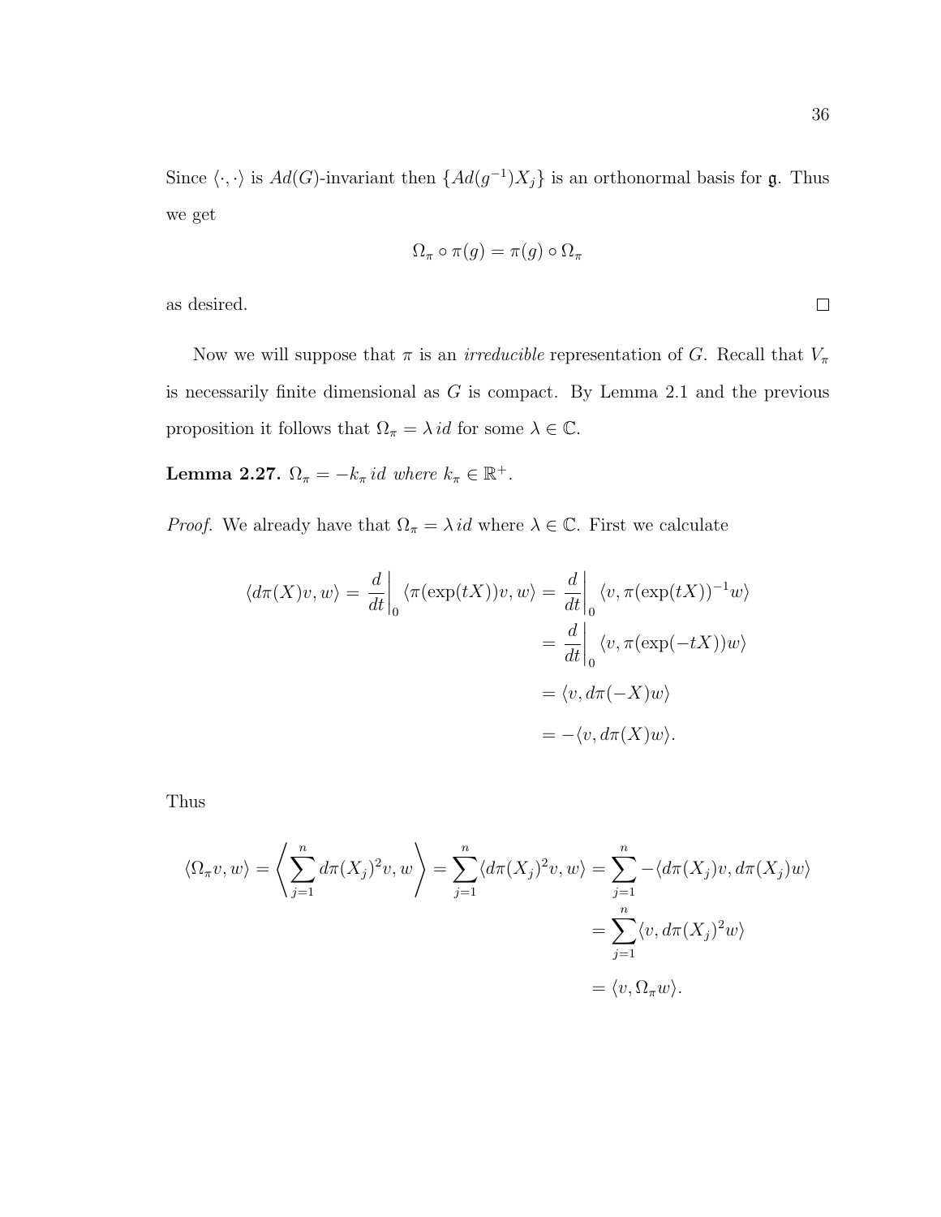Since $\langle \cdot, \cdot \rangle$ is $Ad(G)$-invariant then $\{Ad(g^{-1})X_j\}$ is an orthonormal basis for $\mathfrak{g}$. Thus we get

$$\Omega_\pi \circ \pi(g) = \pi(g) \circ \Omega_\pi$$

as desired. $\square$

Now we will suppose that $\pi$ is an *irreducible* representation of $G$. Recall that $V_\pi$ is necessarily finite dimensional as $G$ is compact. By Lemma 2.1 and the previous proposition it follows that $\Omega_\pi = \lambda \, id$ for some $\lambda \in \mathbb{C}$.

**Lemma 2.27.** *$\Omega_\pi = -k_\pi \, id$ where $k_\pi \in \mathbb{R}^+$.*

*Proof.* We already have that $\Omega_\pi = \lambda \, id$ where $\lambda \in \mathbb{C}$. First we calculate

$$\begin{aligned}
\langle d\pi(X)v, w \rangle = \left.\frac{d}{dt}\right|_0 \langle \pi(\exp(tX))v, w \rangle &= \left.\frac{d}{dt}\right|_0 \langle v, \pi(\exp(tX))^{-1} w \rangle \\
&= \left.\frac{d}{dt}\right|_0 \langle v, \pi(\exp(-tX)) w \rangle \\
&= \langle v, d\pi(-X)w \rangle \\
&= -\langle v, d\pi(X)w \rangle.
\end{aligned}$$

Thus

$$\begin{aligned}
\langle \Omega_\pi v, w \rangle = \left\langle \sum_{j=1}^{n} d\pi(X_j)^2 v, w \right\rangle = \sum_{j=1}^{n} \langle d\pi(X_j)^2 v, w \rangle &= \sum_{j=1}^{n} -\langle d\pi(X_j)v, d\pi(X_j)w \rangle \\
&= \sum_{j=1}^{n} \langle v, d\pi(X_j)^2 w \rangle \\
&= \langle v, \Omega_\pi w \rangle.
\end{aligned}$$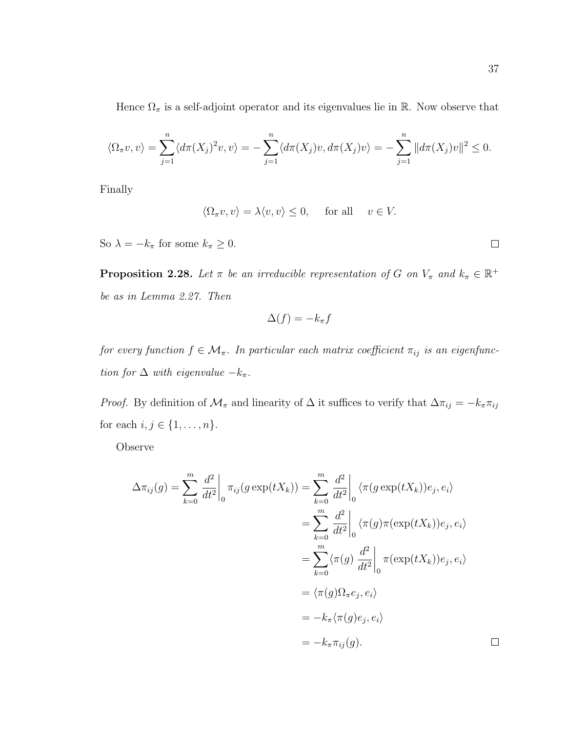Hence $\Omega_\pi$ is a self-adjoint operator and its eigenvalues lie in $\mathbb{R}$. Now observe that

$$\langle \Omega_\pi v, v \rangle = \sum_{j=1}^{n} \langle d\pi(X_j)^2 v, v \rangle = -\sum_{j=1}^{n} \langle d\pi(X_j)v, d\pi(X_j)v \rangle = -\sum_{j=1}^{n} \|d\pi(X_j)v\|^2 \leq 0.$$

Finally

$$\langle \Omega_\pi v, v \rangle = \lambda \langle v, v \rangle \leq 0, \quad \text{for all} \quad v \in V.$$

So $\lambda = -k_\pi$ for some $k_\pi \geq 0$. $\square$

**Proposition 2.28.** *Let $\pi$ be an irreducible representation of $G$ on $V_\pi$ and $k_\pi \in \mathbb{R}^+$ be as in Lemma 2.27. Then*

$$\Delta(f) = -k_\pi f$$

*for every function $f \in \mathcal{M}_\pi$. In particular each matrix coefficient $\pi_{ij}$ is an eigenfunction for $\Delta$ with eigenvalue $-k_\pi$.*

*Proof.* By definition of $\mathcal{M}_\pi$ and linearity of $\Delta$ it suffices to verify that $\Delta \pi_{ij} = -k_\pi \pi_{ij}$ for each $i, j \in \{1, \ldots, n\}$.

Observe

$$\begin{aligned}
\Delta \pi_{ij}(g) = \sum_{k=0}^{m} \left.\frac{d^2}{dt^2}\right|_0 \pi_{ij}(g \exp(tX_k)) &= \sum_{k=0}^{m} \left.\frac{d^2}{dt^2}\right|_0 \langle \pi(g \exp(tX_k)) e_j, e_i \rangle \\
&= \sum_{k=0}^{m} \left.\frac{d^2}{dt^2}\right|_0 \langle \pi(g) \pi(\exp(tX_k)) e_j, e_i \rangle \\
&= \sum_{k=0}^{m} \langle \pi(g) \left.\frac{d^2}{dt^2}\right|_0 \pi(\exp(tX_k)) e_j, e_i \rangle \\
&= \langle \pi(g) \Omega_\pi e_j, e_i \rangle \\
&= -k_\pi \langle \pi(g) e_j, e_i \rangle \\
&= -k_\pi \pi_{ij}(g).
\end{aligned}$$

$\square$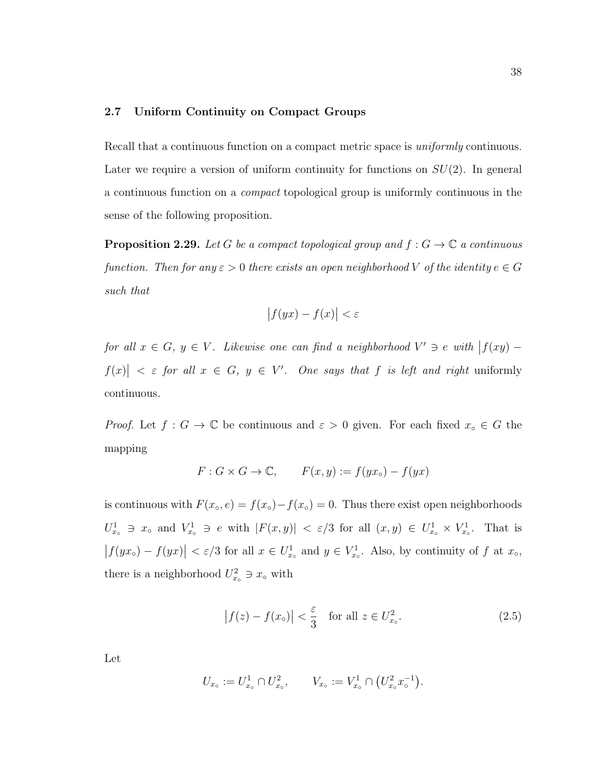## 2.7 Uniform Continuity on Compact Groups

Recall that a continuous function on a compact metric space is *uniformly* continuous. Later we require a version of uniform continuity for functions on $SU(2)$. In general a continuous function on a *compact* topological group is uniformly continuous in the sense of the following proposition.

**Proposition 2.29.** *Let $G$ be a compact topological group and $f : G \to \mathbb{C}$ a continuous function. Then for any $\varepsilon > 0$ there exists an open neighborhood $V$ of the identity $e \in G$ such that*

$$\big|f(yx) - f(x)\big| < \varepsilon$$

*for all $x \in G$, $y \in V$. Likewise one can find a neighborhood $V' \ni e$ with $\big|f(xy) - f(x)\big| < \varepsilon$ for all $x \in G$, $y \in V'$. One says that $f$ is left and right* uniformly continuous.

*Proof.* Let $f : G \to \mathbb{C}$ be continuous and $\varepsilon > 0$ given. For each fixed $x_\circ \in G$ the mapping

$$F : G \times G \to \mathbb{C}, \qquad F(x, y) := f(yx_\circ) - f(yx)$$

is continuous with $F(x_\circ, e) = f(x_\circ) - f(x_\circ) = 0$. Thus there exist open neighborhoods $U^1_{x_\circ} \ni x_\circ$ and $V^1_{x_\circ} \ni e$ with $|F(x, y)| < \varepsilon/3$ for all $(x, y) \in U^1_{x_\circ} \times V^1_{x_\circ}$. That is $\big|f(yx_\circ) - f(yx)\big| < \varepsilon/3$ for all $x \in U^1_{x_\circ}$ and $y \in V^1_{x_\circ}$. Also, by continuity of $f$ at $x_\circ$, there is a neighborhood $U^2_{x_\circ} \ni x_\circ$ with

$$\big|f(z) - f(x_\circ)\big| < \frac{\varepsilon}{3} \quad \text{for all } z \in U^2_{x_\circ}. \tag{2.5}$$

Let

$$U_{x_\circ} := U^1_{x_\circ} \cap U^2_{x_\circ}, \qquad V_{x_\circ} := V^1_{x_\circ} \cap \big(U^2_{x_\circ} x_\circ^{-1}\big).$$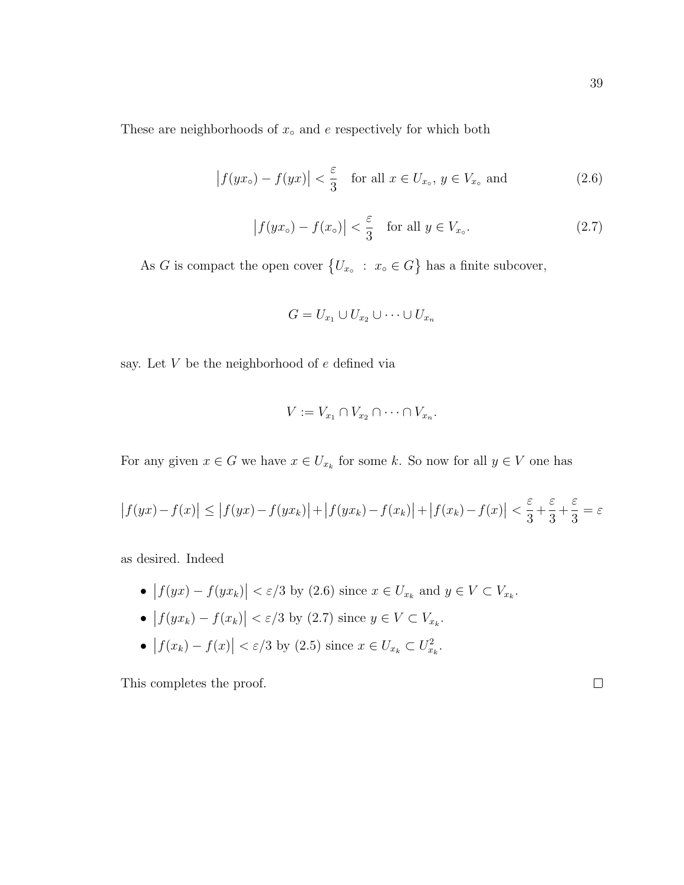These are neighborhoods of $x_\circ$ and $e$ respectively for which both

$$\big|f(yx_\circ) - f(yx)\big| < \frac{\varepsilon}{3} \quad \text{for all } x \in U_{x_\circ},\ y \in V_{x_\circ} \text{ and} \tag{2.6}$$

$$\big|f(yx_\circ) - f(x_\circ)\big| < \frac{\varepsilon}{3} \quad \text{for all } y \in V_{x_\circ}. \tag{2.7}$$

As $G$ is compact the open cover $\{U_{x_\circ}\ :\ x_\circ \in G\}$ has a finite subcover,

$$G = U_{x_1} \cup U_{x_2} \cup \cdots \cup U_{x_n}$$

say. Let $V$ be the neighborhood of $e$ defined via

$$V := V_{x_1} \cap V_{x_2} \cap \cdots \cap V_{x_n}.$$

For any given $x \in G$ we have $x \in U_{x_k}$ for some $k$. So now for all $y \in V$ one has

$$\big|f(yx) - f(x)\big| \leq \big|f(yx) - f(yx_k)\big| + \big|f(yx_k) - f(x_k)\big| + \big|f(x_k) - f(x)\big| < \frac{\varepsilon}{3} + \frac{\varepsilon}{3} + \frac{\varepsilon}{3} = \varepsilon$$

as desired. Indeed

- $\big|f(yx) - f(yx_k)\big| < \varepsilon/3$ by (2.6) since $x \in U_{x_k}$ and $y \in V \subset V_{x_k}$.
- $\big|f(yx_k) - f(x_k)\big| < \varepsilon/3$ by (2.7) since $y \in V \subset V_{x_k}$.
- $\big|f(x_k) - f(x)\big| < \varepsilon/3$ by (2.5) since $x \in U_{x_k} \subset U^2_{x_k}$.

This completes the proof. □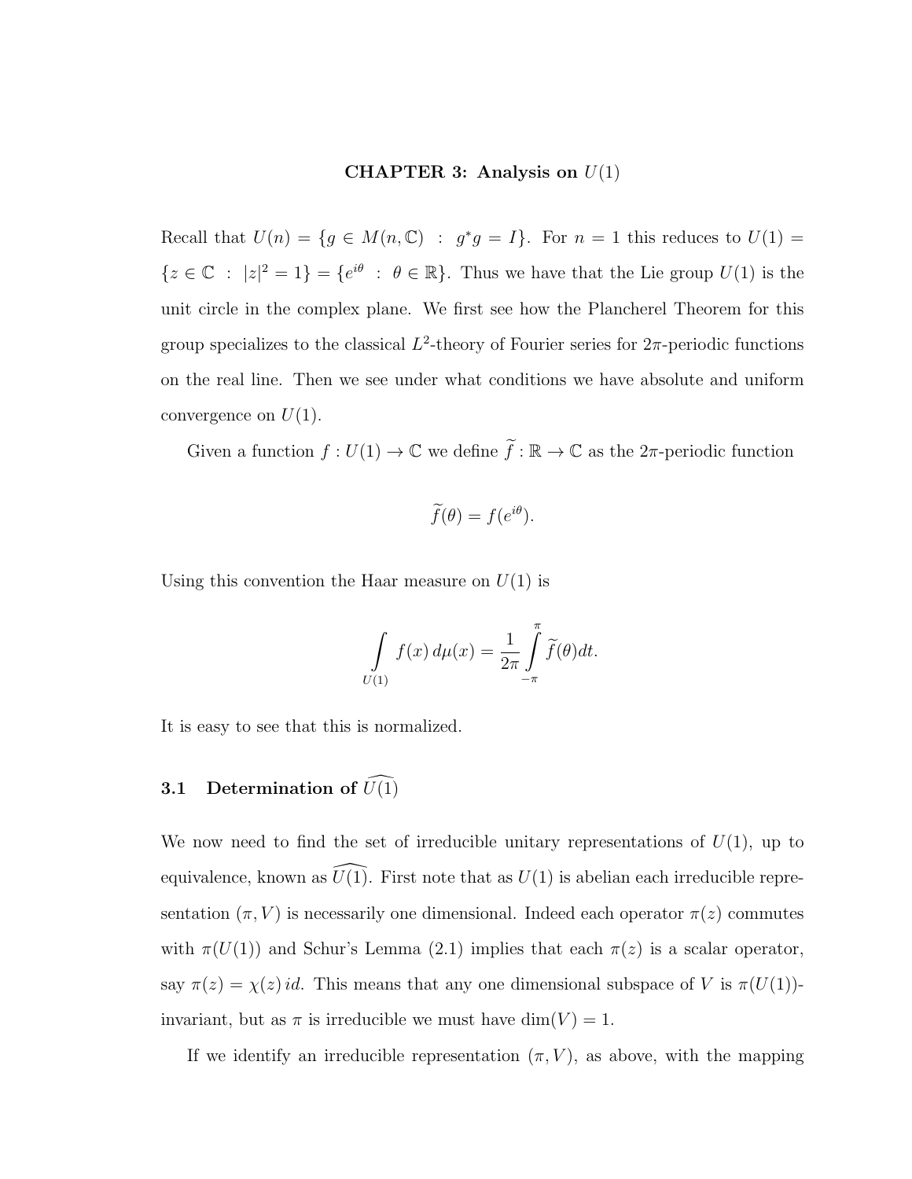# CHAPTER 3: Analysis on $U(1)$

Recall that $U(n) = \{g \in M(n, \mathbb{C}) \ : \ g^*g = I\}$. For $n = 1$ this reduces to $U(1) = \{z \in \mathbb{C} \ : \ |z|^2 = 1\} = \{e^{i\theta} \ : \ \theta \in \mathbb{R}\}$. Thus we have that the Lie group $U(1)$ is the unit circle in the complex plane. We first see how the Plancherel Theorem for this group specializes to the classical $L^2$-theory of Fourier series for $2\pi$-periodic functions on the real line. Then we see under what conditions we have absolute and uniform convergence on $U(1)$.

Given a function $f : U(1) \to \mathbb{C}$ we define $\widetilde{f} : \mathbb{R} \to \mathbb{C}$ as the $2\pi$-periodic function

$$\widetilde{f}(\theta) = f(e^{i\theta}).$$

Using this convention the Haar measure on $U(1)$ is

$$\int_{U(1)} f(x)\, d\mu(x) = \frac{1}{2\pi} \int_{-\pi}^{\pi} \widetilde{f}(\theta) dt.$$

It is easy to see that this is normalized.

## 3.1 Determination of $\widehat{U(1)}$

We now need to find the set of irreducible unitary representations of $U(1)$, up to equivalence, known as $\widehat{U(1)}$. First note that as $U(1)$ is abelian each irreducible representation $(\pi, V)$ is necessarily one dimensional. Indeed each operator $\pi(z)$ commutes with $\pi(U(1))$ and Schur's Lemma (2.1) implies that each $\pi(z)$ is a scalar operator, say $\pi(z) = \chi(z)\, id$. This means that any one dimensional subspace of $V$ is $\pi(U(1))$-invariant, but as $\pi$ is irreducible we must have $\dim(V) = 1$.

If we identify an irreducible representation $(\pi, V)$, as above, with the mapping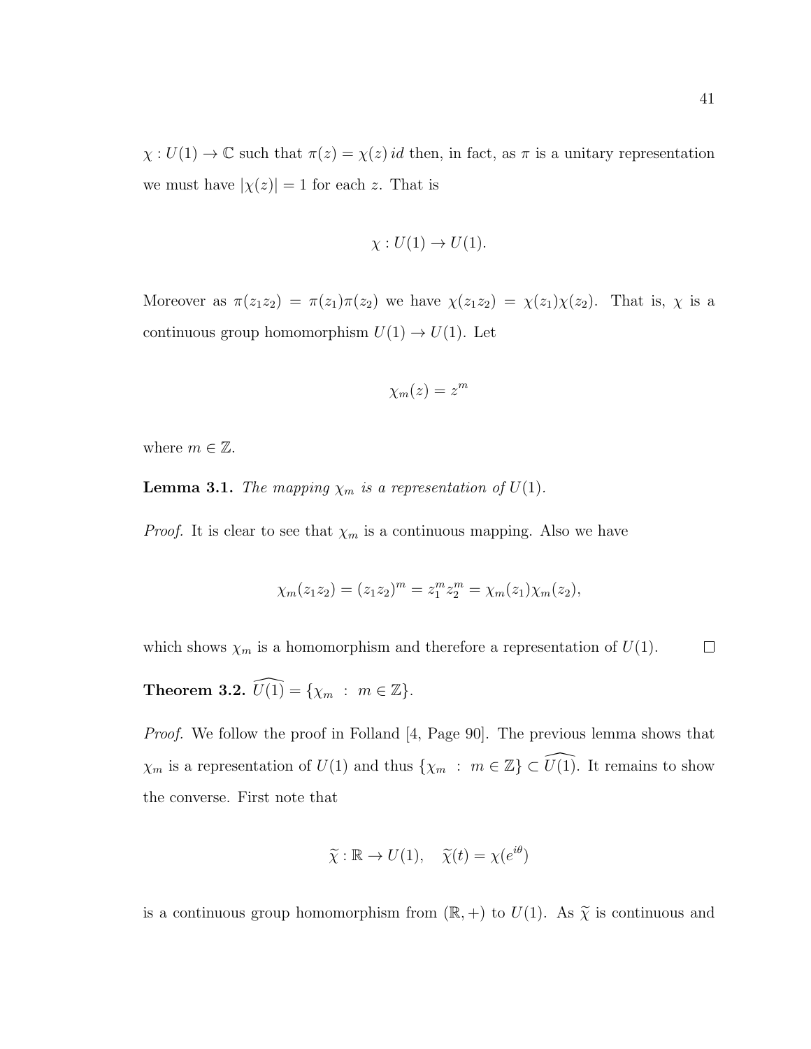$\chi : U(1) \to \mathbb{C}$ such that $\pi(z) = \chi(z)\, id$ then, in fact, as $\pi$ is a unitary representation we must have $|\chi(z)| = 1$ for each $z$. That is

$$\chi : U(1) \to U(1).$$

Moreover as $\pi(z_1 z_2) = \pi(z_1)\pi(z_2)$ we have $\chi(z_1 z_2) = \chi(z_1)\chi(z_2)$. That is, $\chi$ is a continuous group homomorphism $U(1) \to U(1)$. Let

$$\chi_m(z) = z^m$$

where $m \in \mathbb{Z}$.

**Lemma 3.1.** *The mapping $\chi_m$ is a representation of $U(1)$.*

*Proof.* It is clear to see that $\chi_m$ is a continuous mapping. Also we have

$$\chi_m(z_1 z_2) = (z_1 z_2)^m = z_1^m z_2^m = \chi_m(z_1)\chi_m(z_2),$$

which shows $\chi_m$ is a homomorphism and therefore a representation of $U(1)$. $\square$

**Theorem 3.2.** $\widehat{U(1)} = \{\chi_m \ : \ m \in \mathbb{Z}\}$.

*Proof.* We follow the proof in Folland [4, Page 90]. The previous lemma shows that $\chi_m$ is a representation of $U(1)$ and thus $\{\chi_m \ : \ m \in \mathbb{Z}\} \subset \widehat{U(1)}$. It remains to show the converse. First note that

$$\widetilde{\chi} : \mathbb{R} \to U(1), \quad \widetilde{\chi}(t) = \chi(e^{i\theta})$$

is a continuous group homomorphism from $(\mathbb{R}, +)$ to $U(1)$. As $\widetilde{\chi}$ is continuous and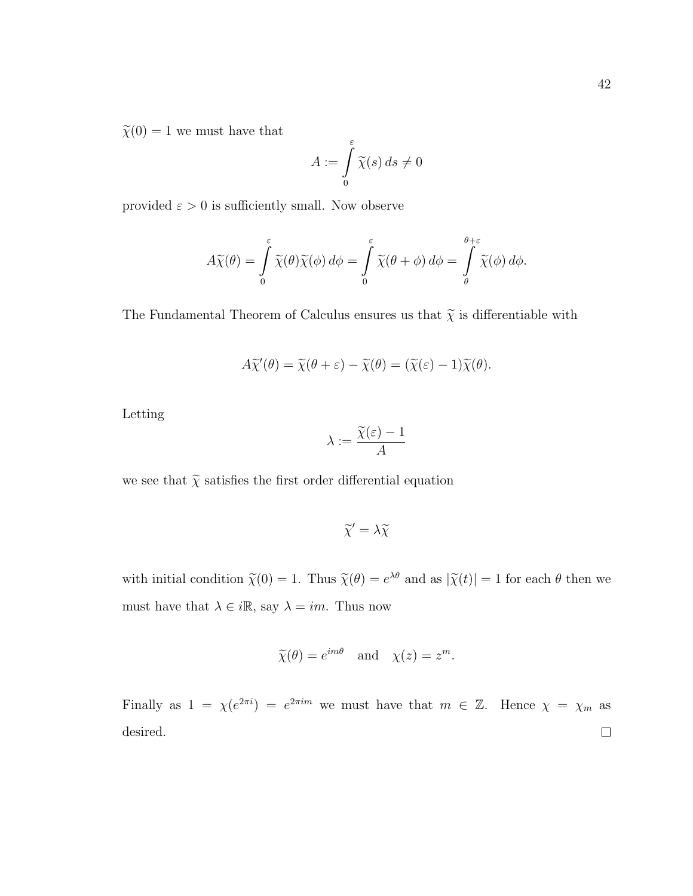$\widetilde{\chi}(0) = 1$ we must have that

$$A := \int_0^{\varepsilon} \widetilde{\chi}(s)\, ds \neq 0$$

provided $\varepsilon > 0$ is sufficiently small. Now observe

$$A\widetilde{\chi}(\theta) = \int_0^{\varepsilon} \widetilde{\chi}(\theta)\widetilde{\chi}(\phi)\, d\phi = \int_0^{\varepsilon} \widetilde{\chi}(\theta + \phi)\, d\phi = \int_{\theta}^{\theta+\varepsilon} \widetilde{\chi}(\phi)\, d\phi.$$

The Fundamental Theorem of Calculus ensures us that $\widetilde{\chi}$ is differentiable with

$$A\widetilde{\chi}'(\theta) = \widetilde{\chi}(\theta + \varepsilon) - \widetilde{\chi}(\theta) = (\widetilde{\chi}(\varepsilon) - 1)\widetilde{\chi}(\theta).$$

Letting

$$\lambda := \frac{\widetilde{\chi}(\varepsilon) - 1}{A}$$

we see that $\widetilde{\chi}$ satisfies the first order differential equation

$$\widetilde{\chi}' = \lambda \widetilde{\chi}$$

with initial condition $\widetilde{\chi}(0) = 1$. Thus $\widetilde{\chi}(\theta) = e^{\lambda\theta}$ and as $|\widetilde{\chi}(t)| = 1$ for each $\theta$ then we must have that $\lambda \in i\mathbb{R}$, say $\lambda = im$. Thus now

$$\widetilde{\chi}(\theta) = e^{im\theta} \quad \text{and} \quad \chi(z) = z^m.$$

Finally as $1 = \chi(e^{2\pi i}) = e^{2\pi i m}$ we must have that $m \in \mathbb{Z}$. Hence $\chi = \chi_m$ as desired. $\square$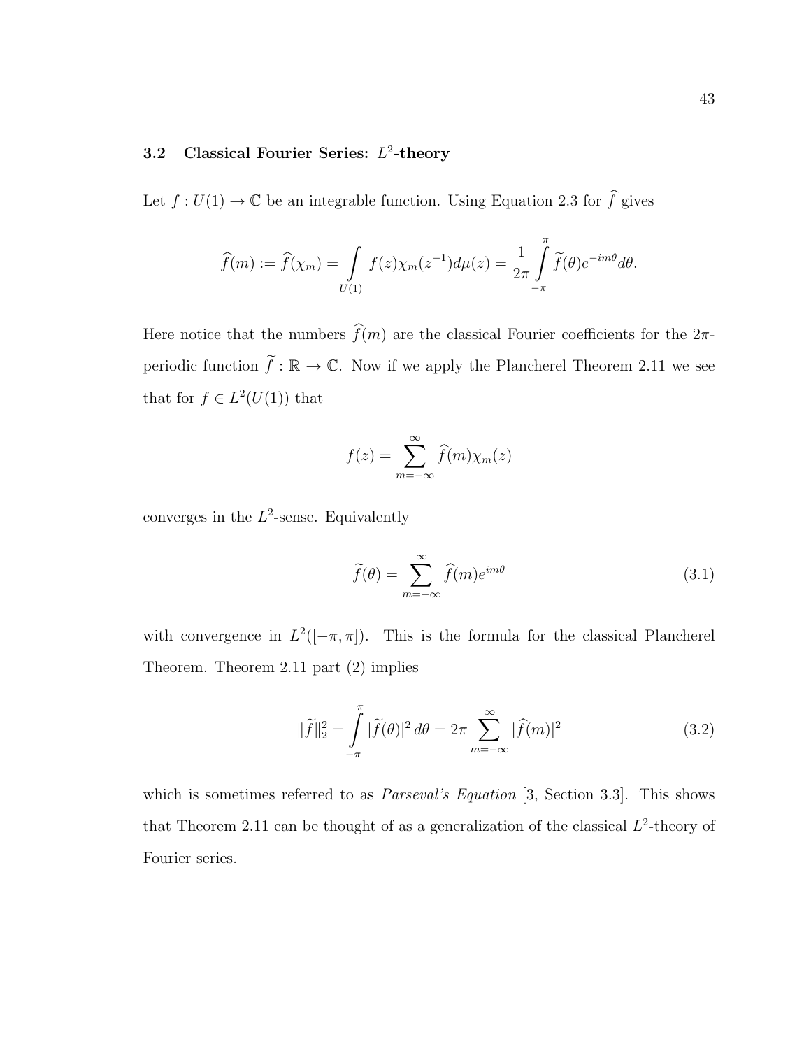### 3.2 Classical Fourier Series: $L^2$-theory

Let $f : U(1) \to \mathbb{C}$ be an integrable function. Using Equation 2.3 for $\widehat{f}$ gives

$$\widehat{f}(m) := \widehat{f}(\chi_m) = \int_{U(1)} f(z)\chi_m(z^{-1})d\mu(z) = \frac{1}{2\pi}\int_{-\pi}^{\pi} \widetilde{f}(\theta)e^{-im\theta}d\theta.$$

Here notice that the numbers $\widehat{f}(m)$ are the classical Fourier coefficients for the $2\pi$-periodic function $\widetilde{f} : \mathbb{R} \to \mathbb{C}$. Now if we apply the Plancherel Theorem 2.11 we see that for $f \in L^2(U(1))$ that

$$f(z) = \sum_{m=-\infty}^{\infty} \widehat{f}(m)\chi_m(z)$$

converges in the $L^2$-sense. Equivalently

$$\widetilde{f}(\theta) = \sum_{m=-\infty}^{\infty} \widehat{f}(m)e^{im\theta} \tag{3.1}$$

with convergence in $L^2([-\pi, \pi])$. This is the formula for the classical Plancherel Theorem. Theorem 2.11 part (2) implies

$$\|\widetilde{f}\|_2^2 = \int_{-\pi}^{\pi} |\widetilde{f}(\theta)|^2 \, d\theta = 2\pi \sum_{m=-\infty}^{\infty} |\widehat{f}(m)|^2 \tag{3.2}$$

which is sometimes referred to as *Parseval's Equation* [3, Section 3.3]. This shows that Theorem 2.11 can be thought of as a generalization of the classical $L^2$-theory of Fourier series.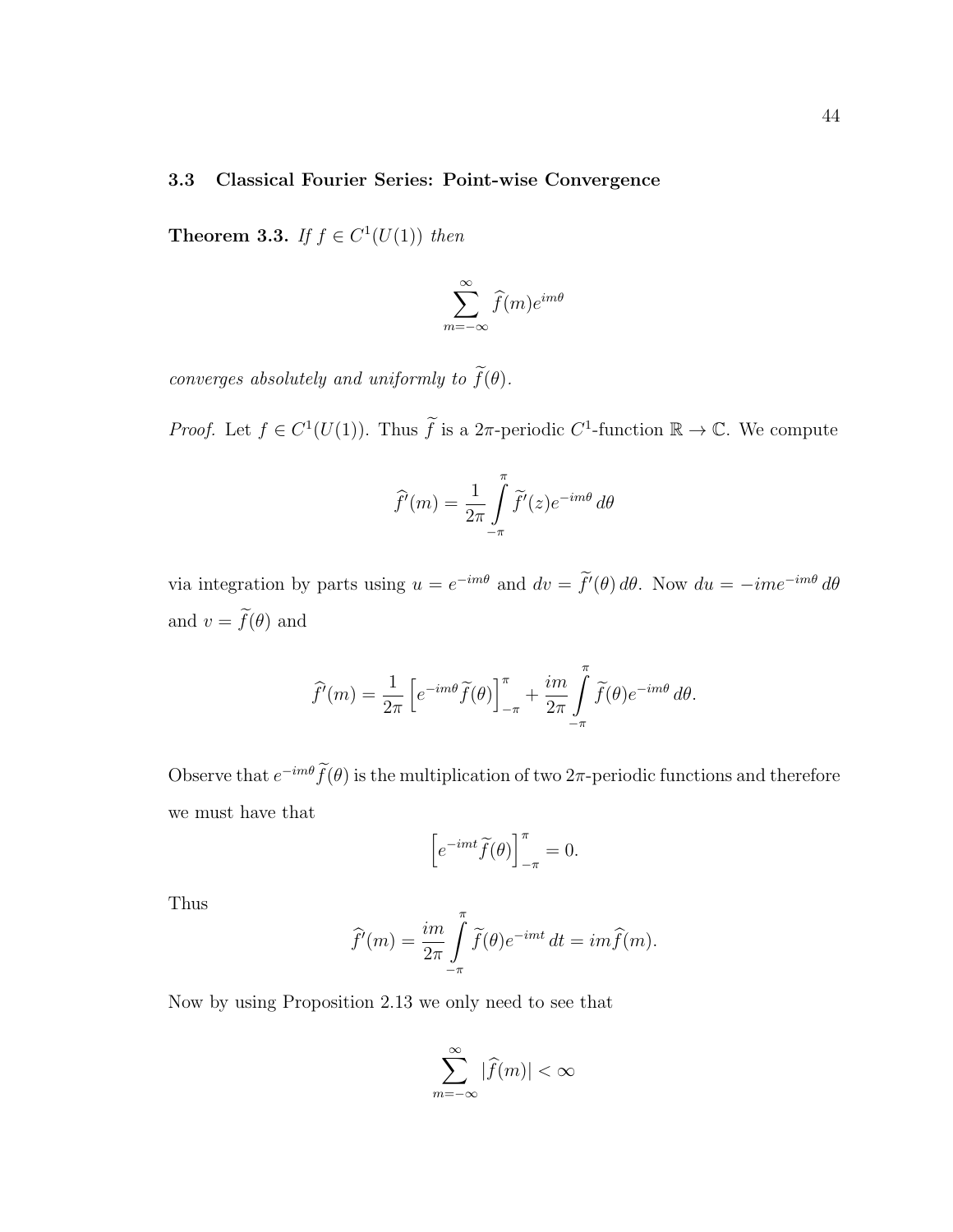### 3.3 Classical Fourier Series: Point-wise Convergence

**Theorem 3.3.** *If $f \in C^1(U(1))$ then*

$$\sum_{m=-\infty}^{\infty} \widehat{f}(m) e^{im\theta}$$

*converges absolutely and uniformly to $\widetilde{f}(\theta)$.*

*Proof.* Let $f \in C^1(U(1))$. Thus $\widetilde{f}$ is a $2\pi$-periodic $C^1$-function $\mathbb{R} \to \mathbb{C}$. We compute

$$\widehat{f'}(m) = \frac{1}{2\pi} \int_{-\pi}^{\pi} \widetilde{f}'(z) e^{-im\theta} \, d\theta$$

via integration by parts using $u = e^{-im\theta}$ and $dv = \widetilde{f}'(\theta) \, d\theta$. Now $du = -ime^{-im\theta} \, d\theta$ and $v = \widetilde{f}(\theta)$ and

$$\widehat{f'}(m) = \frac{1}{2\pi} \left[ e^{-im\theta} \widetilde{f}(\theta) \right]_{-\pi}^{\pi} + \frac{im}{2\pi} \int_{-\pi}^{\pi} \widetilde{f}(\theta) e^{-im\theta} \, d\theta.$$

Observe that $e^{-im\theta} \widetilde{f}(\theta)$ is the multiplication of two $2\pi$-periodic functions and therefore we must have that

$$\left[ e^{-imt} \widetilde{f}(\theta) \right]_{-\pi}^{\pi} = 0.$$

Thus

$$\widehat{f'}(m) = \frac{im}{2\pi} \int_{-\pi}^{\pi} \widetilde{f}(\theta) e^{-imt} \, dt = im \widehat{f}(m).$$

Now by using Proposition 2.13 we only need to see that

$$\sum_{m=-\infty}^{\infty} |\widehat{f}(m)| < \infty$$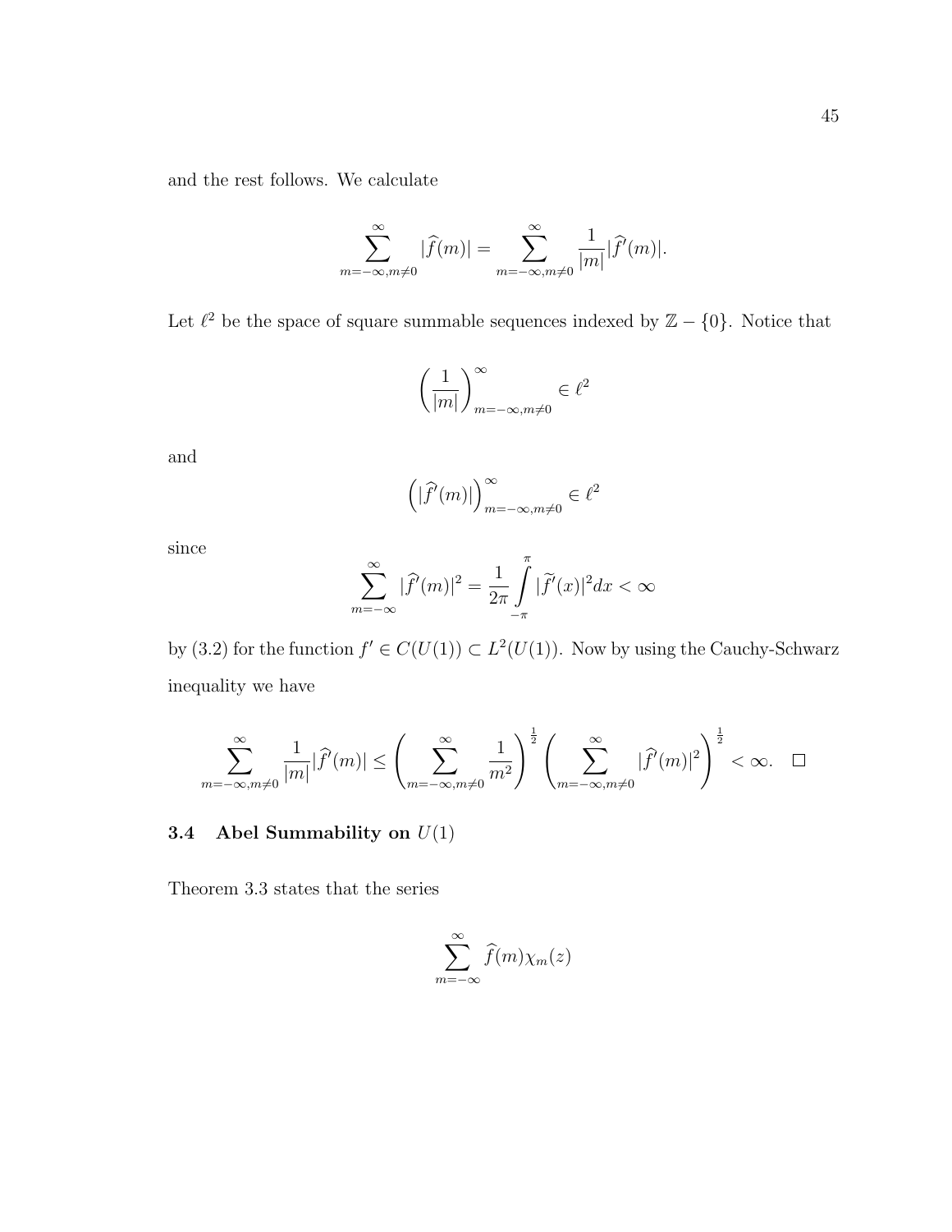and the rest follows. We calculate

$$\sum_{m=-\infty, m\neq 0}^{\infty} |\widehat{f}(m)| = \sum_{m=-\infty, m\neq 0}^{\infty} \frac{1}{|m|} |\widehat{f'}(m)|.$$

Let $\ell^2$ be the space of square summable sequences indexed by $\mathbb{Z} - \{0\}$. Notice that

$$\left(\frac{1}{|m|}\right)_{m=-\infty, m\neq 0}^{\infty} \in \ell^2$$

and

$$\left(|\widehat{f'}(m)|\right)_{m=-\infty, m\neq 0}^{\infty} \in \ell^2$$

since

$$\sum_{m=-\infty}^{\infty} |\widehat{f'}(m)|^2 = \frac{1}{2\pi} \int_{-\pi}^{\pi} |\widetilde{f'}(x)|^2 dx < \infty$$

by (3.2) for the function $f' \in C(U(1)) \subset L^2(U(1))$. Now by using the Cauchy-Schwarz inequality we have

$$\sum_{m=-\infty, m\neq 0}^{\infty} \frac{1}{|m|} |\widehat{f'}(m)| \leq \left(\sum_{m=-\infty, m\neq 0}^{\infty} \frac{1}{m^2}\right)^{\frac{1}{2}} \left(\sum_{m=-\infty, m\neq 0}^{\infty} |\widehat{f'}(m)|^2\right)^{\frac{1}{2}} < \infty. \quad \square$$

### 3.4 Abel Summability on $U(1)$

Theorem 3.3 states that the series

$$\sum_{m=-\infty}^{\infty} \widehat{f}(m) \chi_m(z)$$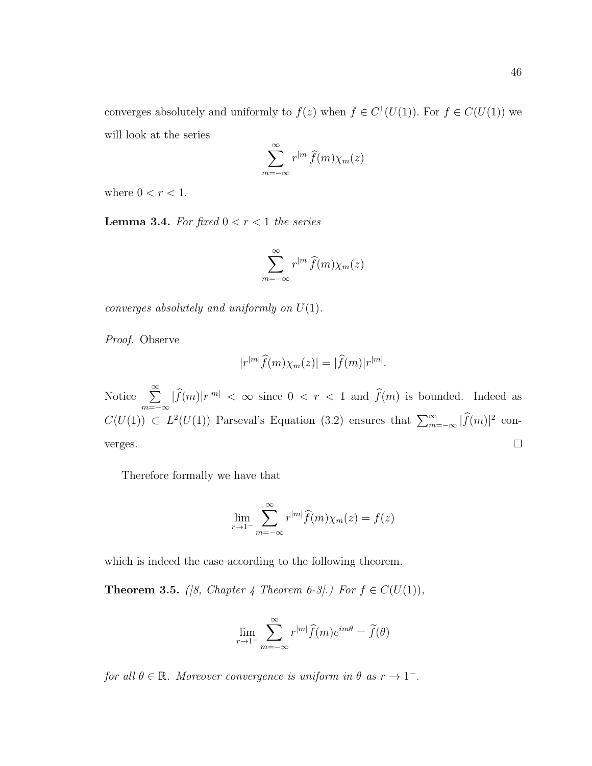converges absolutely and uniformly to $f(z)$ when $f \in C^1(U(1))$. For $f \in C(U(1))$ we will look at the series

$$\sum_{m=-\infty}^{\infty} r^{|m|} \widehat{f}(m) \chi_m(z)$$

where $0 < r < 1$.

**Lemma 3.4.** *For fixed $0 < r < 1$ the series*

$$\sum_{m=-\infty}^{\infty} r^{|m|} \widehat{f}(m) \chi_m(z)$$

*converges absolutely and uniformly on $U(1)$.*

*Proof.* Observe

$$|r^{|m|} \widehat{f}(m) \chi_m(z)| = |\widehat{f}(m)| r^{|m|}.$$

Notice $\sum_{m=-\infty}^{\infty} |\widehat{f}(m)| r^{|m|} < \infty$ since $0 < r < 1$ and $\widehat{f}(m)$ is bounded. Indeed as $C(U(1)) \subset L^2(U(1))$ Parseval's Equation (3.2) ensures that $\sum_{m=-\infty}^{\infty} |\widehat{f}(m)|^2$ converges. □

Therefore formally we have that

$$\lim_{r \to 1^-} \sum_{m=-\infty}^{\infty} r^{|m|} \widehat{f}(m) \chi_m(z) = f(z)$$

which is indeed the case according to the following theorem.

**Theorem 3.5.** *([8, Chapter 4 Theorem 6-3].) For $f \in C(U(1))$,*

$$\lim_{r \to 1^-} \sum_{m=-\infty}^{\infty} r^{|m|} \widehat{f}(m) e^{im\theta} = \widetilde{f}(\theta)$$

*for all $\theta \in \mathbb{R}$. Moreover convergence is uniform in $\theta$ as $r \to 1^-$.*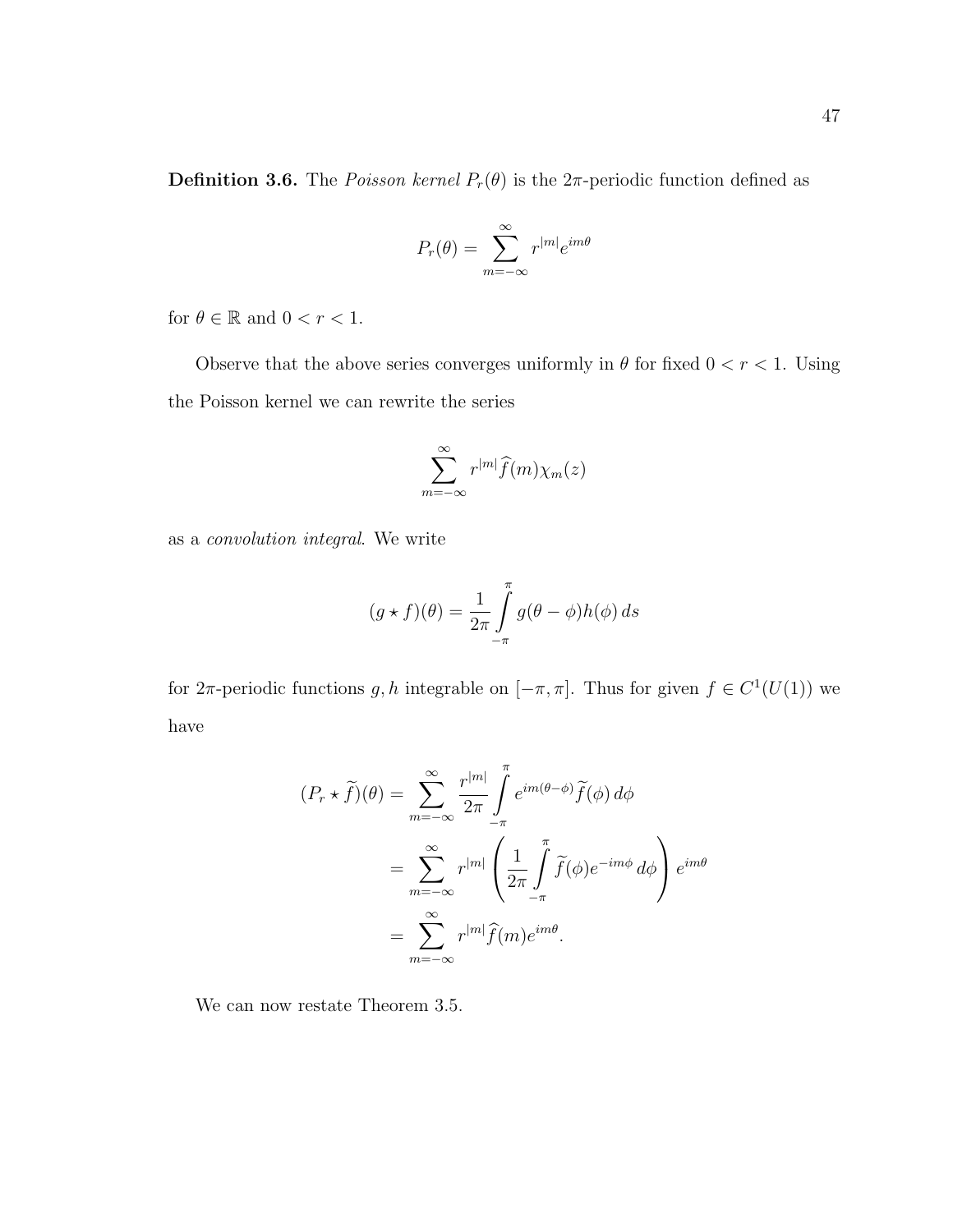**Definition 3.6.** The *Poisson kernel* $P_r(\theta)$ is the $2\pi$-periodic function defined as

$$P_r(\theta) = \sum_{m=-\infty}^{\infty} r^{|m|} e^{im\theta}$$

for $\theta \in \mathbb{R}$ and $0 < r < 1$.

Observe that the above series converges uniformly in $\theta$ for fixed $0 < r < 1$. Using the Poisson kernel we can rewrite the series

$$\sum_{m=-\infty}^{\infty} r^{|m|} \widehat{f}(m) \chi_m(z)$$

as a *convolution integral*. We write

$$(g \star f)(\theta) = \frac{1}{2\pi} \int_{-\pi}^{\pi} g(\theta - \phi) h(\phi) \, ds$$

for $2\pi$-periodic functions $g, h$ integrable on $[-\pi, \pi]$. Thus for given $f \in C^1(U(1))$ we have

$$\begin{aligned}
(P_r \star \widetilde{f})(\theta) &= \sum_{m=-\infty}^{\infty} \frac{r^{|m|}}{2\pi} \int_{-\pi}^{\pi} e^{im(\theta-\phi)} \widetilde{f}(\phi) \, d\phi \\
&= \sum_{m=-\infty}^{\infty} r^{|m|} \left( \frac{1}{2\pi} \int_{-\pi}^{\pi} \widetilde{f}(\phi) e^{-im\phi} \, d\phi \right) e^{im\theta} \\
&= \sum_{m=-\infty}^{\infty} r^{|m|} \widehat{f}(m) e^{im\theta}.
\end{aligned}$$

We can now restate Theorem 3.5.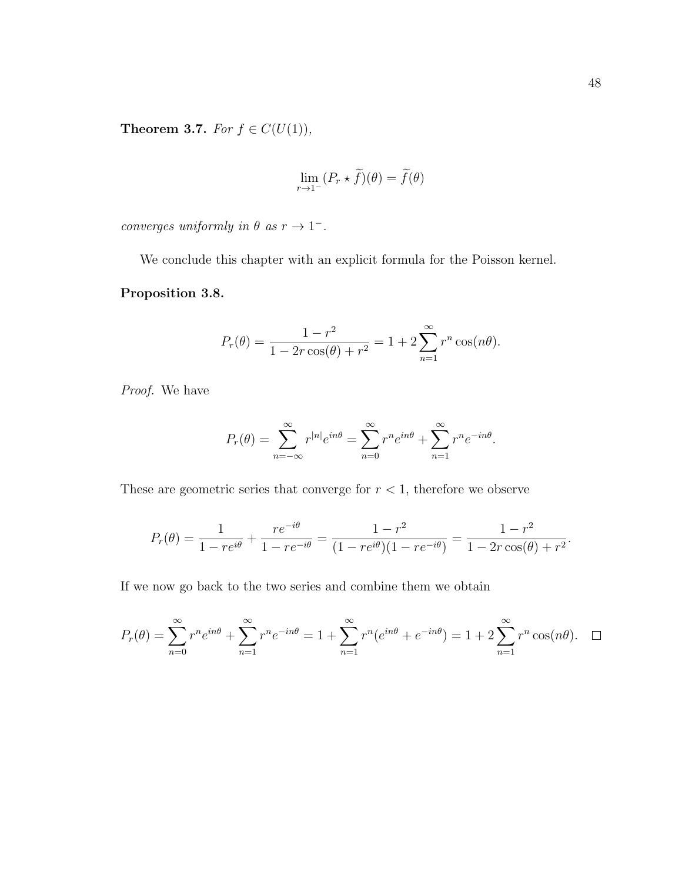**Theorem 3.7.** *For $f \in C(U(1))$,*

$$\lim_{r \to 1^-} (P_r \star \widetilde{f})(\theta) = \widetilde{f}(\theta)$$

*converges uniformly in $\theta$ as $r \to 1^-$.*

We conclude this chapter with an explicit formula for the Poisson kernel.

**Proposition 3.8.**

$$P_r(\theta) = \frac{1 - r^2}{1 - 2r\cos(\theta) + r^2} = 1 + 2\sum_{n=1}^{\infty} r^n \cos(n\theta).$$

*Proof.* We have

$$P_r(\theta) = \sum_{n=-\infty}^{\infty} r^{|n|} e^{in\theta} = \sum_{n=0}^{\infty} r^n e^{in\theta} + \sum_{n=1}^{\infty} r^n e^{-in\theta}.$$

These are geometric series that converge for $r < 1$, therefore we observe

$$P_r(\theta) = \frac{1}{1 - re^{i\theta}} + \frac{re^{-i\theta}}{1 - re^{-i\theta}} = \frac{1 - r^2}{(1 - re^{i\theta})(1 - re^{-i\theta})} = \frac{1 - r^2}{1 - 2r\cos(\theta) + r^2}.$$

If we now go back to the two series and combine them we obtain

$$P_r(\theta) = \sum_{n=0}^{\infty} r^n e^{in\theta} + \sum_{n=1}^{\infty} r^n e^{-in\theta} = 1 + \sum_{n=1}^{\infty} r^n (e^{in\theta} + e^{-in\theta}) = 1 + 2\sum_{n=1}^{\infty} r^n \cos(n\theta). \quad \square$$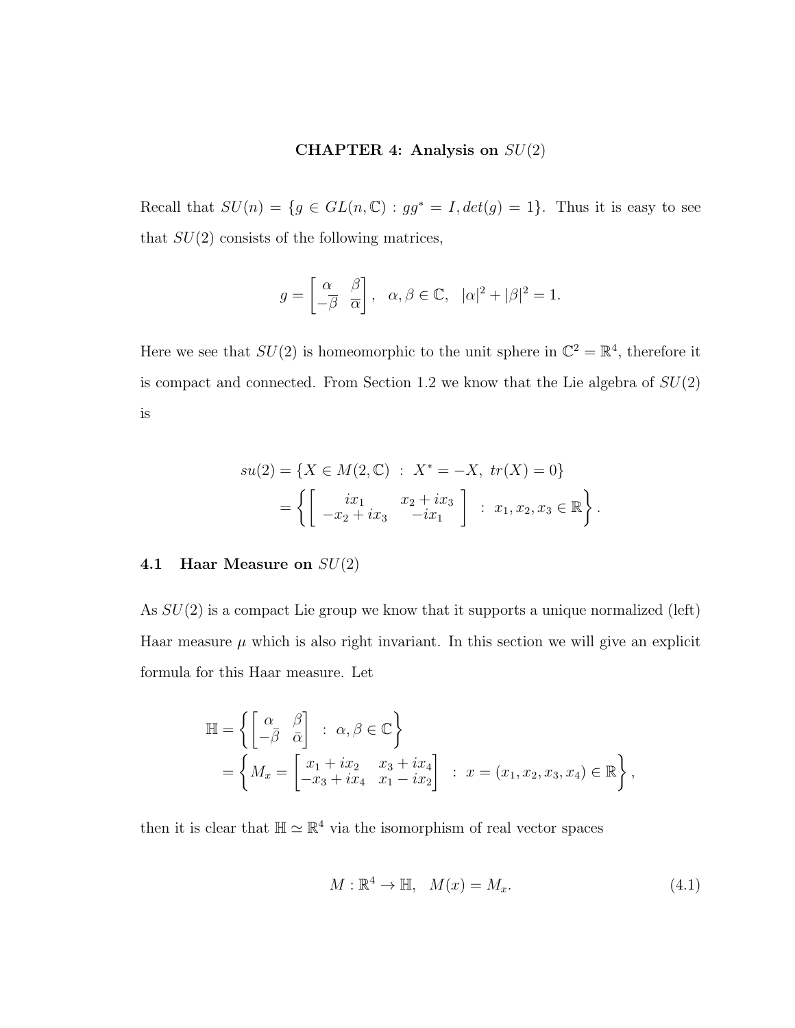# CHAPTER 4: Analysis on $SU(2)$

Recall that $SU(n) = \{g \in GL(n, \mathbb{C}) : gg^* = I, det(g) = 1\}$. Thus it is easy to see that $SU(2)$ consists of the following matrices,

$$g = \begin{bmatrix} \alpha & \beta \\ -\overline{\beta} & \overline{\alpha} \end{bmatrix}, \quad \alpha, \beta \in \mathbb{C}, \quad |\alpha|^2 + |\beta|^2 = 1.$$

Here we see that $SU(2)$ is homeomorphic to the unit sphere in $\mathbb{C}^2 = \mathbb{R}^4$, therefore it is compact and connected. From Section 1.2 we know that the Lie algebra of $SU(2)$ is

$$\begin{aligned} su(2) &= \{X \in M(2, \mathbb{C}) \ : \ X^* = -X, \ tr(X) = 0\} \\ &= \left\{ \begin{bmatrix} ix_1 & x_2 + ix_3 \\ -x_2 + ix_3 & -ix_1 \end{bmatrix} \ : \ x_1, x_2, x_3 \in \mathbb{R} \right\}. \end{aligned}$$

## 4.1 Haar Measure on $SU(2)$

As $SU(2)$ is a compact Lie group we know that it supports a unique normalized (left) Haar measure $\mu$ which is also right invariant. In this section we will give an explicit formula for this Haar measure. Let

$$\begin{aligned} \mathbb{H} &= \left\{ \begin{bmatrix} \alpha & \beta \\ -\bar{\beta} & \bar{\alpha} \end{bmatrix} \ : \ \alpha, \beta \in \mathbb{C} \right\} \\ &= \left\{ M_x = \begin{bmatrix} x_1 + ix_2 & x_3 + ix_4 \\ -x_3 + ix_4 & x_1 - ix_2 \end{bmatrix} \ : \ x = (x_1, x_2, x_3, x_4) \in \mathbb{R} \right\}, \end{aligned}$$

then it is clear that $\mathbb{H} \simeq \mathbb{R}^4$ via the isomorphism of real vector spaces

$$M : \mathbb{R}^4 \to \mathbb{H}, \quad M(x) = M_x. \tag{4.1}$$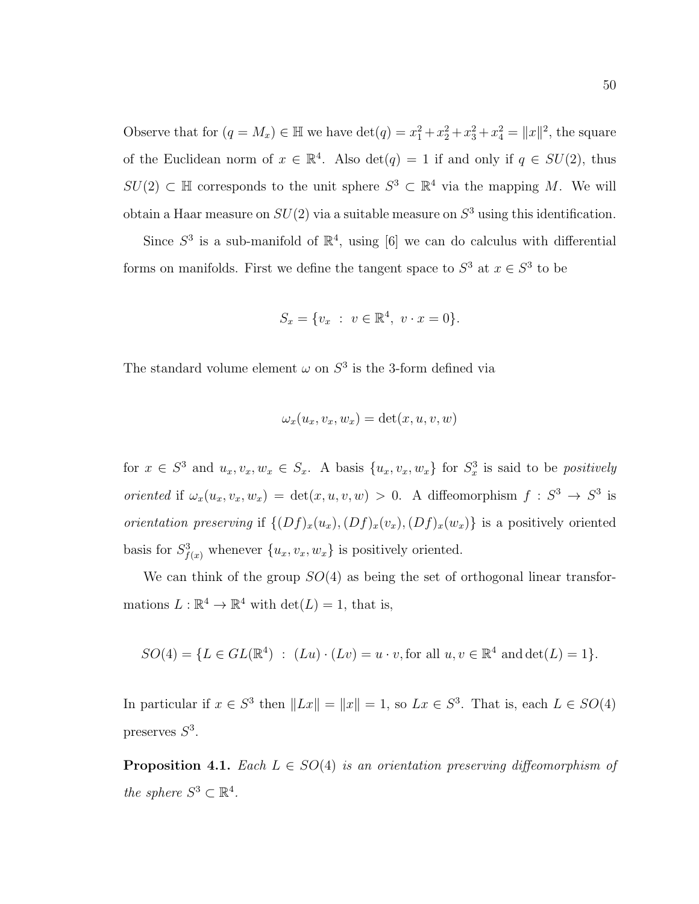Observe that for $(q = M_x) \in \mathbb{H}$ we have $\det(q) = x_1^2 + x_2^2 + x_3^2 + x_4^2 = \|x\|^2$, the square of the Euclidean norm of $x \in \mathbb{R}^4$. Also $\det(q) = 1$ if and only if $q \in SU(2)$, thus $SU(2) \subset \mathbb{H}$ corresponds to the unit sphere $S^3 \subset \mathbb{R}^4$ via the mapping $M$. We will obtain a Haar measure on $SU(2)$ via a suitable measure on $S^3$ using this identification.

Since $S^3$ is a sub-manifold of $\mathbb{R}^4$, using [6] we can do calculus with differential forms on manifolds. First we define the tangent space to $S^3$ at $x \in S^3$ to be

$$S_x = \{v_x \ : \ v \in \mathbb{R}^4, \ v \cdot x = 0\}.$$

The standard volume element $\omega$ on $S^3$ is the 3-form defined via

$$\omega_x(u_x, v_x, w_x) = \det(x, u, v, w)$$

for $x \in S^3$ and $u_x, v_x, w_x \in S_x$. A basis $\{u_x, v_x, w_x\}$ for $S^3_x$ is said to be *positively oriented* if $\omega_x(u_x, v_x, w_x) = \det(x, u, v, w) > 0$. A diffeomorphism $f : S^3 \to S^3$ is *orientation preserving* if $\{(Df)_x(u_x), (Df)_x(v_x), (Df)_x(w_x)\}$ is a positively oriented basis for $S^3_{f(x)}$ whenever $\{u_x, v_x, w_x\}$ is positively oriented.

We can think of the group $SO(4)$ as being the set of orthogonal linear transformations $L : \mathbb{R}^4 \to \mathbb{R}^4$ with $\det(L) = 1$, that is,

$$SO(4) = \{L \in GL(\mathbb{R}^4) \ : \ (Lu) \cdot (Lv) = u \cdot v, \text{for all } u, v \in \mathbb{R}^4 \text{ and} \det(L) = 1\}.$$

In particular if $x \in S^3$ then $\|Lx\| = \|x\| = 1$, so $Lx \in S^3$. That is, each $L \in SO(4)$ preserves $S^3$.

**Proposition 4.1.** *Each $L \in SO(4)$ is an orientation preserving diffeomorphism of the sphere $S^3 \subset \mathbb{R}^4$.*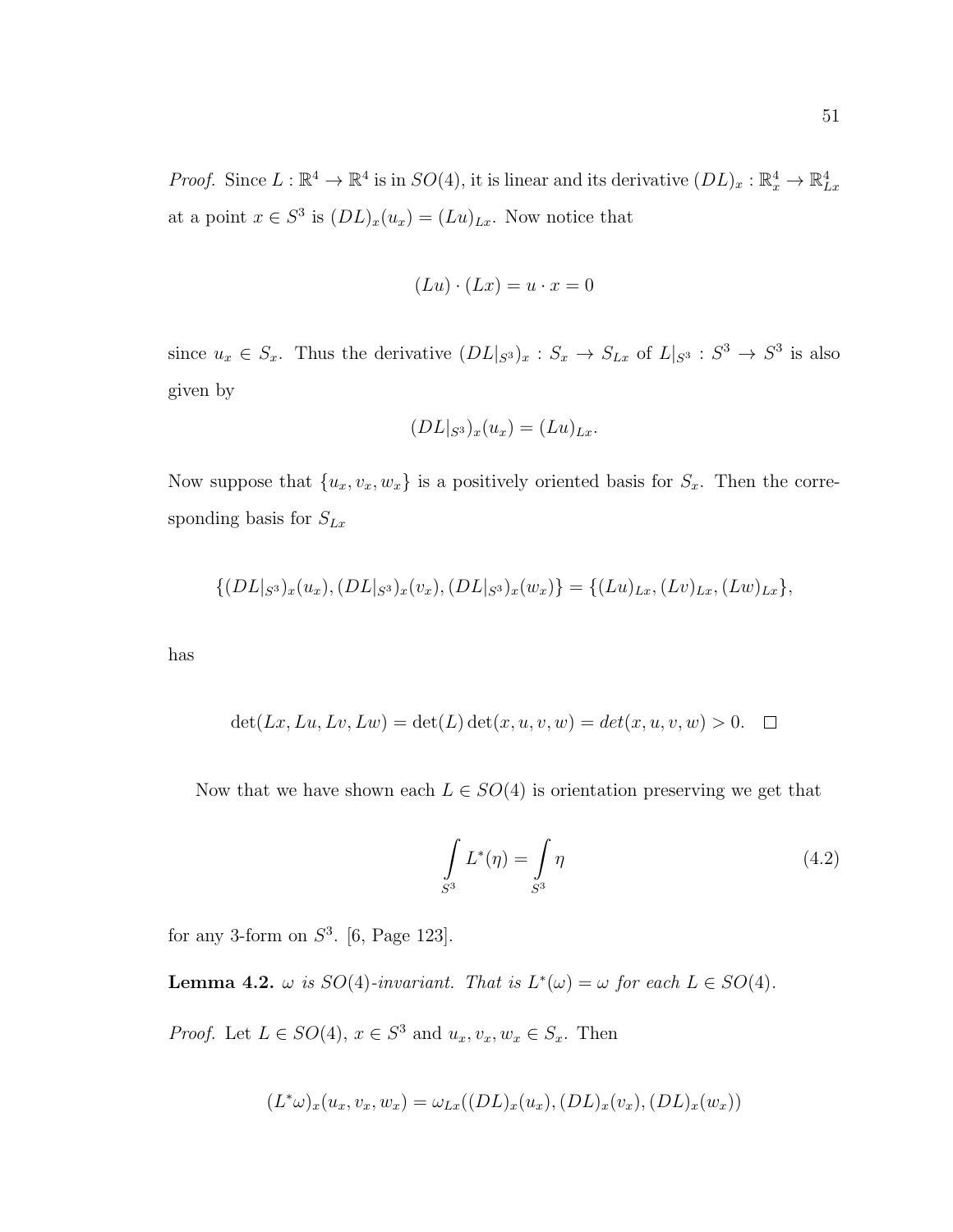*Proof.* Since $L : \mathbb{R}^4 \to \mathbb{R}^4$ is in $SO(4)$, it is linear and its derivative $(DL)_x : \mathbb{R}^4_x \to \mathbb{R}^4_{Lx}$ at a point $x \in S^3$ is $(DL)_x(u_x) = (Lu)_{Lx}$. Now notice that

$$(Lu) \cdot (Lx) = u \cdot x = 0$$

since $u_x \in S_x$. Thus the derivative $(DL|_{S^3})_x : S_x \to S_{Lx}$ of $L|_{S^3} : S^3 \to S^3$ is also given by

$$(DL|_{S^3})_x(u_x) = (Lu)_{Lx}.$$

Now suppose that $\{u_x, v_x, w_x\}$ is a positively oriented basis for $S_x$. Then the corresponding basis for $S_{Lx}$

$$\{(DL|_{S^3})_x(u_x), (DL|_{S^3})_x(v_x), (DL|_{S^3})_x(w_x)\} = \{(Lu)_{Lx}, (Lv)_{Lx}, (Lw)_{Lx}\},$$

has

$$\det(Lx, Lu, Lv, Lw) = \det(L)\det(x, u, v, w) = det(x, u, v, w) > 0. \quad \square$$

Now that we have shown each $L \in SO(4)$ is orientation preserving we get that

$$\int_{S^3} L^*(\eta) = \int_{S^3} \eta \tag{4.2}$$

for any 3-form on $S^3$. [6, Page 123].

**Lemma 4.2.** *$\omega$ is $SO(4)$-invariant. That is $L^*(\omega) = \omega$ for each $L \in SO(4)$.*

*Proof.* Let $L \in SO(4)$, $x \in S^3$ and $u_x, v_x, w_x \in S_x$. Then

$$(L^*\omega)_x(u_x, v_x, w_x) = \omega_{Lx}((DL)_x(u_x), (DL)_x(v_x), (DL)_x(w_x))$$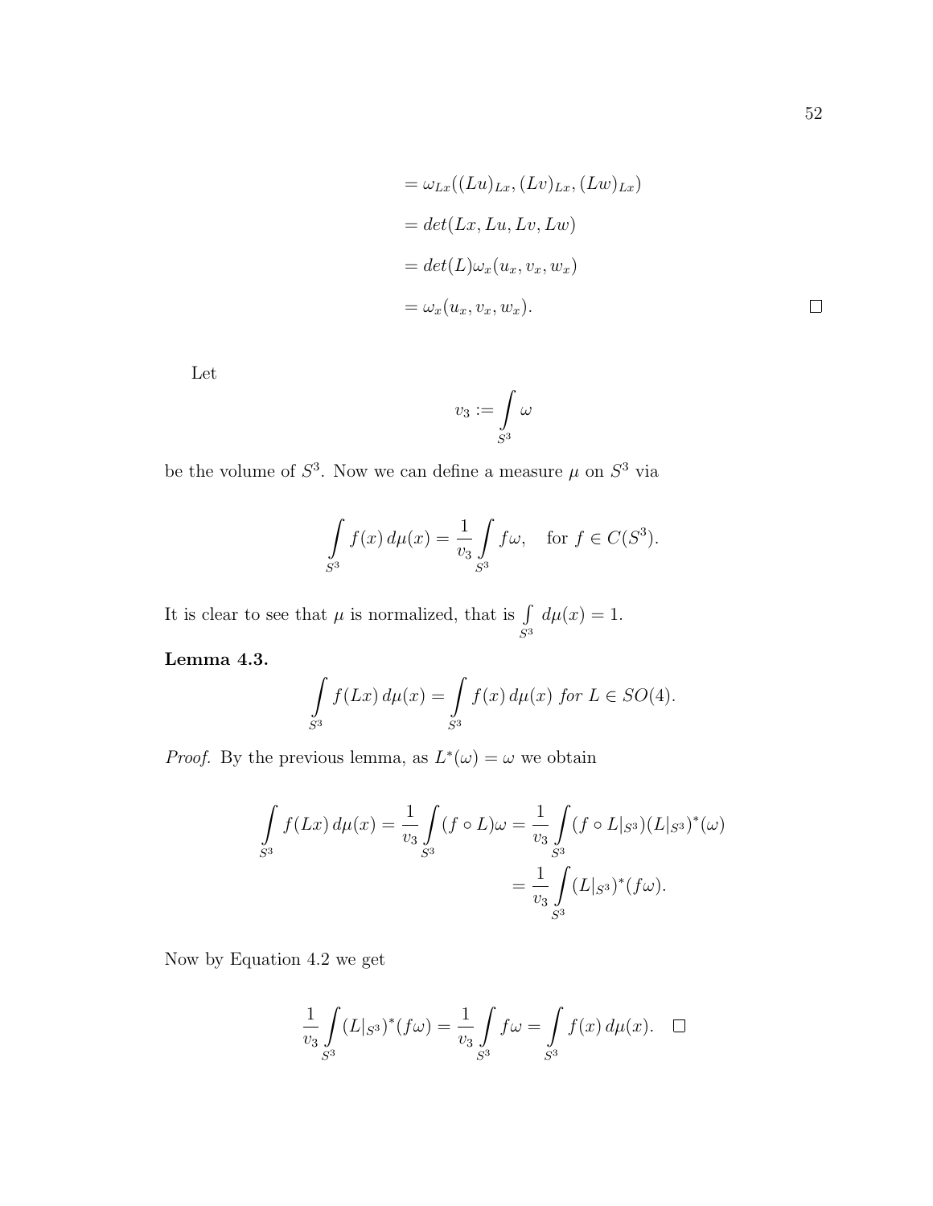$$
\begin{aligned}
&= \omega_{Lx}((Lu)_{Lx}, (Lv)_{Lx}, (Lw)_{Lx}) \\
&= det(Lx, Lu, Lv, Lw) \\
&= det(L)\omega_x(u_x, v_x, w_x) \\
&= \omega_x(u_x, v_x, w_x).
\end{aligned}
$$

□

Let

$$
v_3 := \int\limits_{S^3} \omega
$$

be the volume of $S^3$. Now we can define a measure $\mu$ on $S^3$ via

$$
\int\limits_{S^3} f(x)\, d\mu(x) = \frac{1}{v_3} \int\limits_{S^3} f\omega, \quad \text{for } f \in C(S^3).
$$

It is clear to see that $\mu$ is normalized, that is $\int\limits_{S^3} d\mu(x) = 1$.

**Lemma 4.3.**

$$
\int\limits_{S^3} f(Lx)\, d\mu(x) = \int\limits_{S^3} f(x)\, d\mu(x) \textit{ for } L \in SO(4).
$$

*Proof.* By the previous lemma, as $L^*(\omega) = \omega$ we obtain

$$
\begin{aligned}
\int\limits_{S^3} f(Lx)\, d\mu(x) = \frac{1}{v_3} \int\limits_{S^3} (f \circ L)\omega &= \frac{1}{v_3} \int\limits_{S^3} (f \circ L|_{S^3})(L|_{S^3})^*(\omega) \\
&= \frac{1}{v_3} \int\limits_{S^3} (L|_{S^3})^*(f\omega).
\end{aligned}
$$

Now by Equation 4.2 we get

$$
\frac{1}{v_3} \int\limits_{S^3} (L|_{S^3})^*(f\omega) = \frac{1}{v_3} \int\limits_{S^3} f\omega = \int\limits_{S^3} f(x)\, d\mu(x). \quad \square
$$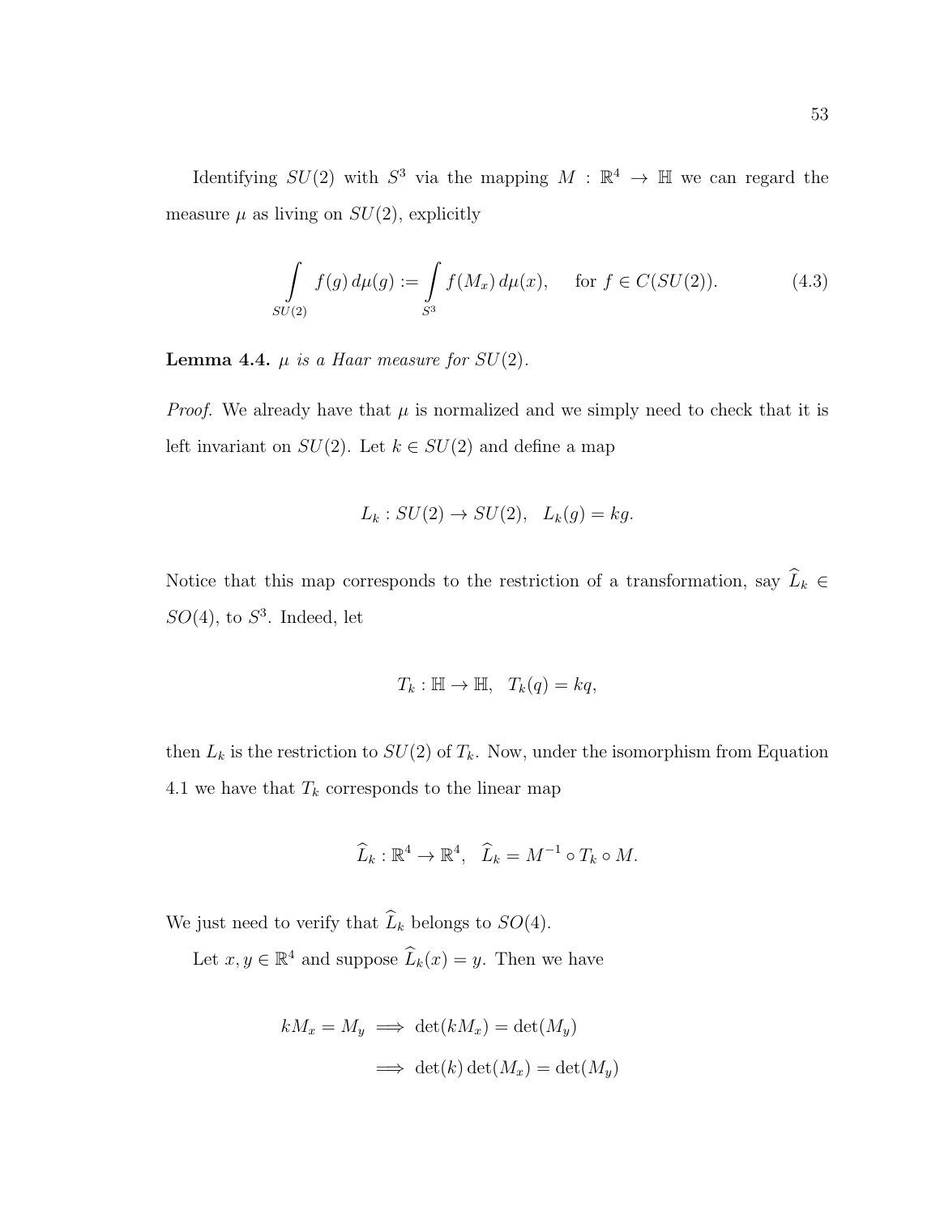Identifying $SU(2)$ with $S^3$ via the mapping $M : \mathbb{R}^4 \to \mathbb{H}$ we can regard the measure $\mu$ as living on $SU(2)$, explicitly

$$\int_{SU(2)} f(g)\, d\mu(g) := \int_{S^3} f(M_x)\, d\mu(x), \quad \text{for } f \in C(SU(2)). \tag{4.3}$$

**Lemma 4.4.** *$\mu$ is a Haar measure for $SU(2)$.*

*Proof.* We already have that $\mu$ is normalized and we simply need to check that it is left invariant on $SU(2)$. Let $k \in SU(2)$ and define a map

$$L_k : SU(2) \to SU(2), \quad L_k(g) = kg.$$

Notice that this map corresponds to the restriction of a transformation, say $\widehat{L}_k \in SO(4)$, to $S^3$. Indeed, let

$$T_k : \mathbb{H} \to \mathbb{H}, \quad T_k(q) = kq,$$

then $L_k$ is the restriction to $SU(2)$ of $T_k$. Now, under the isomorphism from Equation 4.1 we have that $T_k$ corresponds to the linear map

$$\widehat{L}_k : \mathbb{R}^4 \to \mathbb{R}^4, \quad \widehat{L}_k = M^{-1} \circ T_k \circ M.$$

We just need to verify that $\widehat{L}_k$ belongs to $SO(4)$.

Let $x, y \in \mathbb{R}^4$ and suppose $\widehat{L}_k(x) = y$. Then we have

$$\begin{aligned} kM_x = M_y &\implies \det(kM_x) = \det(M_y) \\ &\implies \det(k)\det(M_x) = \det(M_y) \end{aligned}$$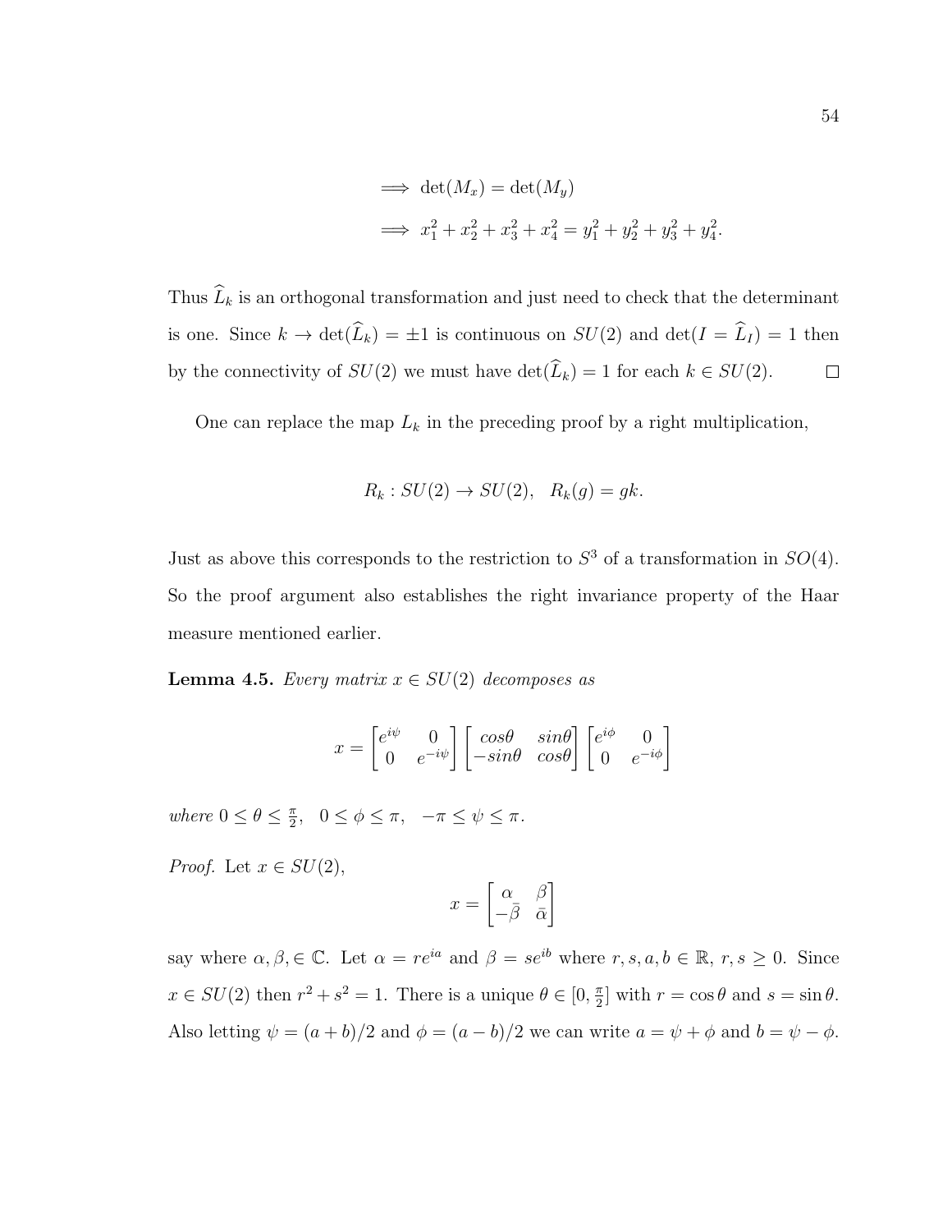$$\implies \det(M_x) = \det(M_y)$$

$$\implies x_1^2 + x_2^2 + x_3^2 + x_4^2 = y_1^2 + y_2^2 + y_3^2 + y_4^2.$$

Thus $\widehat{L}_k$ is an orthogonal transformation and just need to check that the determinant is one. Since $k \to \det(\widehat{L}_k) = \pm 1$ is continuous on $SU(2)$ and $\det(I = \widehat{L}_I) = 1$ then by the connectivity of $SU(2)$ we must have $\det(\widehat{L}_k) = 1$ for each $k \in SU(2)$. □

One can replace the map $L_k$ in the preceding proof by a right multiplication,

$$R_k : SU(2) \to SU(2), \quad R_k(g) = gk.$$

Just as above this corresponds to the restriction to $S^3$ of a transformation in $SO(4)$. So the proof argument also establishes the right invariance property of the Haar measure mentioned earlier.

**Lemma 4.5.** *Every matrix $x \in SU(2)$ decomposes as*

$$x = \begin{bmatrix} e^{i\psi} & 0 \\ 0 & e^{-i\psi} \end{bmatrix} \begin{bmatrix} cos\theta & sin\theta \\ -sin\theta & cos\theta \end{bmatrix} \begin{bmatrix} e^{i\phi} & 0 \\ 0 & e^{-i\phi} \end{bmatrix}$$

*where* $0 \leq \theta \leq \frac{\pi}{2}, \quad 0 \leq \phi \leq \pi, \quad -\pi \leq \psi \leq \pi.$

*Proof.* Let $x \in SU(2)$,

$$x = \begin{bmatrix} \alpha & \beta \\ -\bar{\beta} & \bar{\alpha} \end{bmatrix}$$

say where $\alpha, \beta, \in \mathbb{C}$. Let $\alpha = re^{ia}$ and $\beta = se^{ib}$ where $r, s, a, b \in \mathbb{R}$, $r, s \geq 0$. Since $x \in SU(2)$ then $r^2 + s^2 = 1$. There is a unique $\theta \in [0, \frac{\pi}{2}]$ with $r = \cos\theta$ and $s = \sin\theta$. Also letting $\psi = (a+b)/2$ and $\phi = (a-b)/2$ we can write $a = \psi + \phi$ and $b = \psi - \phi$.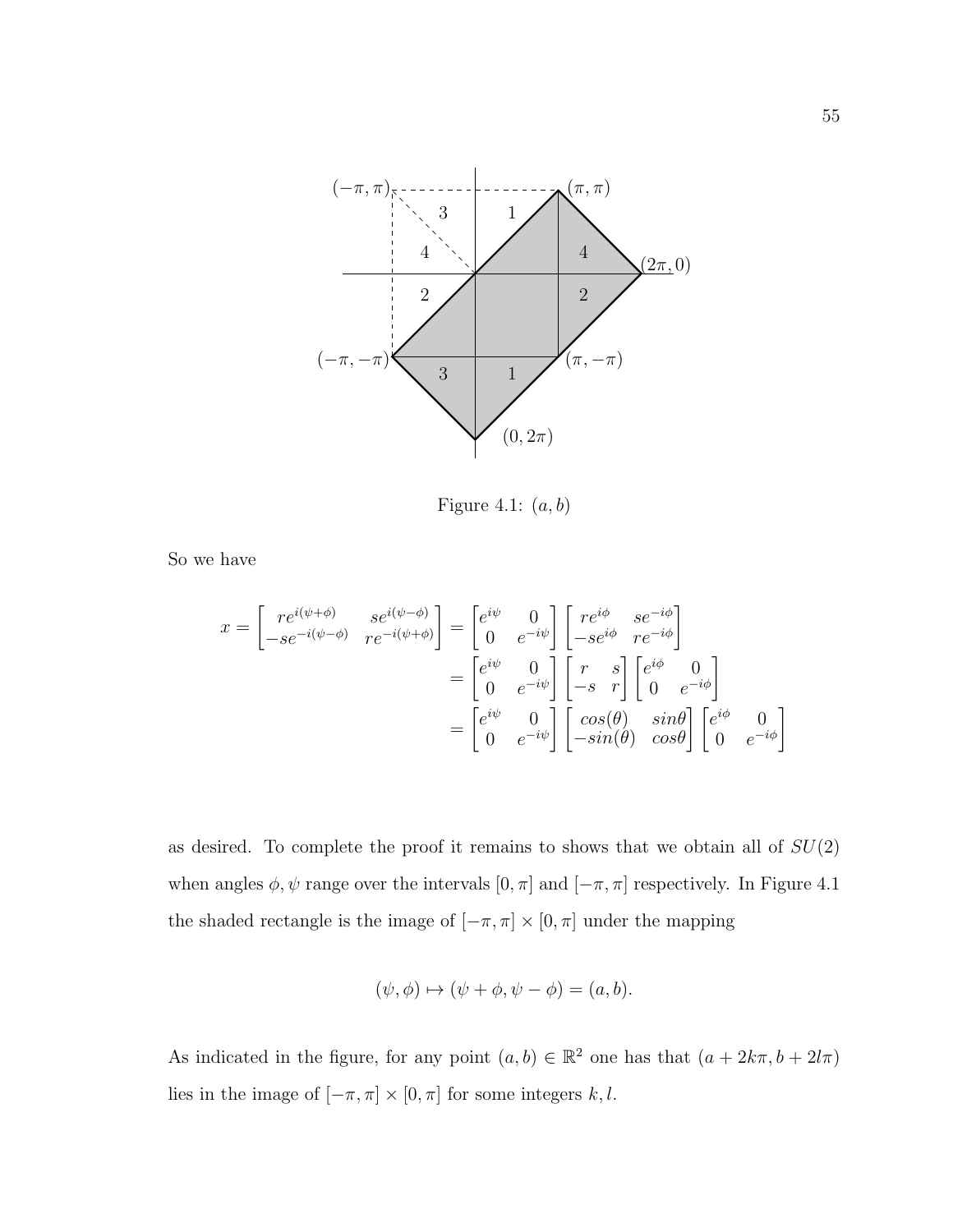Figure 4.1: $(a, b)$

So we have

$$x = \begin{bmatrix} re^{i(\psi+\phi)} & se^{i(\psi-\phi)} \\ -se^{-i(\psi-\phi)} & re^{-i(\psi+\phi)} \end{bmatrix} = \begin{bmatrix} e^{i\psi} & 0 \\ 0 & e^{-i\psi} \end{bmatrix} \begin{bmatrix} re^{i\phi} & se^{-i\phi} \\ -se^{i\phi} & re^{-i\phi} \end{bmatrix}$$
$$= \begin{bmatrix} e^{i\psi} & 0 \\ 0 & e^{-i\psi} \end{bmatrix} \begin{bmatrix} r & s \\ -s & r \end{bmatrix} \begin{bmatrix} e^{i\phi} & 0 \\ 0 & e^{-i\phi} \end{bmatrix}$$
$$= \begin{bmatrix} e^{i\psi} & 0 \\ 0 & e^{-i\psi} \end{bmatrix} \begin{bmatrix} cos(\theta) & sin\theta \\ -sin(\theta) & cos\theta \end{bmatrix} \begin{bmatrix} e^{i\phi} & 0 \\ 0 & e^{-i\phi} \end{bmatrix}$$

as desired. To complete the proof it remains to shows that we obtain all of $SU(2)$ when angles $\phi, \psi$ range over the intervals $[0, \pi]$ and $[-\pi, \pi]$ respectively. In Figure 4.1 the shaded rectangle is the image of $[-\pi, \pi] \times [0, \pi]$ under the mapping

$$(\psi, \phi) \mapsto (\psi + \phi, \psi - \phi) = (a, b).$$

As indicated in the figure, for any point $(a, b) \in \mathbb{R}^2$ one has that $(a + 2k\pi, b + 2l\pi)$ lies in the image of $[-\pi, \pi] \times [0, \pi]$ for some integers $k, l$.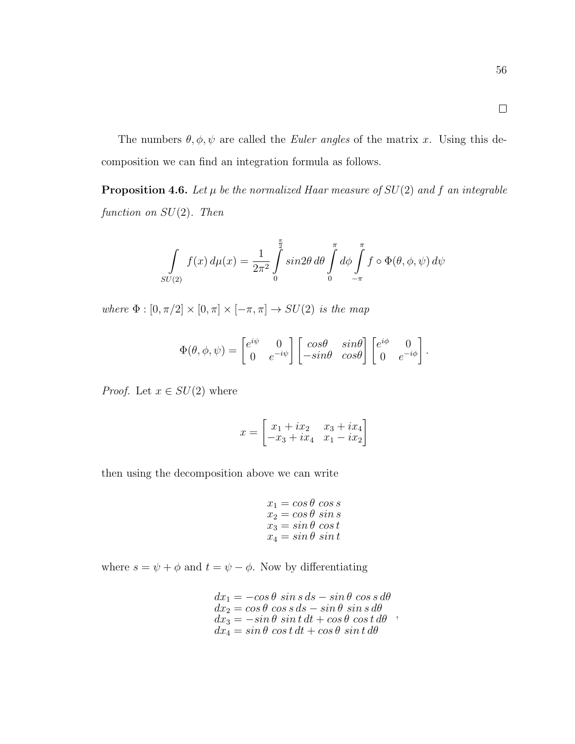□

The numbers $\theta, \phi, \psi$ are called the *Euler angles* of the matrix $x$. Using this decomposition we can find an integration formula as follows.

**Proposition 4.6.** *Let $\mu$ be the normalized Haar measure of $SU(2)$ and $f$ an integrable function on $SU(2)$. Then*

$$\int_{SU(2)} f(x)\, d\mu(x) = \frac{1}{2\pi^2} \int_0^{\frac{\pi}{2}} sin2\theta \, d\theta \int_0^{\pi} d\phi \int_{-\pi}^{\pi} f \circ \Phi(\theta, \phi, \psi)\, d\psi$$

*where $\Phi : [0, \pi/2] \times [0, \pi] \times [-\pi, \pi] \to SU(2)$ is the map*

$$\Phi(\theta, \phi, \psi) = \begin{bmatrix} e^{i\psi} & 0 \\ 0 & e^{-i\psi} \end{bmatrix} \begin{bmatrix} cos\theta & sin\theta \\ -sin\theta & cos\theta \end{bmatrix} \begin{bmatrix} e^{i\phi} & 0 \\ 0 & e^{-i\phi} \end{bmatrix}.$$

*Proof.* Let $x \in SU(2)$ where

$$x = \begin{bmatrix} x_1 + ix_2 & x_3 + ix_4 \\ -x_3 + ix_4 & x_1 - ix_2 \end{bmatrix}$$

then using the decomposition above we can write

$$\begin{aligned} x_1 &= cos\,\theta\ cos\,s \\ x_2 &= cos\,\theta\ sin\,s \\ x_3 &= sin\,\theta\ cos\,t \\ x_4 &= sin\,\theta\ sin\,t \end{aligned}$$

where $s = \psi + \phi$ and $t = \psi - \phi$. Now by differentiating

$$\begin{aligned} dx_1 &= -cos\,\theta\ sin\,s\,ds - sin\,\theta\ cos\,s\,d\theta \\ dx_2 &= cos\,\theta\ cos\,s\,ds - sin\,\theta\ sin\,s\,d\theta \\ dx_3 &= -sin\,\theta\ sin\,t\,dt + cos\,\theta\ cos\,t\,d\theta \\ dx_4 &= sin\,\theta\ cos\,t\,dt + cos\,\theta\ sin\,t\,d\theta \end{aligned},$$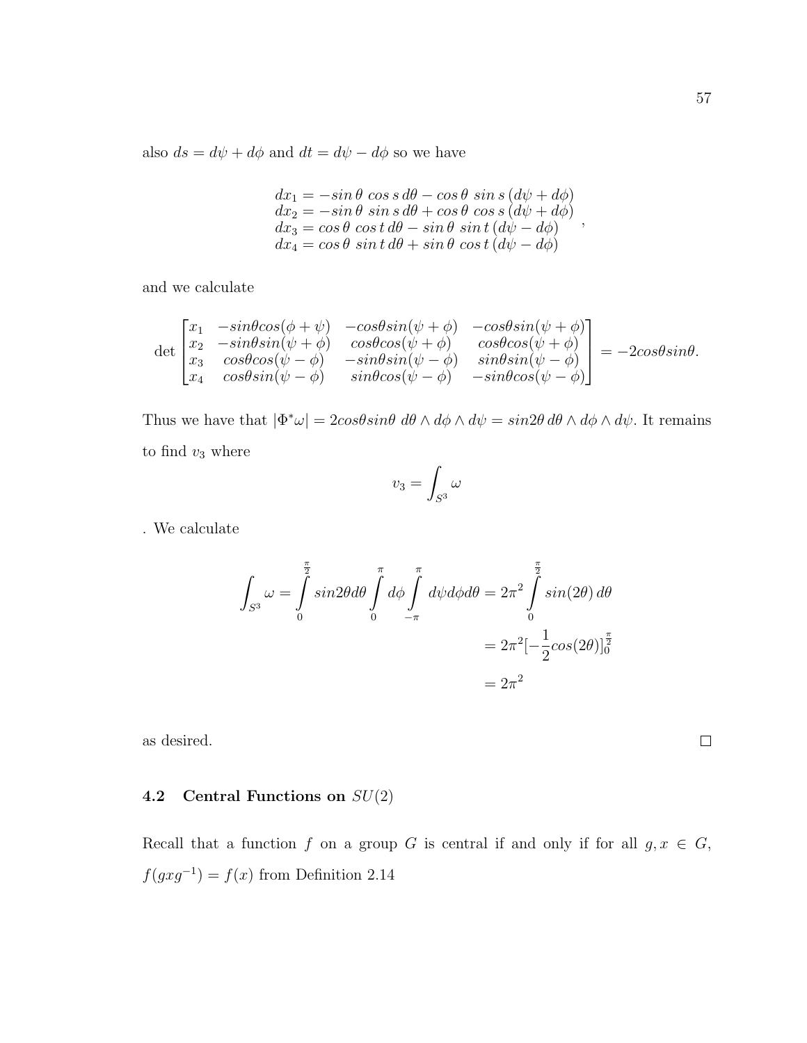also $ds = d\psi + d\phi$ and $dt = d\psi - d\phi$ so we have

$$\begin{array}{l} dx_1 = -sin\,\theta\ cos\,s\,d\theta - cos\,\theta\ sin\,s\,(d\psi + d\phi) \\ dx_2 = -sin\,\theta\ sin\,s\,d\theta + cos\,\theta\ cos\,s\,(d\psi + d\phi) \\ dx_3 = cos\,\theta\ cos\,t\,d\theta - sin\,\theta\ sin\,t\,(d\psi - d\phi) \\ dx_4 = cos\,\theta\ sin\,t\,d\theta + sin\,\theta\ cos\,t\,(d\psi - d\phi) \end{array},$$

and we calculate

$$\det \begin{bmatrix} x_1 & -sin\theta cos(\phi+\psi) & -cos\theta sin(\psi+\phi) & -cos\theta sin(\psi+\phi) \\ x_2 & -sin\theta sin(\psi+\phi) & cos\theta cos(\psi+\phi) & cos\theta cos(\psi+\phi) \\ x_3 & cos\theta cos(\psi-\phi) & -sin\theta sin(\psi-\phi) & sin\theta sin(\psi-\phi) \\ x_4 & cos\theta sin(\psi-\phi) & sin\theta cos(\psi-\phi) & -sin\theta cos(\psi-\phi) \end{bmatrix} = -2cos\theta sin\theta.$$

Thus we have that $|\Phi^*\omega| = 2cos\theta sin\theta\ d\theta \wedge d\phi \wedge d\psi = sin2\theta\, d\theta \wedge d\phi \wedge d\psi$. It remains to find $v_3$ where

$$v_3 = \int_{S^3} \omega$$

. We calculate

$$\begin{aligned} \int_{S^3} \omega = \int_0^{\frac{\pi}{2}} sin2\theta d\theta \int_0^{\pi} d\phi \int_{-\pi}^{\pi} d\psi d\phi d\theta &= 2\pi^2 \int_0^{\frac{\pi}{2}} sin(2\theta)\, d\theta \\ &= 2\pi^2[-\frac{1}{2}cos(2\theta)]_0^{\frac{\pi}{2}} \\ &= 2\pi^2 \end{aligned}$$

as desired. □

## 4.2 Central Functions on $SU(2)$

Recall that a function $f$ on a group $G$ is central if and only if for all $g, x \in G$, $f(gxg^{-1}) = f(x)$ from Definition 2.14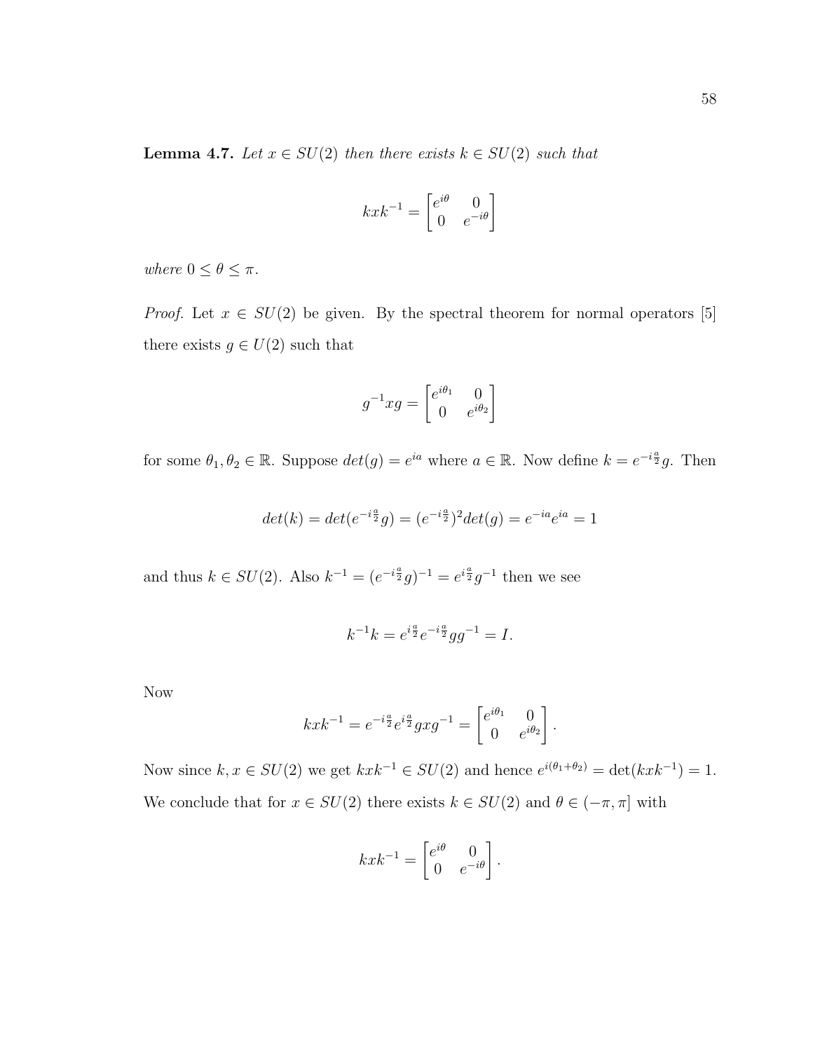**Lemma 4.7.** *Let $x \in SU(2)$ then there exists $k \in SU(2)$ such that*

$$kxk^{-1} = \begin{bmatrix} e^{i\theta} & 0 \\ 0 & e^{-i\theta} \end{bmatrix}$$

*where $0 \leq \theta \leq \pi$.*

*Proof.* Let $x \in SU(2)$ be given. By the spectral theorem for normal operators [5] there exists $g \in U(2)$ such that

$$g^{-1}xg = \begin{bmatrix} e^{i\theta_1} & 0 \\ 0 & e^{i\theta_2} \end{bmatrix}$$

for some $\theta_1, \theta_2 \in \mathbb{R}$. Suppose $det(g) = e^{ia}$ where $a \in \mathbb{R}$. Now define $k = e^{-i\frac{a}{2}}g$. Then

$$det(k) = det(e^{-i\frac{a}{2}}g) = (e^{-i\frac{a}{2}})^2 det(g) = e^{-ia}e^{ia} = 1$$

and thus $k \in SU(2)$. Also $k^{-1} = (e^{-i\frac{a}{2}}g)^{-1} = e^{i\frac{a}{2}}g^{-1}$ then we see

$$k^{-1}k = e^{i\frac{a}{2}}e^{-i\frac{a}{2}}gg^{-1} = I.$$

Now

$$kxk^{-1} = e^{-i\frac{a}{2}}e^{i\frac{a}{2}}gxg^{-1} = \begin{bmatrix} e^{i\theta_1} & 0 \\ 0 & e^{i\theta_2} \end{bmatrix}.$$

Now since $k, x \in SU(2)$ we get $kxk^{-1} \in SU(2)$ and hence $e^{i(\theta_1+\theta_2)} = \det(kxk^{-1}) = 1$. We conclude that for $x \in SU(2)$ there exists $k \in SU(2)$ and $\theta \in (-\pi, \pi]$ with

$$kxk^{-1} = \begin{bmatrix} e^{i\theta} & 0 \\ 0 & e^{-i\theta} \end{bmatrix}.$$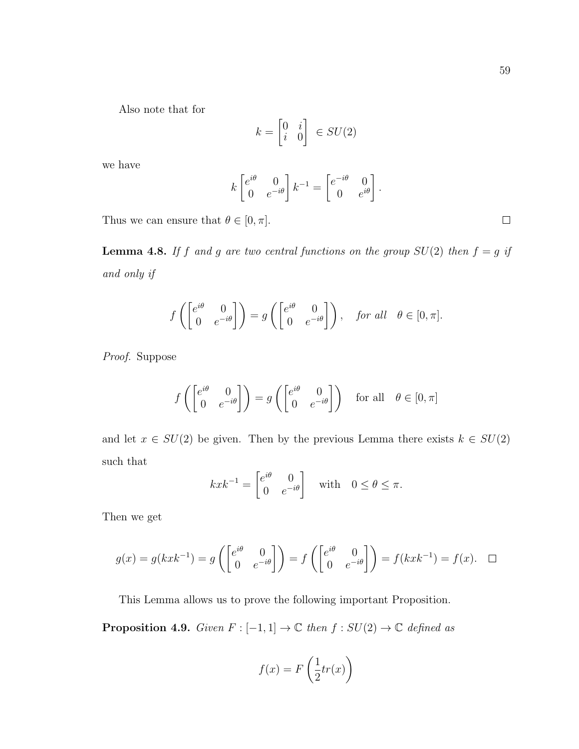Also note that for

$$k = \begin{bmatrix} 0 & i \\ i & 0 \end{bmatrix} \in SU(2)$$

we have

$$k \begin{bmatrix} e^{i\theta} & 0 \\ 0 & e^{-i\theta} \end{bmatrix} k^{-1} = \begin{bmatrix} e^{-i\theta} & 0 \\ 0 & e^{i\theta} \end{bmatrix}.$$

Thus we can ensure that $\theta \in [0, \pi]$. $\square$

**Lemma 4.8.** *If $f$ and $g$ are two central functions on the group $SU(2)$ then $f = g$ if and only if*

$$f\left(\begin{bmatrix} e^{i\theta} & 0 \\ 0 & e^{-i\theta} \end{bmatrix}\right) = g\left(\begin{bmatrix} e^{i\theta} & 0 \\ 0 & e^{-i\theta} \end{bmatrix}\right), \quad \textit{for all} \quad \theta \in [0, \pi].$$

*Proof.* Suppose

$$f\left(\begin{bmatrix} e^{i\theta} & 0 \\ 0 & e^{-i\theta} \end{bmatrix}\right) = g\left(\begin{bmatrix} e^{i\theta} & 0 \\ 0 & e^{-i\theta} \end{bmatrix}\right) \quad \text{for all} \quad \theta \in [0, \pi]$$

and let $x \in SU(2)$ be given. Then by the previous Lemma there exists $k \in SU(2)$ such that

$$kxk^{-1} = \begin{bmatrix} e^{i\theta} & 0 \\ 0 & e^{-i\theta} \end{bmatrix} \quad \text{with} \quad 0 \leq \theta \leq \pi.$$

Then we get

$$g(x) = g(kxk^{-1}) = g\left(\begin{bmatrix} e^{i\theta} & 0 \\ 0 & e^{-i\theta} \end{bmatrix}\right) = f\left(\begin{bmatrix} e^{i\theta} & 0 \\ 0 & e^{-i\theta} \end{bmatrix}\right) = f(kxk^{-1}) = f(x). \quad \square$$

This Lemma allows us to prove the following important Proposition.

**Proposition 4.9.** *Given $F : [-1, 1] \to \mathbb{C}$ then $f : SU(2) \to \mathbb{C}$ defined as*

$$f(x) = F\left(\frac{1}{2} tr(x)\right)$$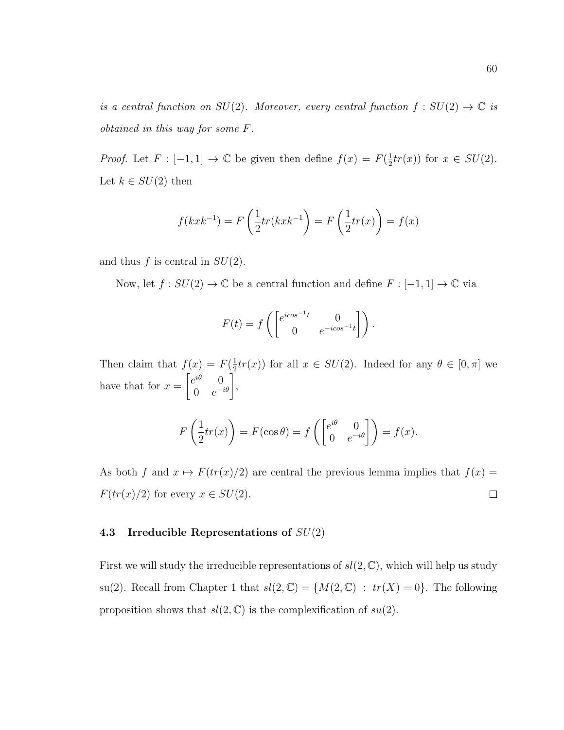*is a central function on $SU(2)$. Moreover, every central function $f : SU(2) \to \mathbb{C}$ is obtained in this way for some $F$.*

*Proof.* Let $F : [-1, 1] \to \mathbb{C}$ be given then define $f(x) = F(\frac{1}{2}tr(x))$ for $x \in SU(2)$. Let $k \in SU(2)$ then

$$f(kxk^{-1}) = F\left(\frac{1}{2}tr(kxk^{-1}\right) = F\left(\frac{1}{2}tr(x)\right) = f(x)$$

and thus $f$ is central in $SU(2)$.

Now, let $f : SU(2) \to \mathbb{C}$ be a central function and define $F : [-1, 1] \to \mathbb{C}$ via

$$F(t) = f\left(\begin{bmatrix} e^{icos^{-1}t} & 0 \\ 0 & e^{-icos^{-1}t} \end{bmatrix}\right).$$

Then claim that $f(x) = F(\frac{1}{2}tr(x))$ for all $x \in SU(2)$. Indeed for any $\theta \in [0, \pi]$ we have that for $x = \begin{bmatrix} e^{i\theta} & 0 \\ 0 & e^{-i\theta} \end{bmatrix}$,

$$F\left(\frac{1}{2}tr(x)\right) = F(\cos\theta) = f\left(\begin{bmatrix} e^{i\theta} & 0 \\ 0 & e^{-i\theta} \end{bmatrix}\right) = f(x).$$

As both $f$ and $x \mapsto F(tr(x)/2)$ are central the previous lemma implies that $f(x) = F(tr(x)/2)$ for every $x \in SU(2)$. □

### 4.3 Irreducible Representations of $SU(2)$

First we will study the irreducible representations of $sl(2, \mathbb{C})$, which will help us study su(2). Recall from Chapter 1 that $sl(2, \mathbb{C}) = \{M(2, \mathbb{C}) \ : \ tr(X) = 0\}$. The following proposition shows that $sl(2, \mathbb{C})$ is the complexification of $su(2)$.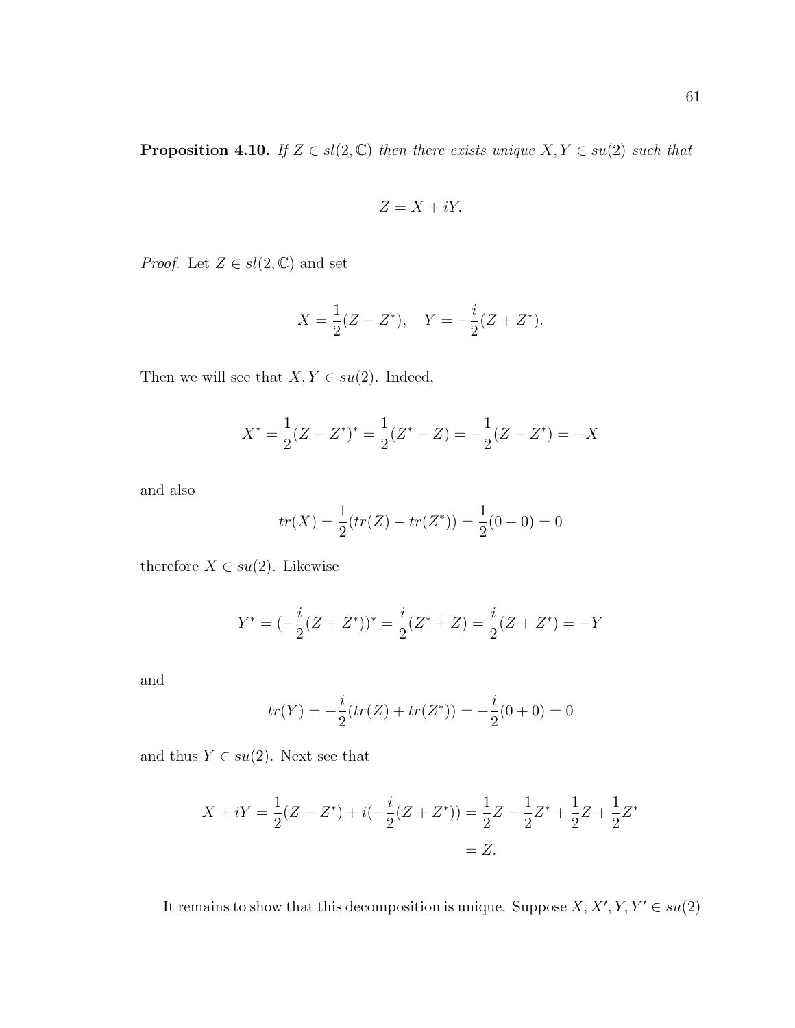**Proposition 4.10.** *If $Z \in sl(2, \mathbb{C})$ then there exists unique $X, Y \in su(2)$ such that*

$$Z = X + iY.$$

*Proof.* Let $Z \in sl(2, \mathbb{C})$ and set

$$X = \frac{1}{2}(Z - Z^*), \quad Y = -\frac{i}{2}(Z + Z^*).$$

Then we will see that $X, Y \in su(2)$. Indeed,

$$X^* = \frac{1}{2}(Z - Z^*)^* = \frac{1}{2}(Z^* - Z) = -\frac{1}{2}(Z - Z^*) = -X$$

and also

$$tr(X) = \frac{1}{2}(tr(Z) - tr(Z^*)) = \frac{1}{2}(0 - 0) = 0$$

therefore $X \in su(2)$. Likewise

$$Y^* = (-\frac{i}{2}(Z + Z^*))^* = \frac{i}{2}(Z^* + Z) = \frac{i}{2}(Z + Z^*) = -Y$$

and

$$tr(Y) = -\frac{i}{2}(tr(Z) + tr(Z^*)) = -\frac{i}{2}(0 + 0) = 0$$

and thus $Y \in su(2)$. Next see that

$$X + iY = \frac{1}{2}(Z - Z^*) + i(-\frac{i}{2}(Z + Z^*)) = \frac{1}{2}Z - \frac{1}{2}Z^* + \frac{1}{2}Z + \frac{1}{2}Z^*$$
$$= Z.$$

It remains to show that this decomposition is unique. Suppose $X, X', Y, Y' \in su(2)$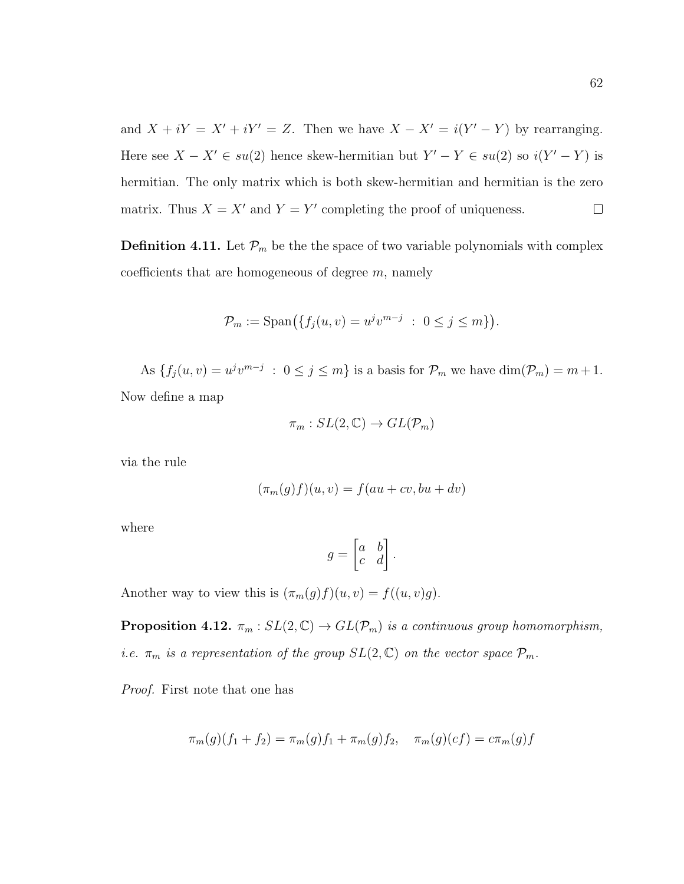and $X + iY = X' + iY' = Z$. Then we have $X - X' = i(Y' - Y)$ by rearranging. Here see $X - X' \in su(2)$ hence skew-hermitian but $Y' - Y \in su(2)$ so $i(Y' - Y)$ is hermitian. The only matrix which is both skew-hermitian and hermitian is the zero matrix. Thus $X = X'$ and $Y = Y'$ completing the proof of uniqueness. $\square$

**Definition 4.11.** Let $\mathcal{P}_m$ be the the space of two variable polynomials with complex coefficients that are homogeneous of degree $m$, namely

$$\mathcal{P}_m := \text{Span}\big(\{f_j(u,v) = u^j v^{m-j} \ : \ 0 \leq j \leq m\}\big).$$

As $\{f_j(u,v) = u^j v^{m-j} \ : \ 0 \leq j \leq m\}$ is a basis for $\mathcal{P}_m$ we have $\dim(\mathcal{P}_m) = m+1$. Now define a map

$$\pi_m : SL(2,\mathbb{C}) \to GL(\mathcal{P}_m)$$

via the rule

$$(\pi_m(g)f)(u,v) = f(au + cv, bu + dv)$$

where

$$g = \begin{bmatrix} a & b \\ c & d \end{bmatrix}.$$

Another way to view this is $(\pi_m(g)f)(u,v) = f((u,v)g)$.

**Proposition 4.12.** *$\pi_m : SL(2,\mathbb{C}) \to GL(\mathcal{P}_m)$ is a continuous group homomorphism, i.e. $\pi_m$ is a representation of the group $SL(2,\mathbb{C})$ on the vector space $\mathcal{P}_m$.*

*Proof.* First note that one has

$$\pi_m(g)(f_1 + f_2) = \pi_m(g)f_1 + \pi_m(g)f_2, \quad \pi_m(g)(cf) = c\pi_m(g)f$$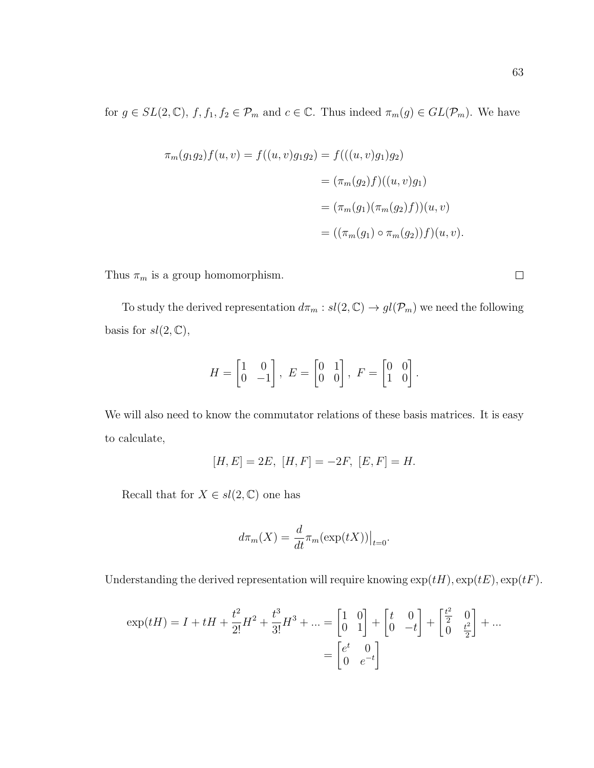for $g \in SL(2,\mathbb{C})$, $f, f_1, f_2 \in \mathcal{P}_m$ and $c \in \mathbb{C}$. Thus indeed $\pi_m(g) \in GL(\mathcal{P}_m)$. We have

$$
\begin{aligned}
\pi_m(g_1 g_2) f(u,v) = f((u,v)g_1 g_2) &= f(((u,v)g_1)g_2) \\
&= (\pi_m(g_2)f)((u,v)g_1) \\
&= (\pi_m(g_1)(\pi_m(g_2)f))(u,v) \\
&= ((\pi_m(g_1) \circ \pi_m(g_2))f)(u,v).
\end{aligned}
$$

Thus $\pi_m$ is a group homomorphism. □

To study the derived representation $d\pi_m : sl(2,\mathbb{C}) \to gl(\mathcal{P}_m)$ we need the following basis for $sl(2,\mathbb{C})$,

$$
H = \begin{bmatrix} 1 & 0 \\ 0 & -1 \end{bmatrix},\ E = \begin{bmatrix} 0 & 1 \\ 0 & 0 \end{bmatrix},\ F = \begin{bmatrix} 0 & 0 \\ 1 & 0 \end{bmatrix}.
$$

We will also need to know the commutator relations of these basis matrices. It is easy to calculate,

$$
[H,E] = 2E,\ [H,F] = -2F,\ [E,F] = H.
$$

Recall that for $X \in sl(2,\mathbb{C})$ one has

$$
d\pi_m(X) = \frac{d}{dt}\pi_m(\exp(tX))\big|_{t=0}.
$$

Understanding the derived representation will require knowing $\exp(tH), \exp(tE), \exp(tF)$.

$$
\begin{aligned}
\exp(tH) = I + tH + \frac{t^2}{2!}H^2 + \frac{t^3}{3!}H^3 + ... &= \begin{bmatrix} 1 & 0 \\ 0 & 1 \end{bmatrix} + \begin{bmatrix} t & 0 \\ 0 & -t \end{bmatrix} + \begin{bmatrix} \frac{t^2}{2} & 0 \\ 0 & \frac{t^2}{2} \end{bmatrix} + ... \\
&= \begin{bmatrix} e^t & 0 \\ 0 & e^{-t} \end{bmatrix}
\end{aligned}
$$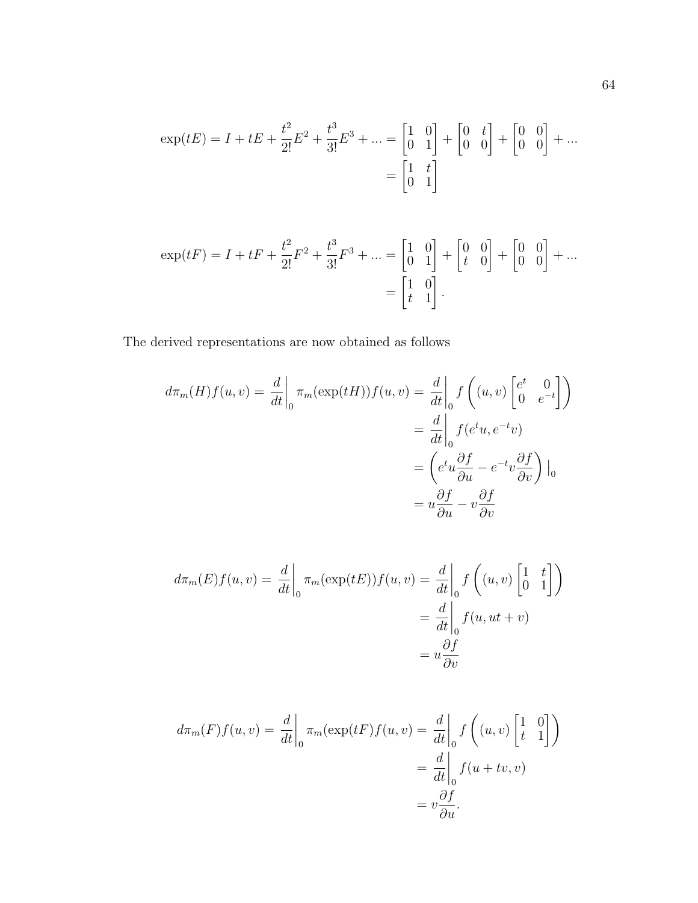$$\exp(tE) = I + tE + \frac{t^2}{2!}E^2 + \frac{t^3}{3!}E^3 + ... = \begin{bmatrix} 1 & 0 \\ 0 & 1 \end{bmatrix} + \begin{bmatrix} 0 & t \\ 0 & 0 \end{bmatrix} + \begin{bmatrix} 0 & 0 \\ 0 & 0 \end{bmatrix} + ...$$
$$= \begin{bmatrix} 1 & t \\ 0 & 1 \end{bmatrix}$$

$$\exp(tF) = I + tF + \frac{t^2}{2!}F^2 + \frac{t^3}{3!}F^3 + ... = \begin{bmatrix} 1 & 0 \\ 0 & 1 \end{bmatrix} + \begin{bmatrix} 0 & 0 \\ t & 0 \end{bmatrix} + \begin{bmatrix} 0 & 0 \\ 0 & 0 \end{bmatrix} + ...$$
$$= \begin{bmatrix} 1 & 0 \\ t & 1 \end{bmatrix}.$$

The derived representations are now obtained as follows

$$\begin{aligned} d\pi_m(H)f(u,v) = \left.\frac{d}{dt}\right|_0 \pi_m(\exp(tH))f(u,v) &= \left.\frac{d}{dt}\right|_0 f\left((u,v)\begin{bmatrix} e^t & 0 \\ 0 & e^{-t} \end{bmatrix}\right) \\ &= \left.\frac{d}{dt}\right|_0 f(e^t u, e^{-t}v) \\ &= \left(e^t u\frac{\partial f}{\partial u} - e^{-t}v\frac{\partial f}{\partial v}\right)\Big|_0 \\ &= u\frac{\partial f}{\partial u} - v\frac{\partial f}{\partial v} \end{aligned}$$

$$\begin{aligned} d\pi_m(E)f(u,v) = \left.\frac{d}{dt}\right|_0 \pi_m(\exp(tE))f(u,v) &= \left.\frac{d}{dt}\right|_0 f\left((u,v)\begin{bmatrix} 1 & t \\ 0 & 1 \end{bmatrix}\right) \\ &= \left.\frac{d}{dt}\right|_0 f(u, ut+v) \\ &= u\frac{\partial f}{\partial v} \end{aligned}$$

$$\begin{aligned} d\pi_m(F)f(u,v) = \left.\frac{d}{dt}\right|_0 \pi_m(\exp(tF)f(u,v) &= \left.\frac{d}{dt}\right|_0 f\left((u,v)\begin{bmatrix} 1 & 0 \\ t & 1 \end{bmatrix}\right) \\ &= \left.\frac{d}{dt}\right|_0 f(u+tv, v) \\ &= v\frac{\partial f}{\partial u}. \end{aligned}$$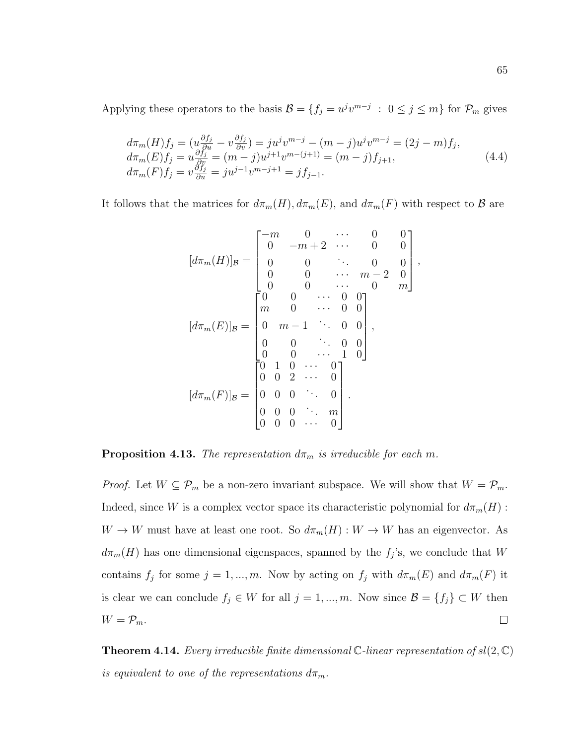Applying these operators to the basis $\mathcal{B} = \{f_j = u^j v^{m-j} \ : \ 0 \leq j \leq m\}$ for $\mathcal{P}_m$ gives

$$
\begin{aligned}
d\pi_m(H)f_j &= (u\tfrac{\partial f_j}{\partial u} - v\tfrac{\partial f_j}{\partial v}) = ju^j v^{m-j} - (m-j)u^j v^{m-j} = (2j-m)f_j,\\
d\pi_m(E)f_j &= u\tfrac{\partial f_j}{\partial v} = (m-j)u^{j+1}v^{m-(j+1)} = (m-j)f_{j+1},\\
d\pi_m(F)f_j &= v\tfrac{\partial f_j}{\partial u} = ju^{j-1}v^{m-j+1} = jf_{j-1}.
\end{aligned}
\tag{4.4}
$$

It follows that the matrices for $d\pi_m(H), d\pi_m(E)$, and $d\pi_m(F)$ with respect to $\mathcal{B}$ are

$$
[d\pi_m(H)]_{\mathcal{B}} = \begin{bmatrix} -m & 0 & \cdots & 0 & 0 \\ 0 & -m+2 & \cdots & 0 & 0 \\ 0 & 0 & \ddots & 0 & 0 \\ 0 & 0 & \cdots & m-2 & 0 \\ 0 & 0 & \cdots & 0 & m \end{bmatrix},
$$

$$
[d\pi_m(E)]_{\mathcal{B}} = \begin{bmatrix} 0 & 0 & \cdots & 0 & 0 \\ m & 0 & \cdots & 0 & 0 \\ 0 & m-1 & \ddots & 0 & 0 \\ 0 & 0 & \ddots & 0 & 0 \\ 0 & 0 & \cdots & 1 & 0 \end{bmatrix},
$$

$$
[d\pi_m(F)]_{\mathcal{B}} = \begin{bmatrix} 0 & 1 & 0 & \cdots & 0 \\ 0 & 0 & 2 & \cdots & 0 \\ 0 & 0 & 0 & \ddots & 0 \\ 0 & 0 & 0 & \ddots & m \\ 0 & 0 & 0 & \cdots & 0 \end{bmatrix}.
$$

**Proposition 4.13.** *The representation $d\pi_m$ is irreducible for each $m$.*

*Proof.* Let $W \subseteq \mathcal{P}_m$ be a non-zero invariant subspace. We will show that $W = \mathcal{P}_m$. Indeed, since $W$ is a complex vector space its characteristic polynomial for $d\pi_m(H) : W \to W$ must have at least one root. So $d\pi_m(H) : W \to W$ has an eigenvector. As $d\pi_m(H)$ has one dimensional eigenspaces, spanned by the $f_j$'s, we conclude that $W$ contains $f_j$ for some $j = 1, ..., m$. Now by acting on $f_j$ with $d\pi_m(E)$ and $d\pi_m(F)$ it is clear we can conclude $f_j \in W$ for all $j = 1, ..., m$. Now since $\mathcal{B} = \{f_j\} \subset W$ then $W = \mathcal{P}_m$. □

**Theorem 4.14.** *Every irreducible finite dimensional $\mathbb{C}$-linear representation of $sl(2, \mathbb{C})$ is equivalent to one of the representations $d\pi_m$.*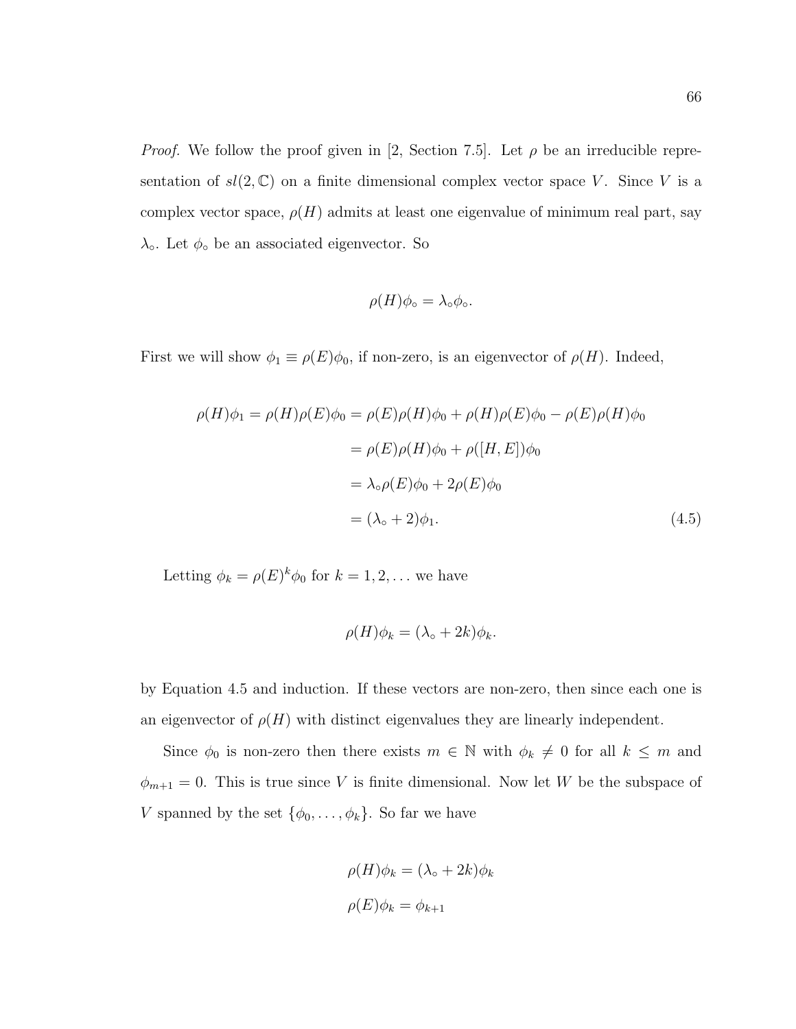*Proof.* We follow the proof given in [2, Section 7.5]. Let $\rho$ be an irreducible representation of $sl(2, \mathbb{C})$ on a finite dimensional complex vector space $V$. Since $V$ is a complex vector space, $\rho(H)$ admits at least one eigenvalue of minimum real part, say $\lambda_\circ$. Let $\phi_\circ$ be an associated eigenvector. So

$$\rho(H)\phi_\circ = \lambda_\circ \phi_\circ.$$

First we will show $\phi_1 \equiv \rho(E)\phi_0$, if non-zero, is an eigenvector of $\rho(H)$. Indeed,

$$\begin{aligned}
\rho(H)\phi_1 = \rho(H)\rho(E)\phi_0 &= \rho(E)\rho(H)\phi_0 + \rho(H)\rho(E)\phi_0 - \rho(E)\rho(H)\phi_0 \\
&= \rho(E)\rho(H)\phi_0 + \rho([H, E])\phi_0 \\
&= \lambda_\circ \rho(E)\phi_0 + 2\rho(E)\phi_0 \\
&= (\lambda_\circ + 2)\phi_1. \qquad (4.5)
\end{aligned}$$

Letting $\phi_k = \rho(E)^k \phi_0$ for $k = 1, 2, \ldots$ we have

$$\rho(H)\phi_k = (\lambda_\circ + 2k)\phi_k.$$

by Equation 4.5 and induction. If these vectors are non-zero, then since each one is an eigenvector of $\rho(H)$ with distinct eigenvalues they are linearly independent.

Since $\phi_0$ is non-zero then there exists $m \in \mathbb{N}$ with $\phi_k \neq 0$ for all $k \leq m$ and $\phi_{m+1} = 0$. This is true since $V$ is finite dimensional. Now let $W$ be the subspace of $V$ spanned by the set $\{\phi_0, \ldots, \phi_k\}$. So far we have

$$\rho(H)\phi_k = (\lambda_\circ + 2k)\phi_k$$

$$\rho(E)\phi_k = \phi_{k+1}$$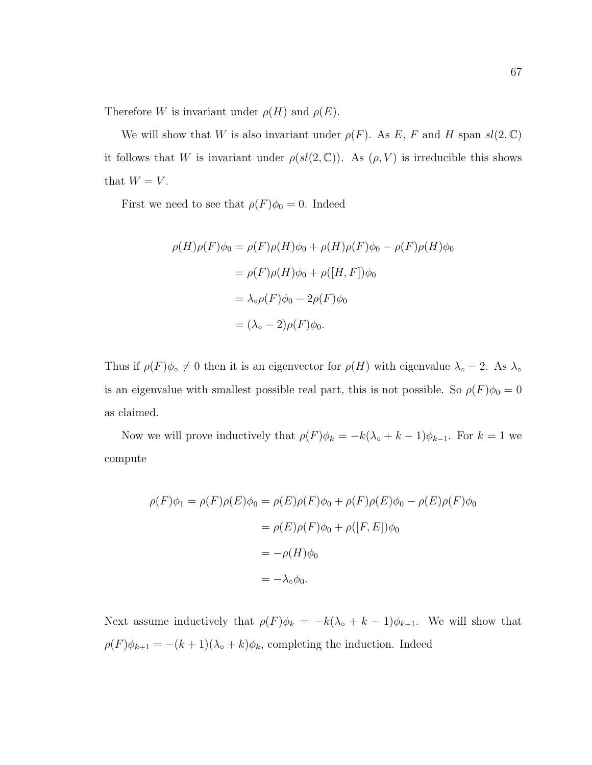Therefore $W$ is invariant under $\rho(H)$ and $\rho(E)$.

We will show that $W$ is also invariant under $\rho(F)$. As $E$, $F$ and $H$ span $sl(2,\mathbb{C})$ it follows that $W$ is invariant under $\rho(sl(2,\mathbb{C}))$. As $(\rho, V)$ is irreducible this shows that $W = V$.

First we need to see that $\rho(F)\phi_0 = 0$. Indeed

$$
\begin{aligned}
\rho(H)\rho(F)\phi_0 &= \rho(F)\rho(H)\phi_0 + \rho(H)\rho(F)\phi_0 - \rho(F)\rho(H)\phi_0 \\
&= \rho(F)\rho(H)\phi_0 + \rho([H,F])\phi_0 \\
&= \lambda_\circ \rho(F)\phi_0 - 2\rho(F)\phi_0 \\
&= (\lambda_\circ - 2)\rho(F)\phi_0.
\end{aligned}
$$

Thus if $\rho(F)\phi_\circ \neq 0$ then it is an eigenvector for $\rho(H)$ with eigenvalue $\lambda_\circ - 2$. As $\lambda_\circ$ is an eigenvalue with smallest possible real part, this is not possible. So $\rho(F)\phi_0 = 0$ as claimed.

Now we will prove inductively that $\rho(F)\phi_k = -k(\lambda_\circ + k - 1)\phi_{k-1}$. For $k = 1$ we compute

$$
\begin{aligned}
\rho(F)\phi_1 = \rho(F)\rho(E)\phi_0 &= \rho(E)\rho(F)\phi_0 + \rho(F)\rho(E)\phi_0 - \rho(E)\rho(F)\phi_0 \\
&= \rho(E)\rho(F)\phi_0 + \rho([F,E])\phi_0 \\
&= -\rho(H)\phi_0 \\
&= -\lambda_\circ \phi_0.
\end{aligned}
$$

Next assume inductively that $\rho(F)\phi_k = -k(\lambda_\circ + k - 1)\phi_{k-1}$. We will show that $\rho(F)\phi_{k+1} = -(k+1)(\lambda_\circ + k)\phi_k$, completing the induction. Indeed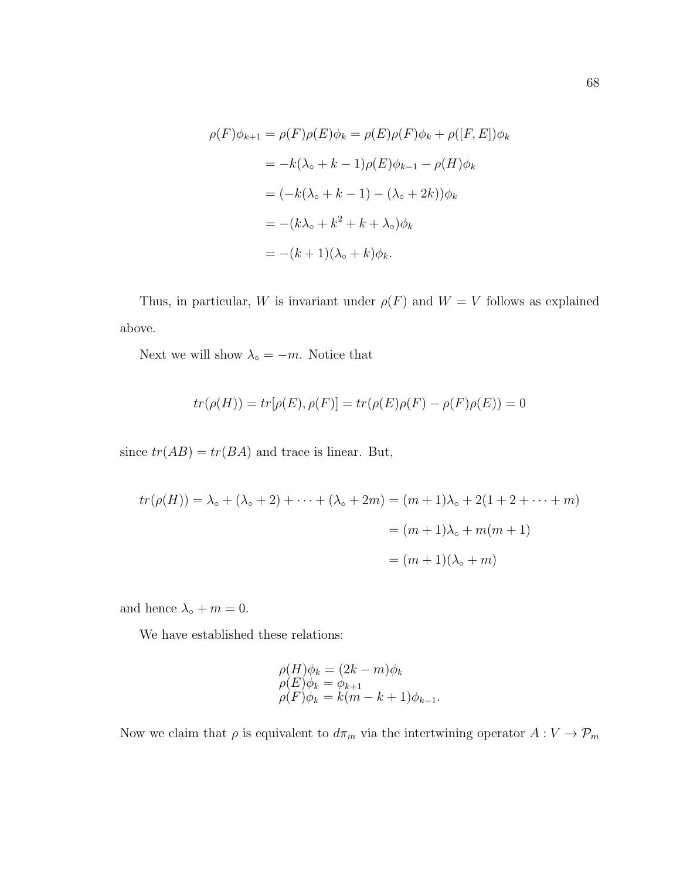$$
\begin{aligned}
\rho(F)\phi_{k+1} = \rho(F)\rho(E)\phi_k &= \rho(E)\rho(F)\phi_k + \rho([F,E])\phi_k \\
&= -k(\lambda_\circ + k - 1)\rho(E)\phi_{k-1} - \rho(H)\phi_k \\
&= (-k(\lambda_\circ + k - 1) - (\lambda_\circ + 2k))\phi_k \\
&= -(k\lambda_\circ + k^2 + k + \lambda_\circ)\phi_k \\
&= -(k+1)(\lambda_\circ + k)\phi_k.
\end{aligned}
$$

Thus, in particular, $W$ is invariant under $\rho(F)$ and $W = V$ follows as explained above.

Next we will show $\lambda_\circ = -m$. Notice that

$$
tr(\rho(H)) = tr[\rho(E), \rho(F)] = tr(\rho(E)\rho(F) - \rho(F)\rho(E)) = 0
$$

since $tr(AB) = tr(BA)$ and trace is linear. But,

$$
\begin{aligned}
tr(\rho(H)) = \lambda_\circ + (\lambda_\circ + 2) + \cdots + (\lambda_\circ + 2m) &= (m+1)\lambda_\circ + 2(1 + 2 + \cdots + m) \\
&= (m+1)\lambda_\circ + m(m+1) \\
&= (m+1)(\lambda_\circ + m)
\end{aligned}
$$

and hence $\lambda_\circ + m = 0$.

We have established these relations:

$$
\begin{aligned}
&\rho(H)\phi_k = (2k - m)\phi_k \\
&\rho(E)\phi_k = \phi_{k+1} \\
&\rho(F)\phi_k = k(m - k + 1)\phi_{k-1}.
\end{aligned}
$$

Now we claim that $\rho$ is equivalent to $d\pi_m$ via the intertwining operator $A : V \to \mathcal{P}_m$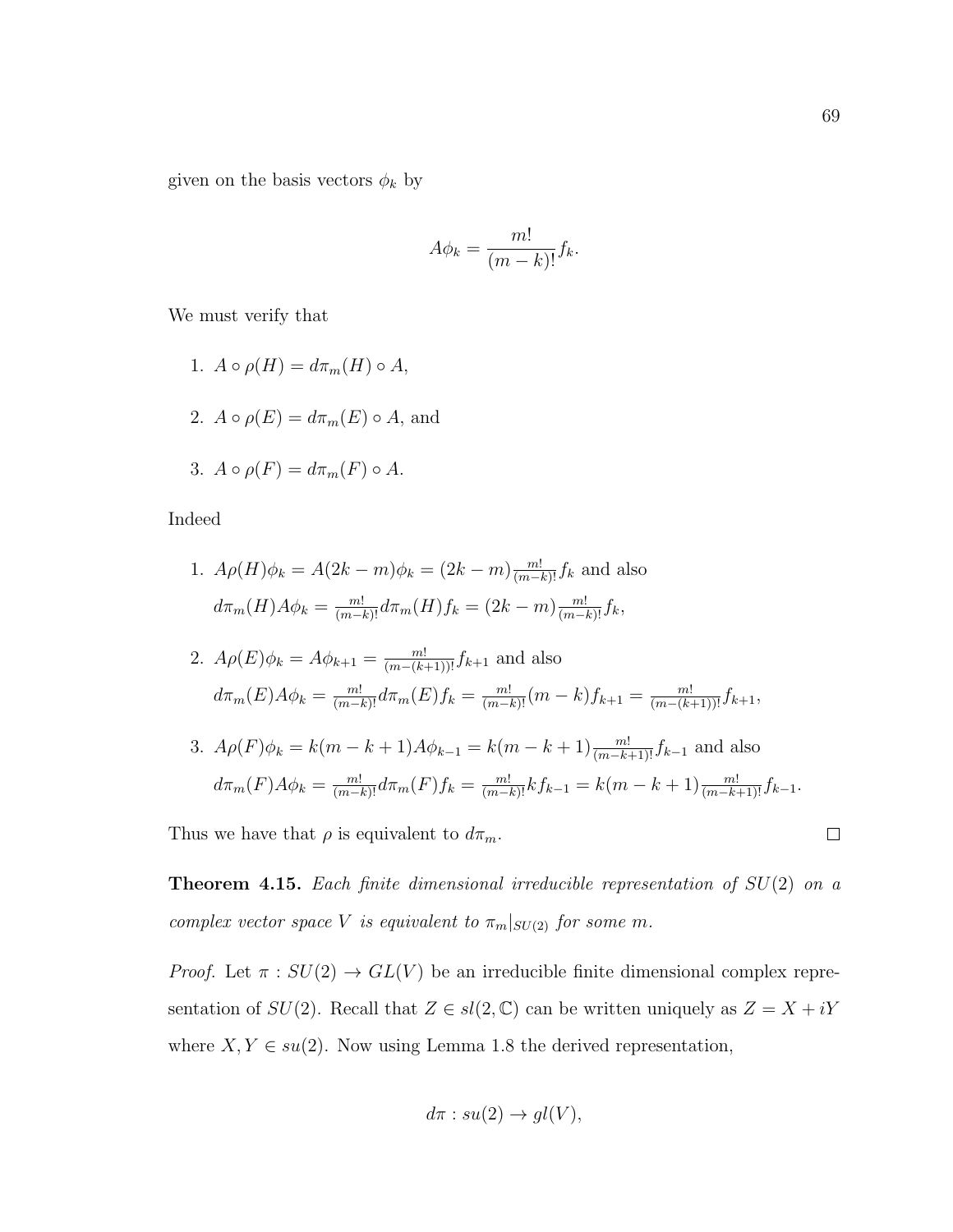given on the basis vectors $\phi_k$ by

$$A\phi_k = \frac{m!}{(m-k)!} f_k.$$

We must verify that

1. $A \circ \rho(H) = d\pi_m(H) \circ A$,
2. $A \circ \rho(E) = d\pi_m(E) \circ A$, and
3. $A \circ \rho(F) = d\pi_m(F) \circ A$.

Indeed

1. $A\rho(H)\phi_k = A(2k-m)\phi_k = (2k-m)\frac{m!}{(m-k)!} f_k$ and also $d\pi_m(H)A\phi_k = \frac{m!}{(m-k)!} d\pi_m(H) f_k = (2k-m)\frac{m!}{(m-k)!} f_k$,
2. $A\rho(E)\phi_k = A\phi_{k+1} = \frac{m!}{(m-(k+1))!} f_{k+1}$ and also $d\pi_m(E)A\phi_k = \frac{m!}{(m-k)!} d\pi_m(E) f_k = \frac{m!}{(m-k)!}(m-k) f_{k+1} = \frac{m!}{(m-(k+1))!} f_{k+1}$,
3. $A\rho(F)\phi_k = k(m-k+1)A\phi_{k-1} = k(m-k+1)\frac{m!}{(m-k+1)!} f_{k-1}$ and also $d\pi_m(F)A\phi_k = \frac{m!}{(m-k)!} d\pi_m(F) f_k = \frac{m!}{(m-k)!} k f_{k-1} = k(m-k+1)\frac{m!}{(m-k+1)!} f_{k-1}$.

Thus we have that $\rho$ is equivalent to $d\pi_m$. □

**Theorem 4.15.** *Each finite dimensional irreducible representation of $SU(2)$ on a complex vector space $V$ is equivalent to $\pi_m|_{SU(2)}$ for some $m$.*

*Proof.* Let $\pi : SU(2) \to GL(V)$ be an irreducible finite dimensional complex representation of $SU(2)$. Recall that $Z \in sl(2, \mathbb{C})$ can be written uniquely as $Z = X + iY$ where $X, Y \in su(2)$. Now using Lemma 1.8 the derived representation,

$$d\pi : su(2) \to gl(V),$$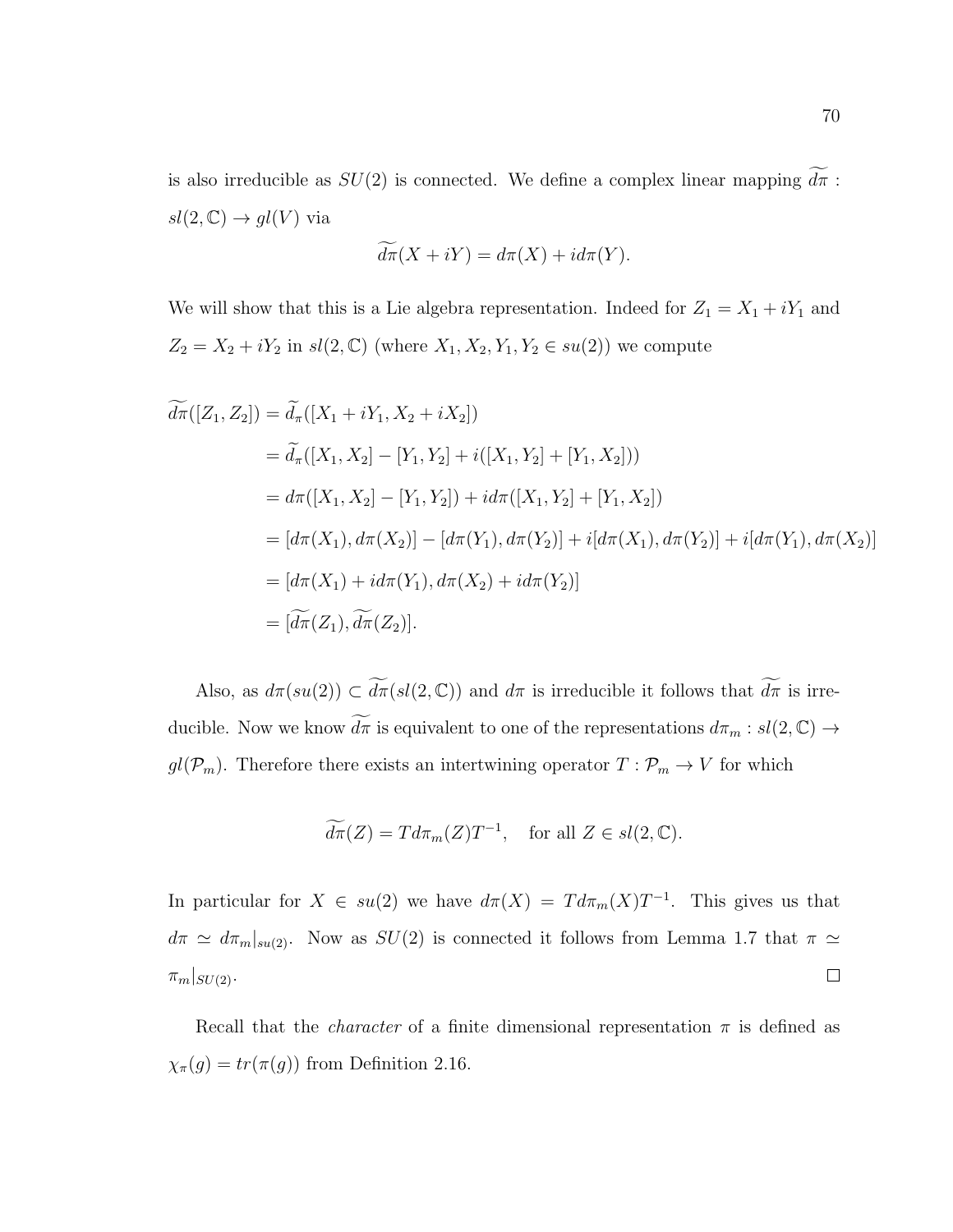is also irreducible as $SU(2)$ is connected. We define a complex linear mapping $\widetilde{d\pi}$ : $sl(2,\mathbb{C}) \to gl(V)$ via

$$\widetilde{d\pi}(X + iY) = d\pi(X) + id\pi(Y).$$

We will show that this is a Lie algebra representation. Indeed for $Z_1 = X_1 + iY_1$ and $Z_2 = X_2 + iY_2$ in $sl(2,\mathbb{C})$ (where $X_1, X_2, Y_1, Y_2 \in su(2)$) we compute

$$\begin{aligned}
\widetilde{d\pi}([Z_1, Z_2]) &= \widetilde{d}_\pi([X_1 + iY_1, X_2 + iX_2]) \\
&= \widetilde{d}_\pi([X_1, X_2] - [Y_1, Y_2] + i([X_1, Y_2] + [Y_1, X_2])) \\
&= d\pi([X_1, X_2] - [Y_1, Y_2]) + id\pi([X_1, Y_2] + [Y_1, X_2]) \\
&= [d\pi(X_1), d\pi(X_2)] - [d\pi(Y_1), d\pi(Y_2)] + i[d\pi(X_1), d\pi(Y_2)] + i[d\pi(Y_1), d\pi(X_2)] \\
&= [d\pi(X_1) + id\pi(Y_1), d\pi(X_2) + id\pi(Y_2)] \\
&= [\widetilde{d\pi}(Z_1), \widetilde{d\pi}(Z_2)].
\end{aligned}$$

Also, as $d\pi(su(2)) \subset \widetilde{d\pi}(sl(2,\mathbb{C}))$ and $d\pi$ is irreducible it follows that $\widetilde{d\pi}$ is irreducible. Now we know $\widetilde{d\pi}$ is equivalent to one of the representations $d\pi_m : sl(2,\mathbb{C}) \to gl(\mathcal{P}_m)$. Therefore there exists an intertwining operator $T : \mathcal{P}_m \to V$ for which

$$\widetilde{d\pi}(Z) = Td\pi_m(Z)T^{-1}, \quad \text{for all } Z \in sl(2,\mathbb{C}).$$

In particular for $X \in su(2)$ we have $d\pi(X) = Td\pi_m(X)T^{-1}$. This gives us that $d\pi \simeq d\pi_m|_{su(2)}$. Now as $SU(2)$ is connected it follows from Lemma 1.7 that $\pi \simeq \pi_m|_{SU(2)}$. □

Recall that the *character* of a finite dimensional representation $\pi$ is defined as $\chi_\pi(g) = tr(\pi(g))$ from Definition 2.16.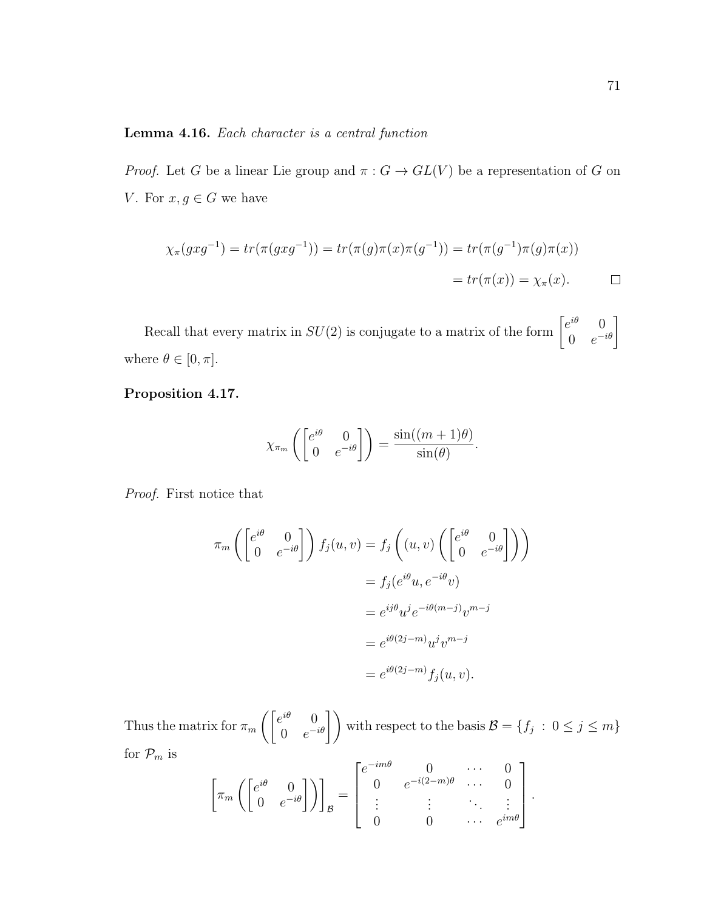**Lemma 4.16.** *Each character is a central function*

*Proof.* Let $G$ be a linear Lie group and $\pi : G \to GL(V)$ be a representation of $G$ on $V$. For $x, g \in G$ we have

$$\begin{aligned}
\chi_\pi(gxg^{-1}) = tr(\pi(gxg^{-1})) = tr(\pi(g)\pi(x)\pi(g^{-1})) &= tr(\pi(g^{-1})\pi(g)\pi(x)) \\
&= tr(\pi(x)) = \chi_\pi(x).
\end{aligned}$$

□

Recall that every matrix in $SU(2)$ is conjugate to a matrix of the form $\begin{bmatrix} e^{i\theta} & 0 \\ 0 & e^{-i\theta} \end{bmatrix}$ where $\theta \in [0, \pi]$.

**Proposition 4.17.**

$$\chi_{\pi_m}\left(\begin{bmatrix} e^{i\theta} & 0 \\ 0 & e^{-i\theta} \end{bmatrix}\right) = \frac{\sin((m+1)\theta)}{\sin(\theta)}.$$

*Proof.* First notice that

$$\begin{aligned}
\pi_m\left(\begin{bmatrix} e^{i\theta} & 0 \\ 0 & e^{-i\theta} \end{bmatrix}\right) f_j(u,v) &= f_j\left((u,v)\left(\begin{bmatrix} e^{i\theta} & 0 \\ 0 & e^{-i\theta} \end{bmatrix}\right)\right) \\
&= f_j(e^{i\theta}u, e^{-i\theta}v) \\
&= e^{ij\theta}u^j e^{-i\theta(m-j)}v^{m-j} \\
&= e^{i\theta(2j-m)}u^j v^{m-j} \\
&= e^{i\theta(2j-m)} f_j(u,v).
\end{aligned}$$

Thus the matrix for $\pi_m\left(\begin{bmatrix} e^{i\theta} & 0 \\ 0 & e^{-i\theta} \end{bmatrix}\right)$ with respect to the basis $\mathcal{B} = \{f_j \; : \; 0 \leq j \leq m\}$ for $\mathcal{P}_m$ is

$$\left[\pi_m\left(\begin{bmatrix} e^{i\theta} & 0 \\ 0 & e^{-i\theta} \end{bmatrix}\right)\right]_{\mathcal{B}} = \begin{bmatrix} e^{-im\theta} & 0 & \cdots & 0 \\ 0 & e^{-i(2-m)\theta} & \cdots & 0 \\ \vdots & \vdots & \ddots & \vdots \\ 0 & 0 & \cdots & e^{im\theta} \end{bmatrix}.$$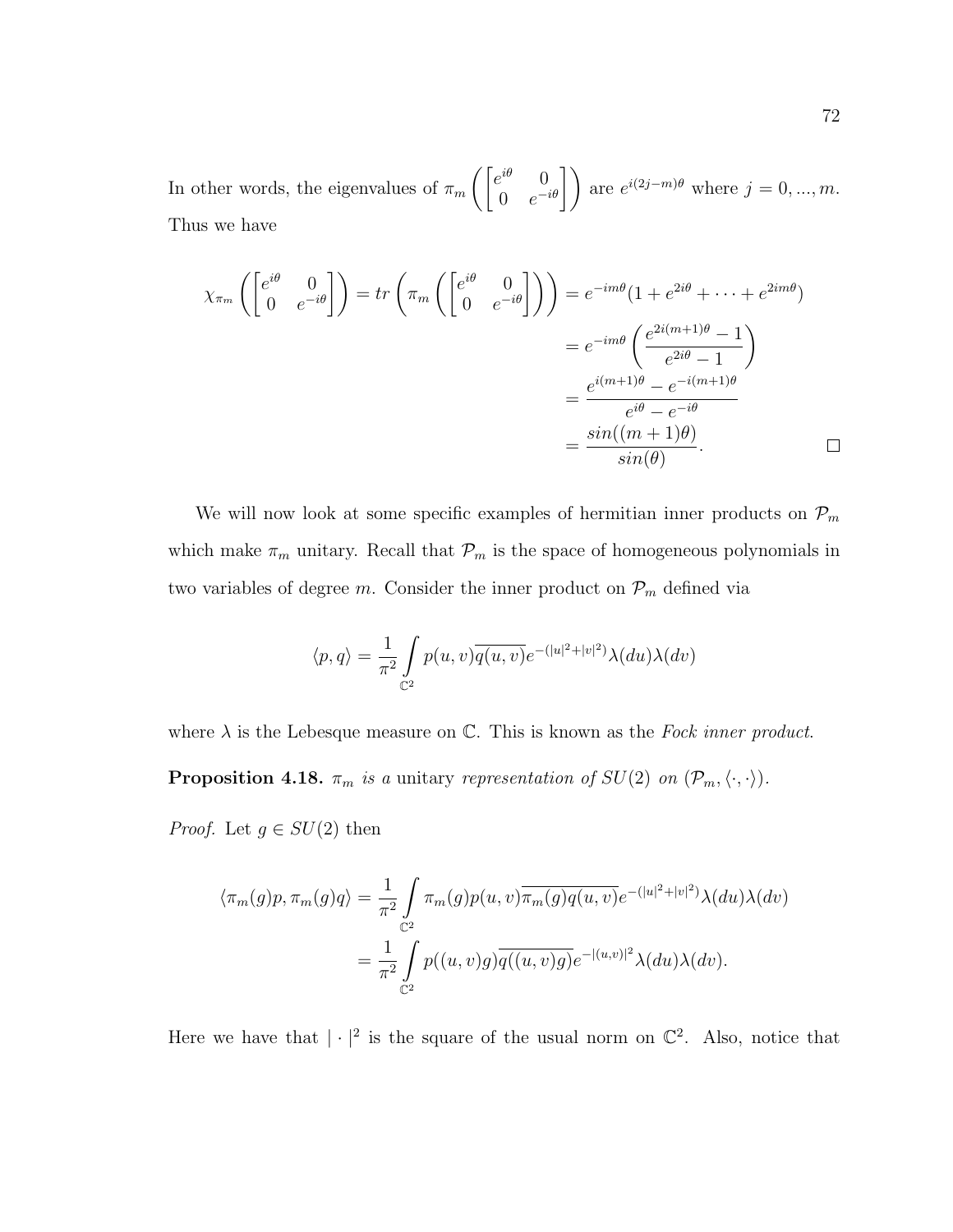In other words, the eigenvalues of $\pi_m\left(\begin{bmatrix} e^{i\theta} & 0 \\ 0 & e^{-i\theta} \end{bmatrix}\right)$ are $e^{i(2j-m)\theta}$ where $j = 0, ..., m$. Thus we have

$$
\begin{aligned}
\chi_{\pi_m}\left(\begin{bmatrix} e^{i\theta} & 0 \\ 0 & e^{-i\theta} \end{bmatrix}\right) = tr\left(\pi_m\left(\begin{bmatrix} e^{i\theta} & 0 \\ 0 & e^{-i\theta} \end{bmatrix}\right)\right) &= e^{-im\theta}(1 + e^{2i\theta} + \cdots + e^{2im\theta}) \\
&= e^{-im\theta}\left(\frac{e^{2i(m+1)\theta} - 1}{e^{2i\theta} - 1}\right) \\
&= \frac{e^{i(m+1)\theta} - e^{-i(m+1)\theta}}{e^{i\theta} - e^{-i\theta}} \\
&= \frac{sin((m+1)\theta)}{sin(\theta)}. \qquad \square
\end{aligned}
$$

We will now look at some specific examples of hermitian inner products on $\mathcal{P}_m$ which make $\pi_m$ unitary. Recall that $\mathcal{P}_m$ is the space of homogeneous polynomials in two variables of degree $m$. Consider the inner product on $\mathcal{P}_m$ defined via

$$
\langle p, q \rangle = \frac{1}{\pi^2} \int_{\mathbb{C}^2} p(u,v)\overline{q(u,v)} e^{-(|u|^2+|v|^2)} \lambda(du)\lambda(dv)
$$

where $\lambda$ is the Lebesque measure on $\mathbb{C}$. This is known as the *Fock inner product*.

**Proposition 4.18.** *$\pi_m$ is a* unitary *representation of $SU(2)$ on $(\mathcal{P}_m, \langle\cdot,\cdot\rangle)$.*

*Proof.* Let $g \in SU(2)$ then

$$
\begin{aligned}
\langle \pi_m(g)p, \pi_m(g)q \rangle &= \frac{1}{\pi^2} \int_{\mathbb{C}^2} \pi_m(g)p(u,v)\overline{\pi_m(g)q(u,v)} e^{-(|u|^2+|v|^2)} \lambda(du)\lambda(dv) \\
&= \frac{1}{\pi^2} \int_{\mathbb{C}^2} p((u,v)g)\overline{q((u,v)g)} e^{-|(u,v)|^2} \lambda(du)\lambda(dv).
\end{aligned}
$$

Here we have that $|\cdot|^2$ is the square of the usual norm on $\mathbb{C}^2$. Also, notice that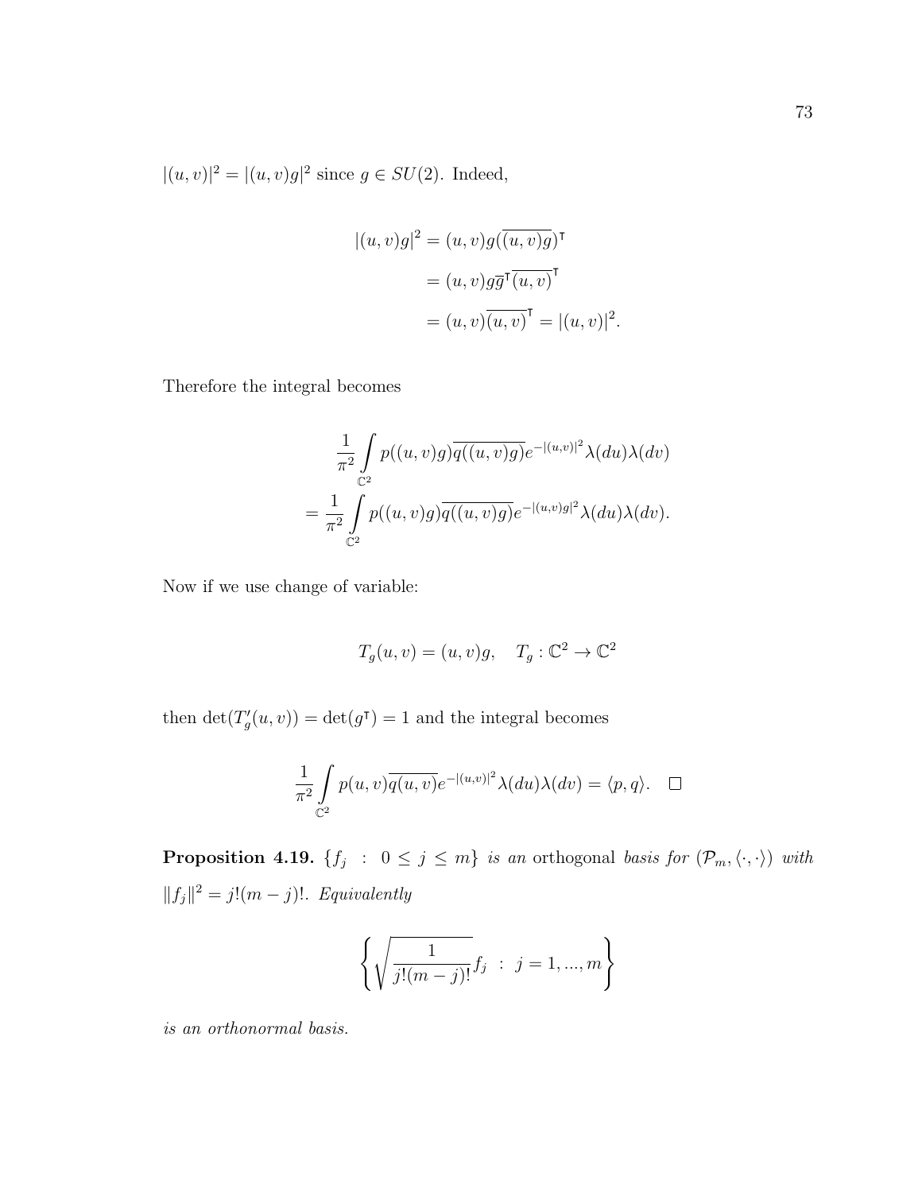$|(u,v)|^2 = |(u,v)g|^2$ since $g \in SU(2)$. Indeed,

$$
\begin{aligned}
|(u,v)g|^2 &= (u,v)g(\overline{(u,v)g})^\intercal \\
&= (u,v)g\overline{g}^\intercal\overline{(u,v)}^\intercal \\
&= (u,v)\overline{(u,v)}^\intercal = |(u,v)|^2.
\end{aligned}
$$

Therefore the integral becomes

$$
\begin{aligned}
&\frac{1}{\pi^2}\int\limits_{\mathbb{C}^2} p((u,v)g)\overline{q((u,v)g)}e^{-|(u,v)|^2}\lambda(du)\lambda(dv) \\
&= \frac{1}{\pi^2}\int\limits_{\mathbb{C}^2} p((u,v)g)\overline{q((u,v)g)}e^{-|(u,v)g|^2}\lambda(du)\lambda(dv).
\end{aligned}
$$

Now if we use change of variable:

$$
T_g(u,v) = (u,v)g, \quad T_g : \mathbb{C}^2 \to \mathbb{C}^2
$$

then $\det(T_g'(u,v)) = \det(g^\intercal) = 1$ and the integral becomes

$$
\frac{1}{\pi^2}\int\limits_{\mathbb{C}^2} p(u,v)\overline{q(u,v)}e^{-|(u,v)|^2}\lambda(du)\lambda(dv) = \langle p, q\rangle. \quad \square
$$

**Proposition 4.19.** *$\{f_j \ : \ 0 \leq j \leq m\}$ is an* orthogonal *basis for $(\mathcal{P}_m, \langle\cdot,\cdot\rangle)$ with $\|f_j\|^2 = j!(m-j)!$. Equivalently*

$$
\left\{ \sqrt{\frac{1}{j!(m-j)!}} f_j \ : \ j = 1, ..., m \right\}
$$

*is an orthonormal basis.*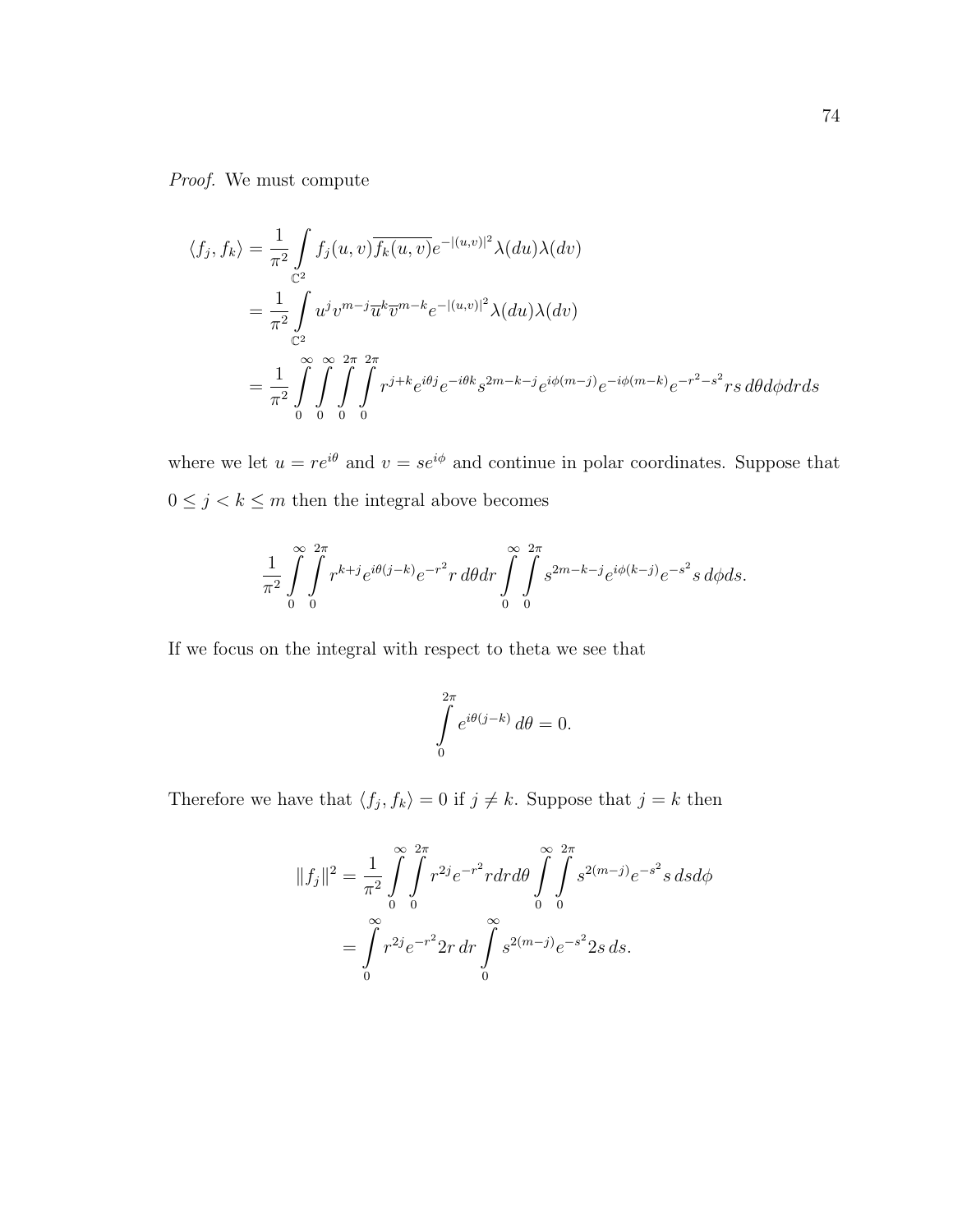*Proof.* We must compute

$$\begin{aligned}
\langle f_j, f_k \rangle &= \frac{1}{\pi^2} \int\limits_{\mathbb{C}^2} f_j(u,v)\overline{f_k(u,v)} e^{-|(u,v)|^2} \lambda(du)\lambda(dv) \\
&= \frac{1}{\pi^2} \int\limits_{\mathbb{C}^2} u^j v^{m-j} \overline{u}^k \overline{v}^{m-k} e^{-|(u,v)|^2} \lambda(du)\lambda(dv) \\
&= \frac{1}{\pi^2} \int\limits_0^\infty \int\limits_0^\infty \int\limits_0^{2\pi} \int\limits_0^{2\pi} r^{j+k} e^{i\theta j} e^{-i\theta k} s^{2m-k-j} e^{i\phi(m-j)} e^{-i\phi(m-k)} e^{-r^2-s^2} rs \, d\theta d\phi dr ds
\end{aligned}$$

where we let $u = re^{i\theta}$ and $v = se^{i\phi}$ and continue in polar coordinates. Suppose that $0 \leq j < k \leq m$ then the integral above becomes

$$\frac{1}{\pi^2} \int\limits_0^\infty \int\limits_0^{2\pi} r^{k+j} e^{i\theta(j-k)} e^{-r^2} r \, d\theta dr \int\limits_0^\infty \int\limits_0^{2\pi} s^{2m-k-j} e^{i\phi(k-j)} e^{-s^2} s \, d\phi ds.$$

If we focus on the integral with respect to theta we see that

$$\int\limits_0^{2\pi} e^{i\theta(j-k)} \, d\theta = 0.$$

Therefore we have that $\langle f_j, f_k \rangle = 0$ if $j \neq k$. Suppose that $j = k$ then

$$\begin{aligned}
\|f_j\|^2 &= \frac{1}{\pi^2} \int\limits_0^\infty \int\limits_0^{2\pi} r^{2j} e^{-r^2} r dr d\theta \int\limits_0^\infty \int\limits_0^{2\pi} s^{2(m-j)} e^{-s^2} s \, ds d\phi \\
&= \int\limits_0^\infty r^{2j} e^{-r^2} 2r \, dr \int\limits_0^\infty s^{2(m-j)} e^{-s^2} 2s \, ds.
\end{aligned}$$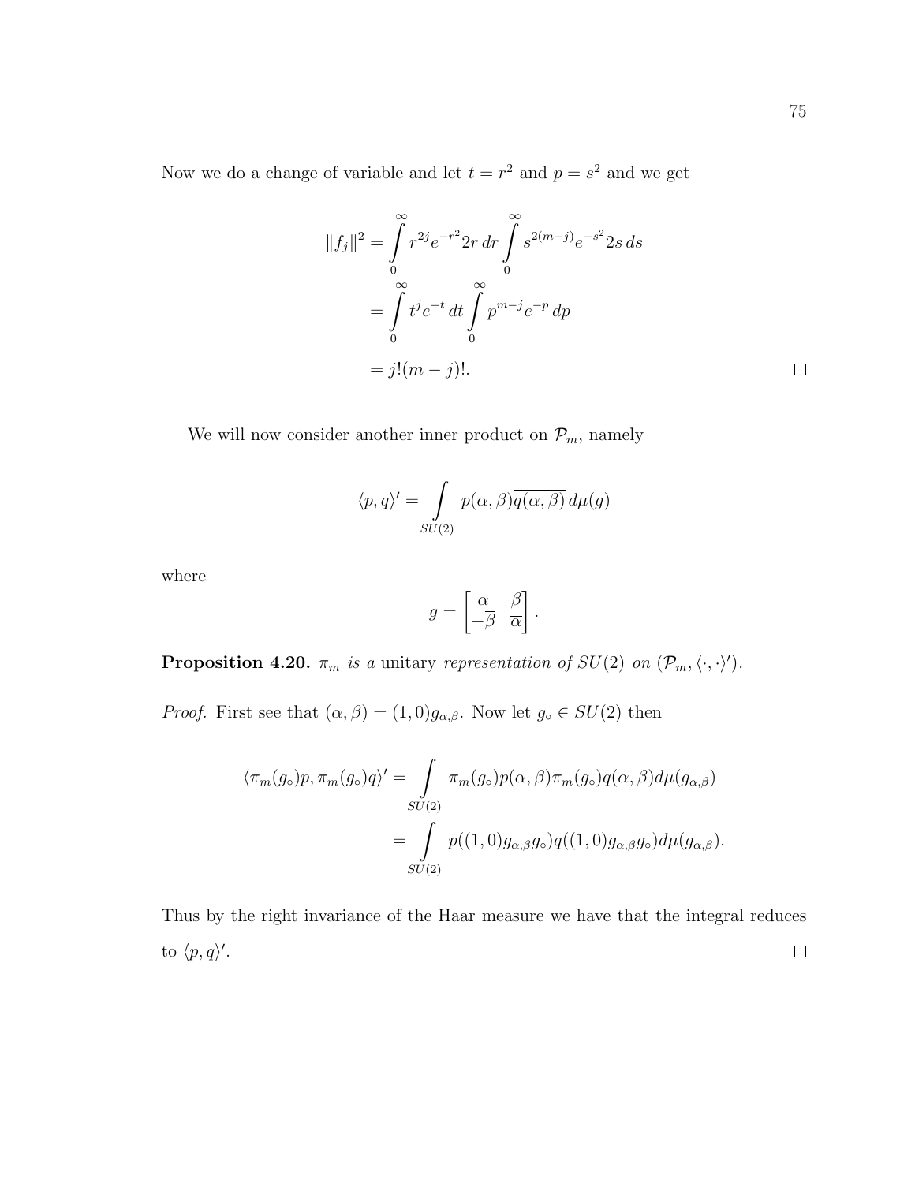Now we do a change of variable and let $t = r^2$ and $p = s^2$ and we get

$$
\begin{aligned}
\|f_j\|^2 &= \int_0^\infty r^{2j} e^{-r^2} 2r\, dr \int_0^\infty s^{2(m-j)} e^{-s^2} 2s\, ds \\
&= \int_0^\infty t^j e^{-t}\, dt \int_0^\infty p^{m-j} e^{-p}\, dp \\
&= j!(m-j)!.
\end{aligned}
$$

□

We will now consider another inner product on $\mathcal{P}_m$, namely

$$
\langle p, q \rangle' = \int_{SU(2)} p(\alpha, \beta) \overline{q(\alpha, \beta)}\, d\mu(g)
$$

where

$$
g = \begin{bmatrix} \alpha & \beta \\ -\overline{\beta} & \overline{\alpha} \end{bmatrix}.
$$

**Proposition 4.20.** *$\pi_m$ is a* unitary *representation of $SU(2)$ on $(\mathcal{P}_m, \langle \cdot, \cdot \rangle')$.*

*Proof.* First see that $(\alpha, \beta) = (1, 0) g_{\alpha,\beta}$. Now let $g_\circ \in SU(2)$ then

$$
\begin{aligned}
\langle \pi_m(g_\circ)p, \pi_m(g_\circ)q \rangle' &= \int_{SU(2)} \pi_m(g_\circ)p(\alpha, \beta) \overline{\pi_m(g_\circ)q(\alpha, \beta)} d\mu(g_{\alpha,\beta}) \\
&= \int_{SU(2)} p((1,0)g_{\alpha,\beta}g_\circ) \overline{q((1,0)g_{\alpha,\beta}g_\circ)} d\mu(g_{\alpha,\beta}).
\end{aligned}
$$

Thus by the right invariance of the Haar measure we have that the integral reduces to $\langle p, q \rangle'$. □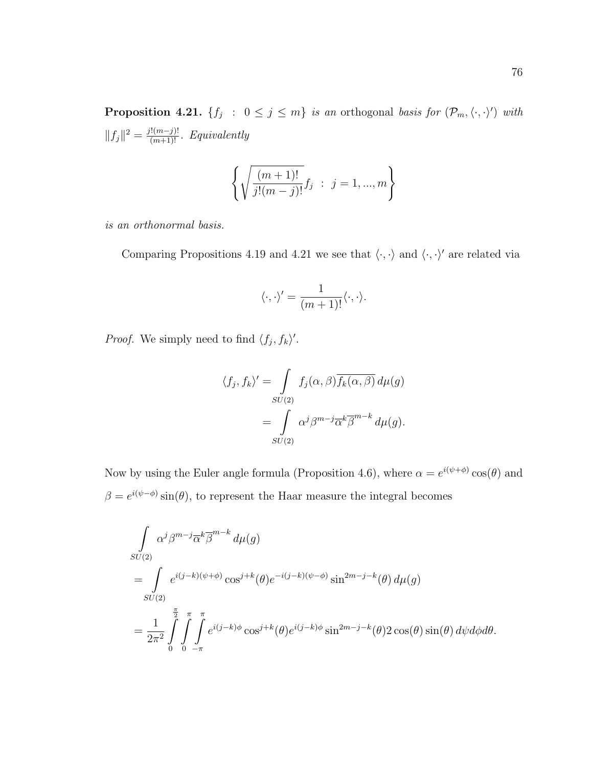**Proposition 4.21.** *$\{f_j \; : \; 0 \leq j \leq m\}$ is an* orthogonal *basis for $(\mathcal{P}_m, \langle \cdot, \cdot \rangle')$ with $\|f_j\|^2 = \frac{j!(m-j)!}{(m+1)!}$. Equivalently*

$$\left\{ \sqrt{\frac{(m+1)!}{j!(m-j)!}} f_j \; : \; j = 1, ..., m \right\}$$

*is an orthonormal basis.*

Comparing Propositions 4.19 and 4.21 we see that $\langle \cdot, \cdot \rangle$ and $\langle \cdot, \cdot \rangle'$ are related via

$$\langle \cdot, \cdot \rangle' = \frac{1}{(m+1)!} \langle \cdot, \cdot \rangle.$$

*Proof.* We simply need to find $\langle f_j, f_k \rangle'$.

$$\begin{aligned}
\langle f_j, f_k \rangle' &= \int_{SU(2)} f_j(\alpha, \beta) \overline{f_k(\alpha, \beta)} \, d\mu(g) \\
&= \int_{SU(2)} \alpha^j \beta^{m-j} \overline{\alpha}^k \overline{\beta}^{m-k} \, d\mu(g).
\end{aligned}$$

Now by using the Euler angle formula (Proposition 4.6), where $\alpha = e^{i(\psi + \phi)} \cos(\theta)$ and $\beta = e^{i(\psi - \phi)} \sin(\theta)$, to represent the Haar measure the integral becomes

$$\begin{aligned}
&\int_{SU(2)} \alpha^j \beta^{m-j} \overline{\alpha}^k \overline{\beta}^{m-k} \, d\mu(g) \\
&= \int_{SU(2)} e^{i(j-k)(\psi+\phi)} \cos^{j+k}(\theta) e^{-i(j-k)(\psi-\phi)} \sin^{2m-j-k}(\theta) \, d\mu(g) \\
&= \frac{1}{2\pi^2} \int_0^{\frac{\pi}{2}} \int_0^{\pi} \int_{-\pi}^{\pi} e^{i(j-k)\phi} \cos^{j+k}(\theta) e^{i(j-k)\phi} \sin^{2m-j-k}(\theta) 2 \cos(\theta) \sin(\theta) \, d\psi d\phi d\theta.
\end{aligned}$$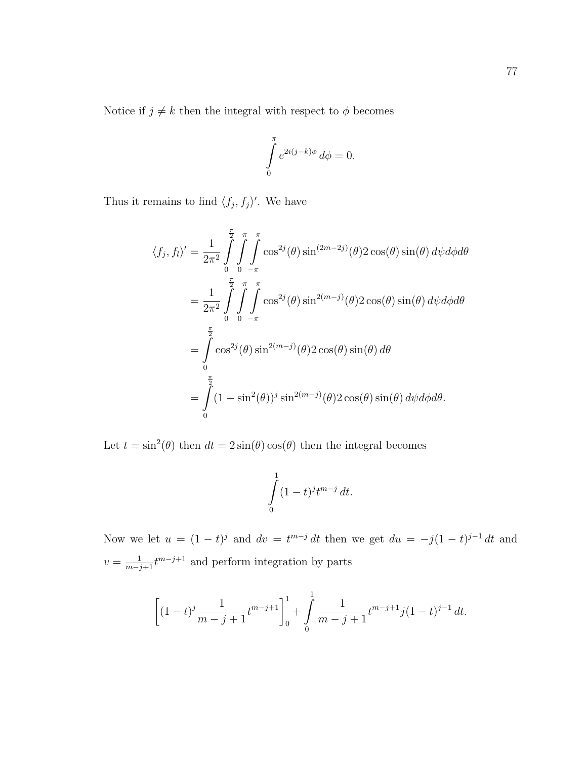Notice if $j \neq k$ then the integral with respect to $\phi$ becomes

$$\int_0^{\pi} e^{2i(j-k)\phi}\, d\phi = 0.$$

Thus it remains to find $\langle f_j, f_j \rangle'$. We have

$$\begin{aligned}
\langle f_j, f_l \rangle' &= \frac{1}{2\pi^2} \int_0^{\frac{\pi}{2}} \int_0^{\pi} \int_{-\pi}^{\pi} \cos^{2j}(\theta) \sin^{(2m-2j)}(\theta) 2\cos(\theta)\sin(\theta)\, d\psi d\phi d\theta \\
&= \frac{1}{2\pi^2} \int_0^{\frac{\pi}{2}} \int_0^{\pi} \int_{-\pi}^{\pi} \cos^{2j}(\theta) \sin^{2(m-j)}(\theta) 2\cos(\theta)\sin(\theta)\, d\psi d\phi d\theta \\
&= \int_0^{\frac{\pi}{2}} \cos^{2j}(\theta) \sin^{2(m-j)}(\theta) 2\cos(\theta)\sin(\theta)\, d\theta \\
&= \int_0^{\frac{\pi}{2}} (1-\sin^2(\theta))^j \sin^{2(m-j)}(\theta) 2\cos(\theta)\sin(\theta)\, d\psi d\phi d\theta.
\end{aligned}$$

Let $t = \sin^2(\theta)$ then $dt = 2\sin(\theta)\cos(\theta)$ then the integral becomes

$$\int_0^1 (1-t)^j t^{m-j}\, dt.$$

Now we let $u = (1-t)^j$ and $dv = t^{m-j}\, dt$ then we get $du = -j(1-t)^{j-1}\, dt$ and $v = \frac{1}{m-j+1} t^{m-j+1}$ and perform integration by parts

$$\left[(1-t)^j \frac{1}{m-j+1} t^{m-j+1}\right]_0^1 + \int_0^1 \frac{1}{m-j+1} t^{m-j+1} j(1-t)^{j-1}\, dt.$$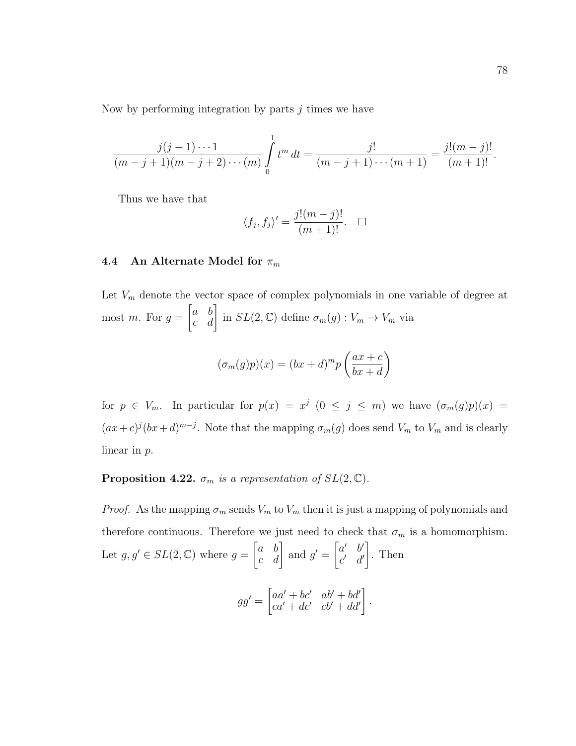Now by performing integration by parts $j$ times we have

$$\frac{j(j-1)\cdots 1}{(m-j+1)(m-j+2)\cdots(m)} \int_0^1 t^m \, dt = \frac{j!}{(m-j+1)\cdots(m+1)} = \frac{j!(m-j)!}{(m+1)!}.$$

Thus we have that

$$\langle f_j, f_j \rangle' = \frac{j!(m-j)!}{(m+1)!}. \quad \square$$

### 4.4 An Alternate Model for $\pi_m$

Let $V_m$ denote the vector space of complex polynomials in one variable of degree at most $m$. For $g = \begin{bmatrix} a & b \\ c & d \end{bmatrix}$ in $SL(2, \mathbb{C})$ define $\sigma_m(g) : V_m \to V_m$ via

$$(\sigma_m(g)p)(x) = (bx + d)^m p\left(\frac{ax + c}{bx + d}\right)$$

for $p \in V_m$. In particular for $p(x) = x^j$ $(0 \le j \le m)$ we have $(\sigma_m(g)p)(x) = (ax+c)^j(bx+d)^{m-j}$. Note that the mapping $\sigma_m(g)$ does send $V_m$ to $V_m$ and is clearly linear in $p$.

**Proposition 4.22.** *$\sigma_m$ is a representation of $SL(2, \mathbb{C})$.*

*Proof.* As the mapping $\sigma_m$ sends $V_m$ to $V_m$ then it is just a mapping of polynomials and therefore continuous. Therefore we just need to check that $\sigma_m$ is a homomorphism. Let $g, g' \in SL(2, \mathbb{C})$ where $g = \begin{bmatrix} a & b \\ c & d \end{bmatrix}$ and $g' = \begin{bmatrix} a' & b' \\ c' & d' \end{bmatrix}$. Then

$$gg' = \begin{bmatrix} aa' + bc' & ab' + bd' \\ ca' + dc' & cb' + dd' \end{bmatrix}.$$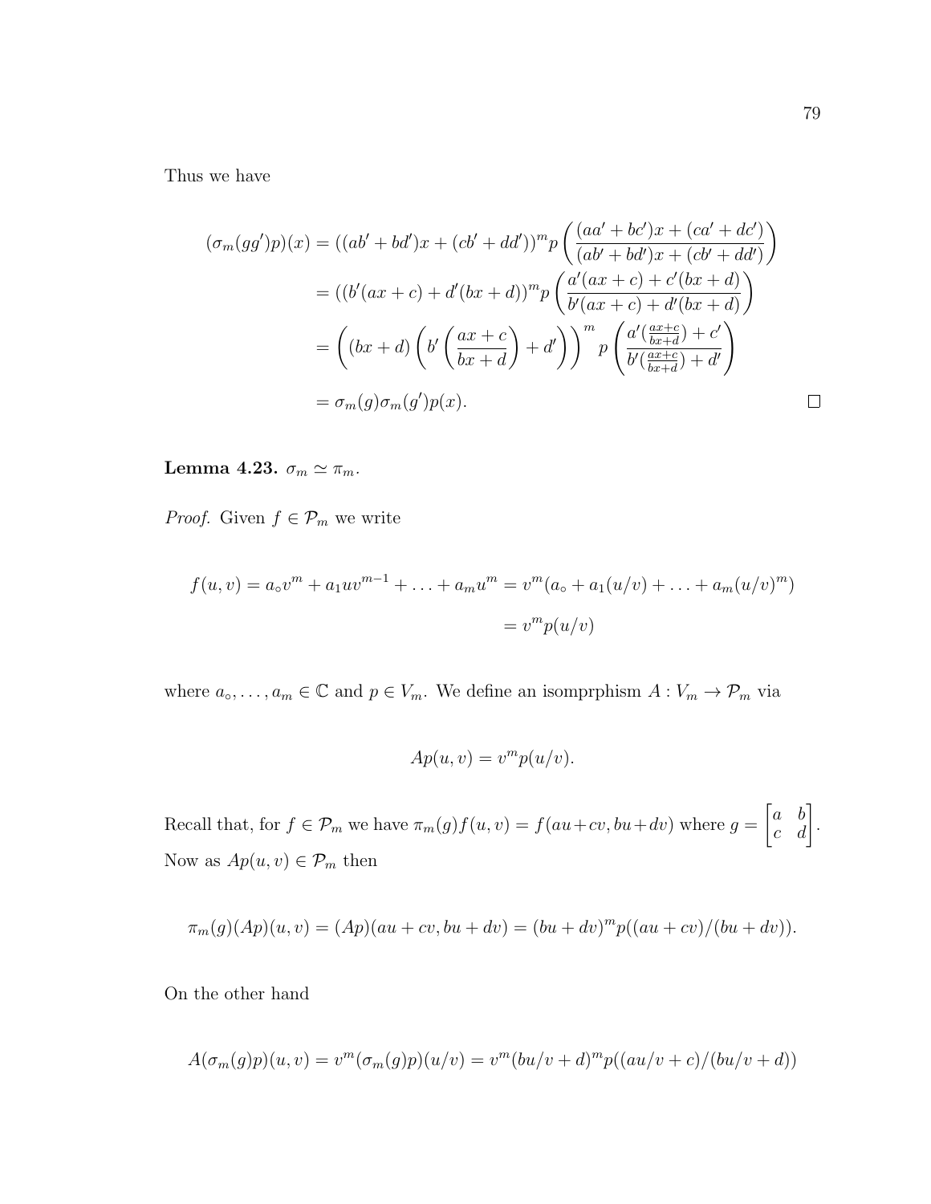Thus we have

$$
\begin{aligned}
(\sigma_m(gg')p)(x) &= ((ab' + bd')x + (cb' + dd'))^m p\left(\frac{(aa' + bc')x + (ca' + dc')}{(ab' + bd')x + (cb' + dd')}\right) \\
&= ((b'(ax + c) + d'(bx + d))^m p\left(\frac{a'(ax + c) + c'(bx + d)}{b'(ax + c) + d'(bx + d)}\right) \\
&= \left((bx + d)\left(b'\left(\frac{ax + c}{bx + d}\right) + d'\right)\right)^m p\left(\frac{a'(\frac{ax+c}{bx+d}) + c'}{b'(\frac{ax+c}{bx+d}) + d'}\right) \\
&= \sigma_m(g)\sigma_m(g')p(x).
\end{aligned}
$$

□

**Lemma 4.23.** $\sigma_m \simeq \pi_m$.

*Proof.* Given $f \in \mathcal{P}_m$ we write

$$
\begin{aligned}
f(u, v) = a_\circ v^m + a_1 u v^{m-1} + \ldots + a_m u^m &= v^m(a_\circ + a_1(u/v) + \ldots + a_m(u/v)^m) \\
&= v^m p(u/v)
\end{aligned}
$$

where $a_\circ, \ldots, a_m \in \mathbb{C}$ and $p \in V_m$. We define an isomprphism $A : V_m \to \mathcal{P}_m$ via

$$
Ap(u, v) = v^m p(u/v).
$$

Recall that, for $f \in \mathcal{P}_m$ we have $\pi_m(g)f(u, v) = f(au+cv, bu+dv)$ where $g = \begin{bmatrix} a & b \\ c & d \end{bmatrix}$. Now as $Ap(u, v) \in \mathcal{P}_m$ then

$$
\pi_m(g)(Ap)(u, v) = (Ap)(au + cv, bu + dv) = (bu + dv)^m p((au + cv)/(bu + dv)).
$$

On the other hand

$$
A(\sigma_m(g)p)(u, v) = v^m(\sigma_m(g)p)(u/v) = v^m(bu/v + d)^m p((au/v + c)/(bu/v + d))
$$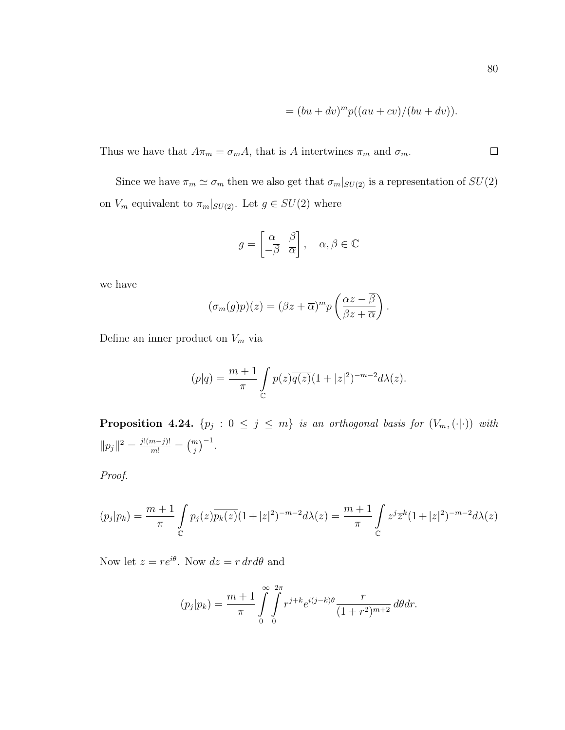$$= (bu + dv)^m p((au + cv)/(bu + dv)).$$

Thus we have that $A\pi_m = \sigma_m A$, that is $A$ intertwines $\pi_m$ and $\sigma_m$. $\square$

Since we have $\pi_m \simeq \sigma_m$ then we also get that $\sigma_m|_{SU(2)}$ is a representation of $SU(2)$ on $V_m$ equivalent to $\pi_m|_{SU(2)}$. Let $g \in SU(2)$ where

$$g = \begin{bmatrix} \alpha & \beta \\ -\overline{\beta} & \overline{\alpha} \end{bmatrix}, \quad \alpha, \beta \in \mathbb{C}$$

we have

$$(\sigma_m(g)p)(z) = (\beta z + \overline{\alpha})^m p\left(\frac{\alpha z - \overline{\beta}}{\beta z + \overline{\alpha}}\right).$$

Define an inner product on $V_m$ via

$$(p|q) = \frac{m+1}{\pi} \int_{\mathbb{C}} p(z)\overline{q(z)}(1 + |z|^2)^{-m-2} d\lambda(z).$$

**Proposition 4.24.** *$\{p_j : 0 \leq j \leq m\}$ is an orthogonal basis for $(V_m, (\cdot|\cdot))$ with $\|p_j\|^2 = \frac{j!(m-j)!}{m!} = \binom{m}{j}^{-1}$.*

*Proof.*

$$(p_j|p_k) = \frac{m+1}{\pi} \int_{\mathbb{C}} p_j(z)\overline{p_k(z)}(1+|z|^2)^{-m-2} d\lambda(z) = \frac{m+1}{\pi} \int_{\mathbb{C}} z^j \overline{z}^k (1+|z|^2)^{-m-2} d\lambda(z)$$

Now let $z = re^{i\theta}$. Now $dz = r\, dr d\theta$ and

$$(p_j|p_k) = \frac{m+1}{\pi} \int_0^\infty \int_0^{2\pi} r^{j+k} e^{i(j-k)\theta} \frac{r}{(1+r^2)^{m+2}}\, d\theta dr.$$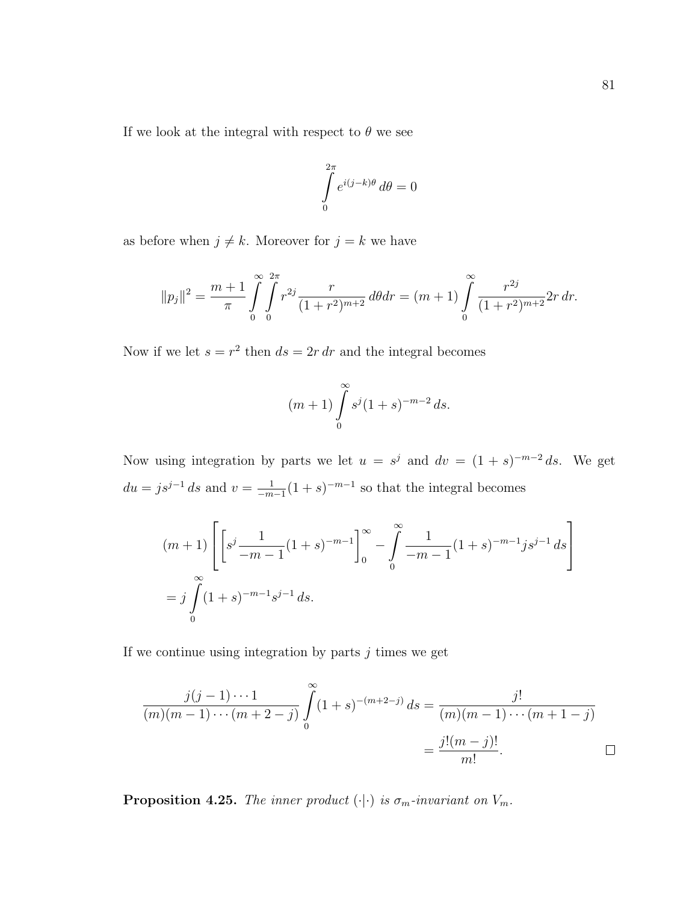If we look at the integral with respect to $\theta$ we see

$$\int_0^{2\pi} e^{i(j-k)\theta}\, d\theta = 0$$

as before when $j \neq k$. Moreover for $j = k$ we have

$$\|p_j\|^2 = \frac{m+1}{\pi} \int_0^\infty \int_0^{2\pi} r^{2j} \frac{r}{(1+r^2)^{m+2}}\, d\theta dr = (m+1) \int_0^\infty \frac{r^{2j}}{(1+r^2)^{m+2}} 2r\, dr.$$

Now if we let $s = r^2$ then $ds = 2r\, dr$ and the integral becomes

$$(m+1) \int_0^\infty s^j (1+s)^{-m-2}\, ds.$$

Now using integration by parts we let $u = s^j$ and $dv = (1+s)^{-m-2}\, ds$. We get $du = js^{j-1}\, ds$ and $v = \frac{1}{-m-1}(1+s)^{-m-1}$ so that the integral becomes

$$\begin{aligned}
&(m+1) \left[ \left[ s^j \frac{1}{-m-1}(1+s)^{-m-1} \right]_0^\infty - \int_0^\infty \frac{1}{-m-1}(1+s)^{-m-1} j s^{j-1}\, ds \right] \\
&= j \int_0^\infty (1+s)^{-m-1} s^{j-1}\, ds.
\end{aligned}$$

If we continue using integration by parts $j$ times we get

$$\begin{aligned}
\frac{j(j-1)\cdots 1}{(m)(m-1)\cdots(m+2-j)} \int_0^\infty (1+s)^{-(m+2-j)}\, ds &= \frac{j!}{(m)(m-1)\cdots(m+1-j)} \\
&= \frac{j!(m-j)!}{m!}.
\end{aligned}$$

□

**Proposition 4.25.** *The inner product $(\cdot|\cdot)$ is $\sigma_m$-invariant on $V_m$.*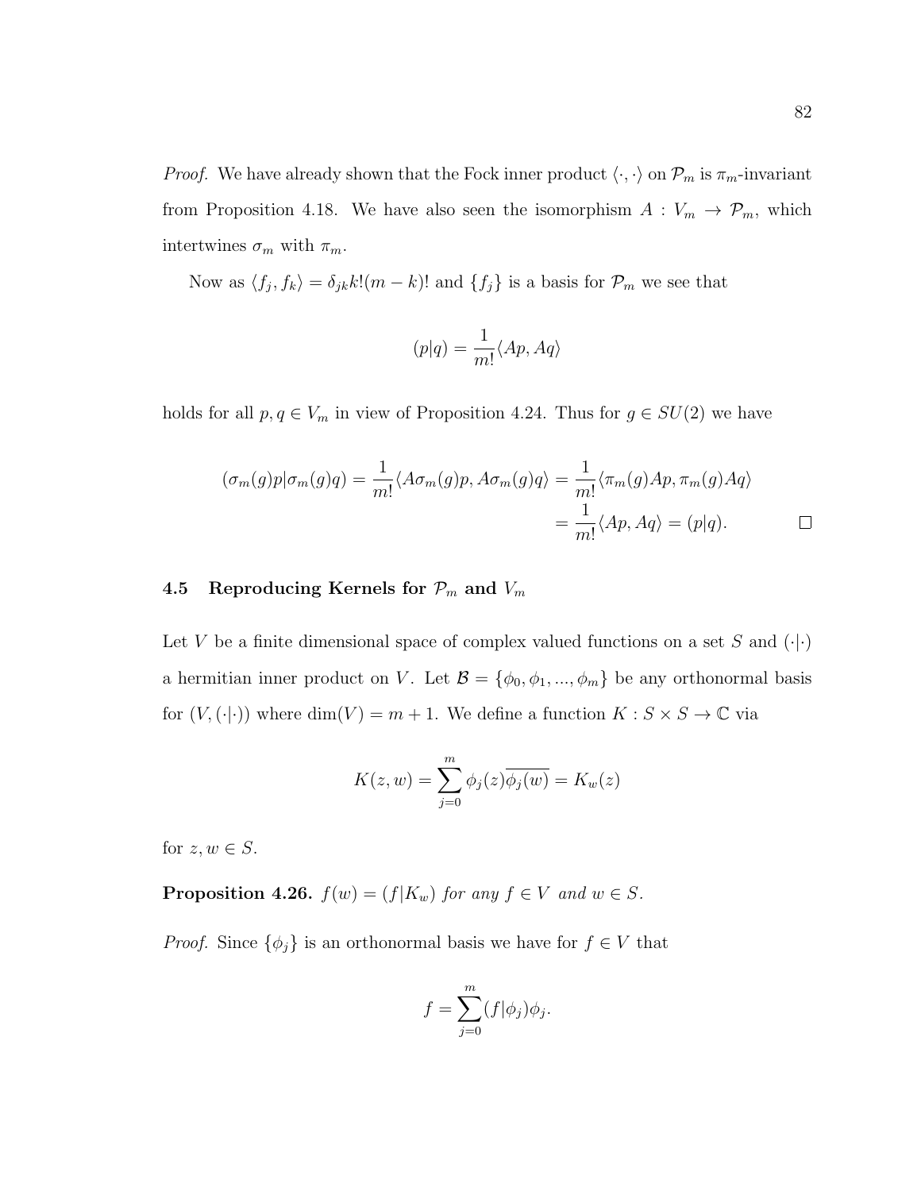*Proof.* We have already shown that the Fock inner product $\langle \cdot, \cdot \rangle$ on $\mathcal{P}_m$ is $\pi_m$-invariant from Proposition 4.18. We have also seen the isomorphism $A : V_m \to \mathcal{P}_m$, which intertwines $\sigma_m$ with $\pi_m$.

Now as $\langle f_j, f_k \rangle = \delta_{jk} k!(m-k)!$ and $\{f_j\}$ is a basis for $\mathcal{P}_m$ we see that

$$(p|q) = \frac{1}{m!} \langle Ap, Aq \rangle$$

holds for all $p, q \in V_m$ in view of Proposition 4.24. Thus for $g \in SU(2)$ we have

$$\begin{aligned}
(\sigma_m(g)p|\sigma_m(g)q) = \frac{1}{m!} \langle A\sigma_m(g)p, A\sigma_m(g)q \rangle &= \frac{1}{m!} \langle \pi_m(g)Ap, \pi_m(g)Aq \rangle \\
&= \frac{1}{m!} \langle Ap, Aq \rangle = (p|q).
\end{aligned}$$

□

## 4.5 Reproducing Kernels for $\mathcal{P}_m$ and $V_m$

Let $V$ be a finite dimensional space of complex valued functions on a set $S$ and $(\cdot|\cdot)$ a hermitian inner product on $V$. Let $\mathcal{B} = \{\phi_0, \phi_1, ..., \phi_m\}$ be any orthonormal basis for $(V, (\cdot|\cdot))$ where $\dim(V) = m + 1$. We define a function $K : S \times S \to \mathbb{C}$ via

$$K(z, w) = \sum_{j=0}^{m} \phi_j(z) \overline{\phi_j(w)} = K_w(z)$$

for $z, w \in S$.

**Proposition 4.26.** *$f(w) = (f|K_w)$ for any $f \in V$ and $w \in S$.*

*Proof.* Since $\{\phi_j\}$ is an orthonormal basis we have for $f \in V$ that

$$f = \sum_{j=0}^{m} (f|\phi_j)\phi_j.$$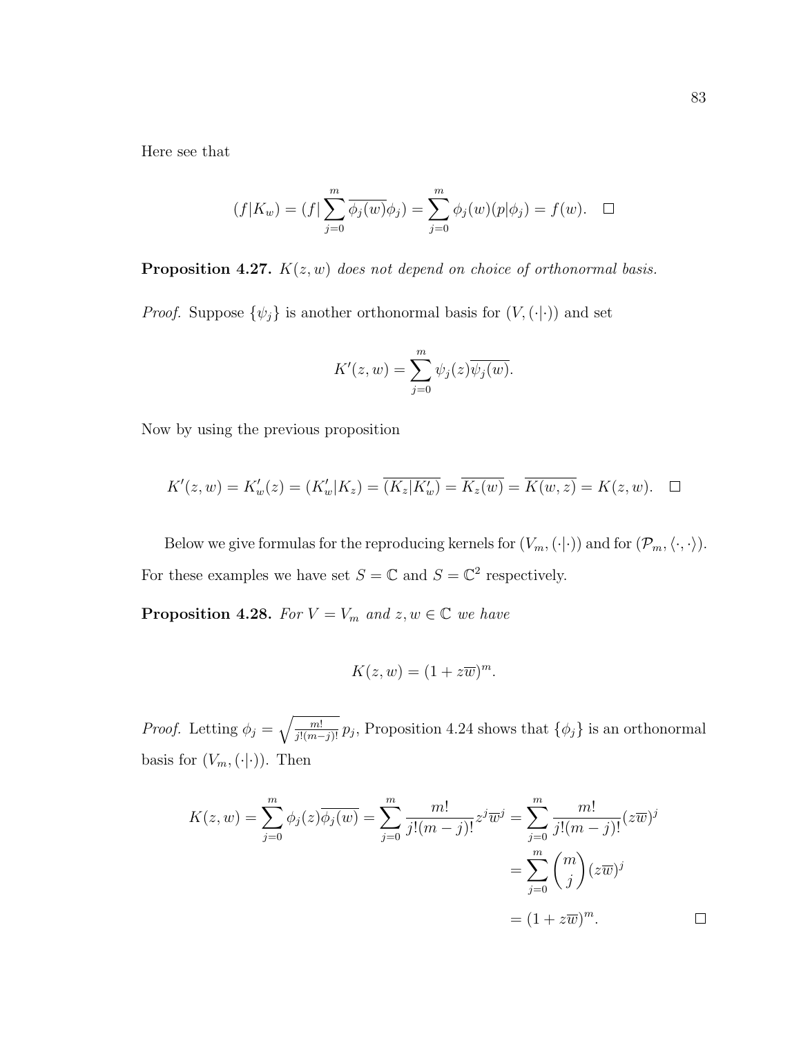Here see that

$$(f|K_w) = (f|\sum_{j=0}^{m} \overline{\phi_j(w)}\phi_j) = \sum_{j=0}^{m} \phi_j(w)(p|\phi_j) = f(w). \quad \square$$

**Proposition 4.27.** *$K(z, w)$ does not depend on choice of orthonormal basis.*

*Proof.* Suppose $\{\psi_j\}$ is another orthonormal basis for $(V, (\cdot|\cdot))$ and set

$$K'(z, w) = \sum_{j=0}^{m} \psi_j(z)\overline{\psi_j(w)}.$$

Now by using the previous proposition

$$K'(z, w) = K'_w(z) = (K'_w|K_z) = \overline{(K_z|K'_w)} = \overline{K_z(w)} = \overline{K(w, z)} = K(z, w). \quad \square$$

Below we give formulas for the reproducing kernels for $(V_m, (\cdot|\cdot))$ and for $(\mathcal{P}_m, \langle\cdot,\cdot\rangle)$. For these examples we have set $S = \mathbb{C}$ and $S = \mathbb{C}^2$ respectively.

**Proposition 4.28.** *For $V = V_m$ and $z, w \in \mathbb{C}$ we have*

$$K(z, w) = (1 + z\overline{w})^m.$$

*Proof.* Letting $\phi_j = \sqrt{\frac{m!}{j!(m-j)!}}\, p_j$, Proposition 4.24 shows that $\{\phi_j\}$ is an orthonormal basis for $(V_m, (\cdot|\cdot))$. Then

$$\begin{aligned} K(z, w) = \sum_{j=0}^{m} \phi_j(z)\overline{\phi_j(w)} = \sum_{j=0}^{m} \frac{m!}{j!(m-j)!} z^j \overline{w}^j &= \sum_{j=0}^{m} \frac{m!}{j!(m-j)!} (z\overline{w})^j \\ &= \sum_{j=0}^{m} \binom{m}{j} (z\overline{w})^j \\ &= (1 + z\overline{w})^m. \end{aligned} \quad \square$$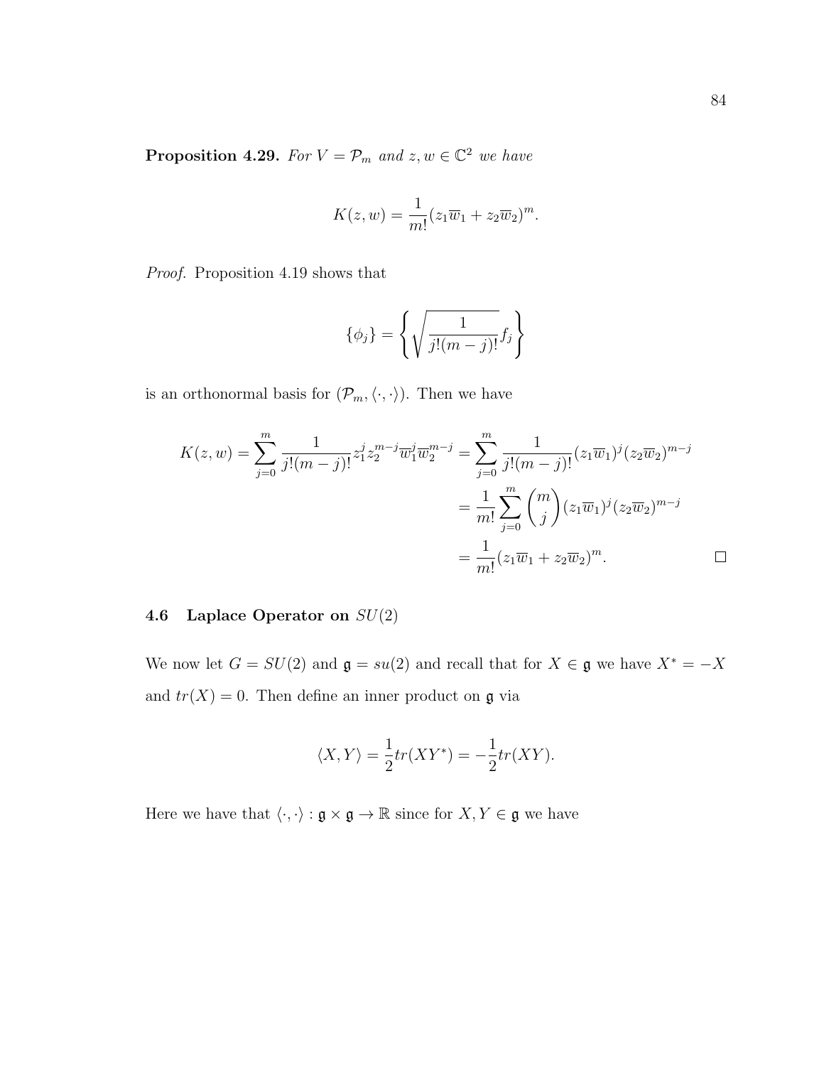**Proposition 4.29.** *For $V = \mathcal{P}_m$ and $z, w \in \mathbb{C}^2$ we have*

$$K(z,w) = \frac{1}{m!}(z_1\overline{w}_1 + z_2\overline{w}_2)^m.$$

*Proof.* Proposition 4.19 shows that

$$\{\phi_j\} = \left\{ \sqrt{\frac{1}{j!(m-j)!}} f_j \right\}$$

is an orthonormal basis for $(\mathcal{P}_m, \langle \cdot, \cdot \rangle)$. Then we have

$$\begin{aligned}
K(z,w) = \sum_{j=0}^{m} \frac{1}{j!(m-j)!} z_1^j z_2^{m-j} \overline{w}_1^j \overline{w}_2^{m-j} &= \sum_{j=0}^{m} \frac{1}{j!(m-j)!} (z_1\overline{w}_1)^j (z_2\overline{w}_2)^{m-j} \\
&= \frac{1}{m!} \sum_{j=0}^{m} \binom{m}{j} (z_1\overline{w}_1)^j (z_2\overline{w}_2)^{m-j} \\
&= \frac{1}{m!}(z_1\overline{w}_1 + z_2\overline{w}_2)^m.
\end{aligned}$$

$\square$

### 4.6 Laplace Operator on $SU(2)$

We now let $G = SU(2)$ and $\mathfrak{g} = su(2)$ and recall that for $X \in \mathfrak{g}$ we have $X^* = -X$ and $tr(X) = 0$. Then define an inner product on $\mathfrak{g}$ via

$$\langle X, Y \rangle = \frac{1}{2} tr(XY^*) = -\frac{1}{2} tr(XY).$$

Here we have that $\langle \cdot, \cdot \rangle : \mathfrak{g} \times \mathfrak{g} \to \mathbb{R}$ since for $X, Y \in \mathfrak{g}$ we have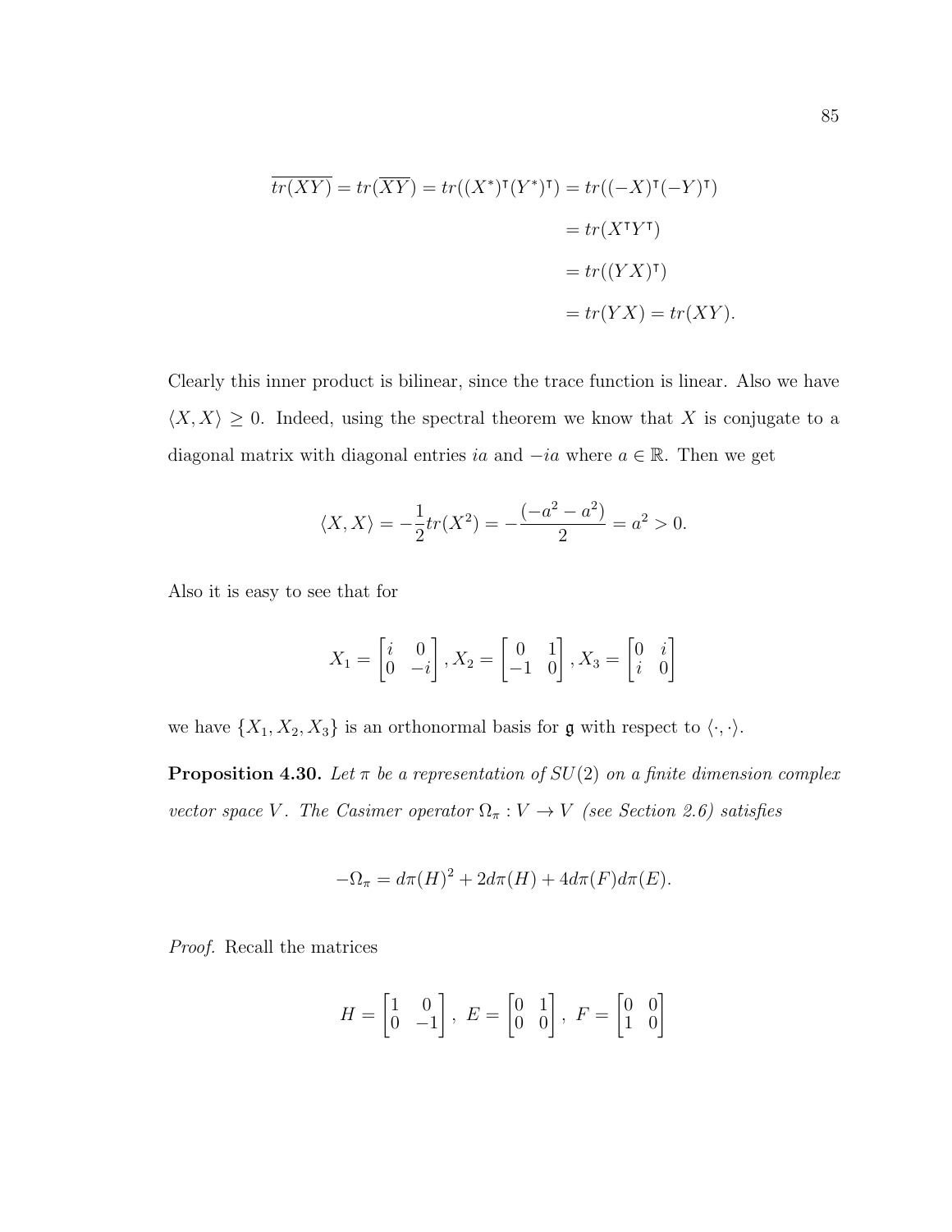$$
\begin{aligned}
\overline{tr(XY)} = tr(\overline{XY}) = tr((X^*)^\intercal (Y^*)^\intercal) &= tr((-X)^\intercal (-Y)^\intercal) \\
&= tr(X^\intercal Y^\intercal) \\
&= tr((YX)^\intercal) \\
&= tr(YX) = tr(XY).
\end{aligned}
$$

Clearly this inner product is bilinear, since the trace function is linear. Also we have $\langle X, X\rangle \geq 0$. Indeed, using the spectral theorem we know that $X$ is conjugate to a diagonal matrix with diagonal entries $ia$ and $-ia$ where $a \in \mathbb{R}$. Then we get

$$
\langle X, X\rangle = -\frac{1}{2}tr(X^2) = -\frac{(-a^2 - a^2)}{2} = a^2 > 0.
$$

Also it is easy to see that for

$$
X_1 = \begin{bmatrix} i & 0 \\ 0 & -i \end{bmatrix}, X_2 = \begin{bmatrix} 0 & 1 \\ -1 & 0 \end{bmatrix}, X_3 = \begin{bmatrix} 0 & i \\ i & 0 \end{bmatrix}
$$

we have $\{X_1, X_2, X_3\}$ is an orthonormal basis for $\mathfrak{g}$ with respect to $\langle \cdot, \cdot \rangle$.

**Proposition 4.30.** *Let $\pi$ be a representation of $SU(2)$ on a finite dimension complex vector space $V$. The Casimer operator $\Omega_\pi : V \to V$ (see Section 2.6) satisfies*

$$
-\Omega_\pi = d\pi(H)^2 + 2d\pi(H) + 4d\pi(F)d\pi(E).
$$

*Proof.* Recall the matrices

$$
H = \begin{bmatrix} 1 & 0 \\ 0 & -1 \end{bmatrix}, \ E = \begin{bmatrix} 0 & 1 \\ 0 & 0 \end{bmatrix}, \ F = \begin{bmatrix} 0 & 0 \\ 1 & 0 \end{bmatrix}
$$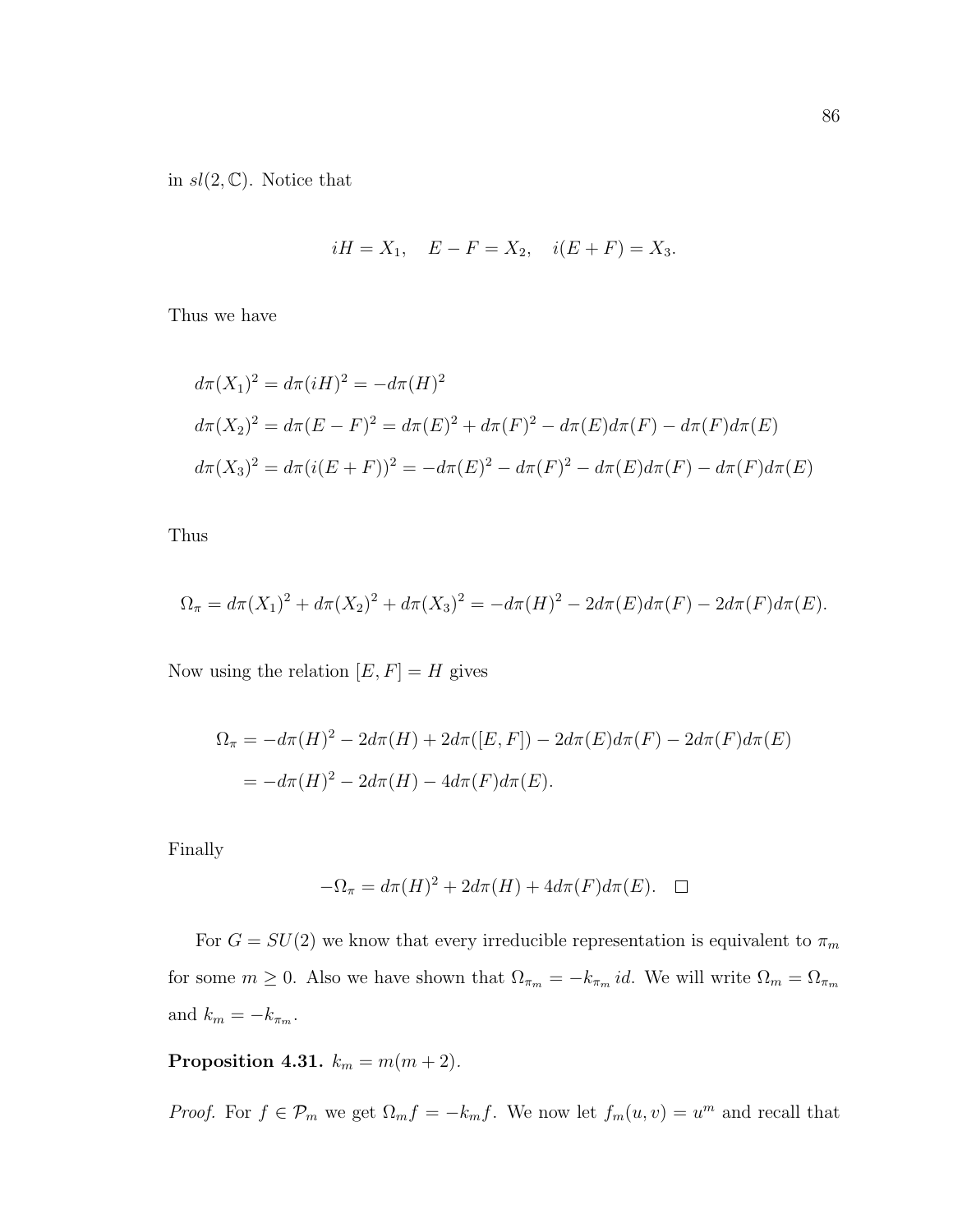in $sl(2, \mathbb{C})$. Notice that

$$iH = X_1, \quad E - F = X_2, \quad i(E + F) = X_3.$$

Thus we have

$$\begin{aligned}
d\pi(X_1)^2 &= d\pi(iH)^2 = -d\pi(H)^2 \\
d\pi(X_2)^2 &= d\pi(E - F)^2 = d\pi(E)^2 + d\pi(F)^2 - d\pi(E)d\pi(F) - d\pi(F)d\pi(E) \\
d\pi(X_3)^2 &= d\pi(i(E + F))^2 = -d\pi(E)^2 - d\pi(F)^2 - d\pi(E)d\pi(F) - d\pi(F)d\pi(E)
\end{aligned}$$

Thus

$$\Omega_\pi = d\pi(X_1)^2 + d\pi(X_2)^2 + d\pi(X_3)^2 = -d\pi(H)^2 - 2d\pi(E)d\pi(F) - 2d\pi(F)d\pi(E).$$

Now using the relation $[E, F] = H$ gives

$$\begin{aligned}
\Omega_\pi &= -d\pi(H)^2 - 2d\pi(H) + 2d\pi([E, F]) - 2d\pi(E)d\pi(F) - 2d\pi(F)d\pi(E) \\
&= -d\pi(H)^2 - 2d\pi(H) - 4d\pi(F)d\pi(E).
\end{aligned}$$

Finally

$$-\Omega_\pi = d\pi(H)^2 + 2d\pi(H) + 4d\pi(F)d\pi(E). \quad \square$$

For $G = SU(2)$ we know that every irreducible representation is equivalent to $\pi_m$ for some $m \geq 0$. Also we have shown that $\Omega_{\pi_m} = -k_{\pi_m}\, id$. We will write $\Omega_m = \Omega_{\pi_m}$ and $k_m = -k_{\pi_m}$.

**Proposition 4.31.** $k_m = m(m + 2)$.

*Proof.* For $f \in \mathcal{P}_m$ we get $\Omega_m f = -k_m f$. We now let $f_m(u, v) = u^m$ and recall that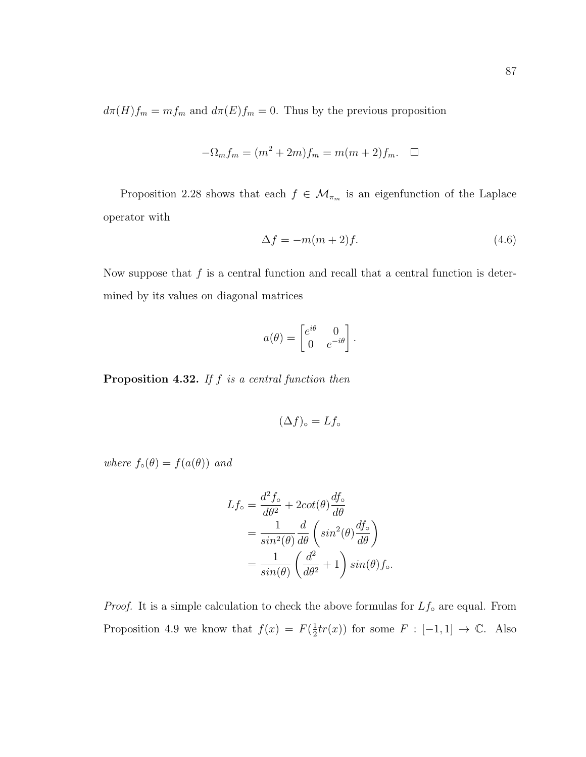$d\pi(H)f_m = mf_m$ and $d\pi(E)f_m = 0$. Thus by the previous proposition

$$-\Omega_m f_m = (m^2 + 2m)f_m = m(m+2)f_m. \quad \square$$

Proposition 2.28 shows that each $f \in \mathcal{M}_{\pi_m}$ is an eigenfunction of the Laplace operator with

$$\Delta f = -m(m+2)f. \tag{4.6}$$

Now suppose that $f$ is a central function and recall that a central function is determined by its values on diagonal matrices

$$a(\theta) = \begin{bmatrix} e^{i\theta} & 0 \\ 0 & e^{-i\theta} \end{bmatrix}.$$

**Proposition 4.32.** *If $f$ is a central function then*

$$(\Delta f)_\circ = Lf_\circ$$

*where $f_\circ(\theta) = f(a(\theta))$ and*

$$\begin{aligned} Lf_\circ &= \frac{d^2 f_\circ}{d\theta^2} + 2cot(\theta)\frac{df_\circ}{d\theta} \\ &= \frac{1}{sin^2(\theta)}\frac{d}{d\theta}\left(sin^2(\theta)\frac{df_\circ}{d\theta}\right) \\ &= \frac{1}{sin(\theta)}\left(\frac{d^2}{d\theta^2} + 1\right)sin(\theta)f_\circ. \end{aligned}$$

*Proof.* It is a simple calculation to check the above formulas for $Lf_\circ$ are equal. From Proposition 4.9 we know that $f(x) = F(\frac{1}{2}tr(x))$ for some $F : [-1, 1] \to \mathbb{C}$. Also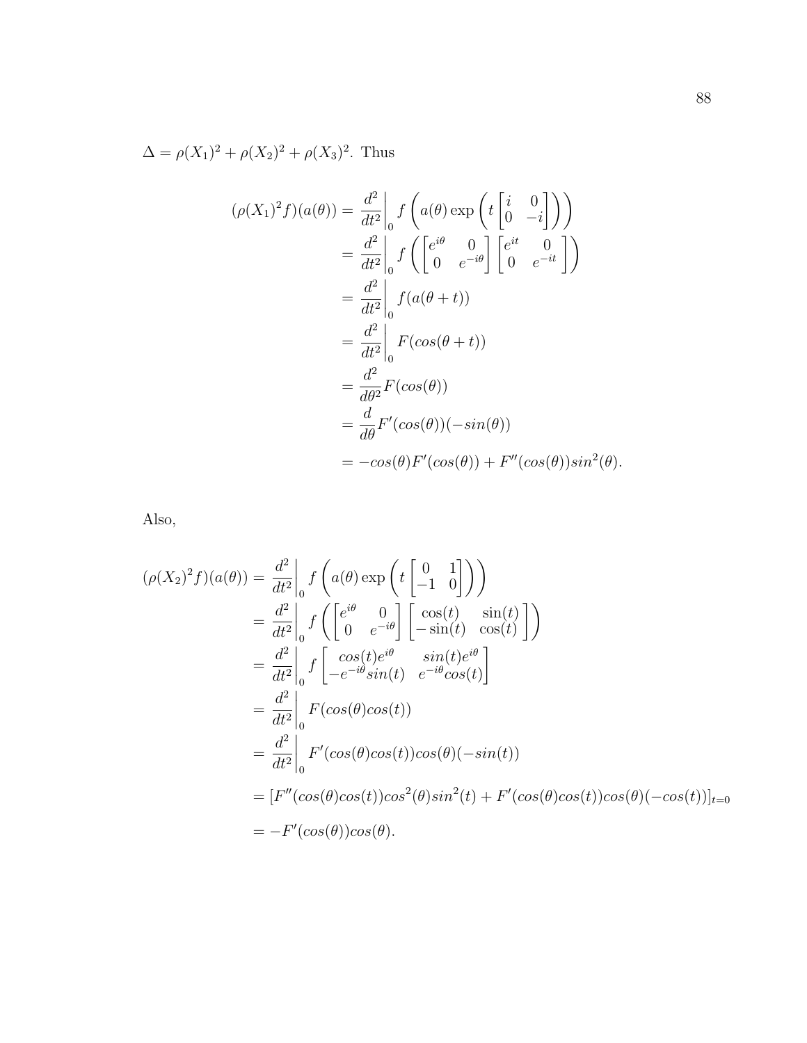$\Delta = \rho(X_1)^2 + \rho(X_2)^2 + \rho(X_3)^2$. Thus

$$
\begin{aligned}
(\rho(X_1)^2 f)(a(\theta)) &= \left.\frac{d^2}{dt^2}\right|_0 f\left(a(\theta)\exp\left(t\begin{bmatrix} i & 0 \\ 0 & -i \end{bmatrix}\right)\right) \\
&= \left.\frac{d^2}{dt^2}\right|_0 f\left(\begin{bmatrix} e^{i\theta} & 0 \\ 0 & e^{-i\theta} \end{bmatrix}\begin{bmatrix} e^{it} & 0 \\ 0 & e^{-it} \end{bmatrix}\right) \\
&= \left.\frac{d^2}{dt^2}\right|_0 f(a(\theta + t)) \\
&= \left.\frac{d^2}{dt^2}\right|_0 F(cos(\theta + t)) \\
&= \frac{d^2}{d\theta^2} F(cos(\theta)) \\
&= \frac{d}{d\theta} F'(cos(\theta))(-sin(\theta)) \\
&= -cos(\theta)F'(cos(\theta)) + F''(cos(\theta))sin^2(\theta).
\end{aligned}
$$

Also,

$$
\begin{aligned}
(\rho(X_2)^2 f)(a(\theta)) &= \left.\frac{d^2}{dt^2}\right|_0 f\left(a(\theta)\exp\left(t\begin{bmatrix} 0 & 1 \\ -1 & 0 \end{bmatrix}\right)\right) \\
&= \left.\frac{d^2}{dt^2}\right|_0 f\left(\begin{bmatrix} e^{i\theta} & 0 \\ 0 & e^{-i\theta} \end{bmatrix}\begin{bmatrix} \cos(t) & \sin(t) \\ -\sin(t) & \cos(t) \end{bmatrix}\right) \\
&= \left.\frac{d^2}{dt^2}\right|_0 f\begin{bmatrix} cos(t)e^{i\theta} & sin(t)e^{i\theta} \\ -e^{-i\theta}sin(t) & e^{-i\theta}cos(t) \end{bmatrix} \\
&= \left.\frac{d^2}{dt^2}\right|_0 F(cos(\theta)cos(t)) \\
&= \left.\frac{d^2}{dt^2}\right|_0 F'(cos(\theta)cos(t))cos(\theta)(-sin(t)) \\
&= [F''(cos(\theta)cos(t))cos^2(\theta)sin^2(t) + F'(cos(\theta)cos(t))cos(\theta)(-cos(t))]_{t=0} \\
&= -F'(cos(\theta))cos(\theta).
\end{aligned}
$$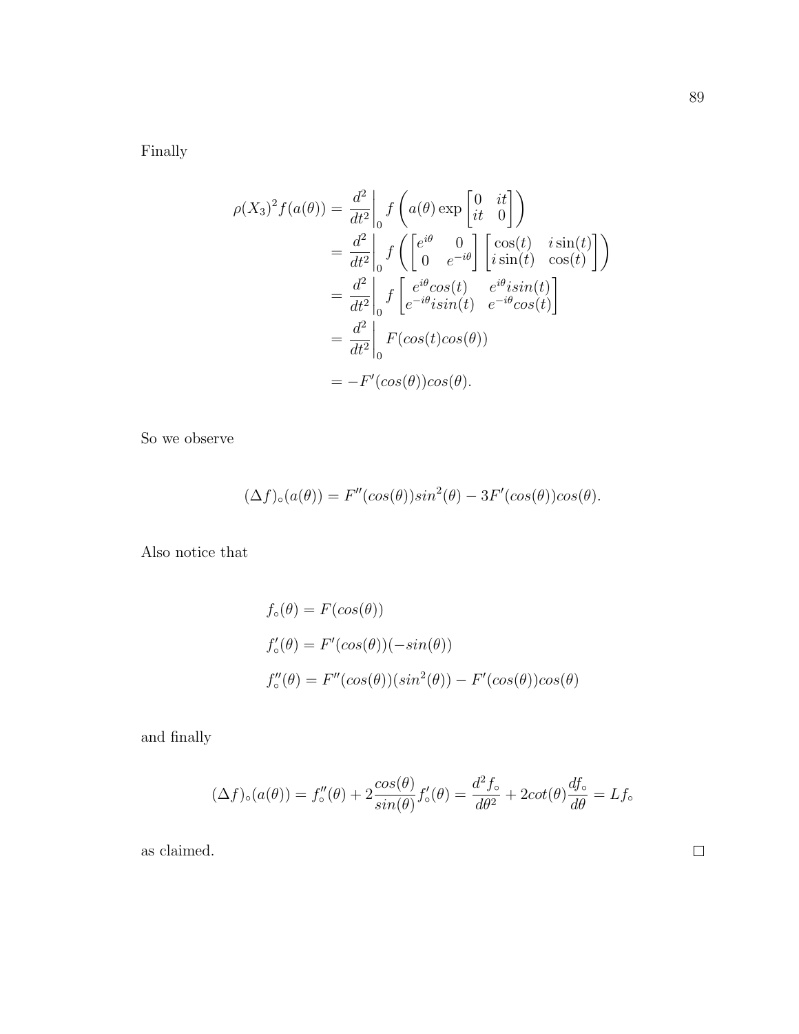Finally

$$
\begin{aligned}
\rho(X_3)^2 f(a(\theta)) &= \frac{d^2}{dt^2}\bigg|_0 f\left(a(\theta)\exp\begin{bmatrix} 0 & it \\ it & 0 \end{bmatrix}\right) \\
&= \frac{d^2}{dt^2}\bigg|_0 f\left(\begin{bmatrix} e^{i\theta} & 0 \\ 0 & e^{-i\theta} \end{bmatrix}\begin{bmatrix} \cos(t) & i\sin(t) \\ i\sin(t) & \cos(t) \end{bmatrix}\right) \\
&= \frac{d^2}{dt^2}\bigg|_0 f\begin{bmatrix} e^{i\theta}cos(t) & e^{i\theta}isin(t) \\ e^{-i\theta}isin(t) & e^{-i\theta}cos(t) \end{bmatrix} \\
&= \frac{d^2}{dt^2}\bigg|_0 F(cos(t)cos(\theta)) \\
&= -F'(cos(\theta))cos(\theta).
\end{aligned}
$$

So we observe

$$
(\Delta f)_\circ(a(\theta)) = F''(cos(\theta))sin^2(\theta) - 3F'(cos(\theta))cos(\theta).
$$

Also notice that

$$
\begin{aligned}
&f_\circ(\theta) = F(cos(\theta)) \\
&f_\circ'(\theta) = F'(cos(\theta))(-sin(\theta)) \\
&f_\circ''(\theta) = F''(cos(\theta))(sin^2(\theta)) - F'(cos(\theta))cos(\theta)
\end{aligned}
$$

and finally

$$
(\Delta f)_\circ(a(\theta)) = f_\circ''(\theta) + 2\frac{cos(\theta)}{sin(\theta)}f_\circ'(\theta) = \frac{d^2 f_\circ}{d\theta^2} + 2cot(\theta)\frac{df_\circ}{d\theta} = Lf_\circ
$$

as claimed. □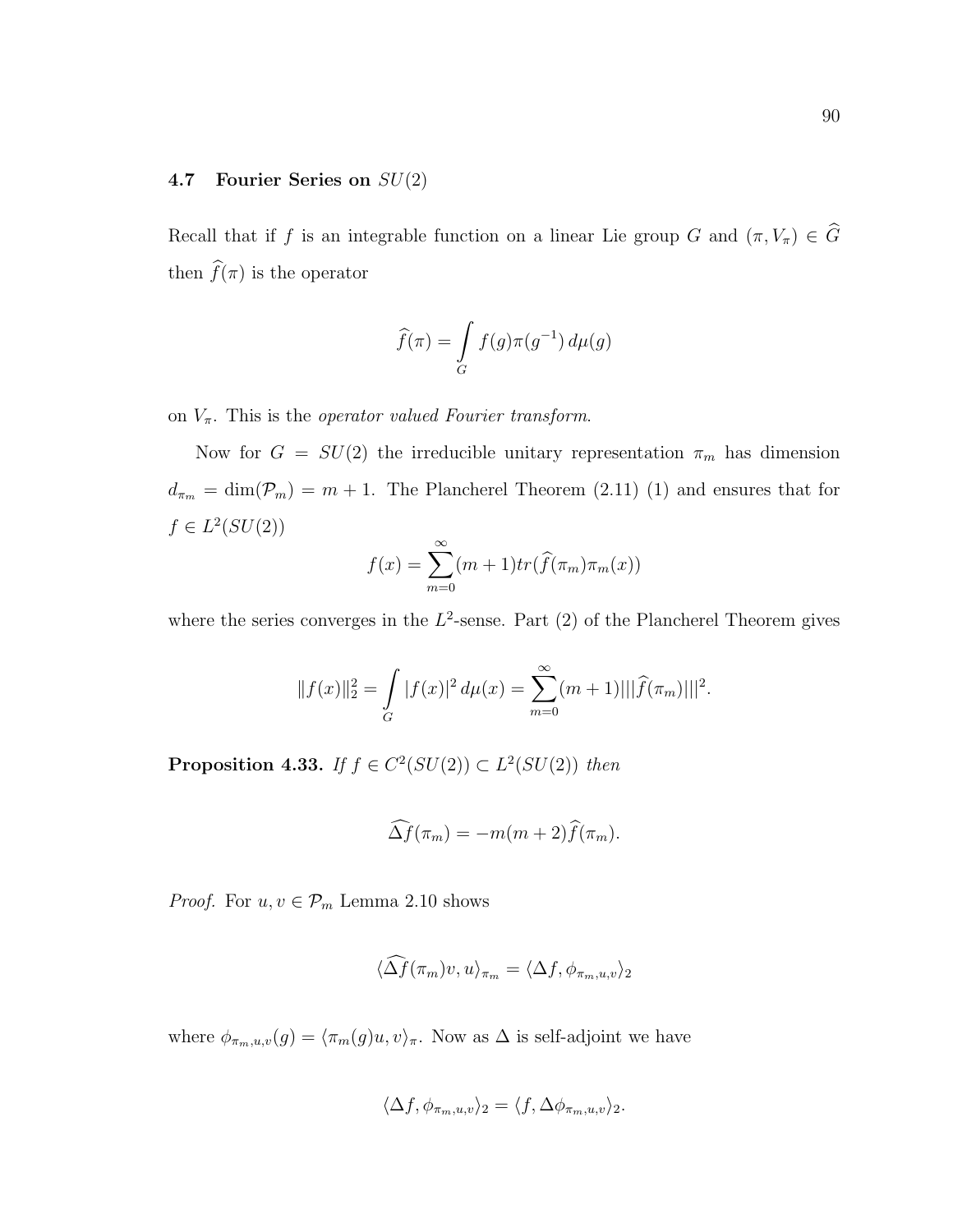### 4.7 Fourier Series on $SU(2)$

Recall that if $f$ is an integrable function on a linear Lie group $G$ and $(\pi, V_\pi) \in \widehat{G}$ then $\widehat{f}(\pi)$ is the operator

$$\widehat{f}(\pi) = \int_G f(g)\pi(g^{-1})\, d\mu(g)$$

on $V_\pi$. This is the *operator valued Fourier transform*.

Now for $G = SU(2)$ the irreducible unitary representation $\pi_m$ has dimension $d_{\pi_m} = \dim(\mathcal{P}_m) = m + 1$. The Plancherel Theorem (2.11) (1) and ensures that for $f \in L^2(SU(2))$

$$f(x) = \sum_{m=0}^{\infty} (m+1) tr(\widehat{f}(\pi_m)\pi_m(x))$$

where the series converges in the $L^2$-sense. Part (2) of the Plancherel Theorem gives

$$\|f(x)\|_2^2 = \int_G |f(x)|^2\, d\mu(x) = \sum_{m=0}^{\infty} (m+1)|||\widehat{f}(\pi_m)|||^2.$$

**Proposition 4.33.** *If $f \in C^2(SU(2)) \subset L^2(SU(2))$ then*

$$\widehat{\Delta f}(\pi_m) = -m(m+2)\widehat{f}(\pi_m).$$

*Proof.* For $u, v \in \mathcal{P}_m$ Lemma 2.10 shows

$$\langle \widehat{\Delta f}(\pi_m)v, u\rangle_{\pi_m} = \langle \Delta f, \phi_{\pi_m,u,v}\rangle_2$$

where $\phi_{\pi_m,u,v}(g) = \langle \pi_m(g)u, v\rangle_\pi$. Now as $\Delta$ is self-adjoint we have

$$\langle \Delta f, \phi_{\pi_m,u,v}\rangle_2 = \langle f, \Delta\phi_{\pi_m,u,v}\rangle_2.$$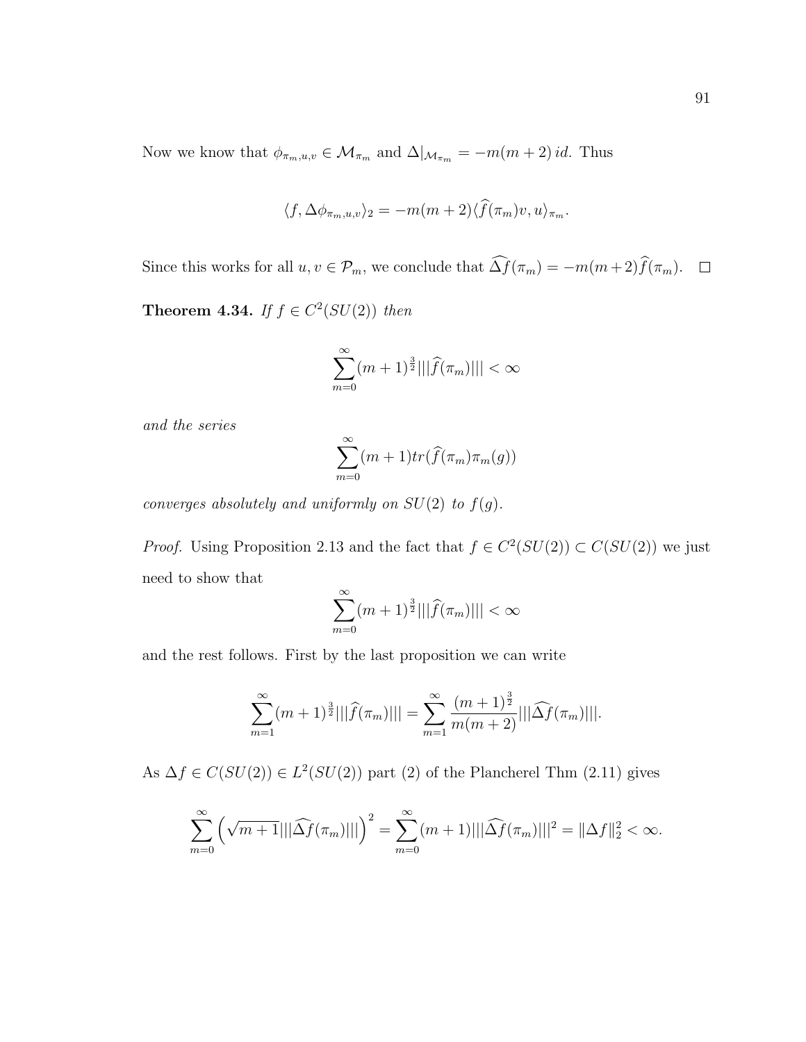Now we know that $\phi_{\pi_m,u,v} \in \mathcal{M}_{\pi_m}$ and $\Delta|_{\mathcal{M}_{\pi_m}} = -m(m+2)\, id$. Thus

$$\langle f, \Delta\phi_{\pi_m,u,v}\rangle_2 = -m(m+2)\langle \widehat{f}(\pi_m)v, u\rangle_{\pi_m}.$$

Since this works for all $u, v \in \mathcal{P}_m$, we conclude that $\widehat{\Delta f}(\pi_m) = -m(m+2)\widehat{f}(\pi_m)$. $\square$

**Theorem 4.34.** *If $f \in C^2(SU(2))$ then*

$$\sum_{m=0}^{\infty}(m+1)^{\frac{3}{2}}|||\widehat{f}(\pi_m)||| < \infty$$

*and the series*

$$\sum_{m=0}^{\infty}(m+1)tr(\widehat{f}(\pi_m)\pi_m(g))$$

*converges absolutely and uniformly on $SU(2)$ to $f(g)$.*

*Proof.* Using Proposition 2.13 and the fact that $f \in C^2(SU(2)) \subset C(SU(2))$ we just need to show that

$$\sum_{m=0}^{\infty}(m+1)^{\frac{3}{2}}|||\widehat{f}(\pi_m)||| < \infty$$

and the rest follows. First by the last proposition we can write

$$\sum_{m=1}^{\infty}(m+1)^{\frac{3}{2}}|||\widehat{f}(\pi_m)||| = \sum_{m=1}^{\infty}\frac{(m+1)^{\frac{3}{2}}}{m(m+2)}|||\widehat{\Delta f}(\pi_m)|||.$$

As $\Delta f \in C(SU(2)) \in L^2(SU(2))$ part (2) of the Plancherel Thm (2.11) gives

$$\sum_{m=0}^{\infty}\left(\sqrt{m+1}|||\widehat{\Delta f}(\pi_m)|||\right)^2 = \sum_{m=0}^{\infty}(m+1)|||\widehat{\Delta f}(\pi_m)|||^2 = \|\Delta f\|_2^2 < \infty.$$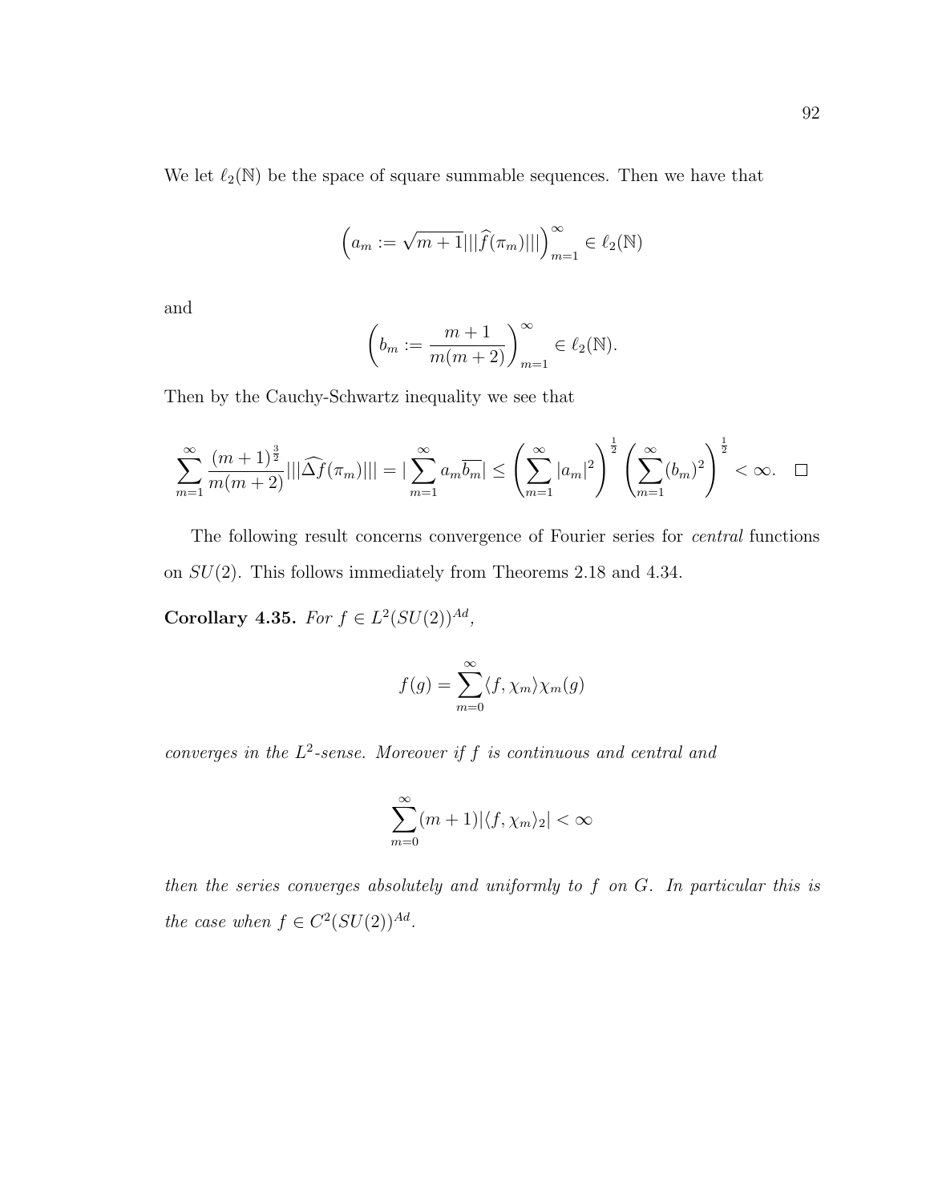We let $\ell_2(\mathbb{N})$ be the space of square summable sequences. Then we have that

$$\left(a_m := \sqrt{m+1}|||\widehat{f}(\pi_m)|||\right)_{m=1}^{\infty} \in \ell_2(\mathbb{N})$$

and

$$\left(b_m := \frac{m+1}{m(m+2)}\right)_{m=1}^{\infty} \in \ell_2(\mathbb{N}).$$

Then by the Cauchy-Schwartz inequality we see that

$$\sum_{m=1}^{\infty} \frac{(m+1)^{\frac{3}{2}}}{m(m+2)} |||\widehat{\Delta f}(\pi_m)||| = |\sum_{m=1}^{\infty} a_m \overline{b_m}| \leq \left(\sum_{m=1}^{\infty} |a_m|^2\right)^{\frac{1}{2}} \left(\sum_{m=1}^{\infty} (b_m)^2\right)^{\frac{1}{2}} < \infty. \quad \square$$

The following result concerns convergence of Fourier series for *central* functions on $SU(2)$. This follows immediately from Theorems 2.18 and 4.34.

**Corollary 4.35.** *For $f \in L^2(SU(2))^{Ad}$,*

$$f(g) = \sum_{m=0}^{\infty} \langle f, \chi_m \rangle \chi_m(g)$$

*converges in the $L^2$-sense. Moreover if $f$ is continuous and central and*

$$\sum_{m=0}^{\infty} (m+1) |\langle f, \chi_m \rangle_2| < \infty$$

*then the series converges absolutely and uniformly to $f$ on $G$. In particular this is the case when $f \in C^2(SU(2))^{Ad}$.*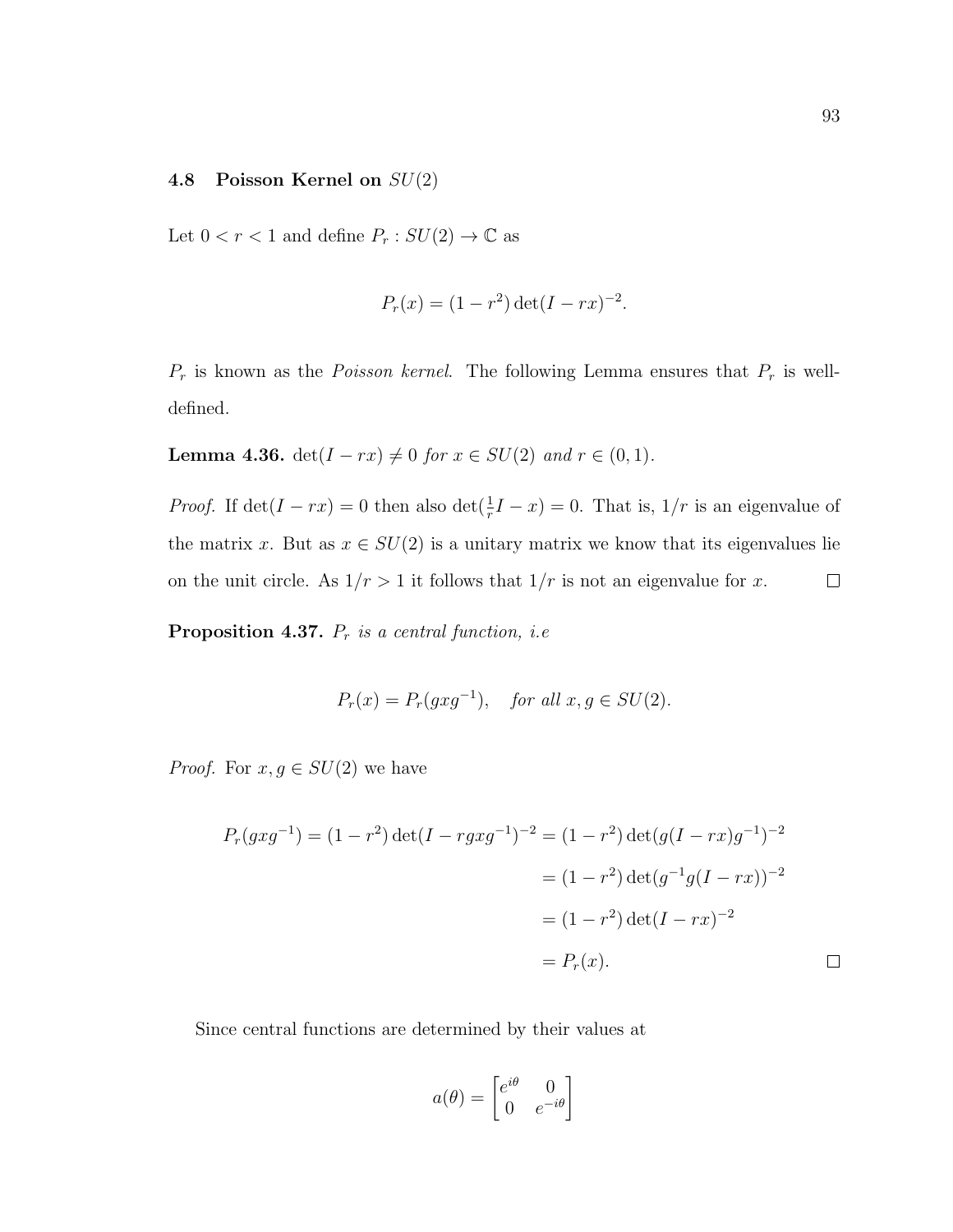### 4.8 Poisson Kernel on $SU(2)$

Let $0 < r < 1$ and define $P_r : SU(2) \to \mathbb{C}$ as

$$P_r(x) = (1 - r^2)\det(I - rx)^{-2}.$$

$P_r$ is known as the *Poisson kernel*. The following Lemma ensures that $P_r$ is well-defined.

**Lemma 4.36.** *$\det(I - rx) \neq 0$ for $x \in SU(2)$ and $r \in (0, 1)$.*

*Proof.* If $\det(I - rx) = 0$ then also $\det(\frac{1}{r}I - x) = 0$. That is, $1/r$ is an eigenvalue of the matrix $x$. But as $x \in SU(2)$ is a unitary matrix we know that its eigenvalues lie on the unit circle. As $1/r > 1$ it follows that $1/r$ is not an eigenvalue for $x$. $\square$

**Proposition 4.37.** *$P_r$ is a central function, i.e*

$$P_r(x) = P_r(gxg^{-1}), \quad \text{for all } x, g \in SU(2).$$

*Proof.* For $x, g \in SU(2)$ we have

$$\begin{aligned}
P_r(gxg^{-1}) = (1 - r^2)\det(I - rgxg^{-1})^{-2} &= (1 - r^2)\det(g(I - rx)g^{-1})^{-2} \\
&= (1 - r^2)\det(g^{-1}g(I - rx))^{-2} \\
&= (1 - r^2)\det(I - rx)^{-2} \\
&= P_r(x).
\end{aligned}$$

$\square$

Since central functions are determined by their values at

$$a(\theta) = \begin{bmatrix} e^{i\theta} & 0 \\ 0 & e^{-i\theta} \end{bmatrix}$$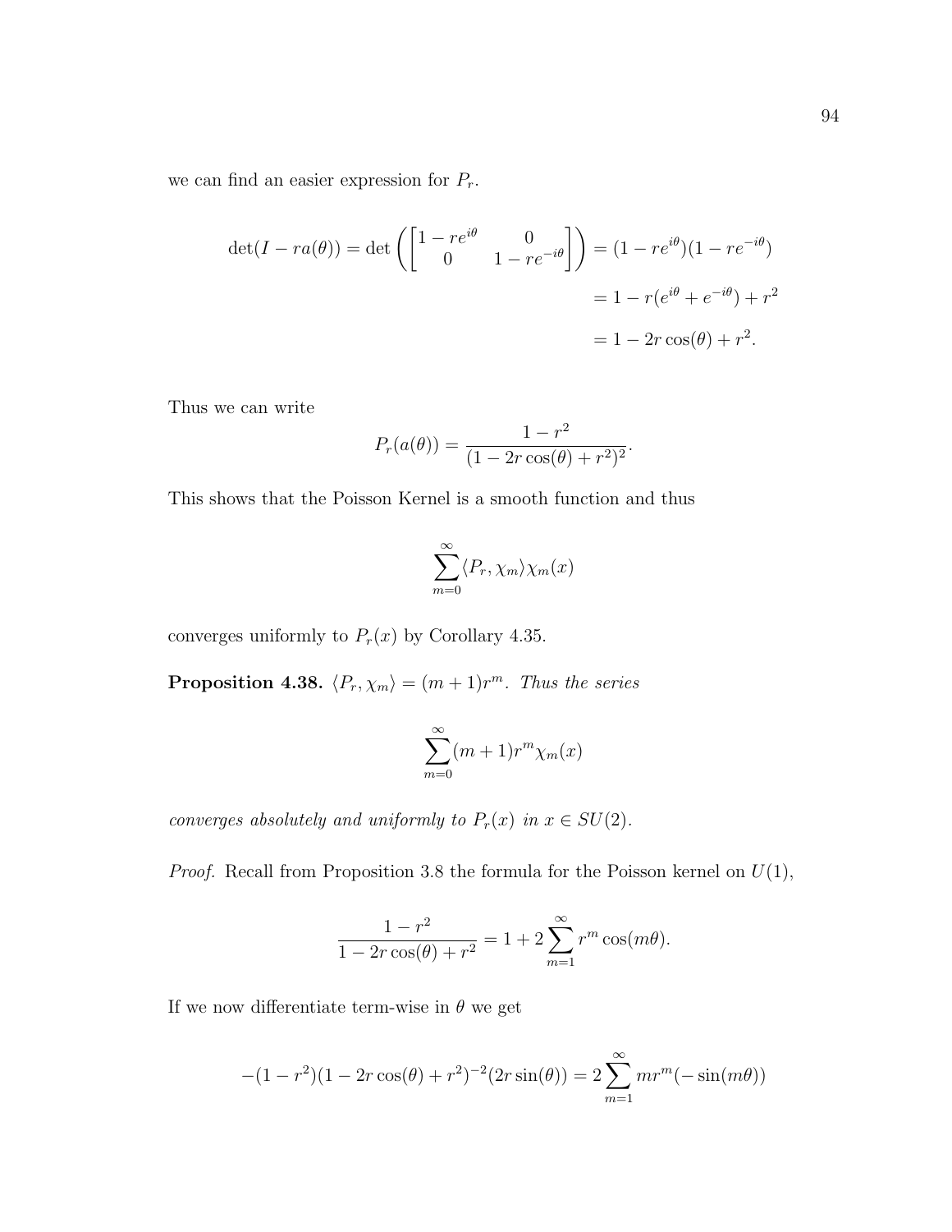we can find an easier expression for $P_r$.

$$\det(I - ra(\theta)) = \det\left(\begin{bmatrix} 1 - re^{i\theta} & 0 \\ 0 & 1 - re^{-i\theta} \end{bmatrix}\right) = (1 - re^{i\theta})(1 - re^{-i\theta})$$

$$= 1 - r(e^{i\theta} + e^{-i\theta}) + r^2$$

$$= 1 - 2r\cos(\theta) + r^2.$$

Thus we can write

$$P_r(a(\theta)) = \frac{1 - r^2}{(1 - 2r\cos(\theta) + r^2)^2}.$$

This shows that the Poisson Kernel is a smooth function and thus

$$\sum_{m=0}^{\infty} \langle P_r, \chi_m \rangle \chi_m(x)$$

converges uniformly to $P_r(x)$ by Corollary 4.35.

**Proposition 4.38.** *$\langle P_r, \chi_m \rangle = (m+1)r^m$. Thus the series*

$$\sum_{m=0}^{\infty} (m+1)r^m \chi_m(x)$$

*converges absolutely and uniformly to $P_r(x)$ in $x \in SU(2)$.*

*Proof.* Recall from Proposition 3.8 the formula for the Poisson kernel on $U(1)$,

$$\frac{1 - r^2}{1 - 2r\cos(\theta) + r^2} = 1 + 2\sum_{m=1}^{\infty} r^m \cos(m\theta).$$

If we now differentiate term-wise in $\theta$ we get

$$-(1 - r^2)(1 - 2r\cos(\theta) + r^2)^{-2}(2r\sin(\theta)) = 2\sum_{m=1}^{\infty} mr^m(-\sin(m\theta))$$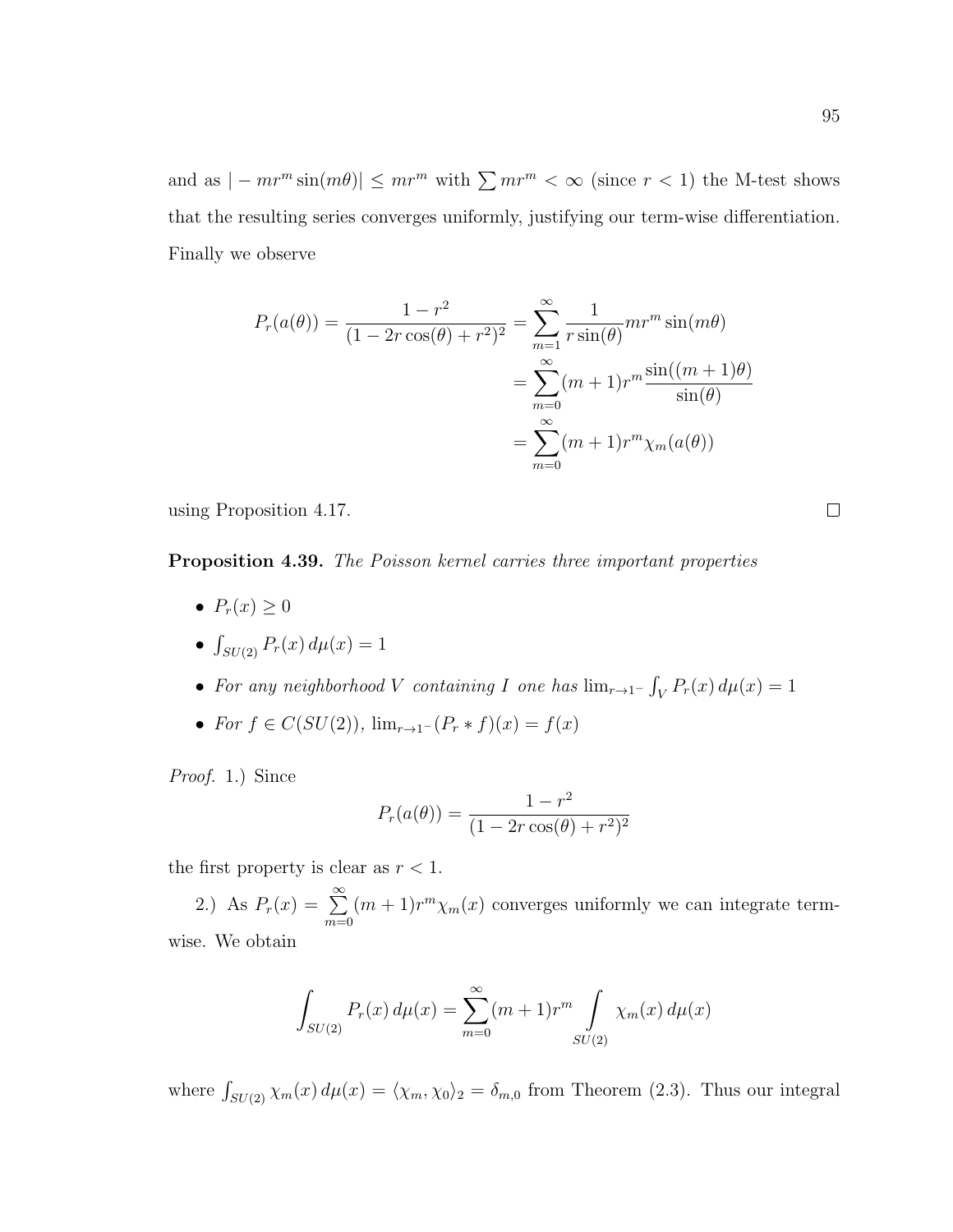and as $|-mr^m \sin(m\theta)| \leq mr^m$ with $\sum mr^m < \infty$ (since $r < 1$) the M-test shows that the resulting series converges uniformly, justifying our term-wise differentiation. Finally we observe

$$
\begin{aligned}
P_r(a(\theta)) = \frac{1-r^2}{(1-2r\cos(\theta)+r^2)^2} &= \sum_{m=1}^{\infty} \frac{1}{r\sin(\theta)} mr^m \sin(m\theta) \\
&= \sum_{m=0}^{\infty} (m+1)r^m \frac{\sin((m+1)\theta)}{\sin(\theta)} \\
&= \sum_{m=0}^{\infty} (m+1)r^m \chi_m(a(\theta))
\end{aligned}
$$

using Proposition 4.17. □

**Proposition 4.39.** *The Poisson kernel carries three important properties*

- $P_r(x) \geq 0$
- $\int_{SU(2)} P_r(x)\, d\mu(x) = 1$
- *For any neighborhood $V$ containing $I$ one has* $\lim_{r\to 1^-} \int_V P_r(x)\, d\mu(x) = 1$
- *For $f \in C(SU(2))$,* $\lim_{r\to 1^-} (P_r * f)(x) = f(x)$

*Proof.* 1.) Since

$$
P_r(a(\theta)) = \frac{1-r^2}{(1-2r\cos(\theta)+r^2)^2}
$$

the first property is clear as $r < 1$.

2.) As $P_r(x) = \sum_{m=0}^{\infty} (m+1)r^m \chi_m(x)$ converges uniformly we can integrate term-wise. We obtain

$$
\int_{SU(2)} P_r(x)\, d\mu(x) = \sum_{m=0}^{\infty} (m+1)r^m \int_{SU(2)} \chi_m(x)\, d\mu(x)
$$

where $\int_{SU(2)} \chi_m(x)\, d\mu(x) = \langle \chi_m, \chi_0 \rangle_2 = \delta_{m,0}$ from Theorem (2.3). Thus our integral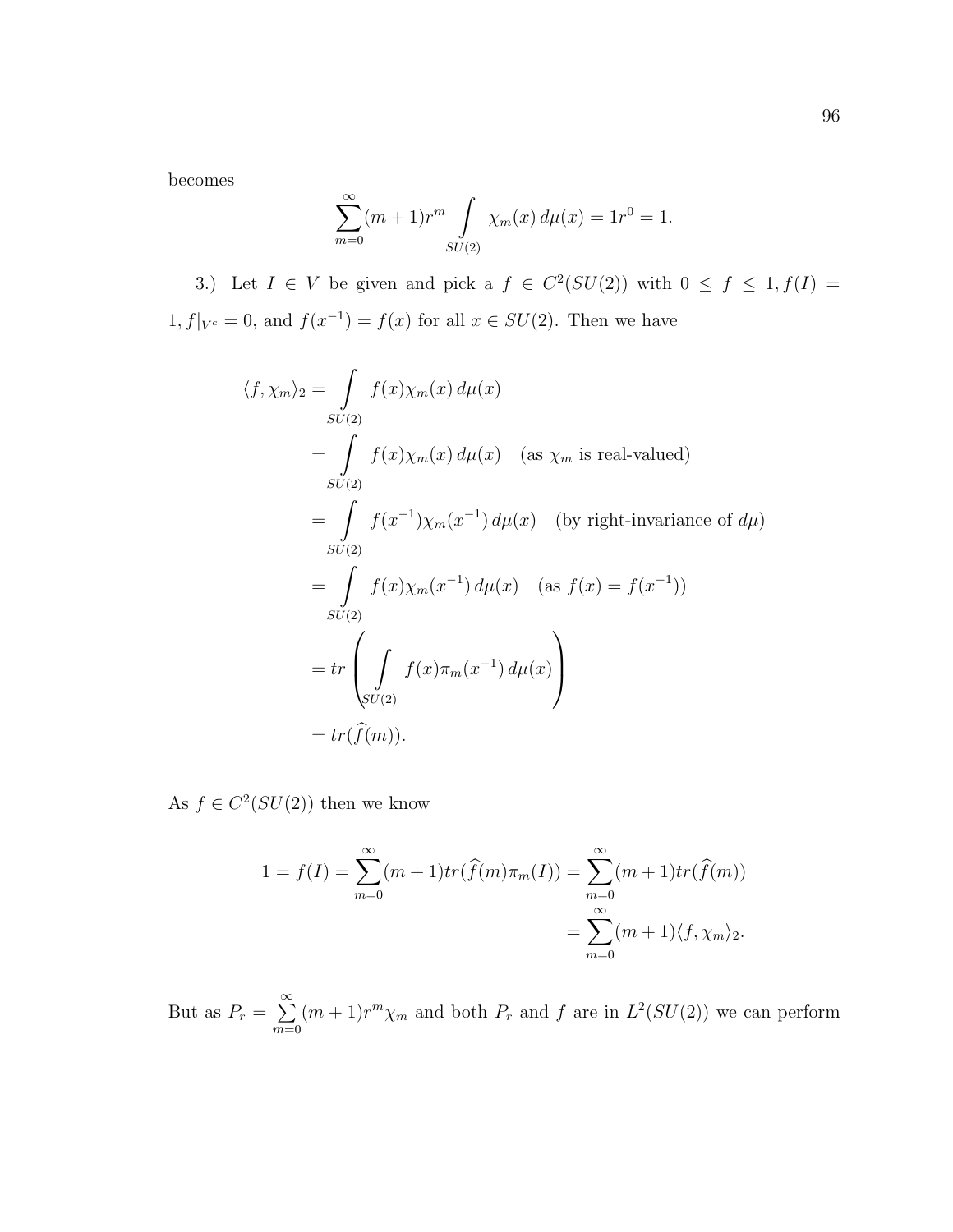becomes

$$\sum_{m=0}^{\infty}(m+1)r^m \int\limits_{SU(2)} \chi_m(x)\, d\mu(x) = 1r^0 = 1.$$

3.) Let $I \in V$ be given and pick a $f \in C^2(SU(2))$ with $0 \leq f \leq 1, f(I) = 1, f|_{V^c} = 0$, and $f(x^{-1}) = f(x)$ for all $x \in SU(2)$. Then we have

$$\begin{aligned}
\langle f, \chi_m \rangle_2 &= \int\limits_{SU(2)} f(x)\overline{\chi_m}(x)\, d\mu(x) \\
&= \int\limits_{SU(2)} f(x)\chi_m(x)\, d\mu(x) \quad \text{(as } \chi_m \text{ is real-valued)} \\
&= \int\limits_{SU(2)} f(x^{-1})\chi_m(x^{-1})\, d\mu(x) \quad \text{(by right-invariance of } d\mu\text{)} \\
&= \int\limits_{SU(2)} f(x)\chi_m(x^{-1})\, d\mu(x) \quad \text{(as } f(x) = f(x^{-1})\text{)} \\
&= tr\left( \int\limits_{SU(2)} f(x)\pi_m(x^{-1})\, d\mu(x) \right) \\
&= tr(\widehat{f}(m)).
\end{aligned}$$

As $f \in C^2(SU(2))$ then we know

$$\begin{aligned}
1 = f(I) = \sum_{m=0}^{\infty}(m+1)tr(\widehat{f}(m)\pi_m(I)) &= \sum_{m=0}^{\infty}(m+1)tr(\widehat{f}(m)) \\
&= \sum_{m=0}^{\infty}(m+1)\langle f, \chi_m \rangle_2.
\end{aligned}$$

But as $P_r = \sum_{m=0}^{\infty}(m+1)r^m\chi_m$ and both $P_r$ and $f$ are in $L^2(SU(2))$ we can perform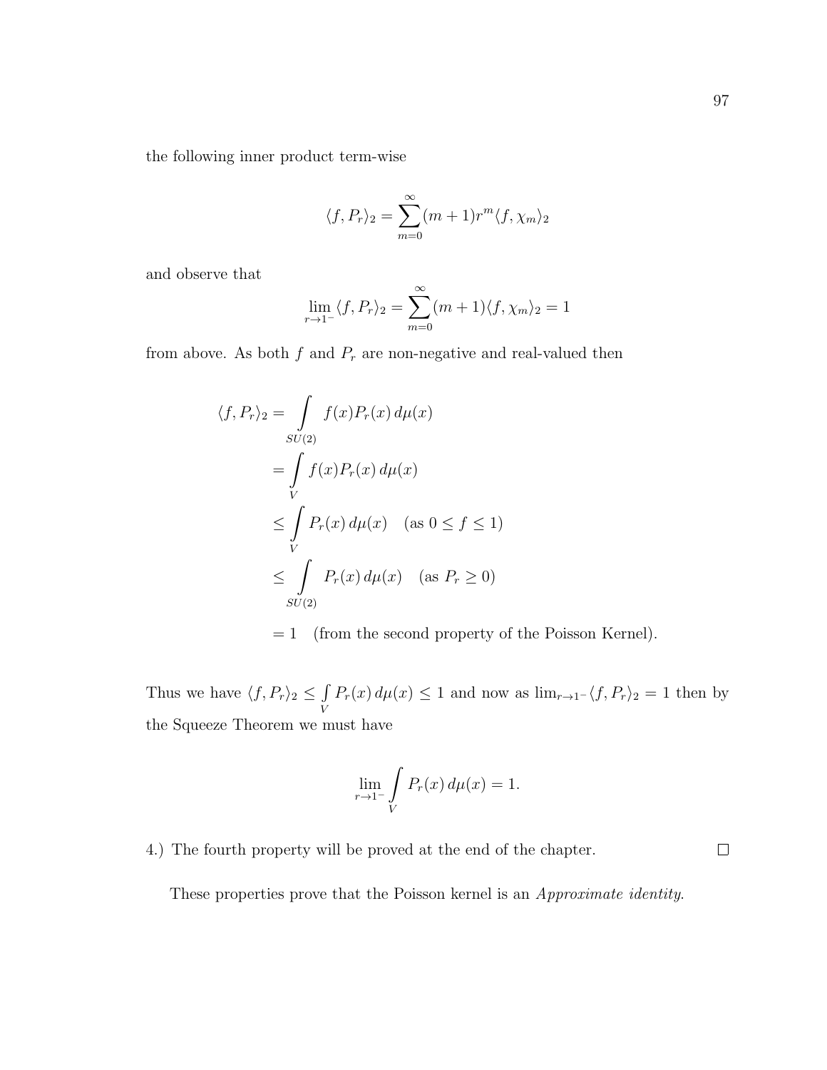the following inner product term-wise

$$\langle f, P_r \rangle_2 = \sum_{m=0}^{\infty} (m+1) r^m \langle f, \chi_m \rangle_2$$

and observe that

$$\lim_{r \to 1^-} \langle f, P_r \rangle_2 = \sum_{m=0}^{\infty} (m+1) \langle f, \chi_m \rangle_2 = 1$$

from above. As both $f$ and $P_r$ are non-negative and real-valued then

$$\begin{aligned}
\langle f, P_r \rangle_2 &= \int\limits_{SU(2)} f(x) P_r(x) \, d\mu(x) \\
&= \int\limits_{V} f(x) P_r(x) \, d\mu(x) \\
&\leq \int\limits_{V} P_r(x) \, d\mu(x) \quad (\text{as } 0 \leq f \leq 1) \\
&\leq \int\limits_{SU(2)} P_r(x) \, d\mu(x) \quad (\text{as } P_r \geq 0) \\
&= 1 \quad (\text{from the second property of the Poisson Kernel}).
\end{aligned}$$

Thus we have $\langle f, P_r \rangle_2 \leq \int\limits_{V} P_r(x) \, d\mu(x) \leq 1$ and now as $\lim_{r \to 1^-} \langle f, P_r \rangle_2 = 1$ then by the Squeeze Theorem we must have

$$\lim_{r \to 1^-} \int\limits_{V} P_r(x) \, d\mu(x) = 1.$$

4.) The fourth property will be proved at the end of the chapter. $\square$

These properties prove that the Poisson kernel is an *Approximate identity*.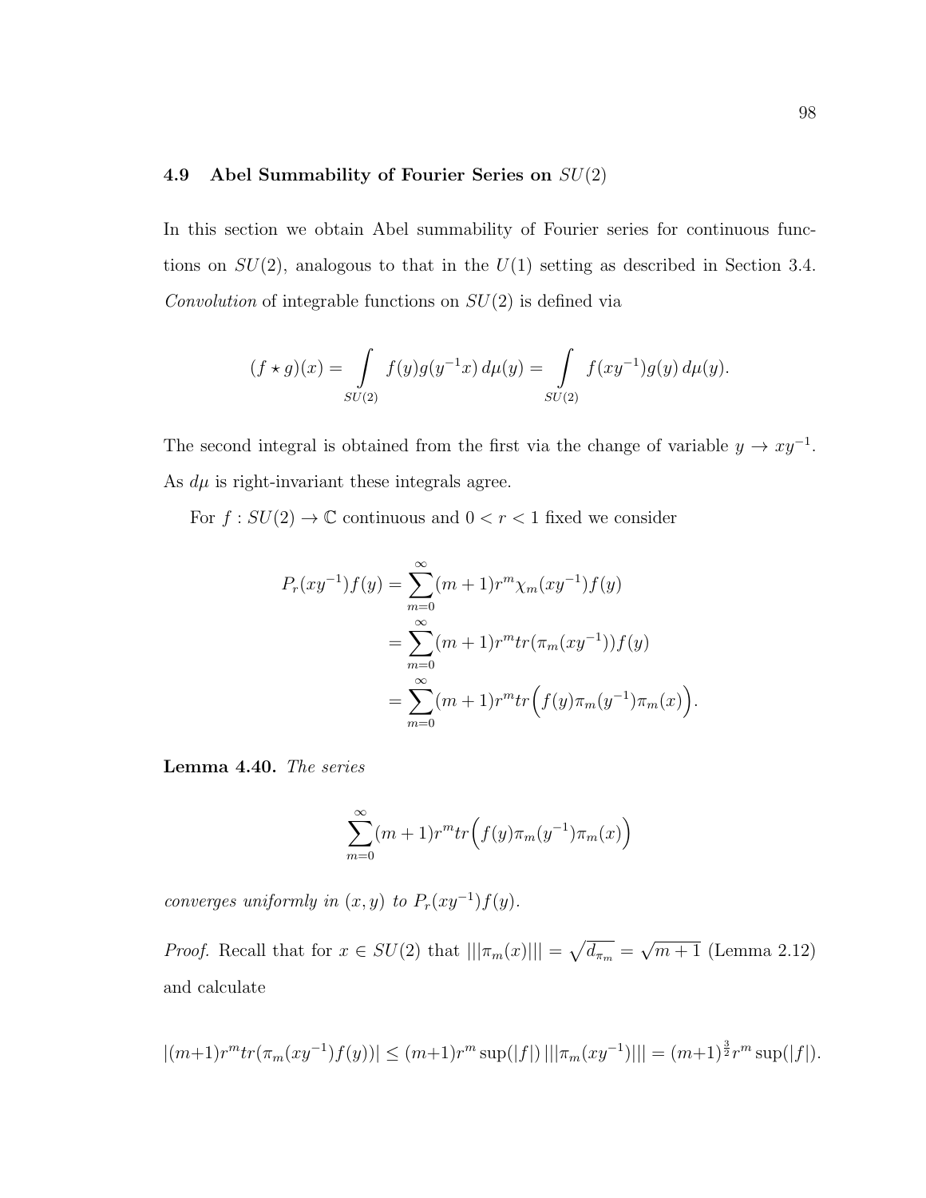### 4.9 Abel Summability of Fourier Series on $SU(2)$

In this section we obtain Abel summability of Fourier series for continuous functions on $SU(2)$, analogous to that in the $U(1)$ setting as described in Section 3.4. *Convolution* of integrable functions on $SU(2)$ is defined via

$$(f \star g)(x) = \int_{SU(2)} f(y)g(y^{-1}x)\, d\mu(y) = \int_{SU(2)} f(xy^{-1})g(y)\, d\mu(y).$$

The second integral is obtained from the first via the change of variable $y \to xy^{-1}$. As $d\mu$ is right-invariant these integrals agree.

For $f : SU(2) \to \mathbb{C}$ continuous and $0 < r < 1$ fixed we consider

$$\begin{aligned} P_r(xy^{-1})f(y) &= \sum_{m=0}^{\infty}(m+1)r^m \chi_m(xy^{-1})f(y) \\ &= \sum_{m=0}^{\infty}(m+1)r^m tr(\pi_m(xy^{-1}))f(y) \\ &= \sum_{m=0}^{\infty}(m+1)r^m tr\Big(f(y)\pi_m(y^{-1})\pi_m(x)\Big). \end{aligned}$$

**Lemma 4.40.** *The series*

$$\sum_{m=0}^{\infty}(m+1)r^m tr\Big(f(y)\pi_m(y^{-1})\pi_m(x)\Big)$$

*converges uniformly in $(x, y)$ to $P_r(xy^{-1})f(y)$.*

*Proof.* Recall that for $x \in SU(2)$ that $|||\pi_m(x)||| = \sqrt{d_{\pi_m}} = \sqrt{m+1}$ (Lemma 2.12) and calculate

$$|(m+1)r^m tr(\pi_m(xy^{-1})f(y))| \leq (m+1)r^m \sup(|f|)\, |||\pi_m(xy^{-1})||| = (m+1)^{\frac{3}{2}} r^m \sup(|f|).$$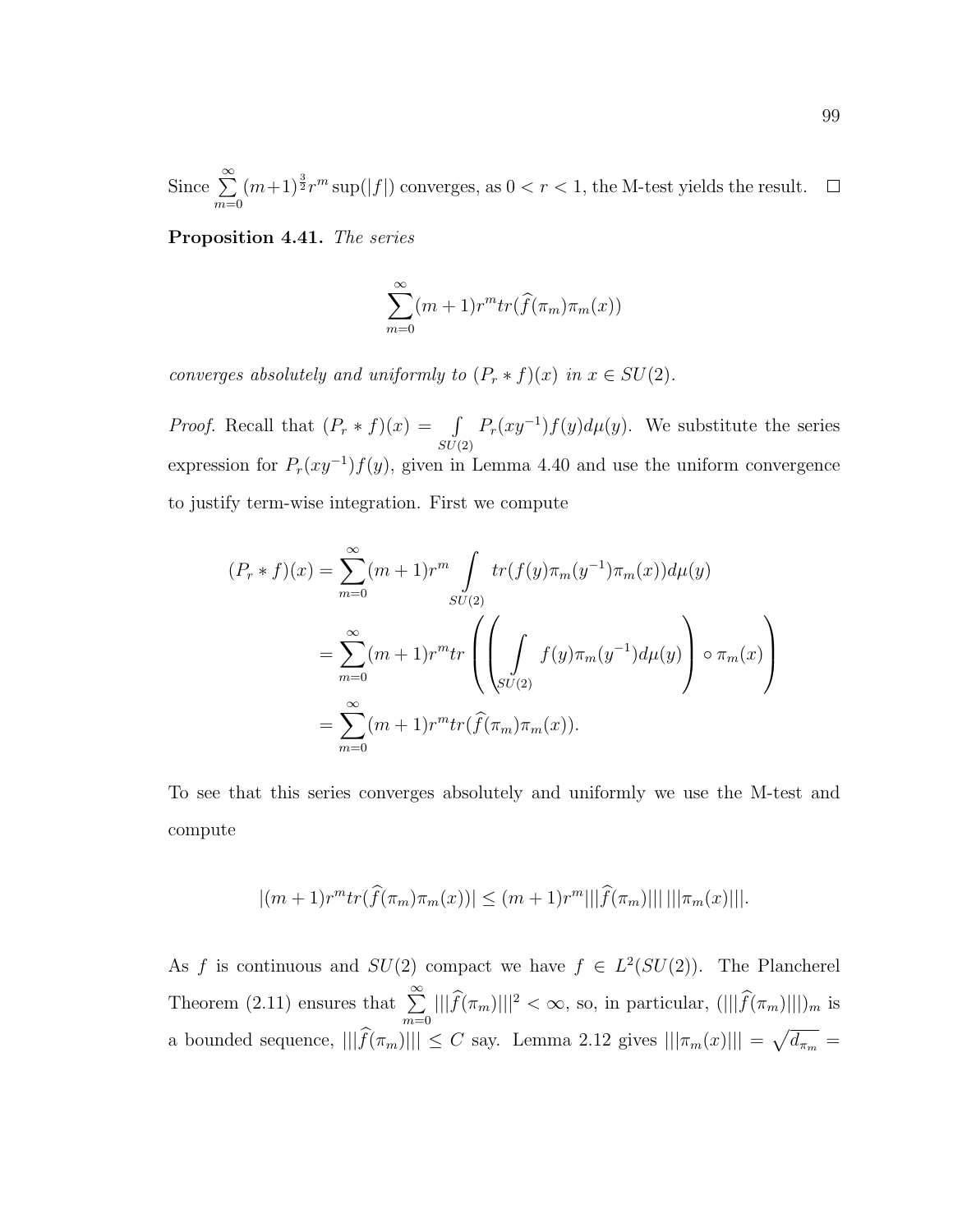Since $\sum_{m=0}^{\infty}(m+1)^{\frac{3}{2}}r^m \sup(|f|)$ converges, as $0 < r < 1$, the M-test yields the result. $\square$

**Proposition 4.41.** *The series*

$$\sum_{m=0}^{\infty}(m+1)r^m tr(\widehat{f}(\pi_m)\pi_m(x))$$

*converges absolutely and uniformly to $(P_r * f)(x)$ in $x \in SU(2)$.*

*Proof.* Recall that $(P_r * f)(x) = \int\limits_{SU(2)} P_r(xy^{-1})f(y)d\mu(y)$. We substitute the series expression for $P_r(xy^{-1})f(y)$, given in Lemma 4.40 and use the uniform convergence to justify term-wise integration. First we compute

$$\begin{aligned}
(P_r * f)(x) &= \sum_{m=0}^{\infty}(m+1)r^m \int\limits_{SU(2)} tr(f(y)\pi_m(y^{-1})\pi_m(x))d\mu(y) \\
&= \sum_{m=0}^{\infty}(m+1)r^m tr\left(\left(\int\limits_{SU(2)} f(y)\pi_m(y^{-1})d\mu(y)\right) \circ \pi_m(x)\right) \\
&= \sum_{m=0}^{\infty}(m+1)r^m tr(\widehat{f}(\pi_m)\pi_m(x)).
\end{aligned}$$

To see that this series converges absolutely and uniformly we use the M-test and compute

$$|(m+1)r^m tr(\widehat{f}(\pi_m)\pi_m(x))| \leq (m+1)r^m |||\widehat{f}(\pi_m)|||\,|||\pi_m(x)|||.$$

As $f$ is continuous and $SU(2)$ compact we have $f \in L^2(SU(2))$. The Plancherel Theorem (2.11) ensures that $\sum_{m=0}^{\infty} |||\widehat{f}(\pi_m)|||^2 < \infty$, so, in particular, $(|||\widehat{f}(\pi_m)|||)_m$ is a bounded sequence, $|||\widehat{f}(\pi_m)||| \leq C$ say. Lemma 2.12 gives $|||\pi_m(x)||| = \sqrt{d_{\pi_m}} =$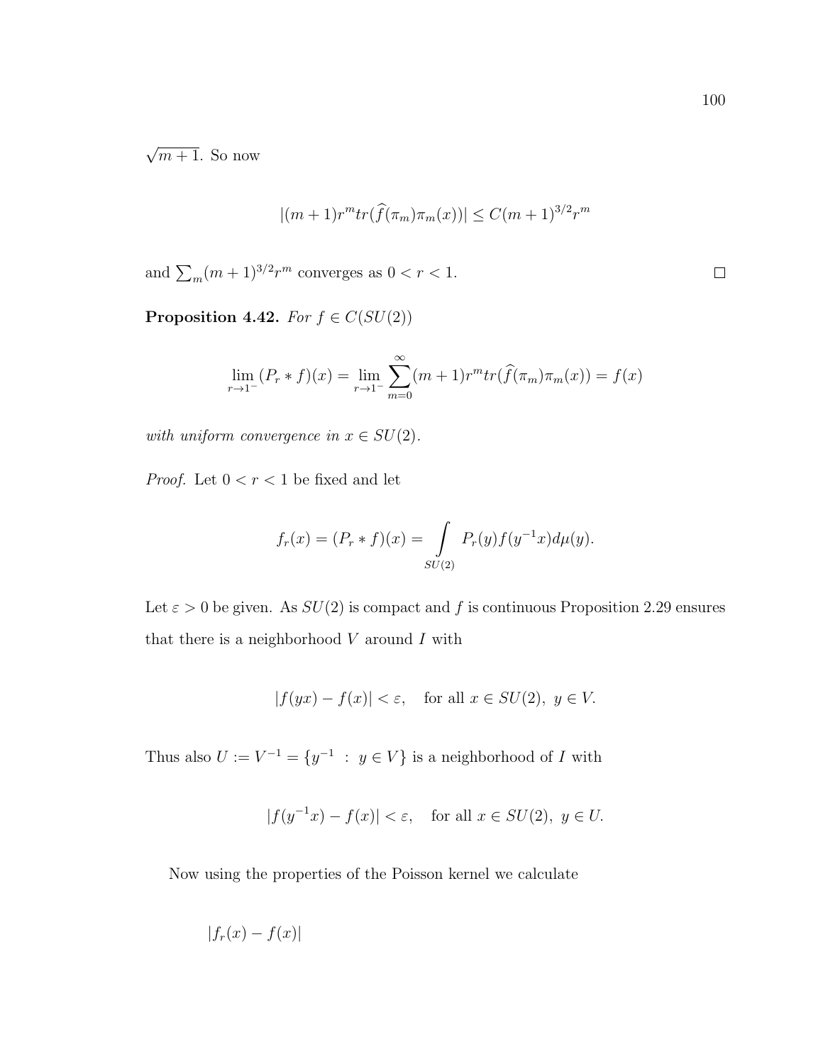$\sqrt{m+1}$. So now

$$|(m+1)r^m tr(\widehat{f}(\pi_m)\pi_m(x))| \leq C(m+1)^{3/2}r^m$$

and $\sum_m (m+1)^{3/2} r^m$ converges as $0 < r < 1$. $\square$

**Proposition 4.42.** *For $f \in C(SU(2))$*

$$\lim_{r \to 1^-} (P_r * f)(x) = \lim_{r \to 1^-} \sum_{m=0}^{\infty} (m+1) r^m tr(\widehat{f}(\pi_m)\pi_m(x)) = f(x)$$

*with uniform convergence in $x \in SU(2)$.*

*Proof.* Let $0 < r < 1$ be fixed and let

$$f_r(x) = (P_r * f)(x) = \int_{SU(2)} P_r(y) f(y^{-1}x) d\mu(y).$$

Let $\varepsilon > 0$ be given. As $SU(2)$ is compact and $f$ is continuous Proposition 2.29 ensures that there is a neighborhood $V$ around $I$ with

$$|f(yx) - f(x)| < \varepsilon, \quad \text{for all } x \in SU(2),\ y \in V.$$

Thus also $U := V^{-1} = \{y^{-1} \ : \ y \in V\}$ is a neighborhood of $I$ with

$$|f(y^{-1}x) - f(x)| < \varepsilon, \quad \text{for all } x \in SU(2),\ y \in U.$$

Now using the properties of the Poisson kernel we calculate

$$|f_r(x) - f(x)|$$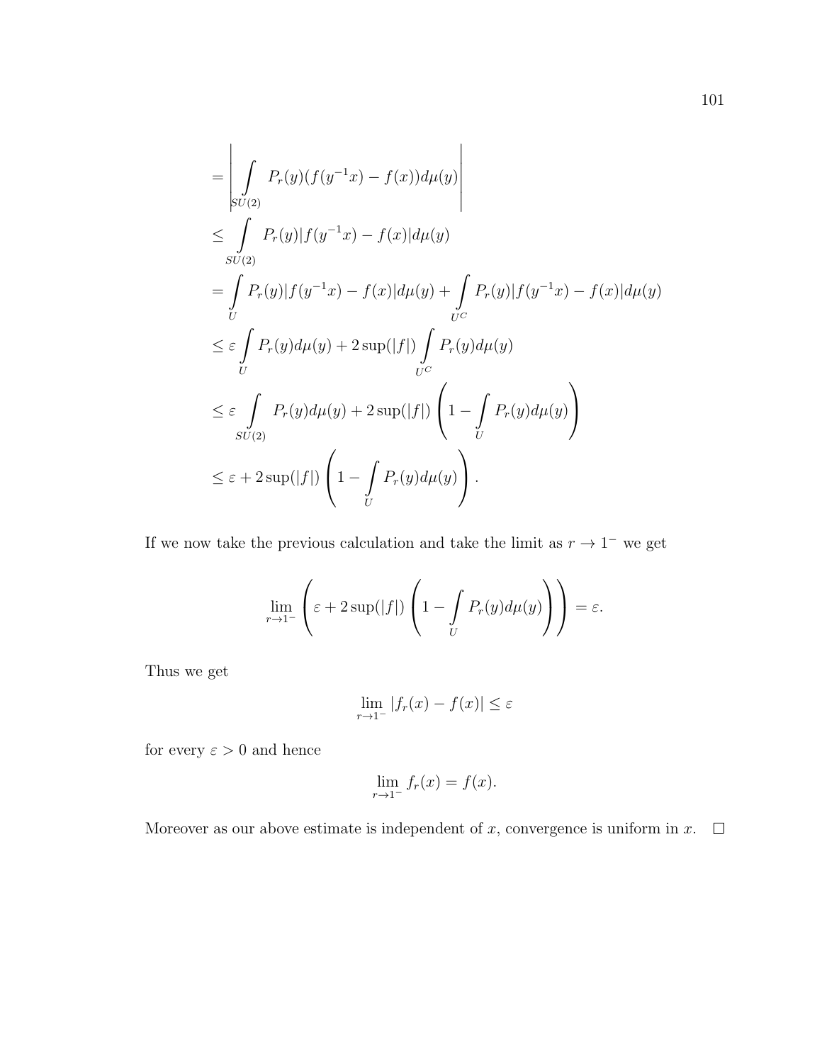$$
\begin{aligned}
&= \left| \int_{SU(2)} P_r(y)(f(y^{-1}x) - f(x))d\mu(y) \right| \\
&\leq \int_{SU(2)} P_r(y)|f(y^{-1}x) - f(x)|d\mu(y) \\
&= \int_U P_r(y)|f(y^{-1}x) - f(x)|d\mu(y) + \int_{U^C} P_r(y)|f(y^{-1}x) - f(x)|d\mu(y) \\
&\leq \varepsilon \int_U P_r(y)d\mu(y) + 2\sup(|f|) \int_{U^C} P_r(y)d\mu(y) \\
&\leq \varepsilon \int_{SU(2)} P_r(y)d\mu(y) + 2\sup(|f|) \left( 1 - \int_U P_r(y)d\mu(y) \right) \\
&\leq \varepsilon + 2\sup(|f|) \left( 1 - \int_U P_r(y)d\mu(y) \right).
\end{aligned}
$$

If we now take the previous calculation and take the limit as $r \to 1^-$ we get

$$
\lim_{r \to 1^-} \left( \varepsilon + 2\sup(|f|) \left( 1 - \int_U P_r(y)d\mu(y) \right) \right) = \varepsilon.
$$

Thus we get

$$
\lim_{r \to 1^-} |f_r(x) - f(x)| \leq \varepsilon
$$

for every $\varepsilon > 0$ and hence

$$
\lim_{r \to 1^-} f_r(x) = f(x).
$$

Moreover as our above estimate is independent of $x$, convergence is uniform in $x$. □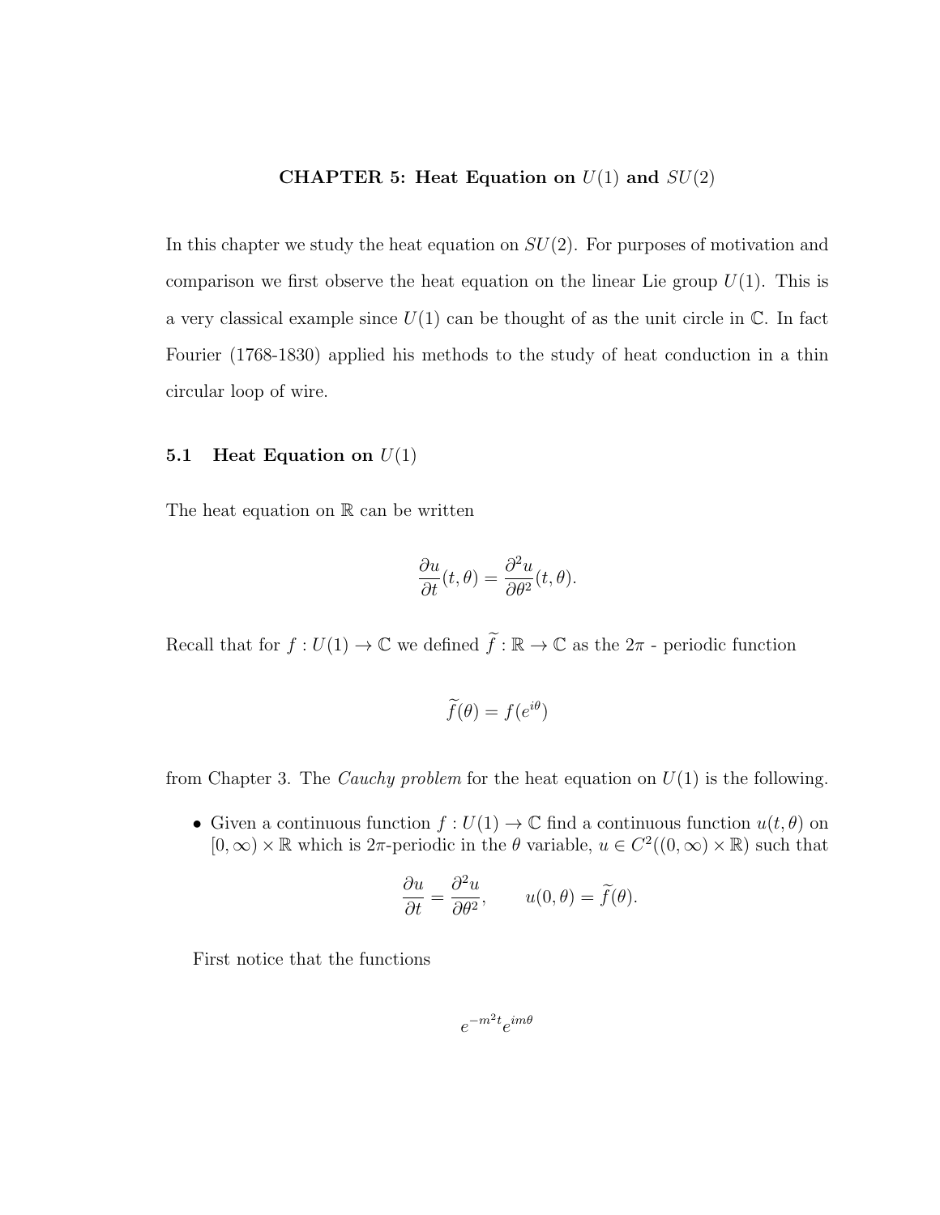# CHAPTER 5: Heat Equation on $U(1)$ and $SU(2)$

In this chapter we study the heat equation on $SU(2)$. For purposes of motivation and comparison we first observe the heat equation on the linear Lie group $U(1)$. This is a very classical example since $U(1)$ can be thought of as the unit circle in $\mathbb{C}$. In fact Fourier (1768-1830) applied his methods to the study of heat conduction in a thin circular loop of wire.

## 5.1 Heat Equation on $U(1)$

The heat equation on $\mathbb{R}$ can be written

$$\frac{\partial u}{\partial t}(t, \theta) = \frac{\partial^2 u}{\partial \theta^2}(t, \theta).$$

Recall that for $f : U(1) \to \mathbb{C}$ we defined $\widetilde{f} : \mathbb{R} \to \mathbb{C}$ as the $2\pi$ - periodic function

$$\widetilde{f}(\theta) = f(e^{i\theta})$$

from Chapter 3. The *Cauchy problem* for the heat equation on $U(1)$ is the following.

- Given a continuous function $f : U(1) \to \mathbb{C}$ find a continuous function $u(t, \theta)$ on $[0, \infty) \times \mathbb{R}$ which is $2\pi$-periodic in the $\theta$ variable, $u \in C^2((0, \infty) \times \mathbb{R})$ such that

$$\frac{\partial u}{\partial t} = \frac{\partial^2 u}{\partial \theta^2}, \qquad u(0, \theta) = \widetilde{f}(\theta).$$

First notice that the functions

$$e^{-m^2 t} e^{im\theta}$$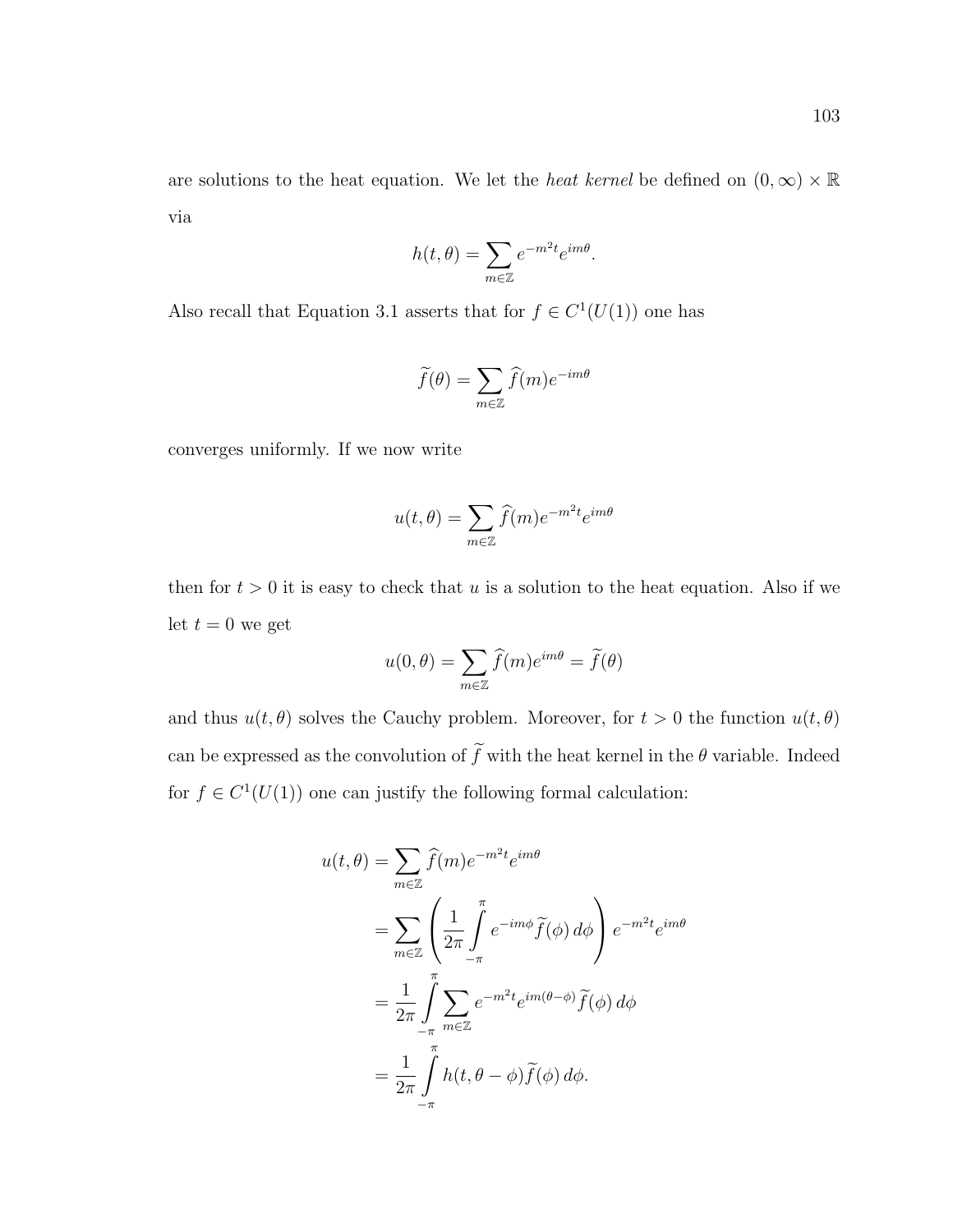are solutions to the heat equation. We let the *heat kernel* be defined on $(0, \infty) \times \mathbb{R}$ via

$$h(t, \theta) = \sum_{m \in \mathbb{Z}} e^{-m^2 t} e^{im\theta}.$$

Also recall that Equation 3.1 asserts that for $f \in C^1(U(1))$ one has

$$\widetilde{f}(\theta) = \sum_{m \in \mathbb{Z}} \widehat{f}(m) e^{-im\theta}$$

converges uniformly. If we now write

$$u(t, \theta) = \sum_{m \in \mathbb{Z}} \widehat{f}(m) e^{-m^2 t} e^{im\theta}$$

then for $t > 0$ it is easy to check that $u$ is a solution to the heat equation. Also if we let $t = 0$ we get

$$u(0, \theta) = \sum_{m \in \mathbb{Z}} \widehat{f}(m) e^{im\theta} = \widetilde{f}(\theta)$$

and thus $u(t, \theta)$ solves the Cauchy problem. Moreover, for $t > 0$ the function $u(t, \theta)$ can be expressed as the convolution of $\widetilde{f}$ with the heat kernel in the $\theta$ variable. Indeed for $f \in C^1(U(1))$ one can justify the following formal calculation:

$$\begin{aligned}
u(t, \theta) &= \sum_{m \in \mathbb{Z}} \widehat{f}(m) e^{-m^2 t} e^{im\theta} \\
&= \sum_{m \in \mathbb{Z}} \left( \frac{1}{2\pi} \int_{-\pi}^{\pi} e^{-im\phi} \widetilde{f}(\phi) \, d\phi \right) e^{-m^2 t} e^{im\theta} \\
&= \frac{1}{2\pi} \int_{-\pi}^{\pi} \sum_{m \in \mathbb{Z}} e^{-m^2 t} e^{im(\theta - \phi)} \widetilde{f}(\phi) \, d\phi \\
&= \frac{1}{2\pi} \int_{-\pi}^{\pi} h(t, \theta - \phi) \widetilde{f}(\phi) \, d\phi.
\end{aligned}$$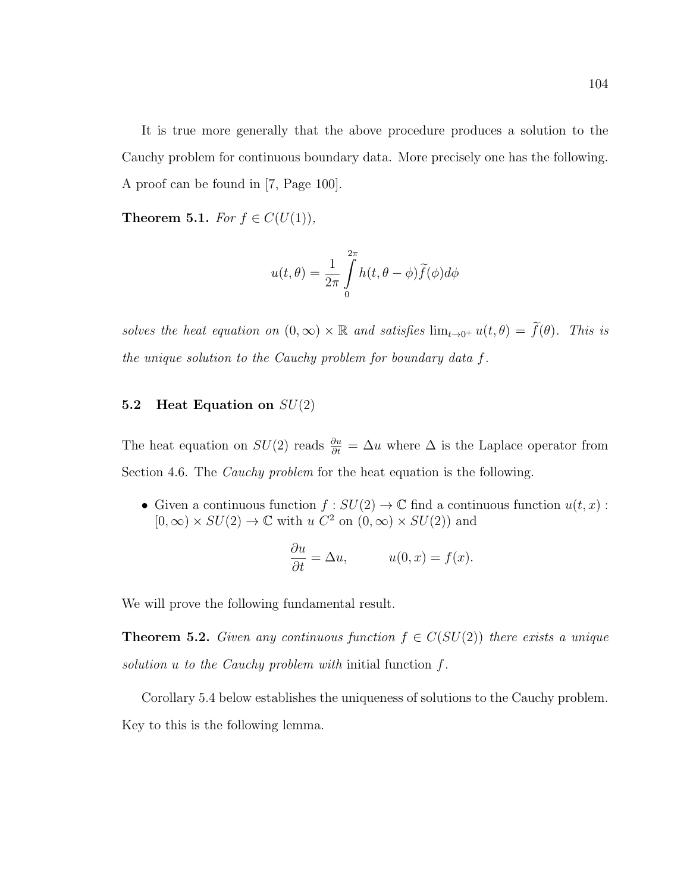It is true more generally that the above procedure produces a solution to the Cauchy problem for continuous boundary data. More precisely one has the following. A proof can be found in [7, Page 100].

**Theorem 5.1.** *For $f \in C(U(1))$,*

$$u(t,\theta) = \frac{1}{2\pi} \int_0^{2\pi} h(t, \theta - \phi) \widetilde{f}(\phi) d\phi$$

*solves the heat equation on $(0,\infty) \times \mathbb{R}$ and satisfies $\lim_{t \to 0^+} u(t,\theta) = \widetilde{f}(\theta)$. This is the unique solution to the Cauchy problem for boundary data $f$.*

### 5.2 Heat Equation on $SU(2)$

The heat equation on $SU(2)$ reads $\frac{\partial u}{\partial t} = \Delta u$ where $\Delta$ is the Laplace operator from Section 4.6. The *Cauchy problem* for the heat equation is the following.

- Given a continuous function $f : SU(2) \to \mathbb{C}$ find a continuous function $u(t,x) : [0,\infty) \times SU(2) \to \mathbb{C}$ with $u$ $C^2$ on $(0,\infty) \times SU(2))$ and

$$\frac{\partial u}{\partial t} = \Delta u, \qquad u(0,x) = f(x).$$

We will prove the following fundamental result.

**Theorem 5.2.** *Given any continuous function $f \in C(SU(2))$ there exists a unique solution $u$ to the Cauchy problem with* initial function *$f$.*

Corollary 5.4 below establishes the uniqueness of solutions to the Cauchy problem. Key to this is the following lemma.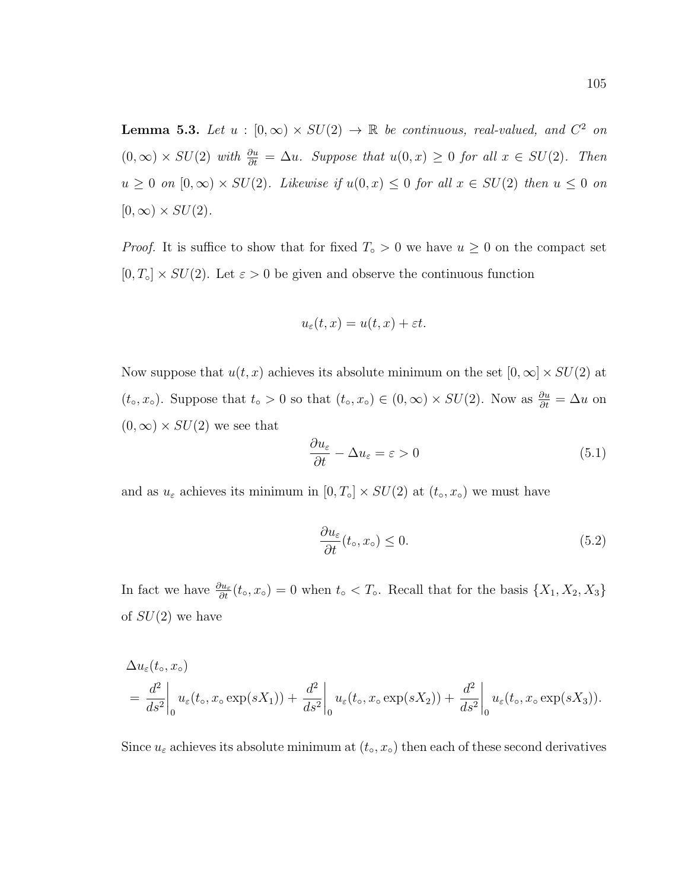**Lemma 5.3.** *Let $u : [0, \infty) \times SU(2) \to \mathbb{R}$ be continuous, real-valued, and $C^2$ on $(0, \infty) \times SU(2)$ with $\frac{\partial u}{\partial t} = \Delta u$. Suppose that $u(0, x) \geq 0$ for all $x \in SU(2)$. Then $u \geq 0$ on $[0, \infty) \times SU(2)$. Likewise if $u(0, x) \leq 0$ for all $x \in SU(2)$ then $u \leq 0$ on $[0, \infty) \times SU(2)$.*

*Proof.* It is suffice to show that for fixed $T_\circ > 0$ we have $u \geq 0$ on the compact set $[0, T_\circ] \times SU(2)$. Let $\varepsilon > 0$ be given and observe the continuous function

$$u_\varepsilon(t, x) = u(t, x) + \varepsilon t.$$

Now suppose that $u(t, x)$ achieves its absolute minimum on the set $[0, \infty] \times SU(2)$ at $(t_\circ, x_\circ)$. Suppose that $t_\circ > 0$ so that $(t_\circ, x_\circ) \in (0, \infty) \times SU(2)$. Now as $\frac{\partial u}{\partial t} = \Delta u$ on $(0, \infty) \times SU(2)$ we see that

$$\frac{\partial u_\varepsilon}{\partial t} - \Delta u_\varepsilon = \varepsilon > 0 \tag{5.1}$$

and as $u_\varepsilon$ achieves its minimum in $[0, T_\circ] \times SU(2)$ at $(t_\circ, x_\circ)$ we must have

$$\frac{\partial u_\varepsilon}{\partial t}(t_\circ, x_\circ) \leq 0. \tag{5.2}$$

In fact we have $\frac{\partial u_\varepsilon}{\partial t}(t_\circ, x_\circ) = 0$ when $t_\circ < T_\circ$. Recall that for the basis $\{X_1, X_2, X_3\}$ of $SU(2)$ we have

$$\begin{aligned}
&\Delta u_\varepsilon(t_\circ, x_\circ) \\
&= \left.\frac{d^2}{ds^2}\right|_0 u_\varepsilon(t_\circ, x_\circ \exp(sX_1)) + \left.\frac{d^2}{ds^2}\right|_0 u_\varepsilon(t_\circ, x_\circ \exp(sX_2)) + \left.\frac{d^2}{ds^2}\right|_0 u_\varepsilon(t_\circ, x_\circ \exp(sX_3)).
\end{aligned}$$

Since $u_\varepsilon$ achieves its absolute minimum at $(t_\circ, x_\circ)$ then each of these second derivatives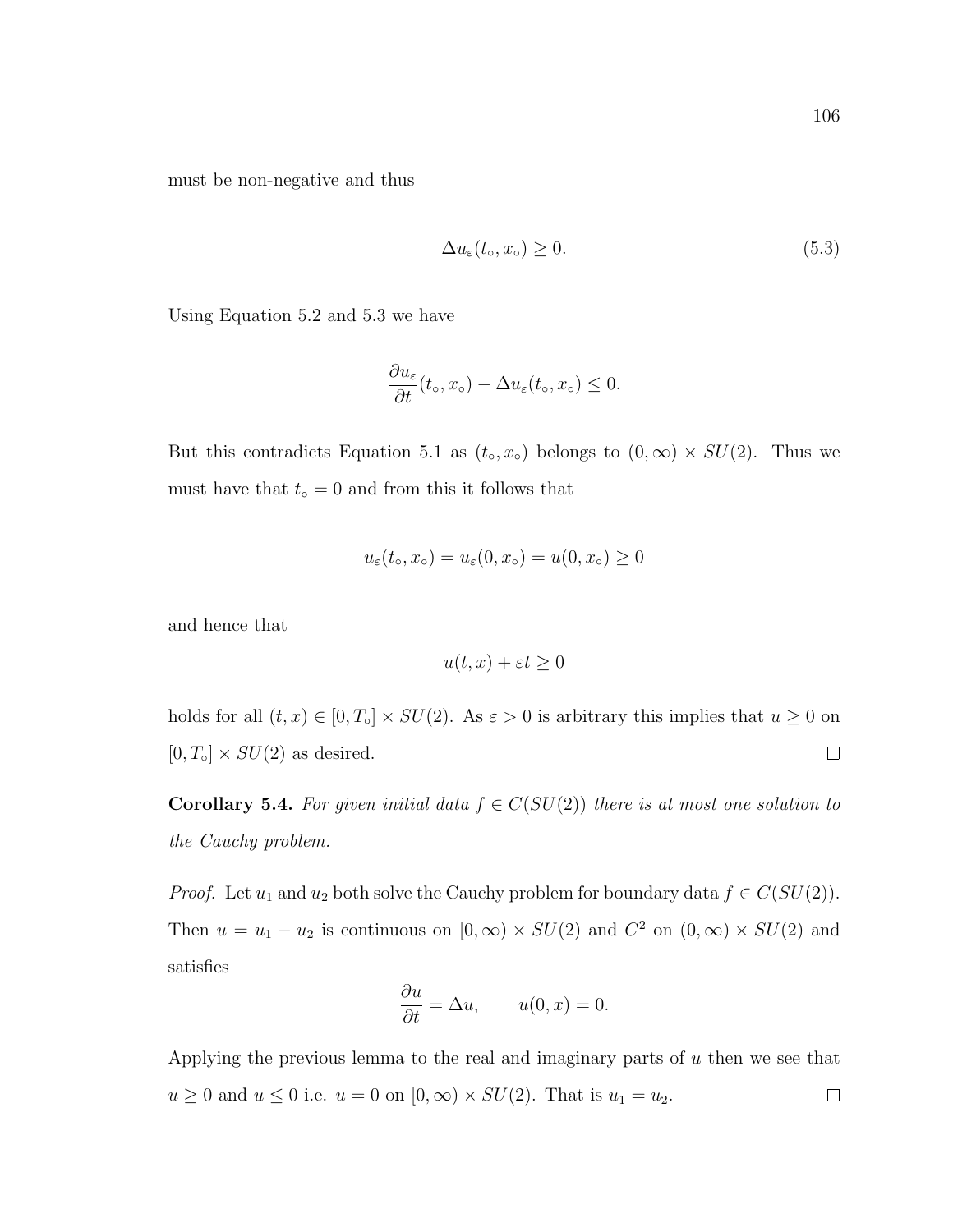must be non-negative and thus

$$\Delta u_\varepsilon(t_\circ, x_\circ) \geq 0. \tag{5.3}$$

Using Equation 5.2 and 5.3 we have

$$\frac{\partial u_\varepsilon}{\partial t}(t_\circ, x_\circ) - \Delta u_\varepsilon(t_\circ, x_\circ) \leq 0.$$

But this contradicts Equation 5.1 as $(t_\circ, x_\circ)$ belongs to $(0, \infty) \times SU(2)$. Thus we must have that $t_\circ = 0$ and from this it follows that

$$u_\varepsilon(t_\circ, x_\circ) = u_\varepsilon(0, x_\circ) = u(0, x_\circ) \geq 0$$

and hence that

$$u(t, x) + \varepsilon t \geq 0$$

holds for all $(t, x) \in [0, T_\circ] \times SU(2)$. As $\varepsilon > 0$ is arbitrary this implies that $u \geq 0$ on $[0, T_\circ] \times SU(2)$ as desired. $\square$

**Corollary 5.4.** *For given initial data $f \in C(SU(2))$ there is at most one solution to the Cauchy problem.*

*Proof.* Let $u_1$ and $u_2$ both solve the Cauchy problem for boundary data $f \in C(SU(2))$. Then $u = u_1 - u_2$ is continuous on $[0, \infty) \times SU(2)$ and $C^2$ on $(0, \infty) \times SU(2)$ and satisfies

$$\frac{\partial u}{\partial t} = \Delta u, \qquad u(0, x) = 0.$$

Applying the previous lemma to the real and imaginary parts of $u$ then we see that $u \geq 0$ and $u \leq 0$ i.e. $u = 0$ on $[0, \infty) \times SU(2)$. That is $u_1 = u_2$. $\square$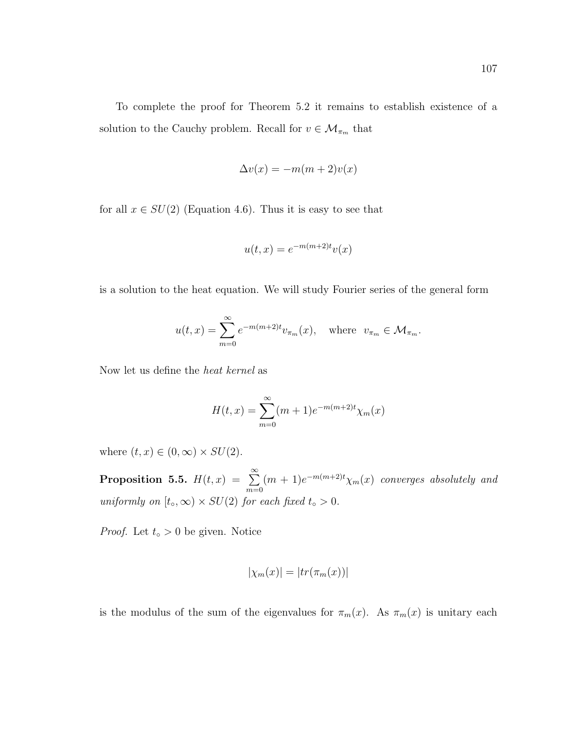To complete the proof for Theorem 5.2 it remains to establish existence of a solution to the Cauchy problem. Recall for $v \in \mathcal{M}_{\pi_m}$ that

$$\Delta v(x) = -m(m+2)v(x)$$

for all $x \in SU(2)$ (Equation 4.6). Thus it is easy to see that

$$u(t,x) = e^{-m(m+2)t}v(x)$$

is a solution to the heat equation. We will study Fourier series of the general form

$$u(t,x) = \sum_{m=0}^{\infty} e^{-m(m+2)t} v_{\pi_m}(x), \quad \text{where } \ v_{\pi_m} \in \mathcal{M}_{\pi_m}.$$

Now let us define the *heat kernel* as

$$H(t,x) = \sum_{m=0}^{\infty} (m+1) e^{-m(m+2)t} \chi_m(x)$$

where $(t,x) \in (0,\infty) \times SU(2)$.

**Proposition 5.5.** *$H(t,x) = \sum_{m=0}^{\infty}(m+1)e^{-m(m+2)t}\chi_m(x)$ converges absolutely and uniformly on $[t_\circ, \infty) \times SU(2)$ for each fixed $t_\circ > 0$.*

*Proof.* Let $t_\circ > 0$ be given. Notice

$$|\chi_m(x)| = |tr(\pi_m(x))|$$

is the modulus of the sum of the eigenvalues for $\pi_m(x)$. As $\pi_m(x)$ is unitary each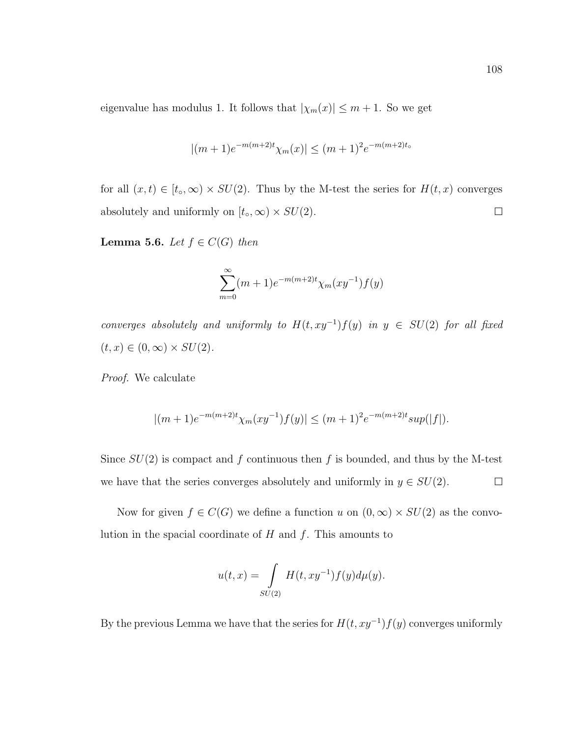eigenvalue has modulus 1. It follows that $|\chi_m(x)| \leq m+1$. So we get

$$|(m+1)e^{-m(m+2)t}\chi_m(x)| \leq (m+1)^2 e^{-m(m+2)t_\circ}$$

for all $(x,t) \in [t_\circ, \infty) \times SU(2)$. Thus by the M-test the series for $H(t,x)$ converges absolutely and uniformly on $[t_\circ, \infty) \times SU(2)$. $\square$

**Lemma 5.6.** *Let $f \in C(G)$ then*

$$\sum_{m=0}^{\infty}(m+1)e^{-m(m+2)t}\chi_m(xy^{-1})f(y)$$

*converges absolutely and uniformly to $H(t,xy^{-1})f(y)$ in $y \in SU(2)$ for all fixed $(t,x) \in (0,\infty) \times SU(2)$.*

*Proof.* We calculate

$$|(m+1)e^{-m(m+2)t}\chi_m(xy^{-1})f(y)| \leq (m+1)^2 e^{-m(m+2)t} sup(|f|).$$

Since $SU(2)$ is compact and $f$ continuous then $f$ is bounded, and thus by the M-test we have that the series converges absolutely and uniformly in $y \in SU(2)$. $\square$

Now for given $f \in C(G)$ we define a function $u$ on $(0,\infty) \times SU(2)$ as the convolution in the spacial coordinate of $H$ and $f$. This amounts to

$$u(t,x) = \int\limits_{SU(2)} H(t,xy^{-1})f(y)d\mu(y).$$

By the previous Lemma we have that the series for $H(t,xy^{-1})f(y)$ converges uniformly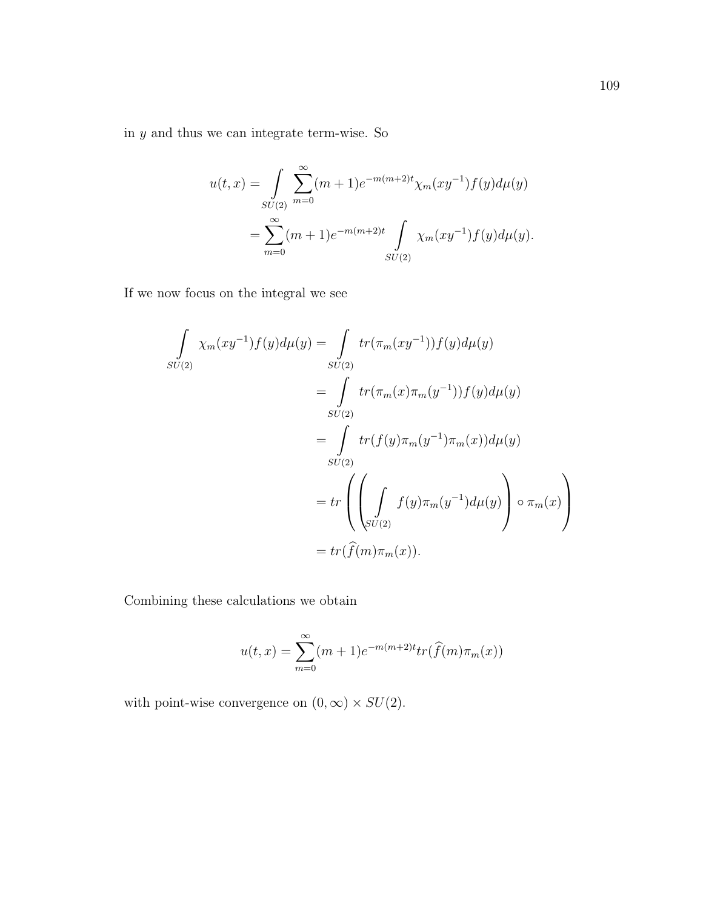in $y$ and thus we can integrate term-wise. So

$$
\begin{aligned}
u(t,x) &= \int\limits_{SU(2)} \sum_{m=0}^{\infty}(m+1)e^{-m(m+2)t}\chi_m(xy^{-1})f(y)d\mu(y) \\
&= \sum_{m=0}^{\infty}(m+1)e^{-m(m+2)t}\int\limits_{SU(2)} \chi_m(xy^{-1})f(y)d\mu(y).
\end{aligned}
$$

If we now focus on the integral we see

$$
\begin{aligned}
\int\limits_{SU(2)} \chi_m(xy^{-1})f(y)d\mu(y) &= \int\limits_{SU(2)} tr(\pi_m(xy^{-1}))f(y)d\mu(y) \\
&= \int\limits_{SU(2)} tr(\pi_m(x)\pi_m(y^{-1}))f(y)d\mu(y) \\
&= \int\limits_{SU(2)} tr(f(y)\pi_m(y^{-1})\pi_m(x))d\mu(y) \\
&= tr\left(\left(\int\limits_{SU(2)} f(y)\pi_m(y^{-1})d\mu(y)\right)\circ \pi_m(x)\right) \\
&= tr(\widehat{f}(m)\pi_m(x)).
\end{aligned}
$$

Combining these calculations we obtain

$$
u(t,x) = \sum_{m=0}^{\infty}(m+1)e^{-m(m+2)t}tr(\widehat{f}(m)\pi_m(x))
$$

with point-wise convergence on $(0,\infty)\times SU(2)$.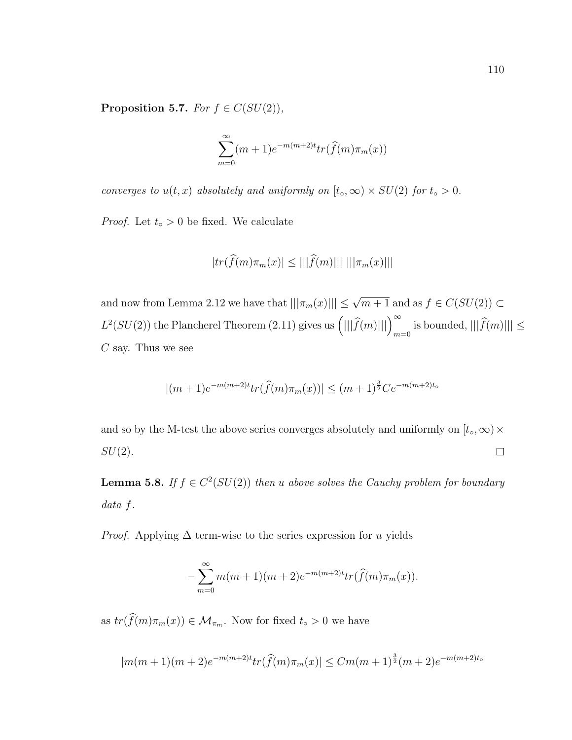**Proposition 5.7.** *For $f \in C(SU(2))$,*

$$\sum_{m=0}^{\infty}(m+1)e^{-m(m+2)t}tr(\widehat{f}(m)\pi_m(x))$$

*converges to $u(t,x)$ absolutely and uniformly on $[t_\circ, \infty) \times SU(2)$ for $t_\circ > 0$.*

*Proof.* Let $t_\circ > 0$ be fixed. We calculate

$$|tr(\widehat{f}(m)\pi_m(x)| \leq |||\widehat{f}(m)|||\ |||\pi_m(x)|||$$

and now from Lemma 2.12 we have that $|||\pi_m(x)||| \leq \sqrt{m+1}$ and as $f \in C(SU(2)) \subset L^2(SU(2))$ the Plancherel Theorem (2.11) gives us $\left(|||\widehat{f}(m)|||\right)_{m=0}^{\infty}$ is bounded, $|||\widehat{f}(m)||| \leq C$ say. Thus we see

$$|(m+1)e^{-m(m+2)t}tr(\widehat{f}(m)\pi_m(x))| \leq (m+1)^{\frac{3}{2}}Ce^{-m(m+2)t_\circ}$$

and so by the M-test the above series converges absolutely and uniformly on $[t_\circ, \infty) \times SU(2)$. $\square$

**Lemma 5.8.** *If $f \in C^2(SU(2))$ then $u$ above solves the Cauchy problem for boundary data $f$.*

*Proof.* Applying $\Delta$ term-wise to the series expression for $u$ yields

$$-\sum_{m=0}^{\infty} m(m+1)(m+2)e^{-m(m+2)t}tr(\widehat{f}(m)\pi_m(x)).$$

as $tr(\widehat{f}(m)\pi_m(x)) \in \mathcal{M}_{\pi_m}$. Now for fixed $t_\circ > 0$ we have

$$|m(m+1)(m+2)e^{-m(m+2)t}tr(\widehat{f}(m)\pi_m(x)| \leq Cm(m+1)^{\frac{3}{2}}(m+2)e^{-m(m+2)t_\circ}$$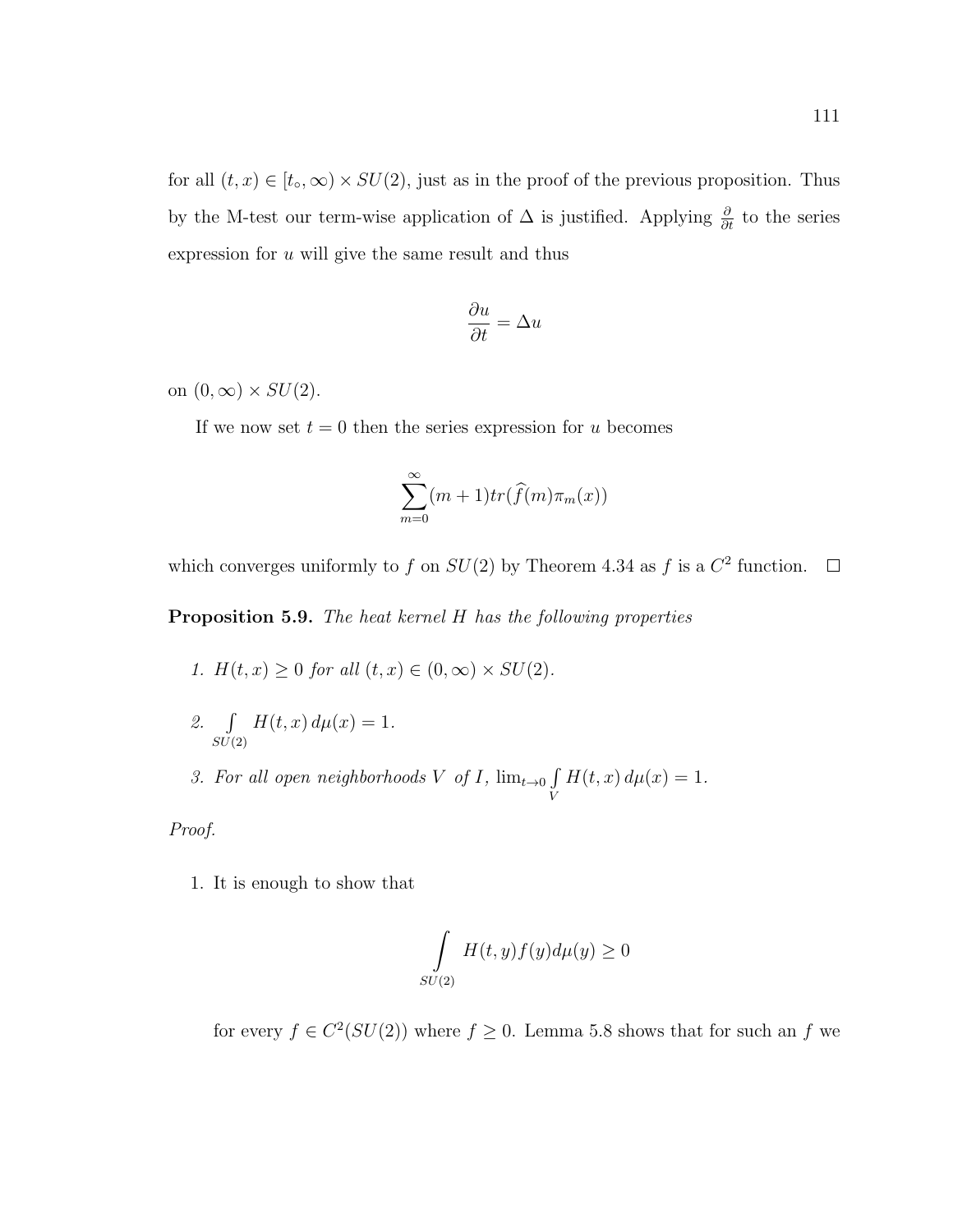for all $(t, x) \in [t_\circ, \infty) \times SU(2)$, just as in the proof of the previous proposition. Thus by the M-test our term-wise application of $\Delta$ is justified. Applying $\frac{\partial}{\partial t}$ to the series expression for $u$ will give the same result and thus

$$\frac{\partial u}{\partial t} = \Delta u$$

on $(0, \infty) \times SU(2)$.

If we now set $t = 0$ then the series expression for $u$ becomes

$$\sum_{m=0}^{\infty} (m+1) tr(\widehat{f}(m)\pi_m(x))$$

which converges uniformly to $f$ on $SU(2)$ by Theorem 4.34 as $f$ is a $C^2$ function. $\square$

**Proposition 5.9.** *The heat kernel $H$ has the following properties*

1. *$H(t, x) \geq 0$ for all $(t, x) \in (0, \infty) \times SU(2)$.*
2. *$\int_{SU(2)} H(t, x)\, d\mu(x) = 1$.*
3. *For all open neighborhoods $V$ of $I$, $\lim_{t \to 0} \int_V H(t, x)\, d\mu(x) = 1$.*

*Proof.*

1. It is enough to show that

$$\int_{SU(2)} H(t, y) f(y) d\mu(y) \geq 0$$

for every $f \in C^2(SU(2))$ where $f \geq 0$. Lemma 5.8 shows that for such an $f$ we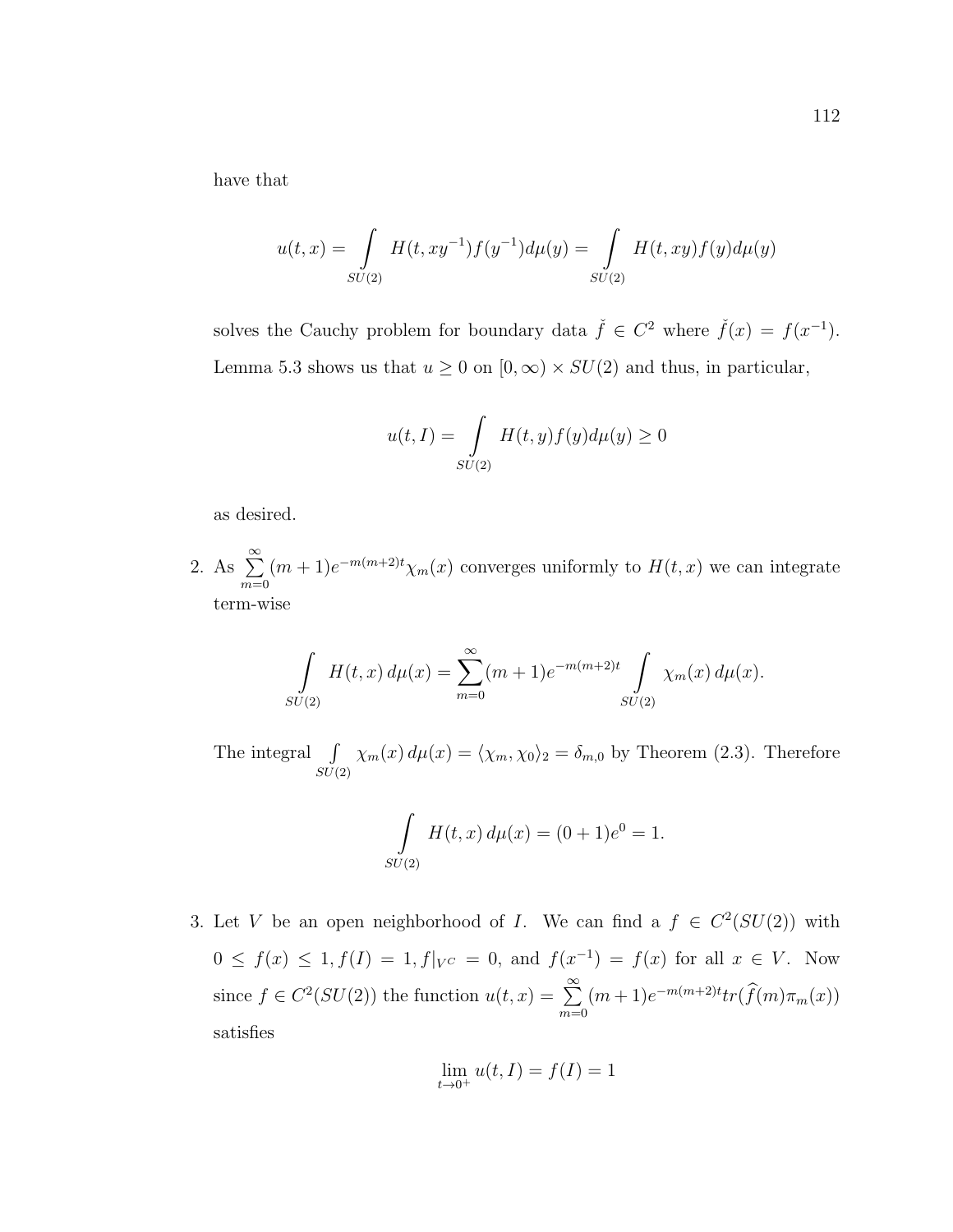have that

$$u(t,x) = \int\limits_{SU(2)} H(t, xy^{-1}) f(y^{-1}) d\mu(y) = \int\limits_{SU(2)} H(t, xy) f(y) d\mu(y)$$

solves the Cauchy problem for boundary data $\check{f} \in C^2$ where $\check{f}(x) = f(x^{-1})$. Lemma 5.3 shows us that $u \geq 0$ on $[0, \infty) \times SU(2)$ and thus, in particular,

$$u(t, I) = \int\limits_{SU(2)} H(t, y) f(y) d\mu(y) \geq 0$$

as desired.

2. As $\sum_{m=0}^{\infty} (m+1) e^{-m(m+2)t} \chi_m(x)$ converges uniformly to $H(t,x)$ we can integrate term-wise

$$\int\limits_{SU(2)} H(t,x)\, d\mu(x) = \sum_{m=0}^{\infty} (m+1) e^{-m(m+2)t} \int\limits_{SU(2)} \chi_m(x)\, d\mu(x).$$

The integral $\int\limits_{SU(2)} \chi_m(x)\, d\mu(x) = \langle \chi_m, \chi_0 \rangle_2 = \delta_{m,0}$ by Theorem (2.3). Therefore

$$\int\limits_{SU(2)} H(t,x)\, d\mu(x) = (0+1)e^0 = 1.$$

3. Let $V$ be an open neighborhood of $I$. We can find a $f \in C^2(SU(2))$ with $0 \leq f(x) \leq 1, f(I) = 1, f|_{V^C} = 0$, and $f(x^{-1}) = f(x)$ for all $x \in V$. Now since $f \in C^2(SU(2))$ the function $u(t,x) = \sum_{m=0}^{\infty} (m+1) e^{-m(m+2)t} tr(\widehat{f}(m) \pi_m(x))$ satisfies

$$\lim_{t \to 0^+} u(t, I) = f(I) = 1$$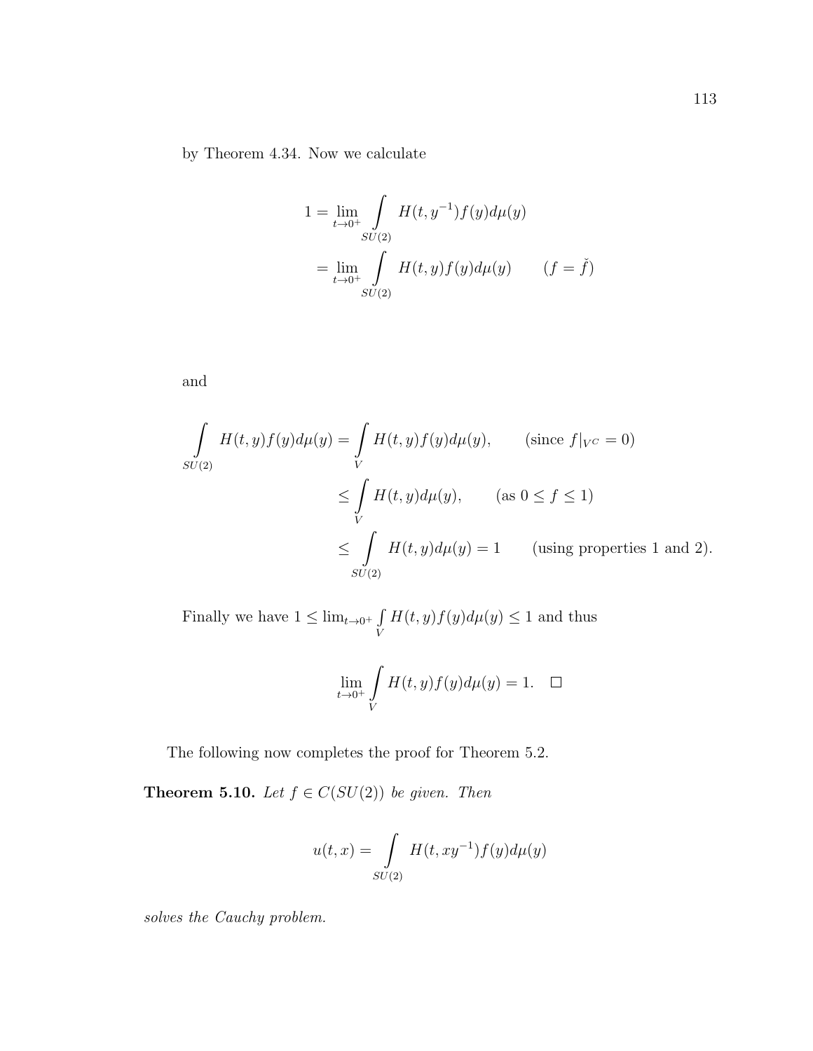by Theorem 4.34. Now we calculate

$$
\begin{aligned}
1 &= \lim_{t \to 0^+} \int\limits_{SU(2)} H(t, y^{-1}) f(y) d\mu(y) \\
&= \lim_{t \to 0^+} \int\limits_{SU(2)} H(t, y) f(y) d\mu(y) \qquad (f = \check{f})
\end{aligned}
$$

and

$$
\begin{aligned}
\int\limits_{SU(2)} H(t, y) f(y) d\mu(y) &= \int\limits_{V} H(t, y) f(y) d\mu(y), \qquad (\text{since } f|_{V^C} = 0) \\
&\leq \int\limits_{V} H(t, y) d\mu(y), \qquad (\text{as } 0 \leq f \leq 1) \\
&\leq \int\limits_{SU(2)} H(t, y) d\mu(y) = 1 \qquad (\text{using properties 1 and 2}).
\end{aligned}
$$

Finally we have $1 \leq \lim_{t \to 0^+} \int\limits_{V} H(t, y) f(y) d\mu(y) \leq 1$ and thus

$$
\lim_{t \to 0^+} \int\limits_{V} H(t, y) f(y) d\mu(y) = 1. \quad \square
$$

The following now completes the proof for Theorem 5.2.

**Theorem 5.10.** *Let $f \in C(SU(2))$ be given. Then*

$$
u(t, x) = \int\limits_{SU(2)} H(t, xy^{-1}) f(y) d\mu(y)
$$

*solves the Cauchy problem.*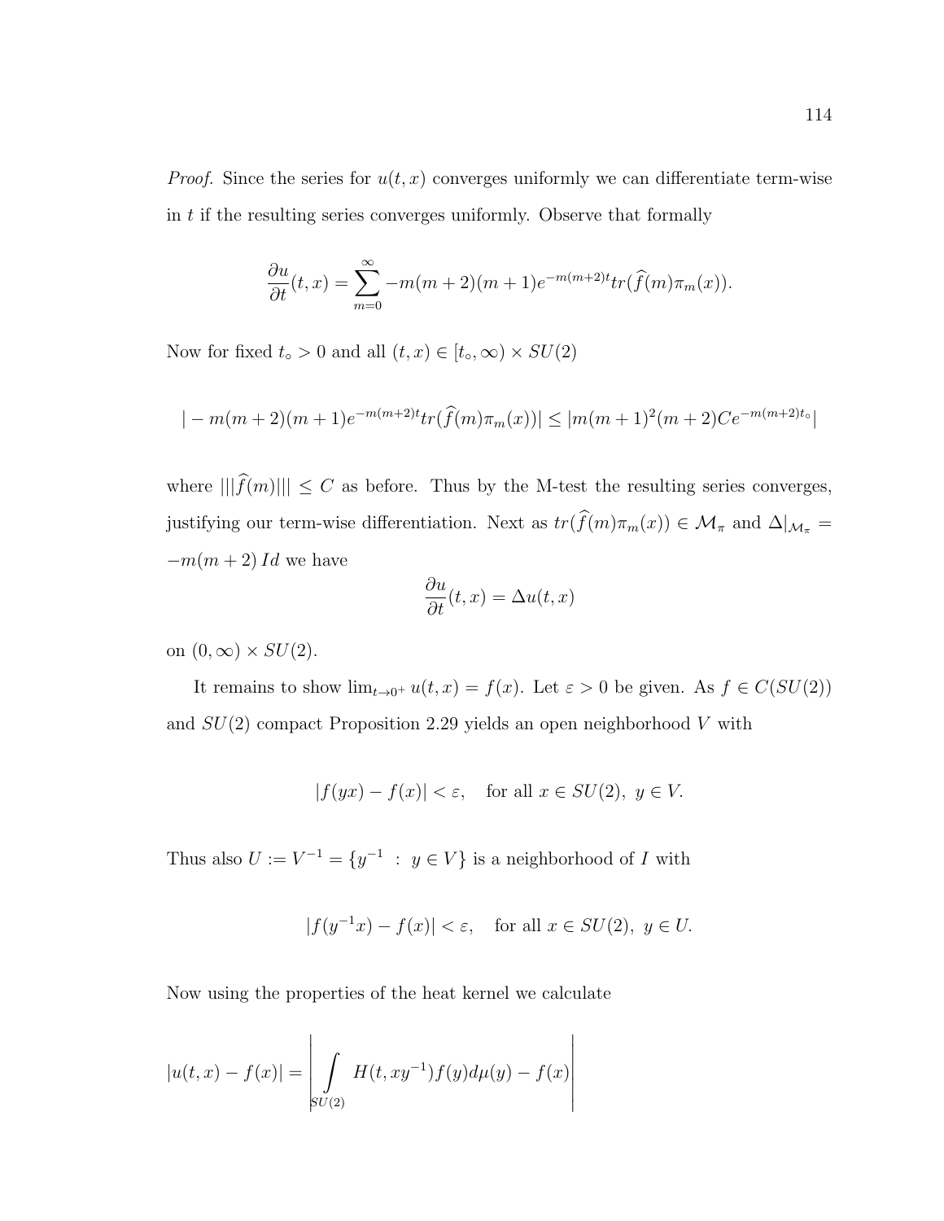*Proof.* Since the series for $u(t,x)$ converges uniformly we can differentiate term-wise in $t$ if the resulting series converges uniformly. Observe that formally

$$\frac{\partial u}{\partial t}(t,x) = \sum_{m=0}^{\infty} -m(m+2)(m+1)e^{-m(m+2)t} tr(\widehat{f}(m)\pi_m(x)).$$

Now for fixed $t_\circ > 0$ and all $(t,x) \in [t_\circ, \infty) \times SU(2)$

$$|-m(m+2)(m+1)e^{-m(m+2)t} tr(\widehat{f}(m)\pi_m(x))| \leq |m(m+1)^2(m+2)Ce^{-m(m+2)t_\circ}|$$

where $|||\widehat{f}(m)||| \leq C$ as before. Thus by the M-test the resulting series converges, justifying our term-wise differentiation. Next as $tr(\widehat{f}(m)\pi_m(x)) \in \mathcal{M}_\pi$ and $\Delta|_{\mathcal{M}_\pi} = -m(m+2)\, Id$ we have

$$\frac{\partial u}{\partial t}(t,x) = \Delta u(t,x)$$

on $(0,\infty) \times SU(2)$.

It remains to show $\lim_{t \to 0^+} u(t,x) = f(x)$. Let $\varepsilon > 0$ be given. As $f \in C(SU(2))$ and $SU(2)$ compact Proposition 2.29 yields an open neighborhood $V$ with

$$|f(yx) - f(x)| < \varepsilon, \quad \text{for all } x \in SU(2),\ y \in V.$$

Thus also $U := V^{-1} = \{y^{-1} \ : \ y \in V\}$ is a neighborhood of $I$ with

$$|f(y^{-1}x) - f(x)| < \varepsilon, \quad \text{for all } x \in SU(2),\ y \in U.$$

Now using the properties of the heat kernel we calculate

$$|u(t,x) - f(x)| = \left| \int\limits_{SU(2)} H(t, xy^{-1}) f(y) d\mu(y) - f(x) \right|$$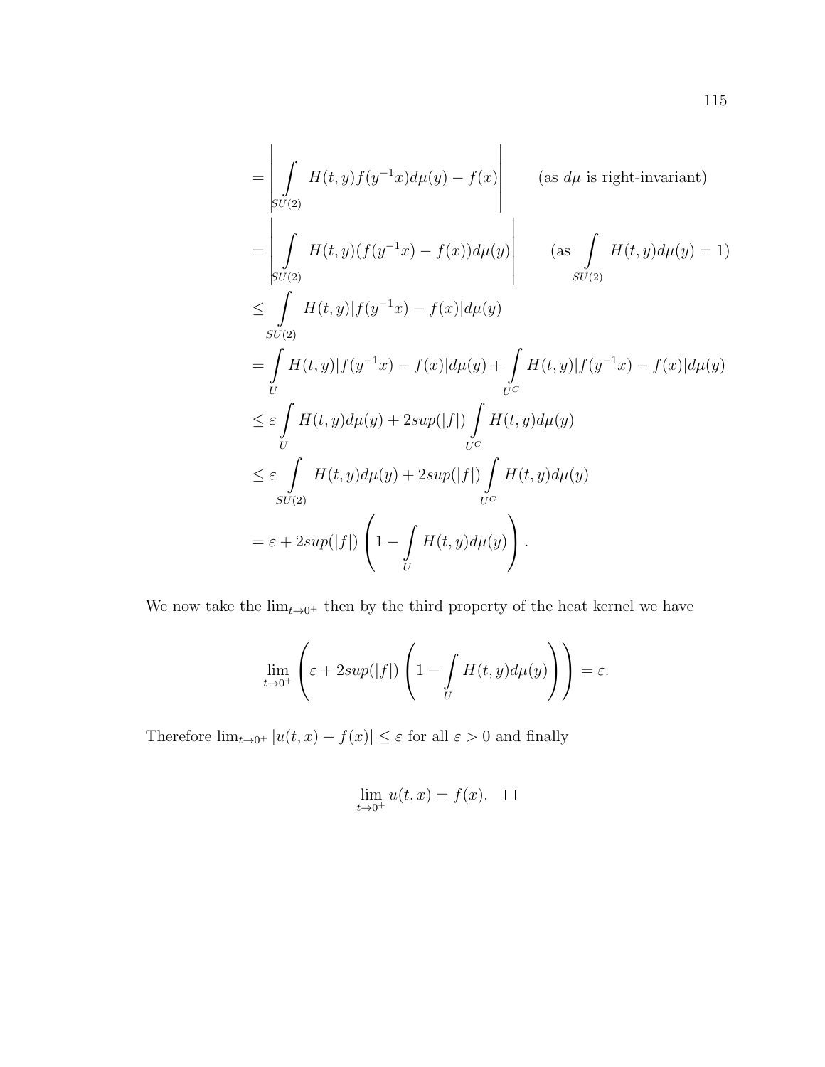$$
\begin{aligned}
&= \left| \int\limits_{SU(2)} H(t,y) f(y^{-1}x) d\mu(y) - f(x) \right| \qquad \text{(as } d\mu \text{ is right-invariant)} \\
&= \left| \int\limits_{SU(2)} H(t,y)(f(y^{-1}x) - f(x)) d\mu(y) \right| \qquad \left(\text{as } \int\limits_{SU(2)} H(t,y) d\mu(y) = 1\right) \\
&\leq \int\limits_{SU(2)} H(t,y) |f(y^{-1}x) - f(x)| d\mu(y) \\
&= \int\limits_{U} H(t,y) |f(y^{-1}x) - f(x)| d\mu(y) + \int\limits_{U^C} H(t,y) |f(y^{-1}x) - f(x)| d\mu(y) \\
&\leq \varepsilon \int\limits_{U} H(t,y) d\mu(y) + 2sup(|f|) \int\limits_{U^C} H(t,y) d\mu(y) \\
&\leq \varepsilon \int\limits_{SU(2)} H(t,y) d\mu(y) + 2sup(|f|) \int\limits_{U^C} H(t,y) d\mu(y) \\
&= \varepsilon + 2sup(|f|) \left( 1 - \int\limits_{U} H(t,y) d\mu(y) \right).
\end{aligned}
$$

We now take the $\lim_{t \to 0^+}$ then by the third property of the heat kernel we have

$$
\lim_{t \to 0^+} \left( \varepsilon + 2sup(|f|) \left( 1 - \int\limits_{U} H(t,y) d\mu(y) \right) \right) = \varepsilon.
$$

Therefore $\lim_{t \to 0^+} |u(t,x) - f(x)| \leq \varepsilon$ for all $\varepsilon > 0$ and finally

$$
\lim_{t \to 0^+} u(t,x) = f(x). \quad \square
$$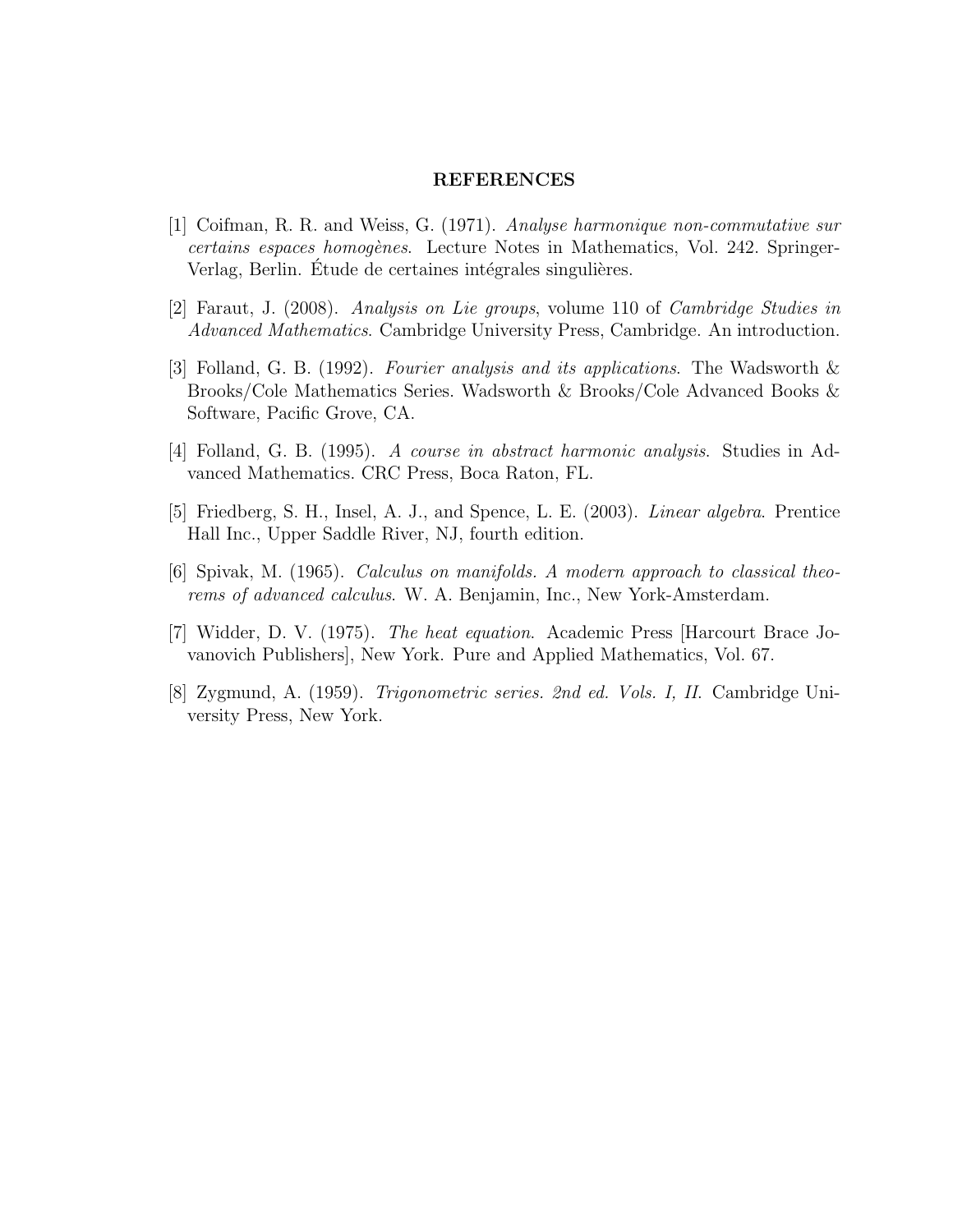**REFERENCES**

[1] Coifman, R. R. and Weiss, G. (1971). *Analyse harmonique non-commutative sur certains espaces homogènes*. Lecture Notes in Mathematics, Vol. 242. Springer-Verlag, Berlin. Étude de certaines intégrales singulières.

[2] Faraut, J. (2008). *Analysis on Lie groups*, volume 110 of *Cambridge Studies in Advanced Mathematics*. Cambridge University Press, Cambridge. An introduction.

[3] Folland, G. B. (1992). *Fourier analysis and its applications*. The Wadsworth & Brooks/Cole Mathematics Series. Wadsworth & Brooks/Cole Advanced Books & Software, Pacific Grove, CA.

[4] Folland, G. B. (1995). *A course in abstract harmonic analysis*. Studies in Advanced Mathematics. CRC Press, Boca Raton, FL.

[5] Friedberg, S. H., Insel, A. J., and Spence, L. E. (2003). *Linear algebra*. Prentice Hall Inc., Upper Saddle River, NJ, fourth edition.

[6] Spivak, M. (1965). *Calculus on manifolds. A modern approach to classical theorems of advanced calculus*. W. A. Benjamin, Inc., New York-Amsterdam.

[7] Widder, D. V. (1975). *The heat equation*. Academic Press [Harcourt Brace Jovanovich Publishers], New York. Pure and Applied Mathematics, Vol. 67.

[8] Zygmund, A. (1959). *Trigonometric series. 2nd ed. Vols. I, II.* Cambridge University Press, New York.